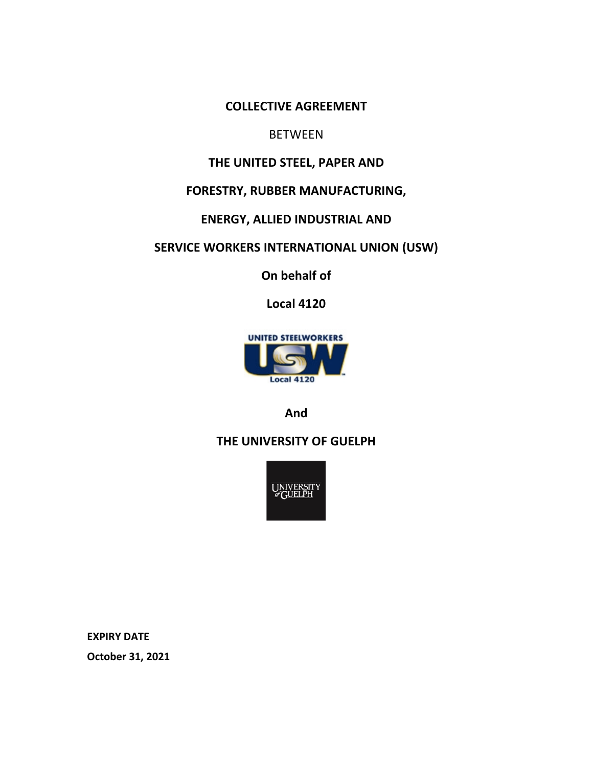# COLLECTIVE AGREEMENT

BETWEEN

**THE UNITED STEEL, PAPER AND**

**FORESTRY, RUBBER MANUFACTURING,**

**ENERGY, ALLIED INDUSTRIAL AND**

**SERVICE WORKERS INTERNATIONAL UNION (USW)**

**On behalf of**

**Local 4120**

**And**

**THE UNIVERSITY OF GUELPH**

**EXPIRY DATE**

**October 31, 2021**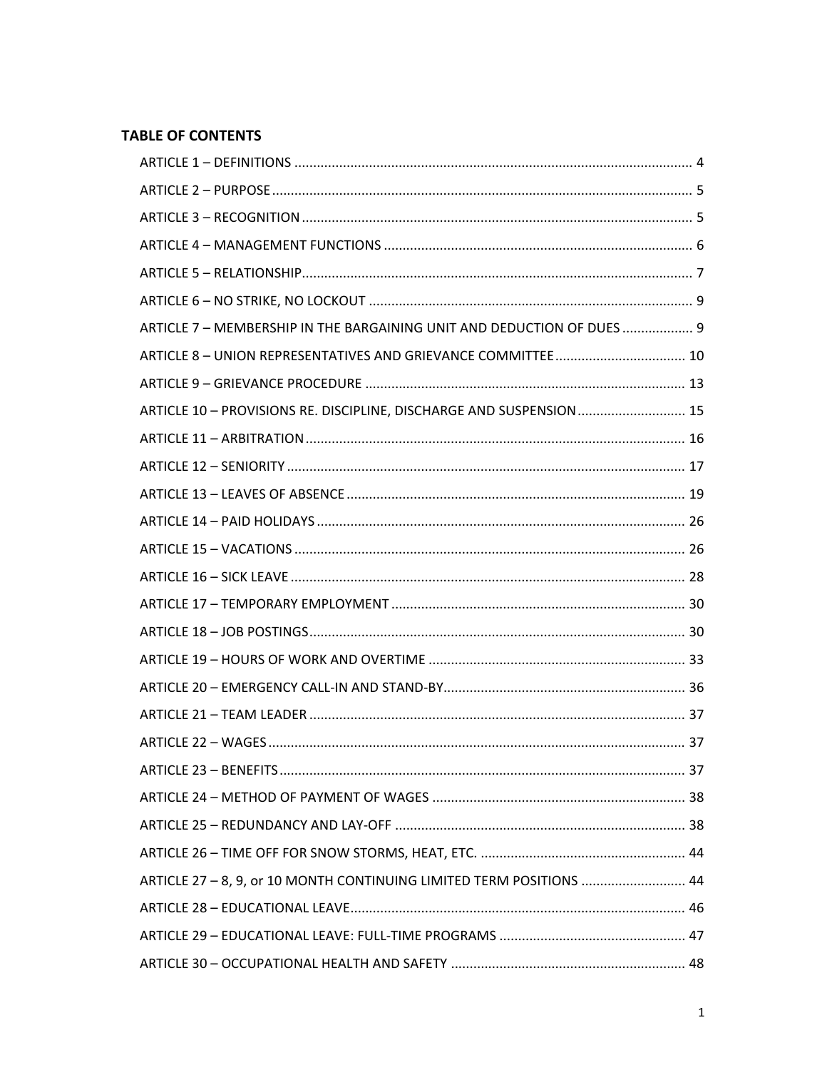**TABLE OF CONTENTS**

ARTICLE 1 – DEFINITIONS ........................................................................................................ 4

ARTICLE 2 – PURPOSE ............................................................................................................. 5

ARTICLE 3 – RECOGNITION ...................................................................................................... 5

ARTICLE 4 – MANAGEMENT FUNCTIONS ................................................................................ 6

ARTICLE 5 – RELATIONSHIP ...................................................................................................... 7

ARTICLE 6 – NO STRIKE, NO LOCKOUT ..................................................................................... 9

ARTICLE 7 – MEMBERSHIP IN THE BARGAINING UNIT AND DEDUCTION OF DUES .................. 9

ARTICLE 8 – UNION REPRESENTATIVES AND GRIEVANCE COMMITTEE ................................... 10

ARTICLE 9 – GRIEVANCE PROCEDURE ..................................................................................... 13

ARTICLE 10 – PROVISIONS RE. DISCIPLINE, DISCHARGE AND SUSPENSION ............................. 15

ARTICLE 11 – ARBITRATION .................................................................................................... 16

ARTICLE 12 – SENIORITY .......................................................................................................... 17

ARTICLE 13 – LEAVES OF ABSENCE .......................................................................................... 19

ARTICLE 14 – PAID HOLIDAYS .................................................................................................. 26

ARTICLE 15 – VACATIONS ........................................................................................................ 26

ARTICLE 16 – SICK LEAVE ......................................................................................................... 28

ARTICLE 17 – TEMPORARY EMPLOYMENT .............................................................................. 30

ARTICLE 18 – JOB POSTINGS .................................................................................................... 30

ARTICLE 19 – HOURS OF WORK AND OVERTIME .................................................................... 33

ARTICLE 20 – EMERGENCY CALL-IN AND STAND-BY ................................................................ 36

ARTICLE 21 – TEAM LEADER .................................................................................................... 37

ARTICLE 22 – WAGES ............................................................................................................... 37

ARTICLE 23 – BENEFITS ............................................................................................................ 37

ARTICLE 24 – METHOD OF PAYMENT OF WAGES ................................................................... 38

ARTICLE 25 – REDUNDANCY AND LAY-OFF .............................................................................. 38

ARTICLE 26 – TIME OFF FOR SNOW STORMS, HEAT, ETC. ....................................................... 44

ARTICLE 27 – 8, 9, or 10 MONTH CONTINUING LIMITED TERM POSITIONS ............................ 44

ARTICLE 28 – EDUCATIONAL LEAVE ......................................................................................... 46

ARTICLE 29 – EDUCATIONAL LEAVE: FULL-TIME PROGRAMS .................................................. 47

ARTICLE 30 – OCCUPATIONAL HEALTH AND SAFETY ............................................................... 48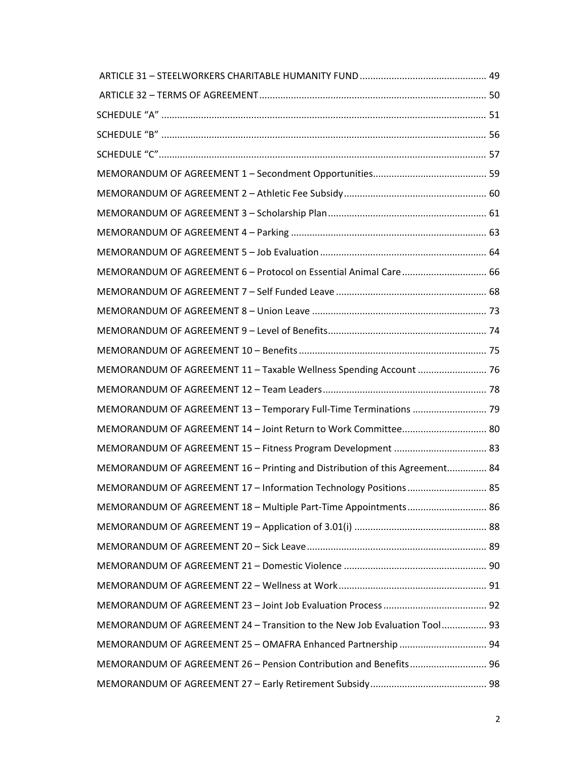ARTICLE 31 – STEELWORKERS CHARITABLE HUMANITY FUND ................................................ 49

ARTICLE 32 – TERMS OF AGREEMENT ..................................................................................... 50

SCHEDULE “A” ......................................................................................................................... 51

SCHEDULE “B” ......................................................................................................................... 56

SCHEDULE “C” ......................................................................................................................... 57

MEMORANDUM OF AGREEMENT 1 – Secondment Opportunities ........................................... 59

MEMORANDUM OF AGREEMENT 2 – Athletic Fee Subsidy ...................................................... 60

MEMORANDUM OF AGREEMENT 3 – Scholarship Plan ............................................................ 61

MEMORANDUM OF AGREEMENT 4 – Parking .......................................................................... 63

MEMORANDUM OF AGREEMENT 5 – Job Evaluation ............................................................... 64

MEMORANDUM OF AGREEMENT 6 – Protocol on Essential Animal Care ................................ 66

MEMORANDUM OF AGREEMENT 7 – Self Funded Leave ......................................................... 68

MEMORANDUM OF AGREEMENT 8 – Union Leave .................................................................. 73

MEMORANDUM OF AGREEMENT 9 – Level of Benefits ............................................................ 74

MEMORANDUM OF AGREEMENT 10 – Benefits ....................................................................... 75

MEMORANDUM OF AGREEMENT 11 – Taxable Wellness Spending Account .......................... 76

MEMORANDUM OF AGREEMENT 12 – Team Leaders .............................................................. 78

MEMORANDUM OF AGREEMENT 13 – Temporary Full-Time Terminations ............................ 79

MEMORANDUM OF AGREEMENT 14 – Joint Return to Work Committee ................................ 80

MEMORANDUM OF AGREEMENT 15 – Fitness Program Development ................................... 83

MEMORANDUM OF AGREEMENT 16 – Printing and Distribution of this Agreement ............... 84

MEMORANDUM OF AGREEMENT 17 – Information Technology Positions .............................. 85

MEMORANDUM OF AGREEMENT 18 – Multiple Part-Time Appointments .............................. 86

MEMORANDUM OF AGREEMENT 19 – Application of 3.01(i) .................................................. 88

MEMORANDUM OF AGREEMENT 20 – Sick Leave .................................................................... 89

MEMORANDUM OF AGREEMENT 21 – Domestic Violence ...................................................... 90

MEMORANDUM OF AGREEMENT 22 – Wellness at Work ........................................................ 91

MEMORANDUM OF AGREEMENT 23 – Joint Job Evaluation Process ....................................... 92

MEMORANDUM OF AGREEMENT 24 – Transition to the New Job Evaluation Tool ................. 93

MEMORANDUM OF AGREEMENT 25 – OMAFRA Enhanced Partnership ................................. 94

MEMORANDUM OF AGREEMENT 26 – Pension Contribution and Benefits ............................. 96

MEMORANDUM OF AGREEMENT 27 – Early Retirement Subsidy ............................................ 98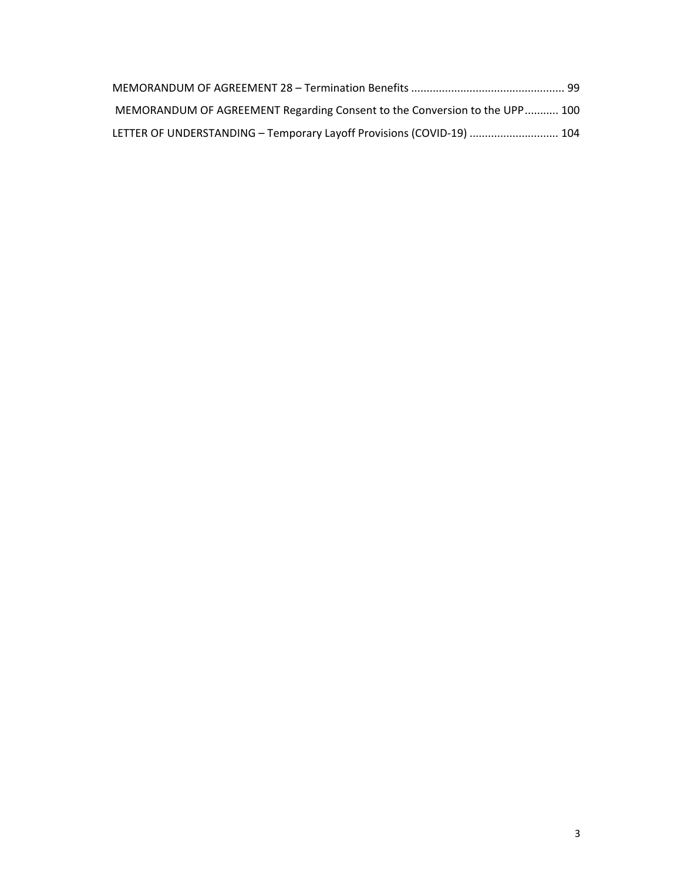MEMORANDUM OF AGREEMENT 28 – Termination Benefits ................................................ 99

MEMORANDUM OF AGREEMENT Regarding Consent to the Conversion to the UPP........... 100

LETTER OF UNDERSTANDING – Temporary Layoff Provisions (COVID-19) ............................ 104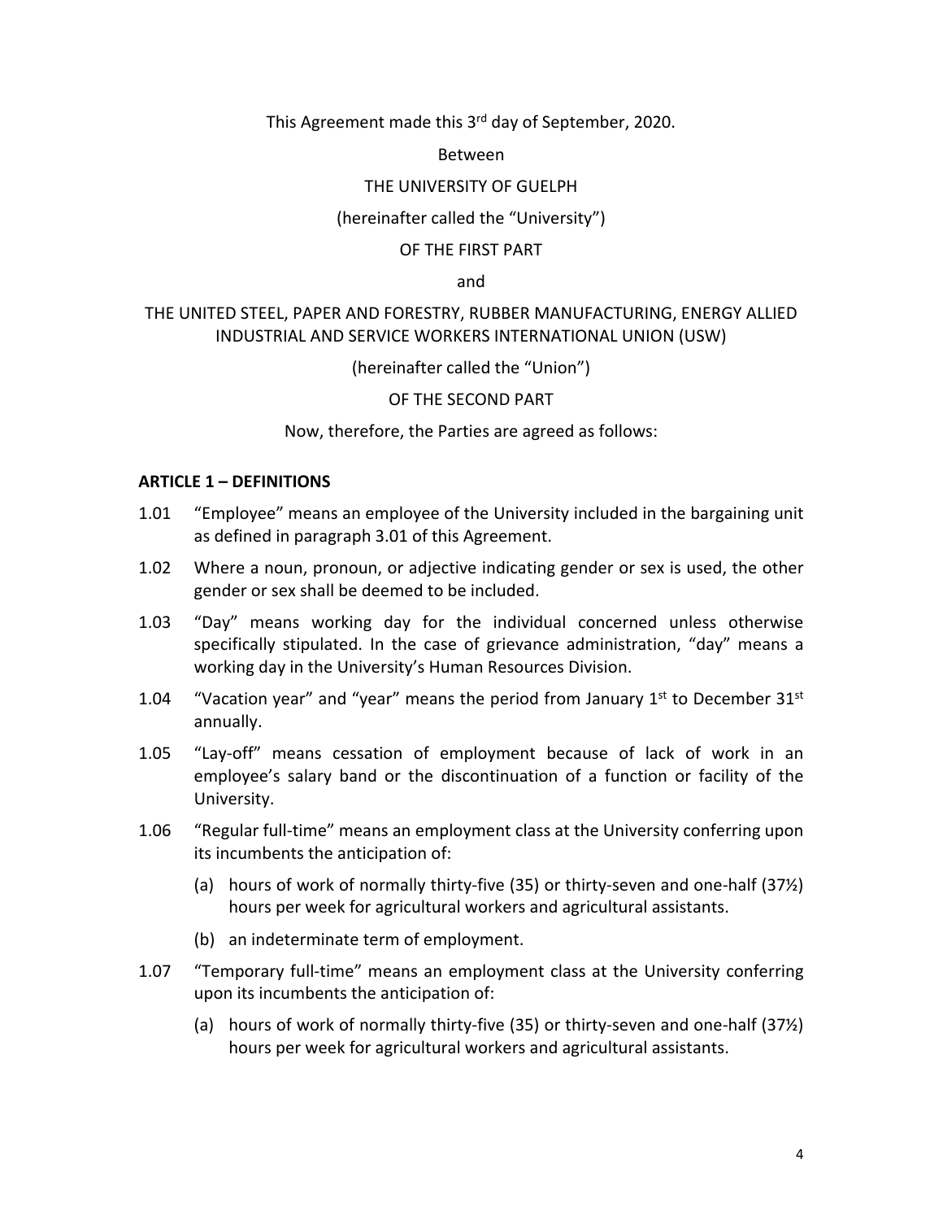This Agreement made this 3rd day of September, 2020.

Between

THE UNIVERSITY OF GUELPH

(hereinafter called the "University")

OF THE FIRST PART

and

THE UNITED STEEL, PAPER AND FORESTRY, RUBBER MANUFACTURING, ENERGY ALLIED INDUSTRIAL AND SERVICE WORKERS INTERNATIONAL UNION (USW)

(hereinafter called the "Union")

OF THE SECOND PART

Now, therefore, the Parties are agreed as follows:

## ARTICLE 1 – DEFINITIONS

1.01 "Employee" means an employee of the University included in the bargaining unit as defined in paragraph 3.01 of this Agreement.

1.02 Where a noun, pronoun, or adjective indicating gender or sex is used, the other gender or sex shall be deemed to be included.

1.03 "Day" means working day for the individual concerned unless otherwise specifically stipulated. In the case of grievance administration, "day" means a working day in the University's Human Resources Division.

1.04 "Vacation year" and "year" means the period from January 1st to December 31st annually.

1.05 "Lay-off" means cessation of employment because of lack of work in an employee's salary band or the discontinuation of a function or facility of the University.

1.06 "Regular full-time" means an employment class at the University conferring upon its incumbents the anticipation of:

(a) hours of work of normally thirty-five (35) or thirty-seven and one-half (37½) hours per week for agricultural workers and agricultural assistants.

(b) an indeterminate term of employment.

1.07 "Temporary full-time" means an employment class at the University conferring upon its incumbents the anticipation of:

(a) hours of work of normally thirty-five (35) or thirty-seven and one-half (37½) hours per week for agricultural workers and agricultural assistants.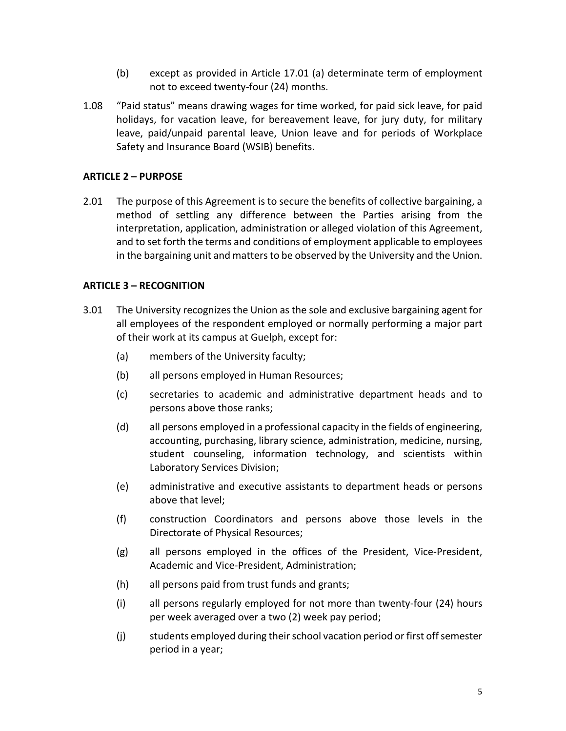(b) except as provided in Article 17.01 (a) determinate term of employment not to exceed twenty-four (24) months.

1.08 "Paid status" means drawing wages for time worked, for paid sick leave, for paid holidays, for vacation leave, for bereavement leave, for jury duty, for military leave, paid/unpaid parental leave, Union leave and for periods of Workplace Safety and Insurance Board (WSIB) benefits.

## ARTICLE 2 – PURPOSE

2.01 The purpose of this Agreement is to secure the benefits of collective bargaining, a method of settling any difference between the Parties arising from the interpretation, application, administration or alleged violation of this Agreement, and to set forth the terms and conditions of employment applicable to employees in the bargaining unit and matters to be observed by the University and the Union.

## ARTICLE 3 – RECOGNITION

3.01 The University recognizes the Union as the sole and exclusive bargaining agent for all employees of the respondent employed or normally performing a major part of their work at its campus at Guelph, except for:

(a) members of the University faculty;

(b) all persons employed in Human Resources;

(c) secretaries to academic and administrative department heads and to persons above those ranks;

(d) all persons employed in a professional capacity in the fields of engineering, accounting, purchasing, library science, administration, medicine, nursing, student counseling, information technology, and scientists within Laboratory Services Division;

(e) administrative and executive assistants to department heads or persons above that level;

(f) construction Coordinators and persons above those levels in the Directorate of Physical Resources;

(g) all persons employed in the offices of the President, Vice-President, Academic and Vice-President, Administration;

(h) all persons paid from trust funds and grants;

(i) all persons regularly employed for not more than twenty-four (24) hours per week averaged over a two (2) week pay period;

(j) students employed during their school vacation period or first off semester period in a year;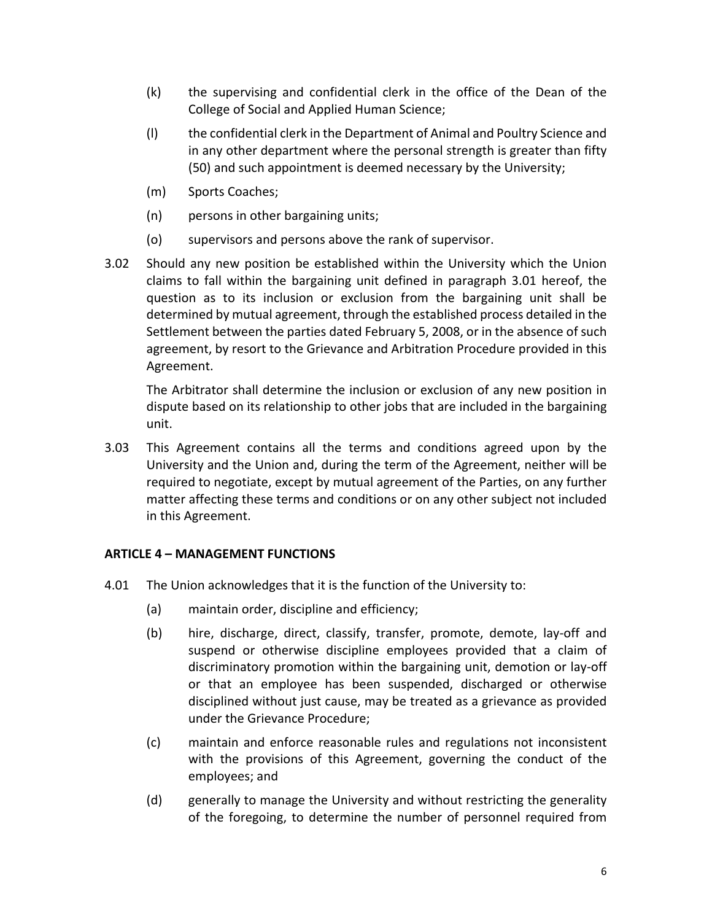(k) the supervising and confidential clerk in the office of the Dean of the College of Social and Applied Human Science;

(l) the confidential clerk in the Department of Animal and Poultry Science and in any other department where the personal strength is greater than fifty (50) and such appointment is deemed necessary by the University;

(m) Sports Coaches;

(n) persons in other bargaining units;

(o) supervisors and persons above the rank of supervisor.

3.02 Should any new position be established within the University which the Union claims to fall within the bargaining unit defined in paragraph 3.01 hereof, the question as to its inclusion or exclusion from the bargaining unit shall be determined by mutual agreement, through the established process detailed in the Settlement between the parties dated February 5, 2008, or in the absence of such agreement, by resort to the Grievance and Arbitration Procedure provided in this Agreement.

The Arbitrator shall determine the inclusion or exclusion of any new position in dispute based on its relationship to other jobs that are included in the bargaining unit.

3.03 This Agreement contains all the terms and conditions agreed upon by the University and the Union and, during the term of the Agreement, neither will be required to negotiate, except by mutual agreement of the Parties, on any further matter affecting these terms and conditions or on any other subject not included in this Agreement.

## ARTICLE 4 – MANAGEMENT FUNCTIONS

4.01 The Union acknowledges that it is the function of the University to:

(a) maintain order, discipline and efficiency;

(b) hire, discharge, direct, classify, transfer, promote, demote, lay-off and suspend or otherwise discipline employees provided that a claim of discriminatory promotion within the bargaining unit, demotion or lay-off or that an employee has been suspended, discharged or otherwise disciplined without just cause, may be treated as a grievance as provided under the Grievance Procedure;

(c) maintain and enforce reasonable rules and regulations not inconsistent with the provisions of this Agreement, governing the conduct of the employees; and

(d) generally to manage the University and without restricting the generality of the foregoing, to determine the number of personnel required from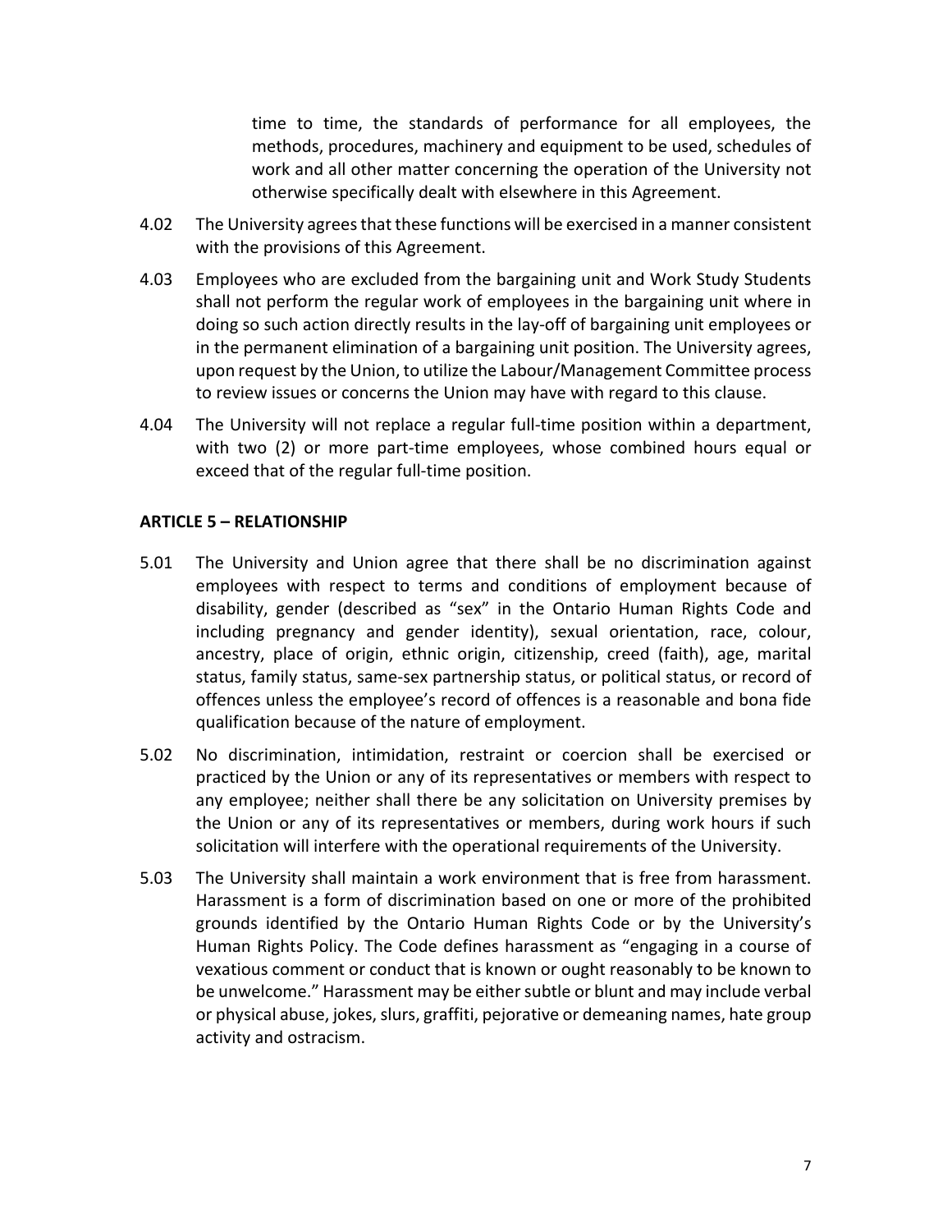time to time, the standards of performance for all employees, the methods, procedures, machinery and equipment to be used, schedules of work and all other matter concerning the operation of the University not otherwise specifically dealt with elsewhere in this Agreement.

4.02 The University agrees that these functions will be exercised in a manner consistent with the provisions of this Agreement.

4.03 Employees who are excluded from the bargaining unit and Work Study Students shall not perform the regular work of employees in the bargaining unit where in doing so such action directly results in the lay-off of bargaining unit employees or in the permanent elimination of a bargaining unit position. The University agrees, upon request by the Union, to utilize the Labour/Management Committee process to review issues or concerns the Union may have with regard to this clause.

4.04 The University will not replace a regular full-time position within a department, with two (2) or more part-time employees, whose combined hours equal or exceed that of the regular full-time position.

**ARTICLE 5 – RELATIONSHIP**

5.01 The University and Union agree that there shall be no discrimination against employees with respect to terms and conditions of employment because of disability, gender (described as “sex” in the Ontario Human Rights Code and including pregnancy and gender identity), sexual orientation, race, colour, ancestry, place of origin, ethnic origin, citizenship, creed (faith), age, marital status, family status, same-sex partnership status, or political status, or record of offences unless the employee’s record of offences is a reasonable and bona fide qualification because of the nature of employment.

5.02 No discrimination, intimidation, restraint or coercion shall be exercised or practiced by the Union or any of its representatives or members with respect to any employee; neither shall there be any solicitation on University premises by the Union or any of its representatives or members, during work hours if such solicitation will interfere with the operational requirements of the University.

5.03 The University shall maintain a work environment that is free from harassment. Harassment is a form of discrimination based on one or more of the prohibited grounds identified by the Ontario Human Rights Code or by the University’s Human Rights Policy. The Code defines harassment as “engaging in a course of vexatious comment or conduct that is known or ought reasonably to be known to be unwelcome.” Harassment may be either subtle or blunt and may include verbal or physical abuse, jokes, slurs, graffiti, pejorative or demeaning names, hate group activity and ostracism.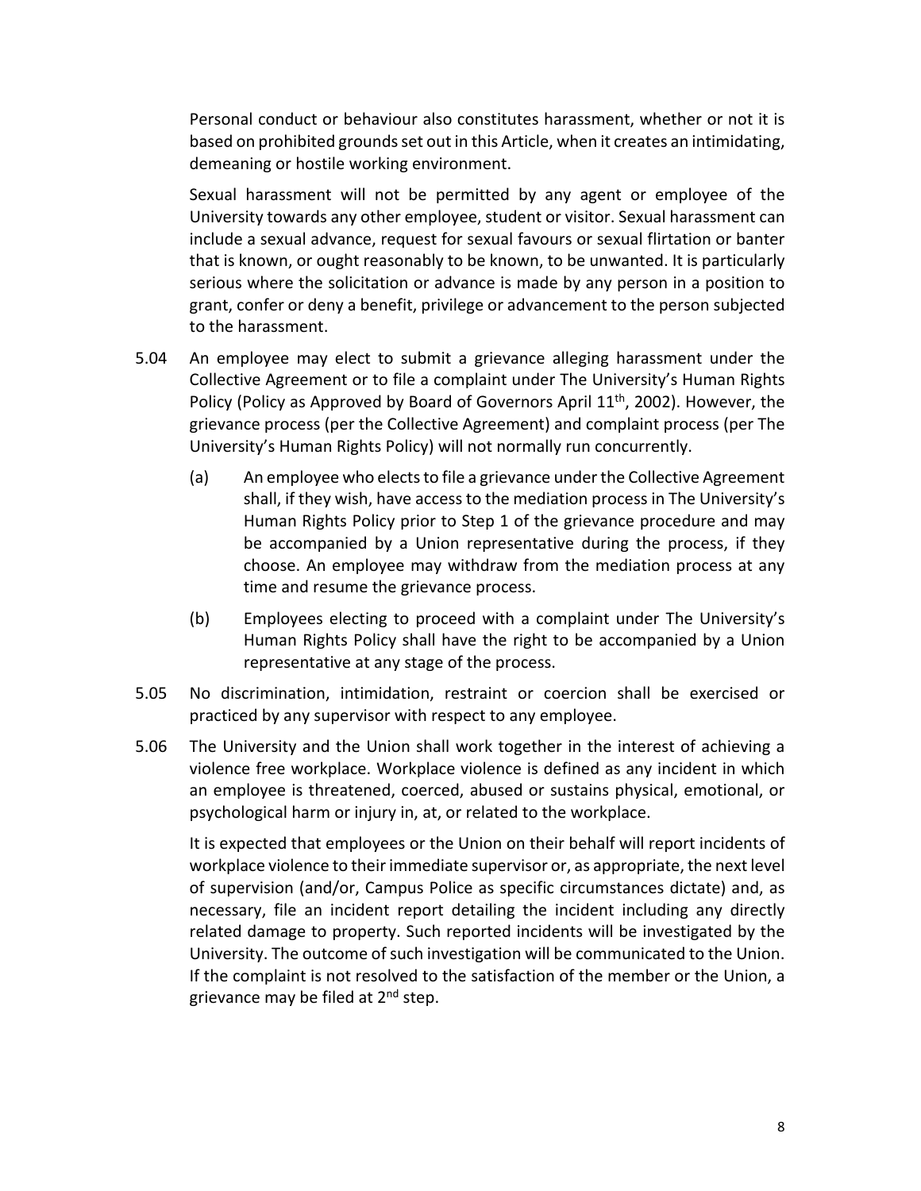Personal conduct or behaviour also constitutes harassment, whether or not it is based on prohibited grounds set out in this Article, when it creates an intimidating, demeaning or hostile working environment.

Sexual harassment will not be permitted by any agent or employee of the University towards any other employee, student or visitor. Sexual harassment can include a sexual advance, request for sexual favours or sexual flirtation or banter that is known, or ought reasonably to be known, to be unwanted. It is particularly serious where the solicitation or advance is made by any person in a position to grant, confer or deny a benefit, privilege or advancement to the person subjected to the harassment.

5.04 An employee may elect to submit a grievance alleging harassment under the Collective Agreement or to file a complaint under The University's Human Rights Policy (Policy as Approved by Board of Governors April 11th, 2002). However, the grievance process (per the Collective Agreement) and complaint process (per The University's Human Rights Policy) will not normally run concurrently.

(a) An employee who elects to file a grievance under the Collective Agreement shall, if they wish, have access to the mediation process in The University's Human Rights Policy prior to Step 1 of the grievance procedure and may be accompanied by a Union representative during the process, if they choose. An employee may withdraw from the mediation process at any time and resume the grievance process.

(b) Employees electing to proceed with a complaint under The University's Human Rights Policy shall have the right to be accompanied by a Union representative at any stage of the process.

5.05 No discrimination, intimidation, restraint or coercion shall be exercised or practiced by any supervisor with respect to any employee.

5.06 The University and the Union shall work together in the interest of achieving a violence free workplace. Workplace violence is defined as any incident in which an employee is threatened, coerced, abused or sustains physical, emotional, or psychological harm or injury in, at, or related to the workplace.

It is expected that employees or the Union on their behalf will report incidents of workplace violence to their immediate supervisor or, as appropriate, the next level of supervision (and/or, Campus Police as specific circumstances dictate) and, as necessary, file an incident report detailing the incident including any directly related damage to property. Such reported incidents will be investigated by the University. The outcome of such investigation will be communicated to the Union. If the complaint is not resolved to the satisfaction of the member or the Union, a grievance may be filed at 2nd step.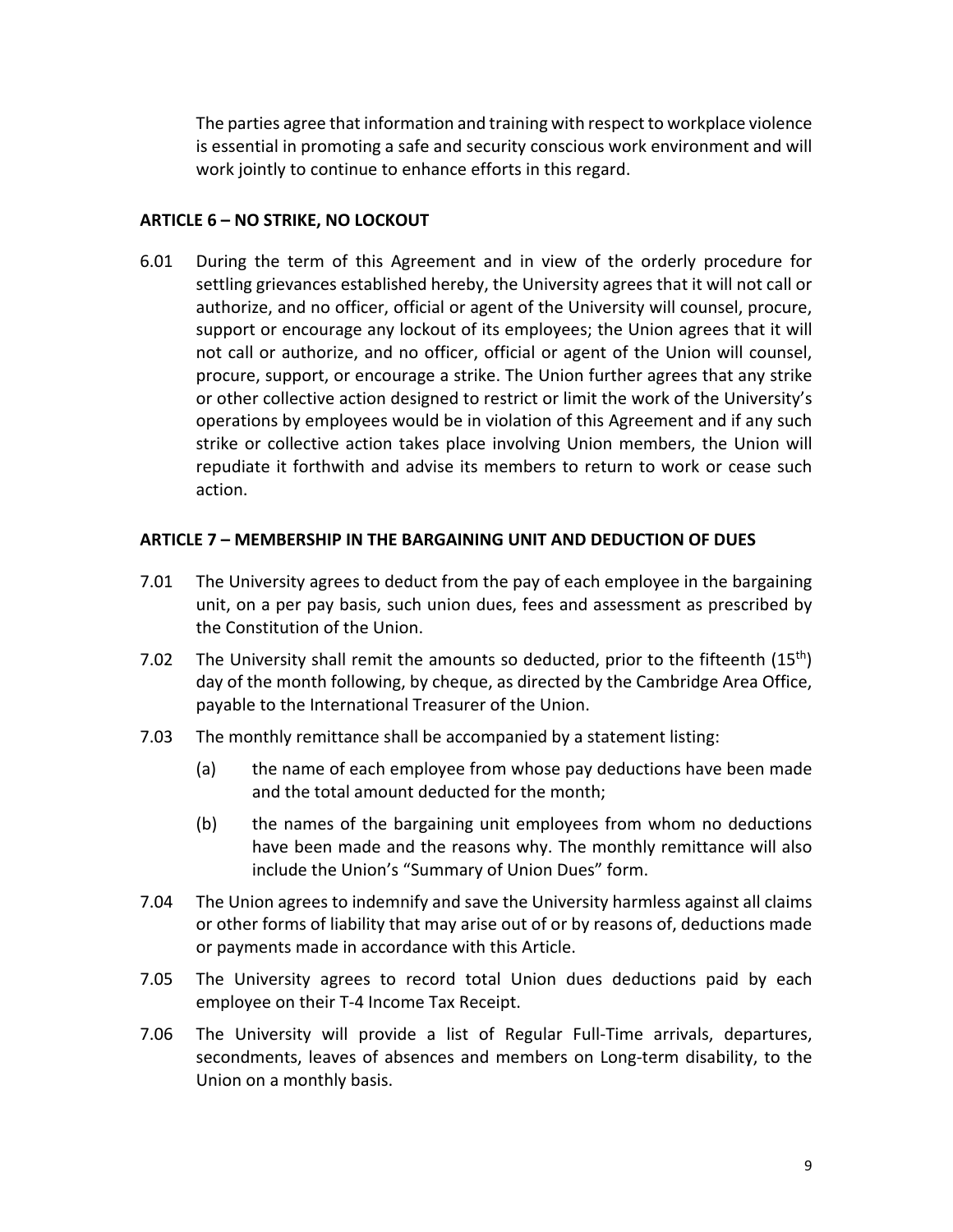The parties agree that information and training with respect to workplace violence is essential in promoting a safe and security conscious work environment and will work jointly to continue to enhance efforts in this regard.

## ARTICLE 6 – NO STRIKE, NO LOCKOUT

6.01 During the term of this Agreement and in view of the orderly procedure for settling grievances established hereby, the University agrees that it will not call or authorize, and no officer, official or agent of the University will counsel, procure, support or encourage any lockout of its employees; the Union agrees that it will not call or authorize, and no officer, official or agent of the Union will counsel, procure, support, or encourage a strike. The Union further agrees that any strike or other collective action designed to restrict or limit the work of the University's operations by employees would be in violation of this Agreement and if any such strike or collective action takes place involving Union members, the Union will repudiate it forthwith and advise its members to return to work or cease such action.

## ARTICLE 7 – MEMBERSHIP IN THE BARGAINING UNIT AND DEDUCTION OF DUES

7.01 The University agrees to deduct from the pay of each employee in the bargaining unit, on a per pay basis, such union dues, fees and assessment as prescribed by the Constitution of the Union.

7.02 The University shall remit the amounts so deducted, prior to the fifteenth (15th) day of the month following, by cheque, as directed by the Cambridge Area Office, payable to the International Treasurer of the Union.

7.03 The monthly remittance shall be accompanied by a statement listing:

(a) the name of each employee from whose pay deductions have been made and the total amount deducted for the month;

(b) the names of the bargaining unit employees from whom no deductions have been made and the reasons why. The monthly remittance will also include the Union's "Summary of Union Dues" form.

7.04 The Union agrees to indemnify and save the University harmless against all claims or other forms of liability that may arise out of or by reasons of, deductions made or payments made in accordance with this Article.

7.05 The University agrees to record total Union dues deductions paid by each employee on their T-4 Income Tax Receipt.

7.06 The University will provide a list of Regular Full-Time arrivals, departures, secondments, leaves of absences and members on Long-term disability, to the Union on a monthly basis.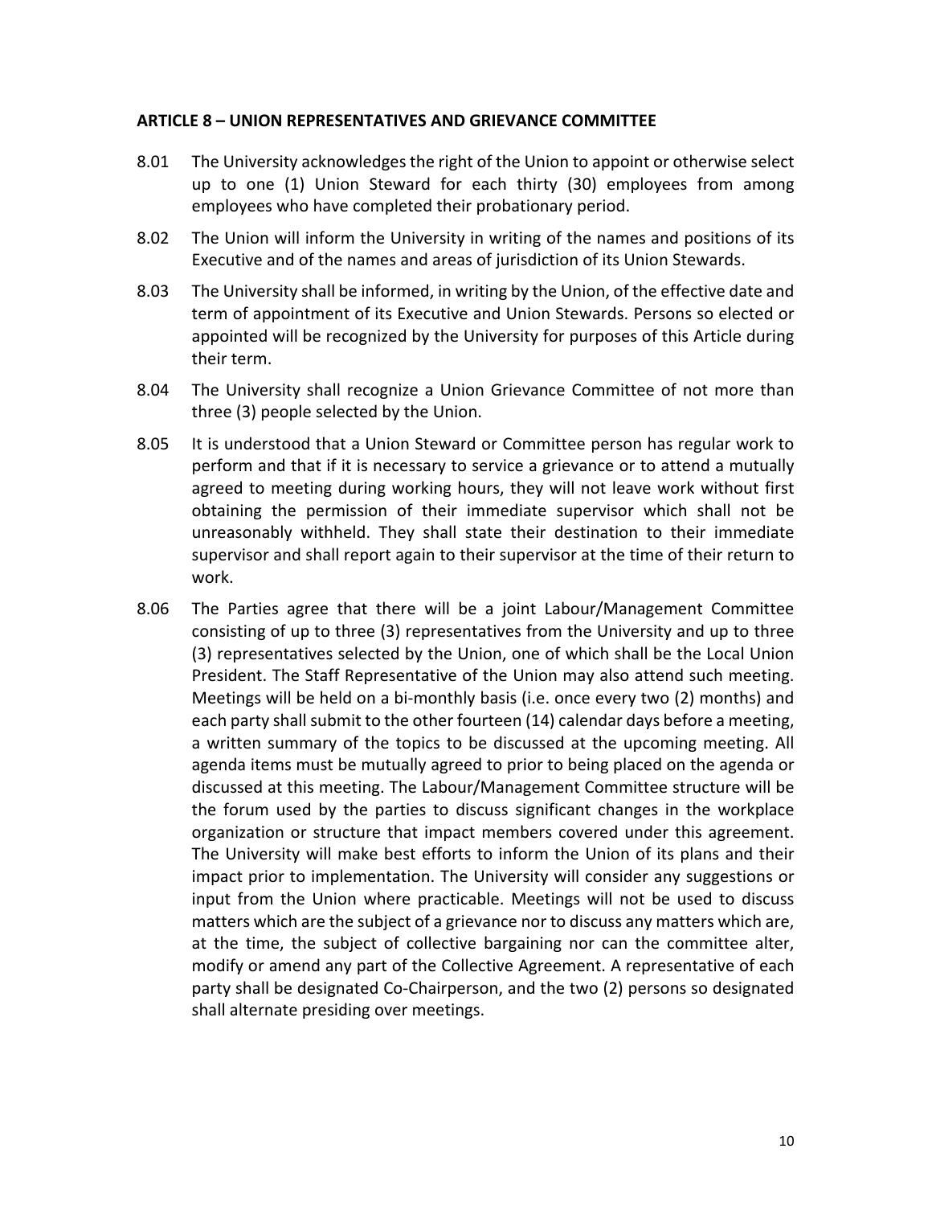**ARTICLE 8 – UNION REPRESENTATIVES AND GRIEVANCE COMMITTEE**

8.01 The University acknowledges the right of the Union to appoint or otherwise select up to one (1) Union Steward for each thirty (30) employees from among employees who have completed their probationary period.

8.02 The Union will inform the University in writing of the names and positions of its Executive and of the names and areas of jurisdiction of its Union Stewards.

8.03 The University shall be informed, in writing by the Union, of the effective date and term of appointment of its Executive and Union Stewards. Persons so elected or appointed will be recognized by the University for purposes of this Article during their term.

8.04 The University shall recognize a Union Grievance Committee of not more than three (3) people selected by the Union.

8.05 It is understood that a Union Steward or Committee person has regular work to perform and that if it is necessary to service a grievance or to attend a mutually agreed to meeting during working hours, they will not leave work without first obtaining the permission of their immediate supervisor which shall not be unreasonably withheld. They shall state their destination to their immediate supervisor and shall report again to their supervisor at the time of their return to work.

8.06 The Parties agree that there will be a joint Labour/Management Committee consisting of up to three (3) representatives from the University and up to three (3) representatives selected by the Union, one of which shall be the Local Union President. The Staff Representative of the Union may also attend such meeting. Meetings will be held on a bi-monthly basis (i.e. once every two (2) months) and each party shall submit to the other fourteen (14) calendar days before a meeting, a written summary of the topics to be discussed at the upcoming meeting. All agenda items must be mutually agreed to prior to being placed on the agenda or discussed at this meeting. The Labour/Management Committee structure will be the forum used by the parties to discuss significant changes in the workplace organization or structure that impact members covered under this agreement. The University will make best efforts to inform the Union of its plans and their impact prior to implementation. The University will consider any suggestions or input from the Union where practicable. Meetings will not be used to discuss matters which are the subject of a grievance nor to discuss any matters which are, at the time, the subject of collective bargaining nor can the committee alter, modify or amend any part of the Collective Agreement. A representative of each party shall be designated Co-Chairperson, and the two (2) persons so designated shall alternate presiding over meetings.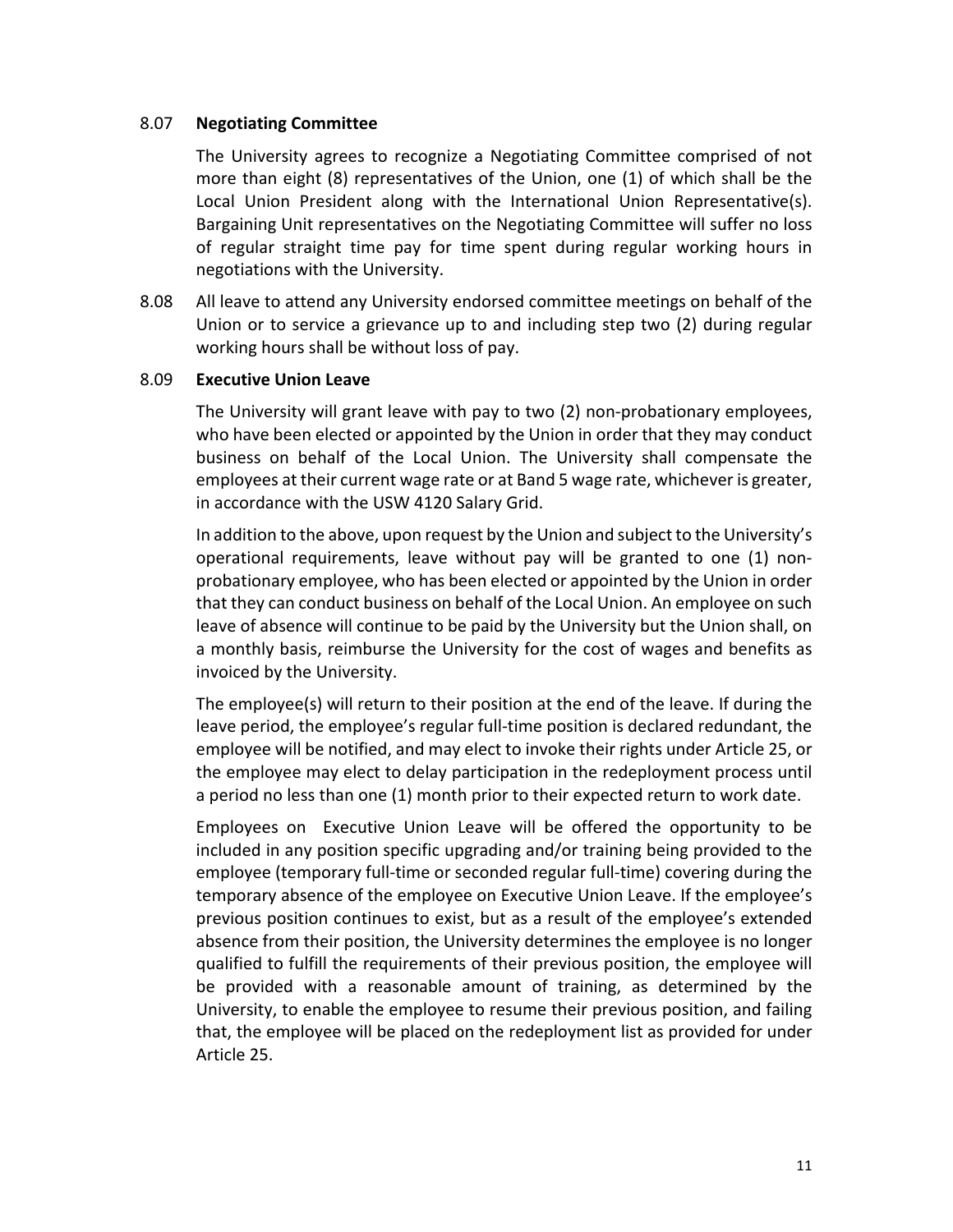8.07 **Negotiating Committee**

The University agrees to recognize a Negotiating Committee comprised of not more than eight (8) representatives of the Union, one (1) of which shall be the Local Union President along with the International Union Representative(s). Bargaining Unit representatives on the Negotiating Committee will suffer no loss of regular straight time pay for time spent during regular working hours in negotiations with the University.

8.08 All leave to attend any University endorsed committee meetings on behalf of the Union or to service a grievance up to and including step two (2) during regular working hours shall be without loss of pay.

8.09 **Executive Union Leave**

The University will grant leave with pay to two (2) non-probationary employees, who have been elected or appointed by the Union in order that they may conduct business on behalf of the Local Union. The University shall compensate the employees at their current wage rate or at Band 5 wage rate, whichever is greater, in accordance with the USW 4120 Salary Grid.

In addition to the above, upon request by the Union and subject to the University's operational requirements, leave without pay will be granted to one (1) non-probationary employee, who has been elected or appointed by the Union in order that they can conduct business on behalf of the Local Union. An employee on such leave of absence will continue to be paid by the University but the Union shall, on a monthly basis, reimburse the University for the cost of wages and benefits as invoiced by the University.

The employee(s) will return to their position at the end of the leave. If during the leave period, the employee's regular full-time position is declared redundant, the employee will be notified, and may elect to invoke their rights under Article 25, or the employee may elect to delay participation in the redeployment process until a period no less than one (1) month prior to their expected return to work date.

Employees on Executive Union Leave will be offered the opportunity to be included in any position specific upgrading and/or training being provided to the employee (temporary full-time or seconded regular full-time) covering during the temporary absence of the employee on Executive Union Leave. If the employee's previous position continues to exist, but as a result of the employee's extended absence from their position, the University determines the employee is no longer qualified to fulfill the requirements of their previous position, the employee will be provided with a reasonable amount of training, as determined by the University, to enable the employee to resume their previous position, and failing that, the employee will be placed on the redeployment list as provided for under Article 25.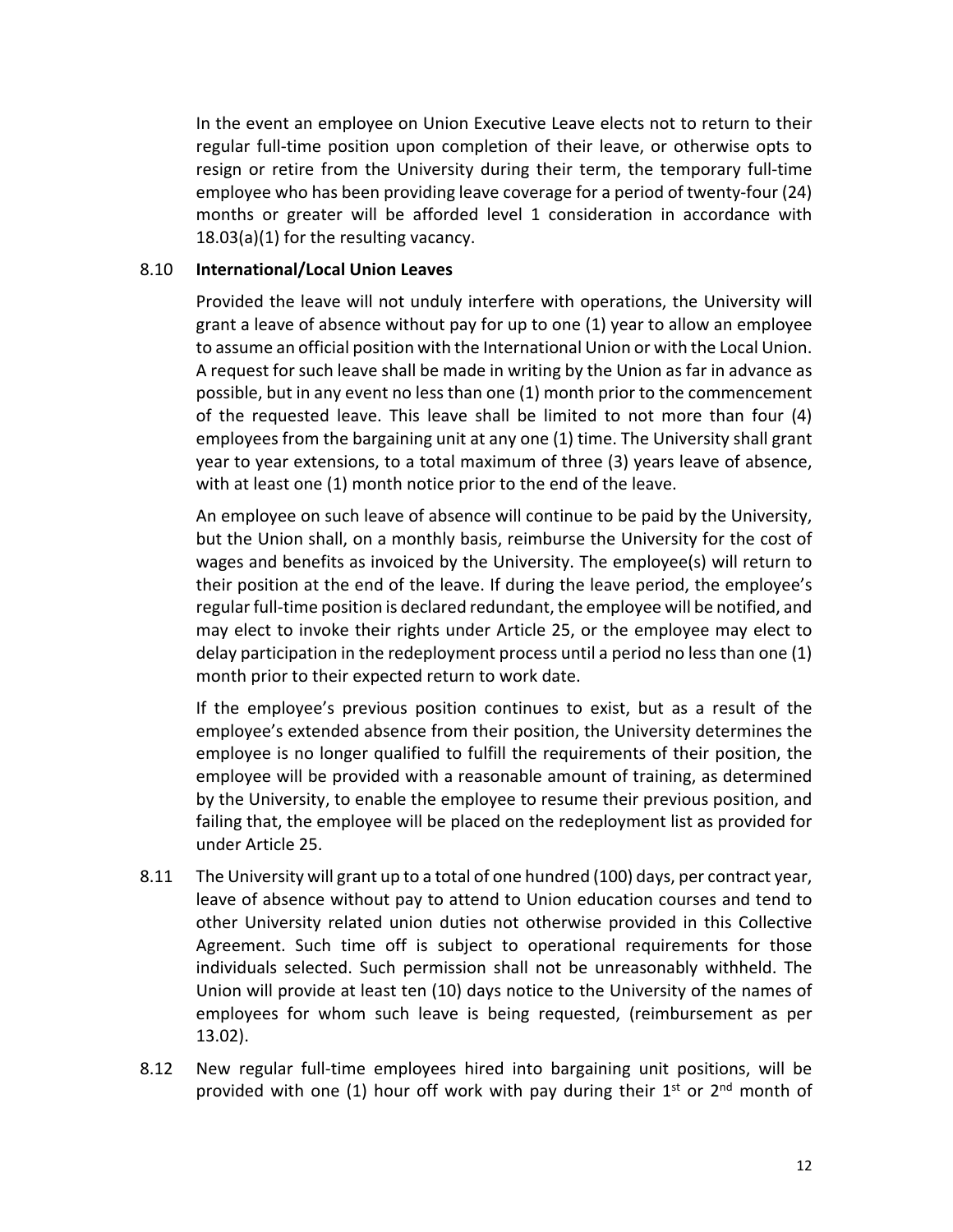In the event an employee on Union Executive Leave elects not to return to their regular full-time position upon completion of their leave, or otherwise opts to resign or retire from the University during their term, the temporary full-time employee who has been providing leave coverage for a period of twenty-four (24) months or greater will be afforded level 1 consideration in accordance with 18.03(a)(1) for the resulting vacancy.

8.10 **International/Local Union Leaves**

Provided the leave will not unduly interfere with operations, the University will grant a leave of absence without pay for up to one (1) year to allow an employee to assume an official position with the International Union or with the Local Union. A request for such leave shall be made in writing by the Union as far in advance as possible, but in any event no less than one (1) month prior to the commencement of the requested leave. This leave shall be limited to not more than four (4) employees from the bargaining unit at any one (1) time. The University shall grant year to year extensions, to a total maximum of three (3) years leave of absence, with at least one (1) month notice prior to the end of the leave.

An employee on such leave of absence will continue to be paid by the University, but the Union shall, on a monthly basis, reimburse the University for the cost of wages and benefits as invoiced by the University. The employee(s) will return to their position at the end of the leave. If during the leave period, the employee's regular full-time position is declared redundant, the employee will be notified, and may elect to invoke their rights under Article 25, or the employee may elect to delay participation in the redeployment process until a period no less than one (1) month prior to their expected return to work date.

If the employee's previous position continues to exist, but as a result of the employee's extended absence from their position, the University determines the employee is no longer qualified to fulfill the requirements of their position, the employee will be provided with a reasonable amount of training, as determined by the University, to enable the employee to resume their previous position, and failing that, the employee will be placed on the redeployment list as provided for under Article 25.

8.11 The University will grant up to a total of one hundred (100) days, per contract year, leave of absence without pay to attend to Union education courses and tend to other University related union duties not otherwise provided in this Collective Agreement. Such time off is subject to operational requirements for those individuals selected. Such permission shall not be unreasonably withheld. The Union will provide at least ten (10) days notice to the University of the names of employees for whom such leave is being requested, (reimbursement as per 13.02).

8.12 New regular full-time employees hired into bargaining unit positions, will be provided with one (1) hour off work with pay during their 1st or 2nd month of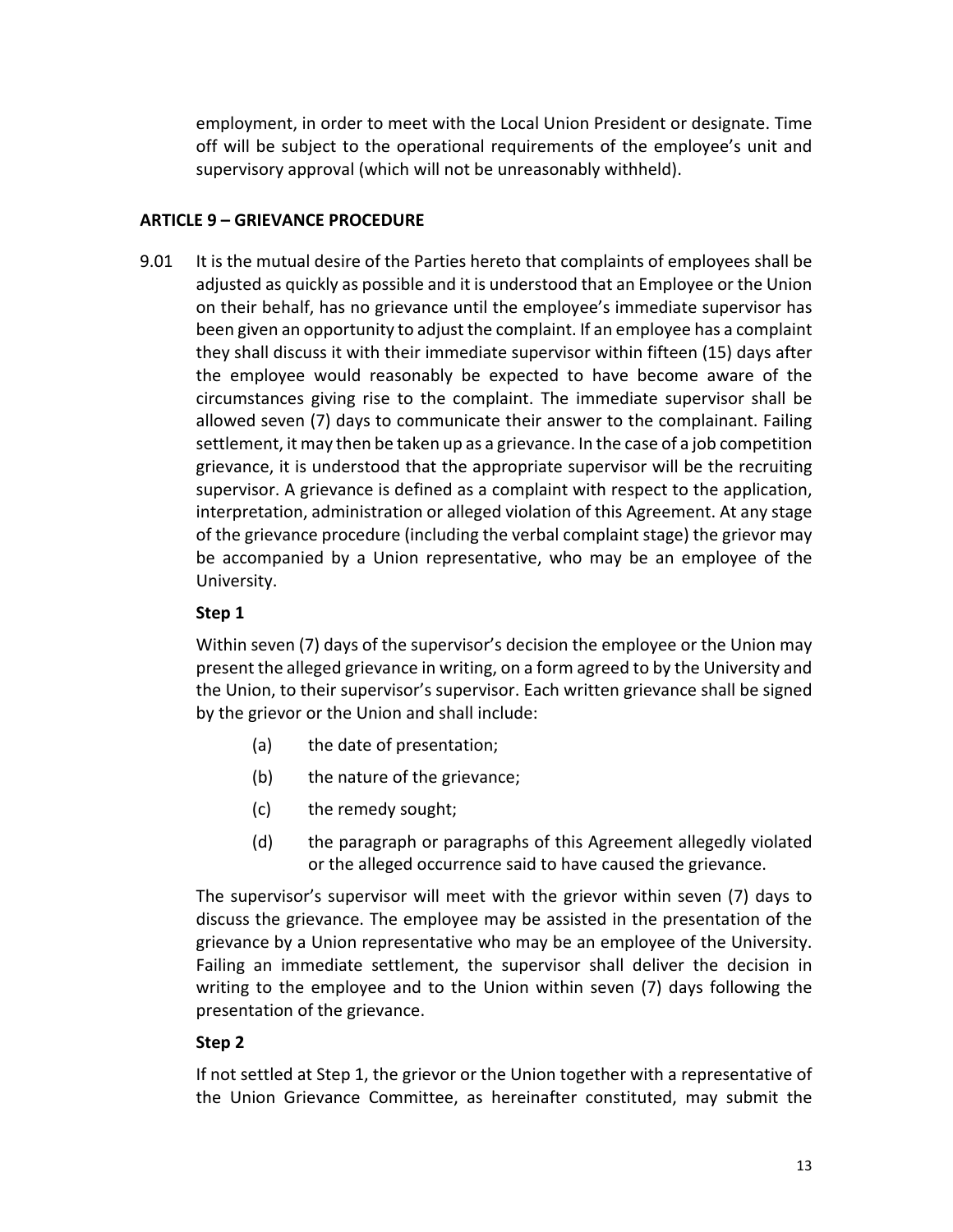employment, in order to meet with the Local Union President or designate. Time off will be subject to the operational requirements of the employee's unit and supervisory approval (which will not be unreasonably withheld).

## ARTICLE 9 – GRIEVANCE PROCEDURE

9.01 It is the mutual desire of the Parties hereto that complaints of employees shall be adjusted as quickly as possible and it is understood that an Employee or the Union on their behalf, has no grievance until the employee's immediate supervisor has been given an opportunity to adjust the complaint. If an employee has a complaint they shall discuss it with their immediate supervisor within fifteen (15) days after the employee would reasonably be expected to have become aware of the circumstances giving rise to the complaint. The immediate supervisor shall be allowed seven (7) days to communicate their answer to the complainant. Failing settlement, it may then be taken up as a grievance. In the case of a job competition grievance, it is understood that the appropriate supervisor will be the recruiting supervisor. A grievance is defined as a complaint with respect to the application, interpretation, administration or alleged violation of this Agreement. At any stage of the grievance procedure (including the verbal complaint stage) the grievor may be accompanied by a Union representative, who may be an employee of the University.

**Step 1**

Within seven (7) days of the supervisor's decision the employee or the Union may present the alleged grievance in writing, on a form agreed to by the University and the Union, to their supervisor's supervisor. Each written grievance shall be signed by the grievor or the Union and shall include:

(a) the date of presentation;

(b) the nature of the grievance;

(c) the remedy sought;

(d) the paragraph or paragraphs of this Agreement allegedly violated or the alleged occurrence said to have caused the grievance.

The supervisor's supervisor will meet with the grievor within seven (7) days to discuss the grievance. The employee may be assisted in the presentation of the grievance by a Union representative who may be an employee of the University. Failing an immediate settlement, the supervisor shall deliver the decision in writing to the employee and to the Union within seven (7) days following the presentation of the grievance.

**Step 2**

If not settled at Step 1, the grievor or the Union together with a representative of the Union Grievance Committee, as hereinafter constituted, may submit the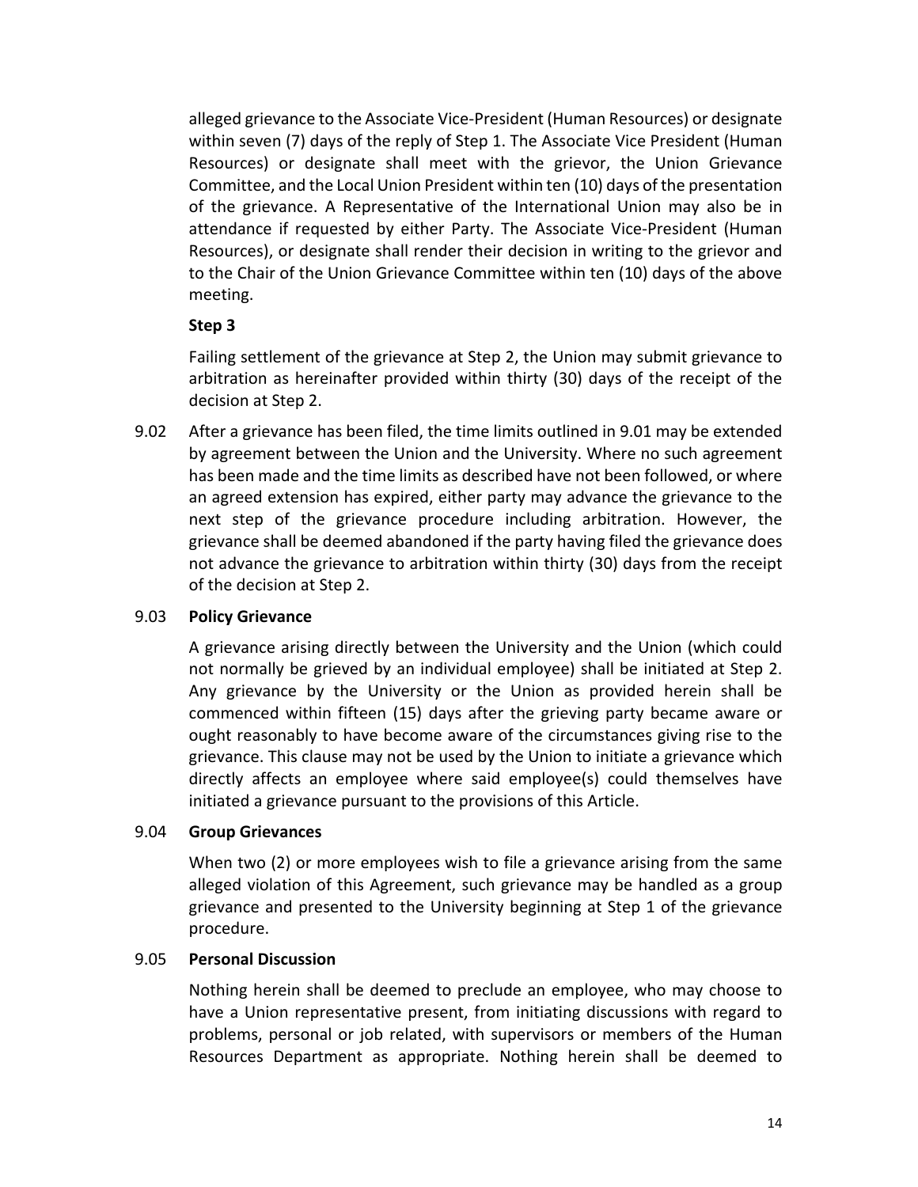alleged grievance to the Associate Vice-President (Human Resources) or designate within seven (7) days of the reply of Step 1. The Associate Vice President (Human Resources) or designate shall meet with the grievor, the Union Grievance Committee, and the Local Union President within ten (10) days of the presentation of the grievance. A Representative of the International Union may also be in attendance if requested by either Party. The Associate Vice-President (Human Resources), or designate shall render their decision in writing to the grievor and to the Chair of the Union Grievance Committee within ten (10) days of the above meeting.

**Step 3**

Failing settlement of the grievance at Step 2, the Union may submit grievance to arbitration as hereinafter provided within thirty (30) days of the receipt of the decision at Step 2.

9.02 After a grievance has been filed, the time limits outlined in 9.01 may be extended by agreement between the Union and the University. Where no such agreement has been made and the time limits as described have not been followed, or where an agreed extension has expired, either party may advance the grievance to the next step of the grievance procedure including arbitration. However, the grievance shall be deemed abandoned if the party having filed the grievance does not advance the grievance to arbitration within thirty (30) days from the receipt of the decision at Step 2.

9.03 **Policy Grievance**

A grievance arising directly between the University and the Union (which could not normally be grieved by an individual employee) shall be initiated at Step 2. Any grievance by the University or the Union as provided herein shall be commenced within fifteen (15) days after the grieving party became aware or ought reasonably to have become aware of the circumstances giving rise to the grievance. This clause may not be used by the Union to initiate a grievance which directly affects an employee where said employee(s) could themselves have initiated a grievance pursuant to the provisions of this Article.

9.04 **Group Grievances**

When two (2) or more employees wish to file a grievance arising from the same alleged violation of this Agreement, such grievance may be handled as a group grievance and presented to the University beginning at Step 1 of the grievance procedure.

9.05 **Personal Discussion**

Nothing herein shall be deemed to preclude an employee, who may choose to have a Union representative present, from initiating discussions with regard to problems, personal or job related, with supervisors or members of the Human Resources Department as appropriate. Nothing herein shall be deemed to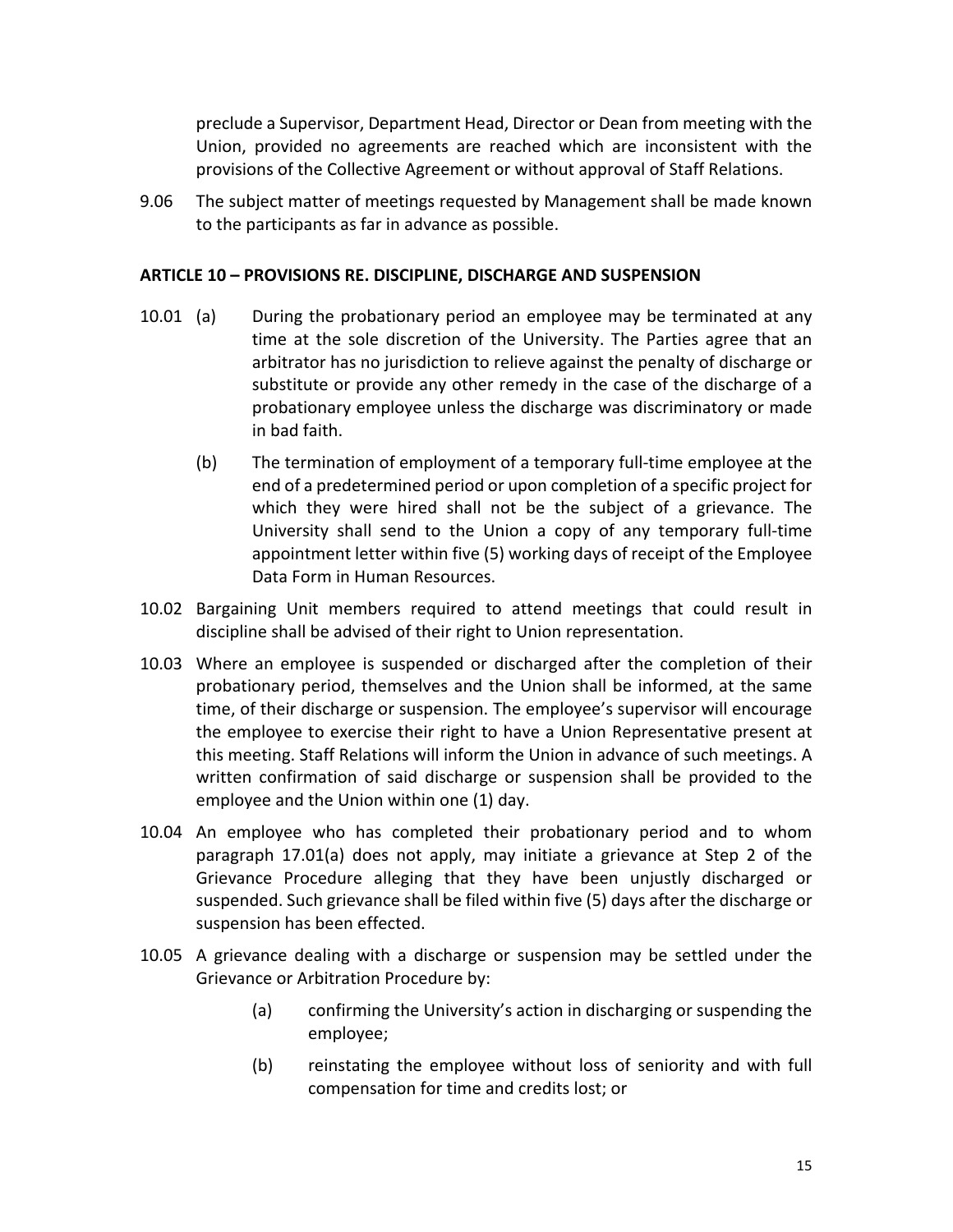preclude a Supervisor, Department Head, Director or Dean from meeting with the Union, provided no agreements are reached which are inconsistent with the provisions of the Collective Agreement or without approval of Staff Relations.

9.06 The subject matter of meetings requested by Management shall be made known to the participants as far in advance as possible.

## ARTICLE 10 – PROVISIONS RE. DISCIPLINE, DISCHARGE AND SUSPENSION

10.01 (a) During the probationary period an employee may be terminated at any time at the sole discretion of the University. The Parties agree that an arbitrator has no jurisdiction to relieve against the penalty of discharge or substitute or provide any other remedy in the case of the discharge of a probationary employee unless the discharge was discriminatory or made in bad faith.

(b) The termination of employment of a temporary full-time employee at the end of a predetermined period or upon completion of a specific project for which they were hired shall not be the subject of a grievance. The University shall send to the Union a copy of any temporary full-time appointment letter within five (5) working days of receipt of the Employee Data Form in Human Resources.

10.02 Bargaining Unit members required to attend meetings that could result in discipline shall be advised of their right to Union representation.

10.03 Where an employee is suspended or discharged after the completion of their probationary period, themselves and the Union shall be informed, at the same time, of their discharge or suspension. The employee's supervisor will encourage the employee to exercise their right to have a Union Representative present at this meeting. Staff Relations will inform the Union in advance of such meetings. A written confirmation of said discharge or suspension shall be provided to the employee and the Union within one (1) day.

10.04 An employee who has completed their probationary period and to whom paragraph 17.01(a) does not apply, may initiate a grievance at Step 2 of the Grievance Procedure alleging that they have been unjustly discharged or suspended. Such grievance shall be filed within five (5) days after the discharge or suspension has been effected.

10.05 A grievance dealing with a discharge or suspension may be settled under the Grievance or Arbitration Procedure by:

(a) confirming the University's action in discharging or suspending the employee;

(b) reinstating the employee without loss of seniority and with full compensation for time and credits lost; or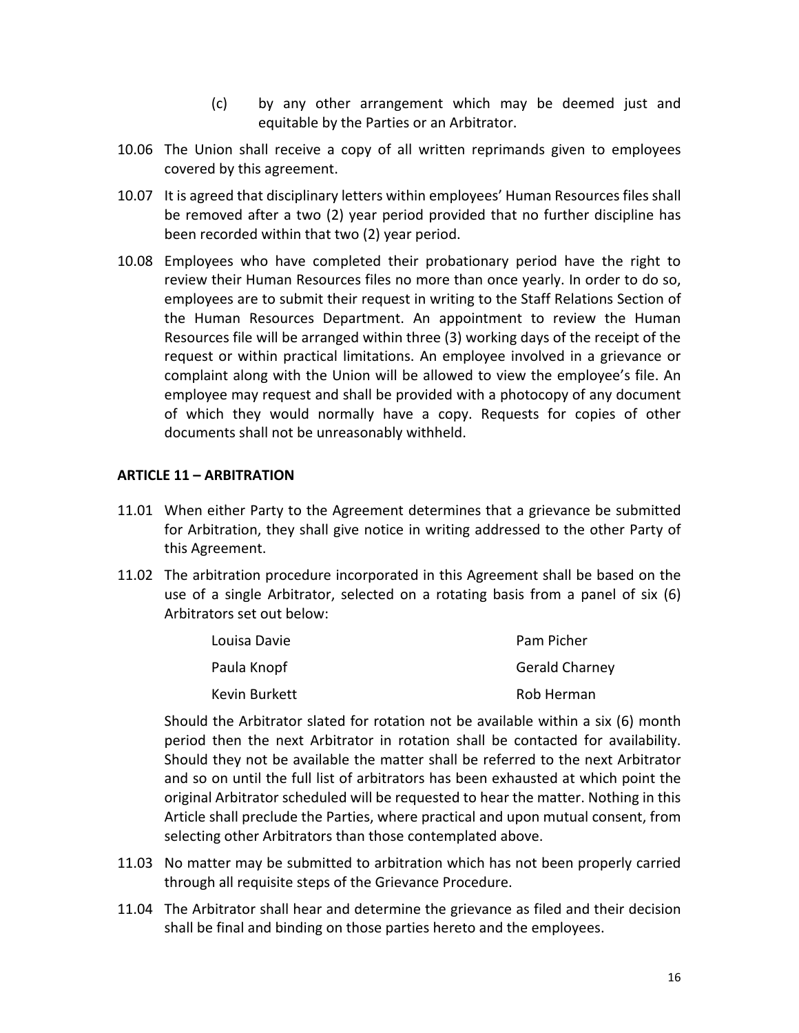(c) by any other arrangement which may be deemed just and equitable by the Parties or an Arbitrator.

10.06 The Union shall receive a copy of all written reprimands given to employees covered by this agreement.

10.07 It is agreed that disciplinary letters within employees' Human Resources files shall be removed after a two (2) year period provided that no further discipline has been recorded within that two (2) year period.

10.08 Employees who have completed their probationary period have the right to review their Human Resources files no more than once yearly. In order to do so, employees are to submit their request in writing to the Staff Relations Section of the Human Resources Department. An appointment to review the Human Resources file will be arranged within three (3) working days of the receipt of the request or within practical limitations. An employee involved in a grievance or complaint along with the Union will be allowed to view the employee's file. An employee may request and shall be provided with a photocopy of any document of which they would normally have a copy. Requests for copies of other documents shall not be unreasonably withheld.

## ARTICLE 11 – ARBITRATION

11.01 When either Party to the Agreement determines that a grievance be submitted for Arbitration, they shall give notice in writing addressed to the other Party of this Agreement.

11.02 The arbitration procedure incorporated in this Agreement shall be based on the use of a single Arbitrator, selected on a rotating basis from a panel of six (6) Arbitrators set out below:

| | |
|---|---|
| Louisa Davie | Pam Picher |
| Paula Knopf | Gerald Charney |
| Kevin Burkett | Rob Herman |

Should the Arbitrator slated for rotation not be available within a six (6) month period then the next Arbitrator in rotation shall be contacted for availability. Should they not be available the matter shall be referred to the next Arbitrator and so on until the full list of arbitrators has been exhausted at which point the original Arbitrator scheduled will be requested to hear the matter. Nothing in this Article shall preclude the Parties, where practical and upon mutual consent, from selecting other Arbitrators than those contemplated above.

11.03 No matter may be submitted to arbitration which has not been properly carried through all requisite steps of the Grievance Procedure.

11.04 The Arbitrator shall hear and determine the grievance as filed and their decision shall be final and binding on those parties hereto and the employees.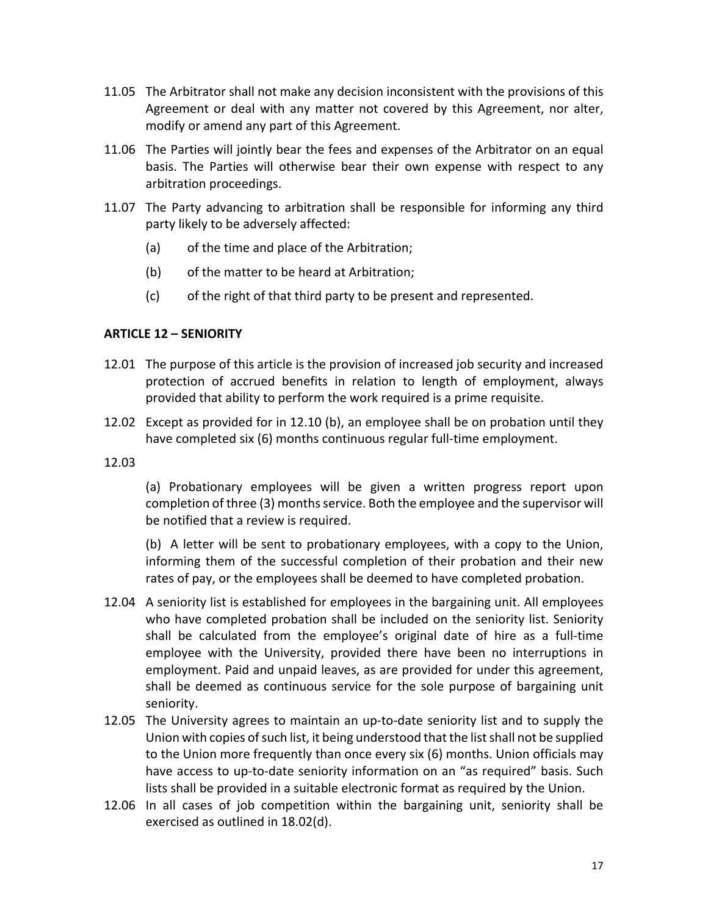11.05 The Arbitrator shall not make any decision inconsistent with the provisions of this Agreement or deal with any matter not covered by this Agreement, nor alter, modify or amend any part of this Agreement.

11.06 The Parties will jointly bear the fees and expenses of the Arbitrator on an equal basis. The Parties will otherwise bear their own expense with respect to any arbitration proceedings.

11.07 The Party advancing to arbitration shall be responsible for informing any third party likely to be adversely affected:

(a) of the time and place of the Arbitration;

(b) of the matter to be heard at Arbitration;

(c) of the right of that third party to be present and represented.

**ARTICLE 12 – SENIORITY**

12.01 The purpose of this article is the provision of increased job security and increased protection of accrued benefits in relation to length of employment, always provided that ability to perform the work required is a prime requisite.

12.02 Except as provided for in 12.10 (b), an employee shall be on probation until they have completed six (6) months continuous regular full-time employment.

12.03

(a) Probationary employees will be given a written progress report upon completion of three (3) months service. Both the employee and the supervisor will be notified that a review is required.

(b) A letter will be sent to probationary employees, with a copy to the Union, informing them of the successful completion of their probation and their new rates of pay, or the employees shall be deemed to have completed probation.

12.04 A seniority list is established for employees in the bargaining unit. All employees who have completed probation shall be included on the seniority list. Seniority shall be calculated from the employee's original date of hire as a full-time employee with the University, provided there have been no interruptions in employment. Paid and unpaid leaves, as are provided for under this agreement, shall be deemed as continuous service for the sole purpose of bargaining unit seniority.

12.05 The University agrees to maintain an up-to-date seniority list and to supply the Union with copies of such list, it being understood that the list shall not be supplied to the Union more frequently than once every six (6) months. Union officials may have access to up-to-date seniority information on an "as required" basis. Such lists shall be provided in a suitable electronic format as required by the Union.

12.06 In all cases of job competition within the bargaining unit, seniority shall be exercised as outlined in 18.02(d).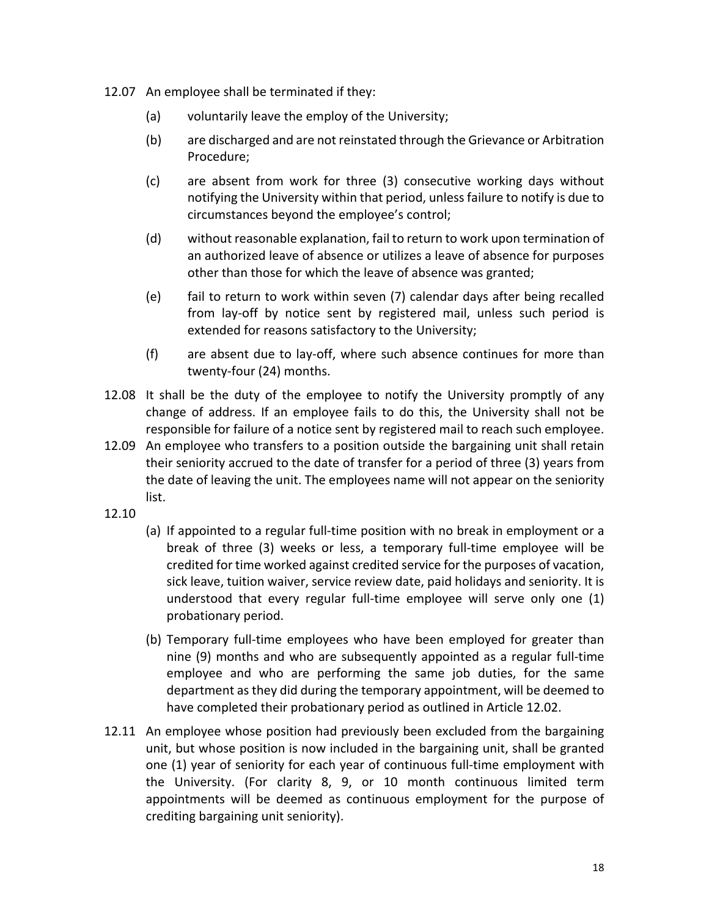12.07 An employee shall be terminated if they:

(a) voluntarily leave the employ of the University;

(b) are discharged and are not reinstated through the Grievance or Arbitration Procedure;

(c) are absent from work for three (3) consecutive working days without notifying the University within that period, unless failure to notify is due to circumstances beyond the employee's control;

(d) without reasonable explanation, fail to return to work upon termination of an authorized leave of absence or utilizes a leave of absence for purposes other than those for which the leave of absence was granted;

(e) fail to return to work within seven (7) calendar days after being recalled from lay-off by notice sent by registered mail, unless such period is extended for reasons satisfactory to the University;

(f) are absent due to lay-off, where such absence continues for more than twenty-four (24) months.

12.08 It shall be the duty of the employee to notify the University promptly of any change of address. If an employee fails to do this, the University shall not be responsible for failure of a notice sent by registered mail to reach such employee.

12.09 An employee who transfers to a position outside the bargaining unit shall retain their seniority accrued to the date of transfer for a period of three (3) years from the date of leaving the unit. The employees name will not appear on the seniority list.

12.10

(a) If appointed to a regular full-time position with no break in employment or a break of three (3) weeks or less, a temporary full-time employee will be credited for time worked against credited service for the purposes of vacation, sick leave, tuition waiver, service review date, paid holidays and seniority. It is understood that every regular full-time employee will serve only one (1) probationary period.

(b) Temporary full-time employees who have been employed for greater than nine (9) months and who are subsequently appointed as a regular full-time employee and who are performing the same job duties, for the same department as they did during the temporary appointment, will be deemed to have completed their probationary period as outlined in Article 12.02.

12.11 An employee whose position had previously been excluded from the bargaining unit, but whose position is now included in the bargaining unit, shall be granted one (1) year of seniority for each year of continuous full-time employment with the University. (For clarity 8, 9, or 10 month continuous limited term appointments will be deemed as continuous employment for the purpose of crediting bargaining unit seniority).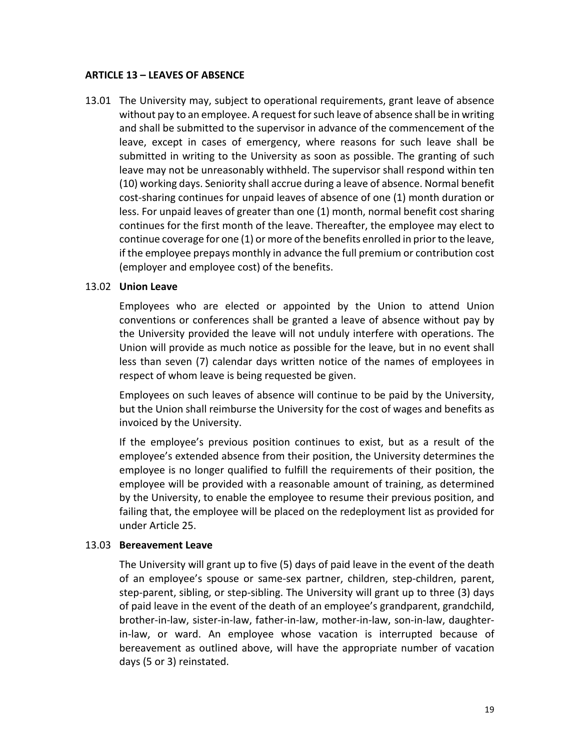## ARTICLE 13 – LEAVES OF ABSENCE

13.01 The University may, subject to operational requirements, grant leave of absence without pay to an employee. A request for such leave of absence shall be in writing and shall be submitted to the supervisor in advance of the commencement of the leave, except in cases of emergency, where reasons for such leave shall be submitted in writing to the University as soon as possible. The granting of such leave may not be unreasonably withheld. The supervisor shall respond within ten (10) working days. Seniority shall accrue during a leave of absence. Normal benefit cost-sharing continues for unpaid leaves of absence of one (1) month duration or less. For unpaid leaves of greater than one (1) month, normal benefit cost sharing continues for the first month of the leave. Thereafter, the employee may elect to continue coverage for one (1) or more of the benefits enrolled in prior to the leave, if the employee prepays monthly in advance the full premium or contribution cost (employer and employee cost) of the benefits.

13.02 **Union Leave**

Employees who are elected or appointed by the Union to attend Union conventions or conferences shall be granted a leave of absence without pay by the University provided the leave will not unduly interfere with operations. The Union will provide as much notice as possible for the leave, but in no event shall less than seven (7) calendar days written notice of the names of employees in respect of whom leave is being requested be given.

Employees on such leaves of absence will continue to be paid by the University, but the Union shall reimburse the University for the cost of wages and benefits as invoiced by the University.

If the employee's previous position continues to exist, but as a result of the employee's extended absence from their position, the University determines the employee is no longer qualified to fulfill the requirements of their position, the employee will be provided with a reasonable amount of training, as determined by the University, to enable the employee to resume their previous position, and failing that, the employee will be placed on the redeployment list as provided for under Article 25.

13.03 **Bereavement Leave**

The University will grant up to five (5) days of paid leave in the event of the death of an employee's spouse or same-sex partner, children, step-children, parent, step-parent, sibling, or step-sibling. The University will grant up to three (3) days of paid leave in the event of the death of an employee's grandparent, grandchild, brother-in-law, sister-in-law, father-in-law, mother-in-law, son-in-law, daughter-in-law, or ward. An employee whose vacation is interrupted because of bereavement as outlined above, will have the appropriate number of vacation days (5 or 3) reinstated.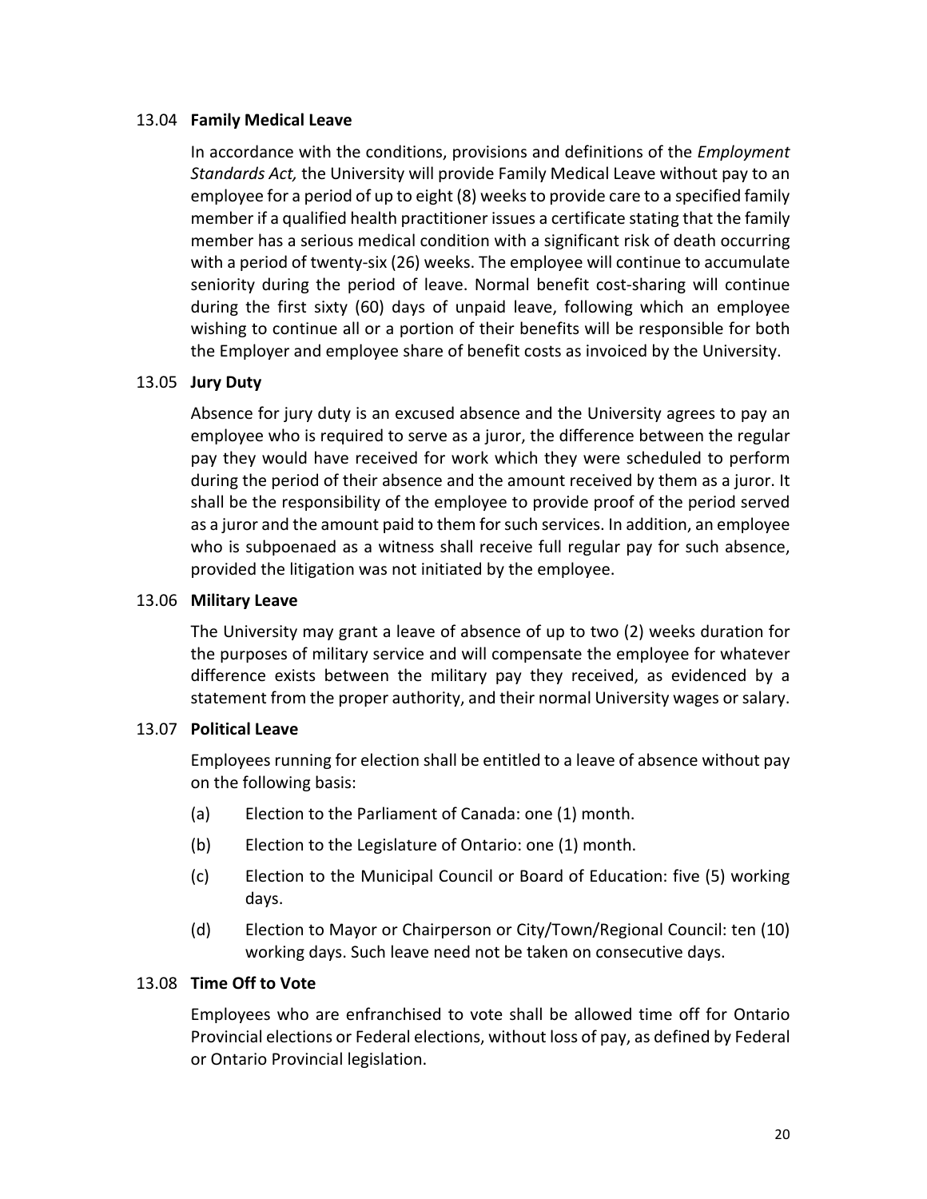### 13.04 **Family Medical Leave**

In accordance with the conditions, provisions and definitions of the *Employment Standards Act,* the University will provide Family Medical Leave without pay to an employee for a period of up to eight (8) weeks to provide care to a specified family member if a qualified health practitioner issues a certificate stating that the family member has a serious medical condition with a significant risk of death occurring with a period of twenty-six (26) weeks. The employee will continue to accumulate seniority during the period of leave. Normal benefit cost-sharing will continue during the first sixty (60) days of unpaid leave, following which an employee wishing to continue all or a portion of their benefits will be responsible for both the Employer and employee share of benefit costs as invoiced by the University.

### 13.05 **Jury Duty**

Absence for jury duty is an excused absence and the University agrees to pay an employee who is required to serve as a juror, the difference between the regular pay they would have received for work which they were scheduled to perform during the period of their absence and the amount received by them as a juror. It shall be the responsibility of the employee to provide proof of the period served as a juror and the amount paid to them for such services. In addition, an employee who is subpoenaed as a witness shall receive full regular pay for such absence, provided the litigation was not initiated by the employee.

### 13.06 **Military Leave**

The University may grant a leave of absence of up to two (2) weeks duration for the purposes of military service and will compensate the employee for whatever difference exists between the military pay they received, as evidenced by a statement from the proper authority, and their normal University wages or salary.

### 13.07 **Political Leave**

Employees running for election shall be entitled to a leave of absence without pay on the following basis:

(a) Election to the Parliament of Canada: one (1) month.

(b) Election to the Legislature of Ontario: one (1) month.

(c) Election to the Municipal Council or Board of Education: five (5) working days.

(d) Election to Mayor or Chairperson or City/Town/Regional Council: ten (10) working days. Such leave need not be taken on consecutive days.

### 13.08 **Time Off to Vote**

Employees who are enfranchised to vote shall be allowed time off for Ontario Provincial elections or Federal elections, without loss of pay, as defined by Federal or Ontario Provincial legislation.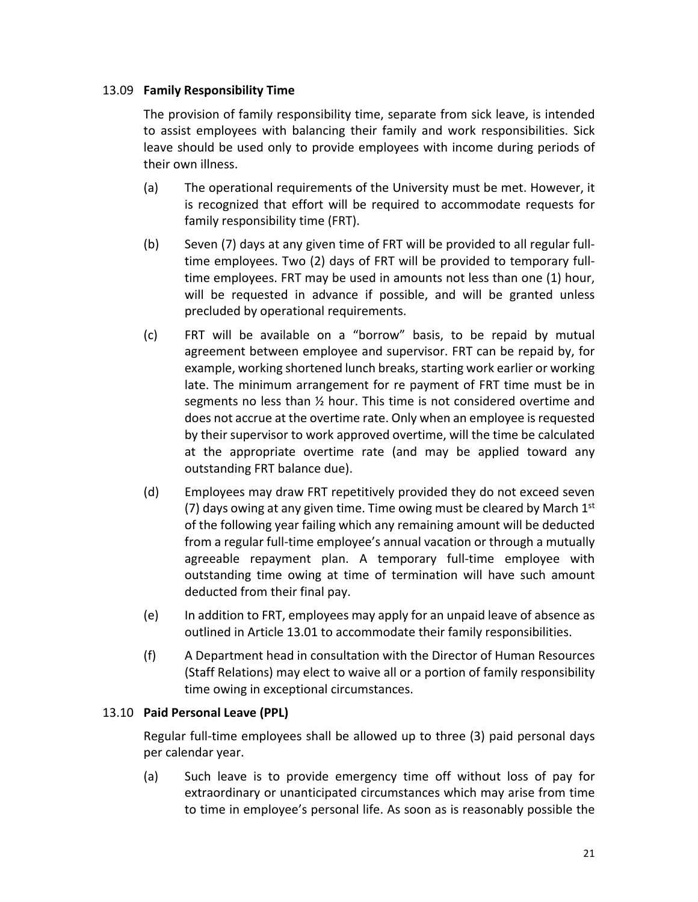### 13.09 **Family Responsibility Time**

The provision of family responsibility time, separate from sick leave, is intended to assist employees with balancing their family and work responsibilities. Sick leave should be used only to provide employees with income during periods of their own illness.

(a) The operational requirements of the University must be met. However, it is recognized that effort will be required to accommodate requests for family responsibility time (FRT).

(b) Seven (7) days at any given time of FRT will be provided to all regular full-time employees. Two (2) days of FRT will be provided to temporary full-time employees. FRT may be used in amounts not less than one (1) hour, will be requested in advance if possible, and will be granted unless precluded by operational requirements.

(c) FRT will be available on a "borrow" basis, to be repaid by mutual agreement between employee and supervisor. FRT can be repaid by, for example, working shortened lunch breaks, starting work earlier or working late. The minimum arrangement for re payment of FRT time must be in segments no less than ½ hour. This time is not considered overtime and does not accrue at the overtime rate. Only when an employee is requested by their supervisor to work approved overtime, will the time be calculated at the appropriate overtime rate (and may be applied toward any outstanding FRT balance due).

(d) Employees may draw FRT repetitively provided they do not exceed seven (7) days owing at any given time. Time owing must be cleared by March 1st of the following year failing which any remaining amount will be deducted from a regular full-time employee's annual vacation or through a mutually agreeable repayment plan. A temporary full-time employee with outstanding time owing at time of termination will have such amount deducted from their final pay.

(e) In addition to FRT, employees may apply for an unpaid leave of absence as outlined in Article 13.01 to accommodate their family responsibilities.

(f) A Department head in consultation with the Director of Human Resources (Staff Relations) may elect to waive all or a portion of family responsibility time owing in exceptional circumstances.

### 13.10 **Paid Personal Leave (PPL)**

Regular full-time employees shall be allowed up to three (3) paid personal days per calendar year.

(a) Such leave is to provide emergency time off without loss of pay for extraordinary or unanticipated circumstances which may arise from time to time in employee's personal life. As soon as is reasonably possible the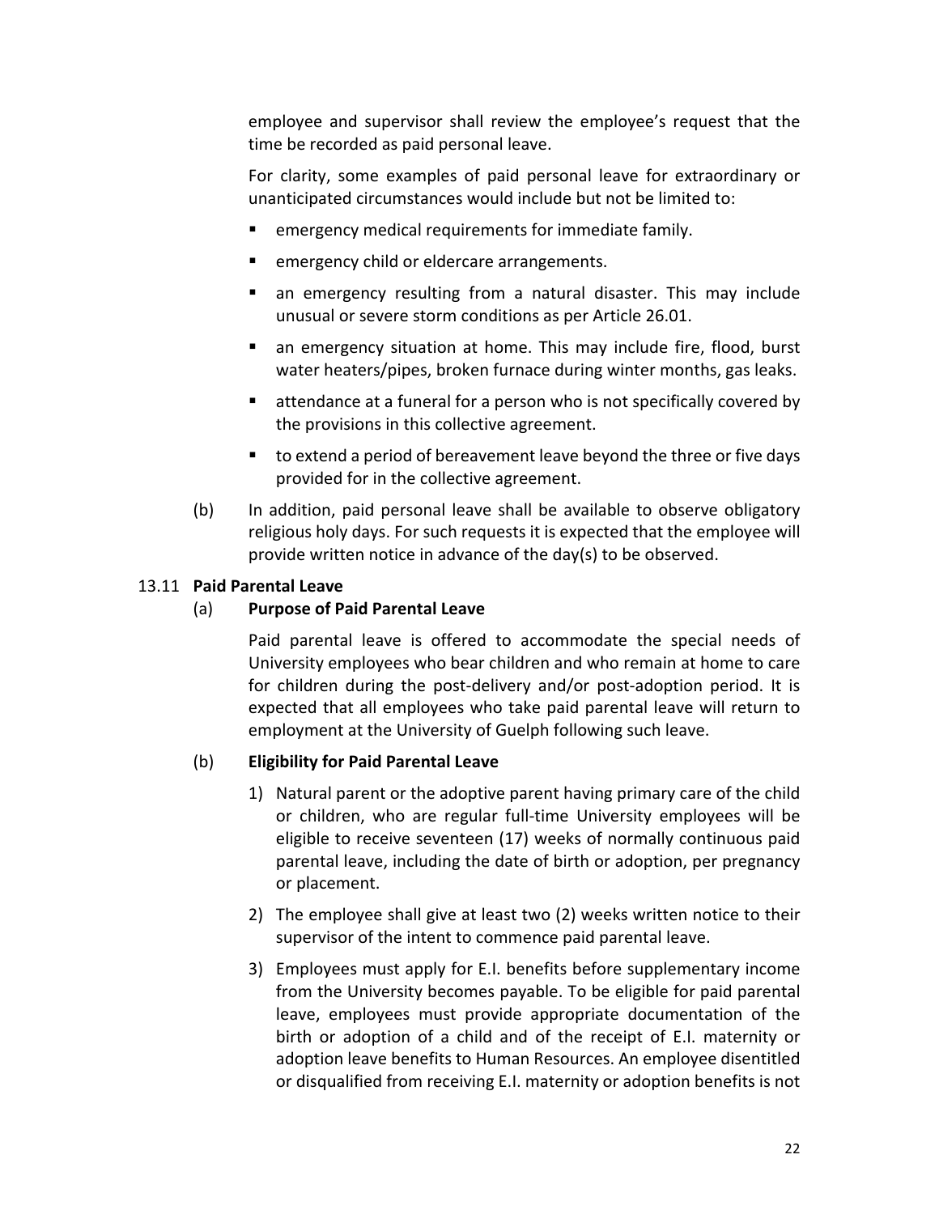employee and supervisor shall review the employee's request that the time be recorded as paid personal leave.

For clarity, some examples of paid personal leave for extraordinary or unanticipated circumstances would include but not be limited to:

- emergency medical requirements for immediate family.
- emergency child or eldercare arrangements.
- an emergency resulting from a natural disaster. This may include unusual or severe storm conditions as per Article 26.01.
- an emergency situation at home. This may include fire, flood, burst water heaters/pipes, broken furnace during winter months, gas leaks.
- attendance at a funeral for a person who is not specifically covered by the provisions in this collective agreement.
- to extend a period of bereavement leave beyond the three or five days provided for in the collective agreement.

(b) In addition, paid personal leave shall be available to observe obligatory religious holy days. For such requests it is expected that the employee will provide written notice in advance of the day(s) to be observed.

13.11 **Paid Parental Leave**

(a) **Purpose of Paid Parental Leave**

Paid parental leave is offered to accommodate the special needs of University employees who bear children and who remain at home to care for children during the post-delivery and/or post-adoption period. It is expected that all employees who take paid parental leave will return to employment at the University of Guelph following such leave.

(b) **Eligibility for Paid Parental Leave**

1) Natural parent or the adoptive parent having primary care of the child or children, who are regular full-time University employees will be eligible to receive seventeen (17) weeks of normally continuous paid parental leave, including the date of birth or adoption, per pregnancy or placement.

2) The employee shall give at least two (2) weeks written notice to their supervisor of the intent to commence paid parental leave.

3) Employees must apply for E.I. benefits before supplementary income from the University becomes payable. To be eligible for paid parental leave, employees must provide appropriate documentation of the birth or adoption of a child and of the receipt of E.I. maternity or adoption leave benefits to Human Resources. An employee disentitled or disqualified from receiving E.I. maternity or adoption benefits is not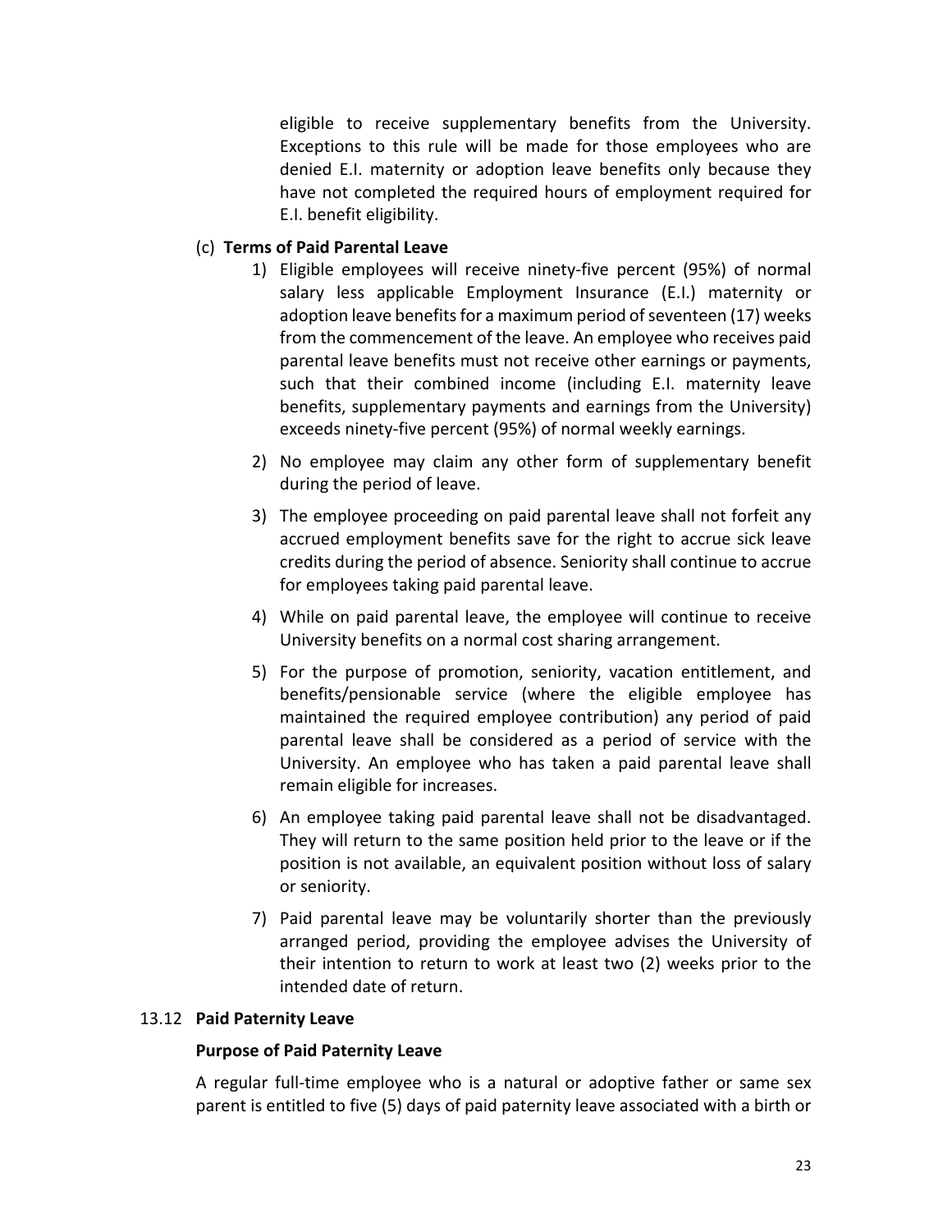eligible to receive supplementary benefits from the University. Exceptions to this rule will be made for those employees who are denied E.I. maternity or adoption leave benefits only because they have not completed the required hours of employment required for E.I. benefit eligibility.

(c) **Terms of Paid Parental Leave**

1) Eligible employees will receive ninety-five percent (95%) of normal salary less applicable Employment Insurance (E.I.) maternity or adoption leave benefits for a maximum period of seventeen (17) weeks from the commencement of the leave. An employee who receives paid parental leave benefits must not receive other earnings or payments, such that their combined income (including E.I. maternity leave benefits, supplementary payments and earnings from the University) exceeds ninety-five percent (95%) of normal weekly earnings.

2) No employee may claim any other form of supplementary benefit during the period of leave.

3) The employee proceeding on paid parental leave shall not forfeit any accrued employment benefits save for the right to accrue sick leave credits during the period of absence. Seniority shall continue to accrue for employees taking paid parental leave.

4) While on paid parental leave, the employee will continue to receive University benefits on a normal cost sharing arrangement.

5) For the purpose of promotion, seniority, vacation entitlement, and benefits/pensionable service (where the eligible employee has maintained the required employee contribution) any period of paid parental leave shall be considered as a period of service with the University. An employee who has taken a paid parental leave shall remain eligible for increases.

6) An employee taking paid parental leave shall not be disadvantaged. They will return to the same position held prior to the leave or if the position is not available, an equivalent position without loss of salary or seniority.

7) Paid parental leave may be voluntarily shorter than the previously arranged period, providing the employee advises the University of their intention to return to work at least two (2) weeks prior to the intended date of return.

13.12 **Paid Paternity Leave**

**Purpose of Paid Paternity Leave**

A regular full-time employee who is a natural or adoptive father or same sex parent is entitled to five (5) days of paid paternity leave associated with a birth or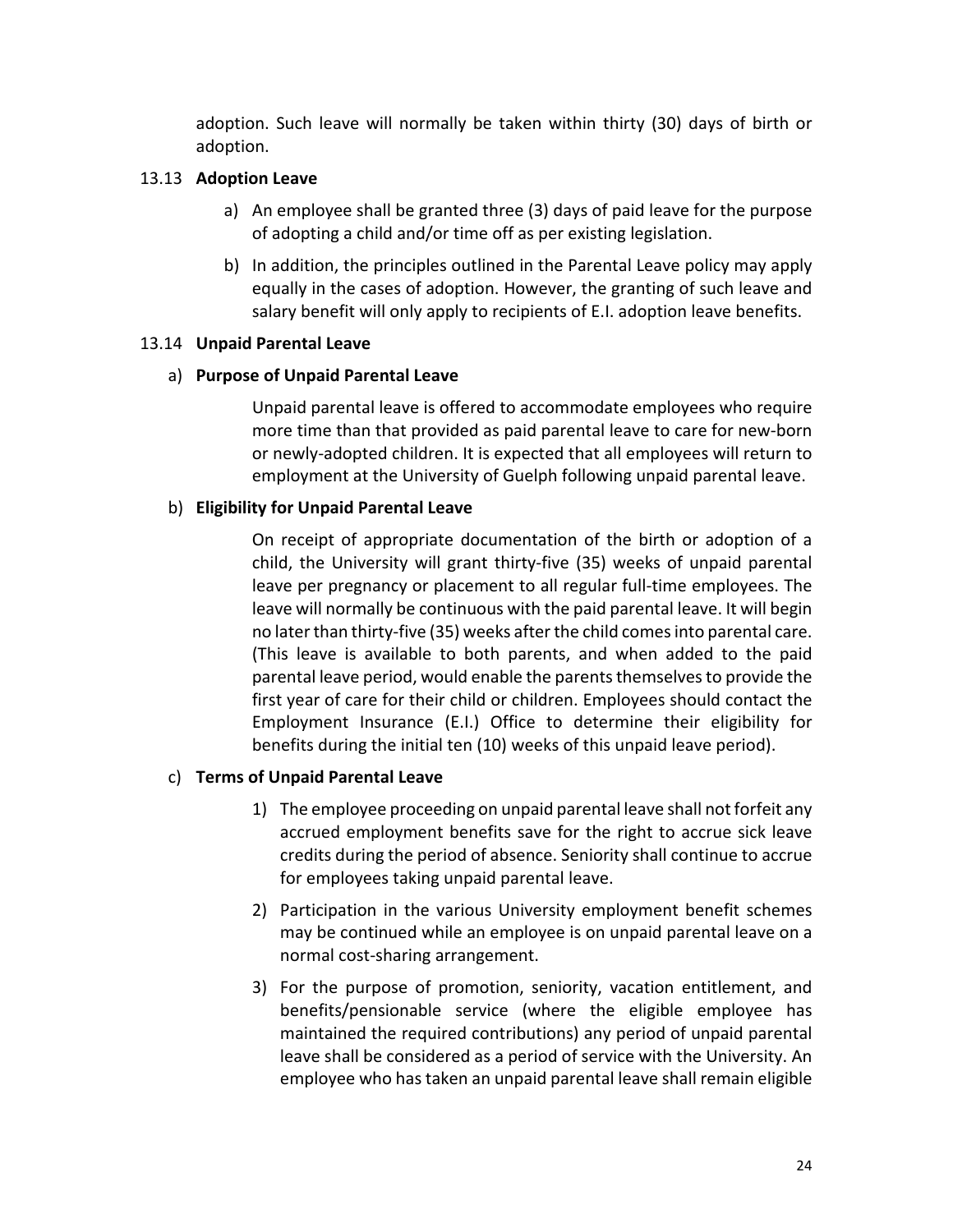adoption. Such leave will normally be taken within thirty (30) days of birth or adoption.

### 13.13 **Adoption Leave**

a) An employee shall be granted three (3) days of paid leave for the purpose of adopting a child and/or time off as per existing legislation.

b) In addition, the principles outlined in the Parental Leave policy may apply equally in the cases of adoption. However, the granting of such leave and salary benefit will only apply to recipients of E.I. adoption leave benefits.

### 13.14 **Unpaid Parental Leave**

a) **Purpose of Unpaid Parental Leave**

Unpaid parental leave is offered to accommodate employees who require more time than that provided as paid parental leave to care for new-born or newly-adopted children. It is expected that all employees will return to employment at the University of Guelph following unpaid parental leave.

b) **Eligibility for Unpaid Parental Leave**

On receipt of appropriate documentation of the birth or adoption of a child, the University will grant thirty-five (35) weeks of unpaid parental leave per pregnancy or placement to all regular full-time employees. The leave will normally be continuous with the paid parental leave. It will begin no later than thirty-five (35) weeks after the child comes into parental care. (This leave is available to both parents, and when added to the paid parental leave period, would enable the parents themselves to provide the first year of care for their child or children. Employees should contact the Employment Insurance (E.I.) Office to determine their eligibility for benefits during the initial ten (10) weeks of this unpaid leave period).

c) **Terms of Unpaid Parental Leave**

1) The employee proceeding on unpaid parental leave shall not forfeit any accrued employment benefits save for the right to accrue sick leave credits during the period of absence. Seniority shall continue to accrue for employees taking unpaid parental leave.

2) Participation in the various University employment benefit schemes may be continued while an employee is on unpaid parental leave on a normal cost-sharing arrangement.

3) For the purpose of promotion, seniority, vacation entitlement, and benefits/pensionable service (where the eligible employee has maintained the required contributions) any period of unpaid parental leave shall be considered as a period of service with the University. An employee who has taken an unpaid parental leave shall remain eligible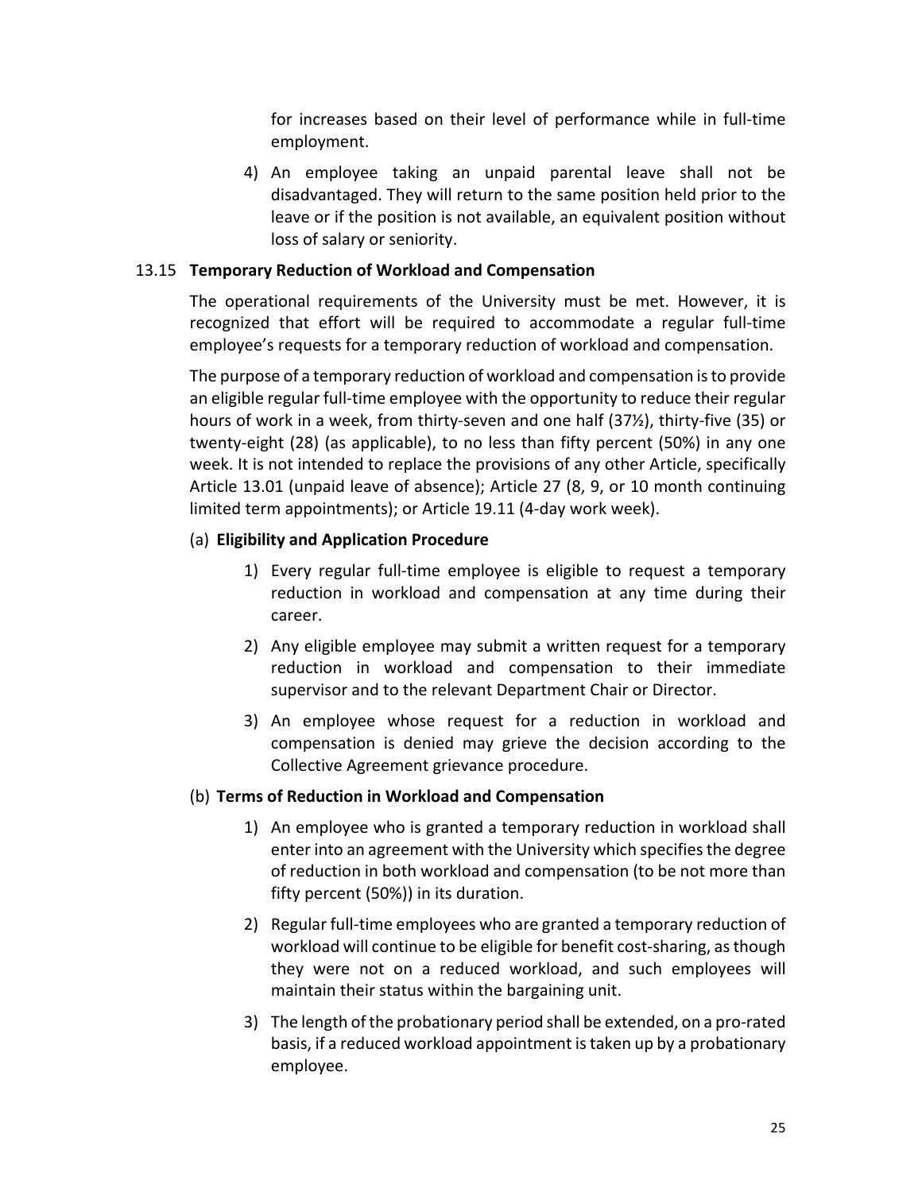for increases based on their level of performance while in full-time employment.

4) An employee taking an unpaid parental leave shall not be disadvantaged. They will return to the same position held prior to the leave or if the position is not available, an equivalent position without loss of salary or seniority.

### 13.15 **Temporary Reduction of Workload and Compensation**

The operational requirements of the University must be met. However, it is recognized that effort will be required to accommodate a regular full-time employee's requests for a temporary reduction of workload and compensation.

The purpose of a temporary reduction of workload and compensation is to provide an eligible regular full-time employee with the opportunity to reduce their regular hours of work in a week, from thirty-seven and one half (37½), thirty-five (35) or twenty-eight (28) (as applicable), to no less than fifty percent (50%) in any one week. It is not intended to replace the provisions of any other Article, specifically Article 13.01 (unpaid leave of absence); Article 27 (8, 9, or 10 month continuing limited term appointments); or Article 19.11 (4-day work week).

(a) **Eligibility and Application Procedure**

1) Every regular full-time employee is eligible to request a temporary reduction in workload and compensation at any time during their career.

2) Any eligible employee may submit a written request for a temporary reduction in workload and compensation to their immediate supervisor and to the relevant Department Chair or Director.

3) An employee whose request for a reduction in workload and compensation is denied may grieve the decision according to the Collective Agreement grievance procedure.

(b) **Terms of Reduction in Workload and Compensation**

1) An employee who is granted a temporary reduction in workload shall enter into an agreement with the University which specifies the degree of reduction in both workload and compensation (to be not more than fifty percent (50%)) in its duration.

2) Regular full-time employees who are granted a temporary reduction of workload will continue to be eligible for benefit cost-sharing, as though they were not on a reduced workload, and such employees will maintain their status within the bargaining unit.

3) The length of the probationary period shall be extended, on a pro-rated basis, if a reduced workload appointment is taken up by a probationary employee.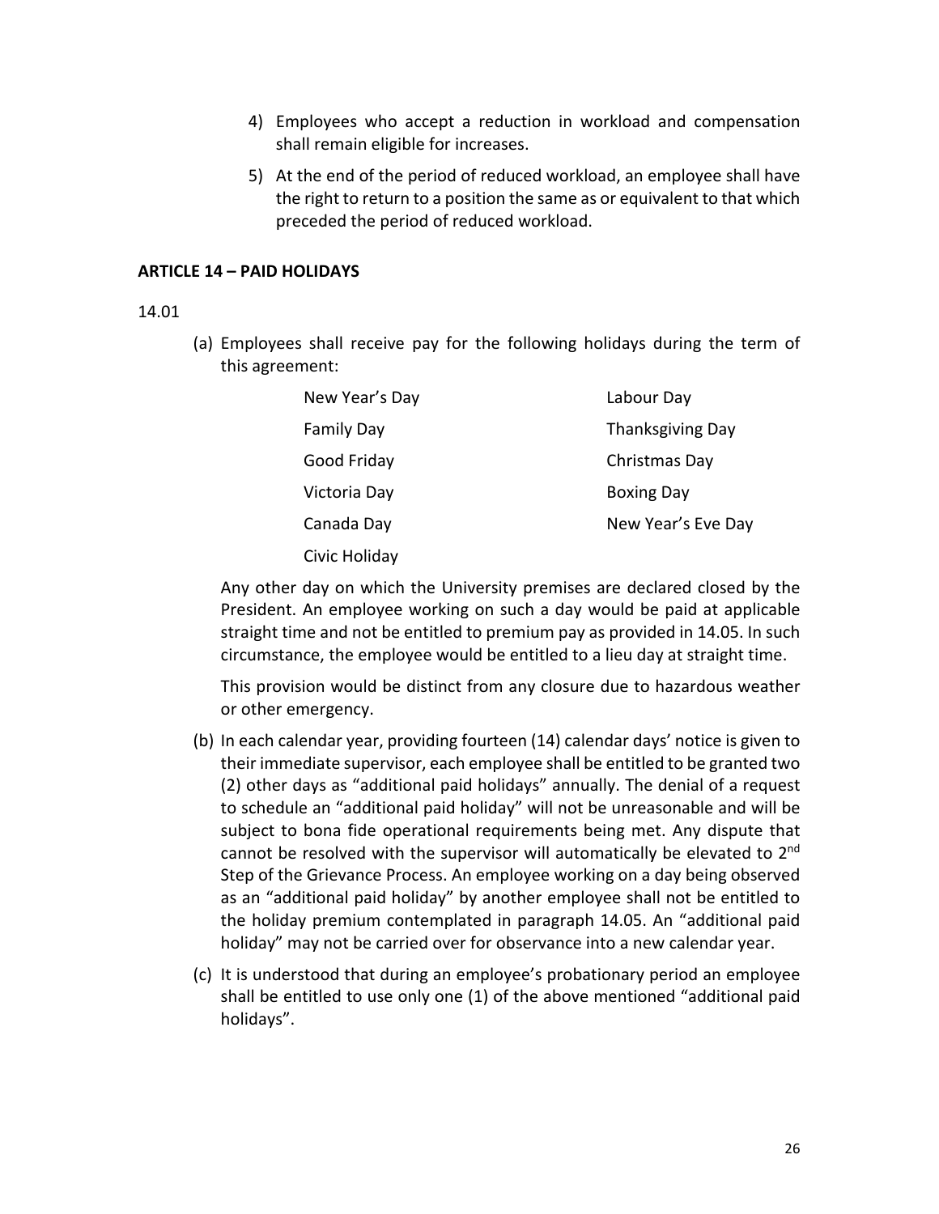4) Employees who accept a reduction in workload and compensation shall remain eligible for increases.

5) At the end of the period of reduced workload, an employee shall have the right to return to a position the same as or equivalent to that which preceded the period of reduced workload.

**ARTICLE 14 – PAID HOLIDAYS**

14.01

(a) Employees shall receive pay for the following holidays during the term of this agreement:

| | |
|---|---|
| New Year's Day | Labour Day |
| Family Day | Thanksgiving Day |
| Good Friday | Christmas Day |
| Victoria Day | Boxing Day |
| Canada Day | New Year's Eve Day |
| Civic Holiday | |

Any other day on which the University premises are declared closed by the President. An employee working on such a day would be paid at applicable straight time and not be entitled to premium pay as provided in 14.05. In such circumstance, the employee would be entitled to a lieu day at straight time.

This provision would be distinct from any closure due to hazardous weather or other emergency.

(b) In each calendar year, providing fourteen (14) calendar days' notice is given to their immediate supervisor, each employee shall be entitled to be granted two (2) other days as "additional paid holidays" annually. The denial of a request to schedule an "additional paid holiday" will not be unreasonable and will be subject to bona fide operational requirements being met. Any dispute that cannot be resolved with the supervisor will automatically be elevated to 2nd Step of the Grievance Process. An employee working on a day being observed as an "additional paid holiday" by another employee shall not be entitled to the holiday premium contemplated in paragraph 14.05. An "additional paid holiday" may not be carried over for observance into a new calendar year.

(c) It is understood that during an employee's probationary period an employee shall be entitled to use only one (1) of the above mentioned "additional paid holidays".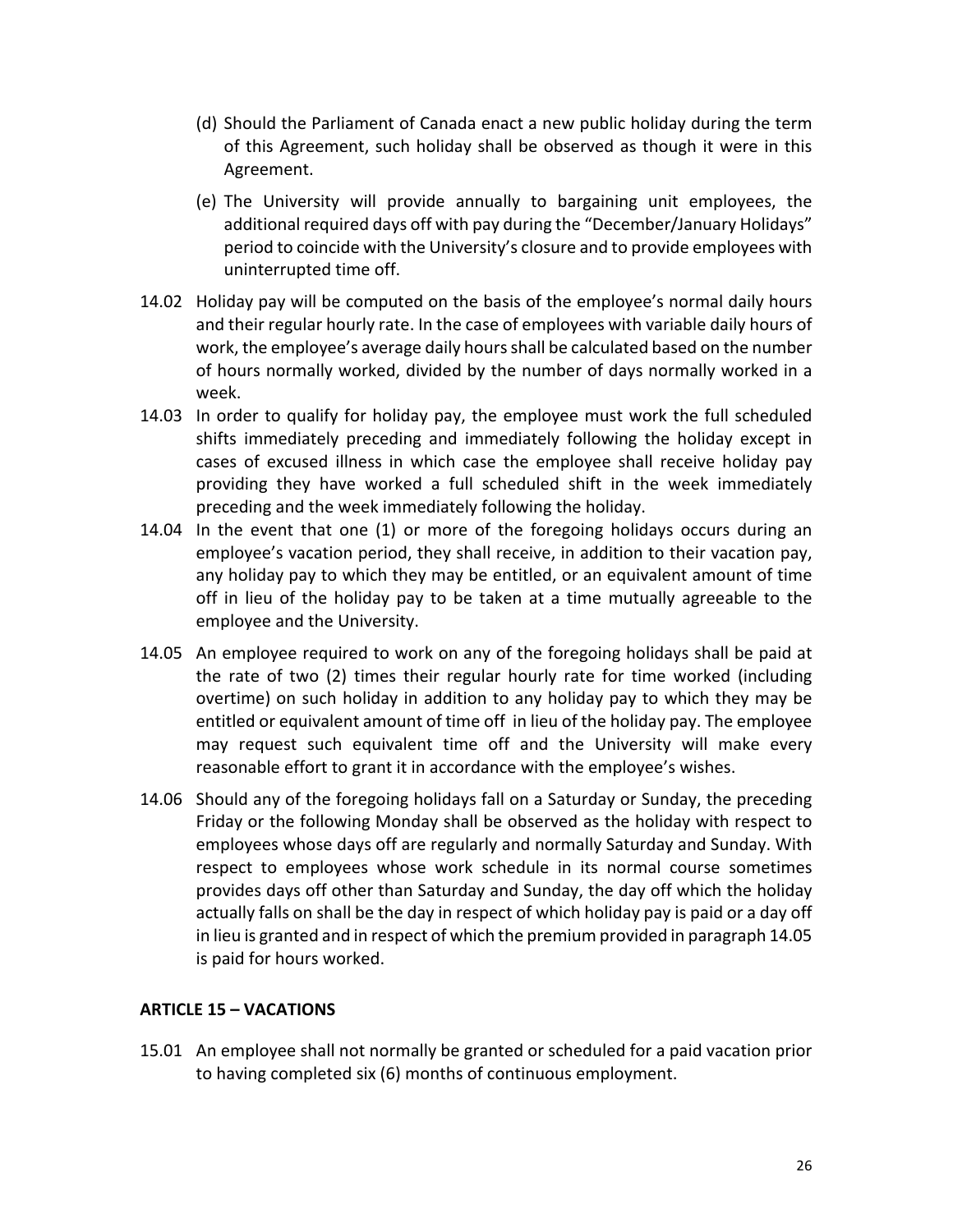(d) Should the Parliament of Canada enact a new public holiday during the term of this Agreement, such holiday shall be observed as though it were in this Agreement.

(e) The University will provide annually to bargaining unit employees, the additional required days off with pay during the "December/January Holidays" period to coincide with the University's closure and to provide employees with uninterrupted time off.

14.02 Holiday pay will be computed on the basis of the employee's normal daily hours and their regular hourly rate. In the case of employees with variable daily hours of work, the employee's average daily hours shall be calculated based on the number of hours normally worked, divided by the number of days normally worked in a week.

14.03 In order to qualify for holiday pay, the employee must work the full scheduled shifts immediately preceding and immediately following the holiday except in cases of excused illness in which case the employee shall receive holiday pay providing they have worked a full scheduled shift in the week immediately preceding and the week immediately following the holiday.

14.04 In the event that one (1) or more of the foregoing holidays occurs during an employee's vacation period, they shall receive, in addition to their vacation pay, any holiday pay to which they may be entitled, or an equivalent amount of time off in lieu of the holiday pay to be taken at a time mutually agreeable to the employee and the University.

14.05 An employee required to work on any of the foregoing holidays shall be paid at the rate of two (2) times their regular hourly rate for time worked (including overtime) on such holiday in addition to any holiday pay to which they may be entitled or equivalent amount of time off in lieu of the holiday pay. The employee may request such equivalent time off and the University will make every reasonable effort to grant it in accordance with the employee's wishes.

14.06 Should any of the foregoing holidays fall on a Saturday or Sunday, the preceding Friday or the following Monday shall be observed as the holiday with respect to employees whose days off are regularly and normally Saturday and Sunday. With respect to employees whose work schedule in its normal course sometimes provides days off other than Saturday and Sunday, the day off which the holiday actually falls on shall be the day in respect of which holiday pay is paid or a day off in lieu is granted and in respect of which the premium provided in paragraph 14.05 is paid for hours worked.

## ARTICLE 15 – VACATIONS

15.01 An employee shall not normally be granted or scheduled for a paid vacation prior to having completed six (6) months of continuous employment.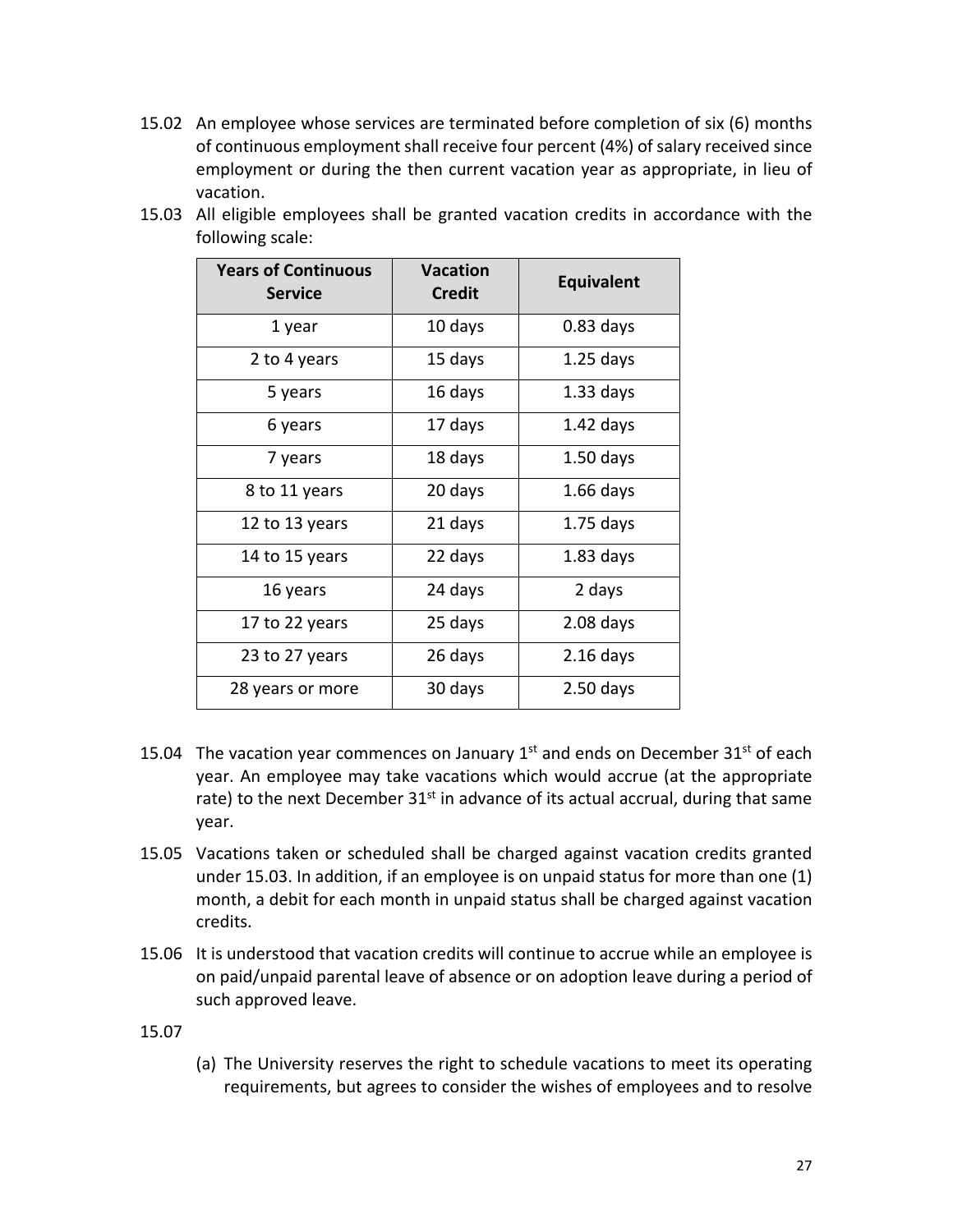15.02 An employee whose services are terminated before completion of six (6) months of continuous employment shall receive four percent (4%) of salary received since employment or during the then current vacation year as appropriate, in lieu of vacation.

15.03 All eligible employees shall be granted vacation credits in accordance with the following scale:

| Years of Continuous Service | Vacation Credit | Equivalent |
|---|---|---|
| 1 year | 10 days | 0.83 days |
| 2 to 4 years | 15 days | 1.25 days |
| 5 years | 16 days | 1.33 days |
| 6 years | 17 days | 1.42 days |
| 7 years | 18 days | 1.50 days |
| 8 to 11 years | 20 days | 1.66 days |
| 12 to 13 years | 21 days | 1.75 days |
| 14 to 15 years | 22 days | 1.83 days |
| 16 years | 24 days | 2 days |
| 17 to 22 years | 25 days | 2.08 days |
| 23 to 27 years | 26 days | 2.16 days |
| 28 years or more | 30 days | 2.50 days |

15.04 The vacation year commences on January 1st and ends on December 31st of each year. An employee may take vacations which would accrue (at the appropriate rate) to the next December 31st in advance of its actual accrual, during that same year.

15.05 Vacations taken or scheduled shall be charged against vacation credits granted under 15.03. In addition, if an employee is on unpaid status for more than one (1) month, a debit for each month in unpaid status shall be charged against vacation credits.

15.06 It is understood that vacation credits will continue to accrue while an employee is on paid/unpaid parental leave of absence or on adoption leave during a period of such approved leave.

15.07

(a) The University reserves the right to schedule vacations to meet its operating requirements, but agrees to consider the wishes of employees and to resolve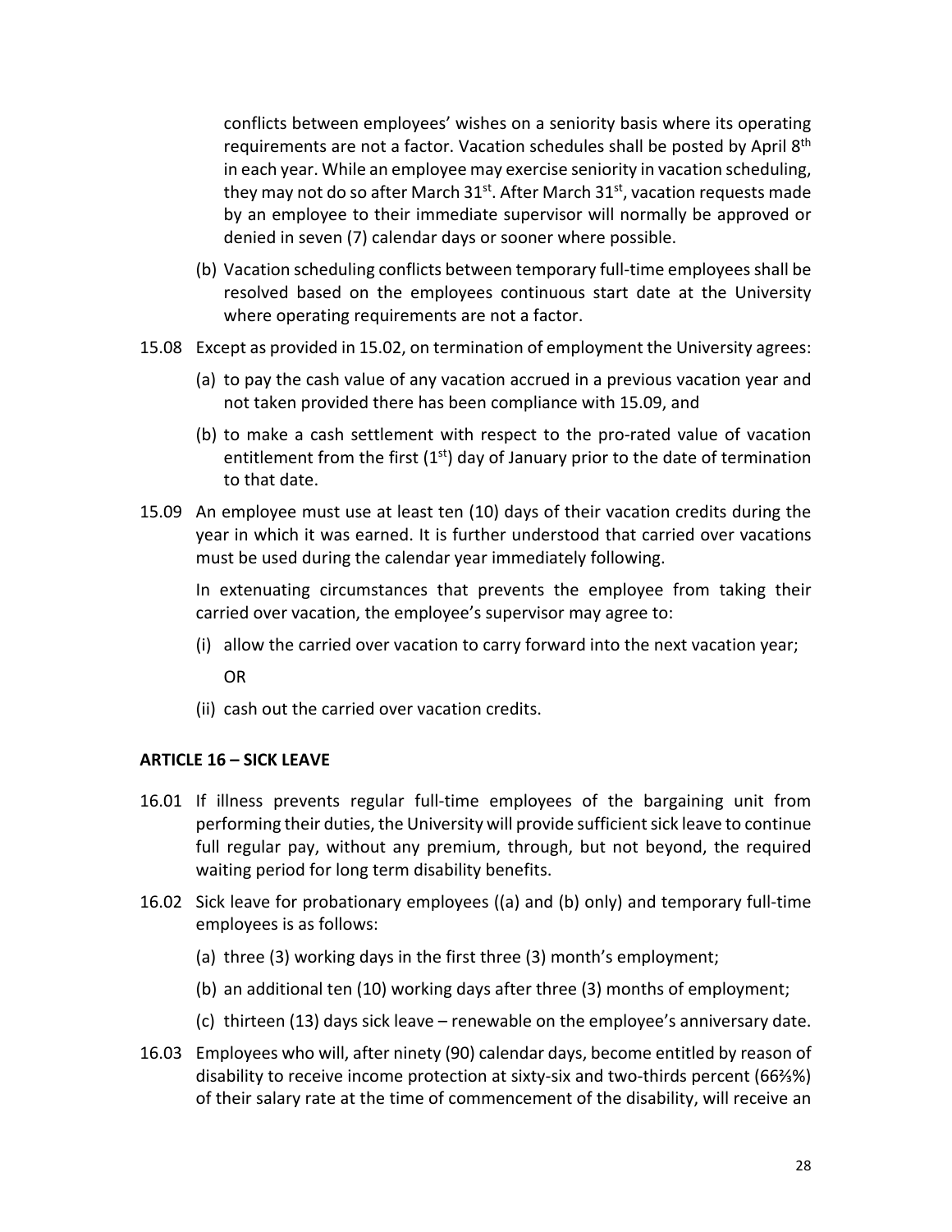conflicts between employees' wishes on a seniority basis where its operating requirements are not a factor. Vacation schedules shall be posted by April 8th in each year. While an employee may exercise seniority in vacation scheduling, they may not do so after March 31st. After March 31st, vacation requests made by an employee to their immediate supervisor will normally be approved or denied in seven (7) calendar days or sooner where possible.

(b) Vacation scheduling conflicts between temporary full-time employees shall be resolved based on the employees continuous start date at the University where operating requirements are not a factor.

15.08 Except as provided in 15.02, on termination of employment the University agrees:

(a) to pay the cash value of any vacation accrued in a previous vacation year and not taken provided there has been compliance with 15.09, and

(b) to make a cash settlement with respect to the pro-rated value of vacation entitlement from the first (1st) day of January prior to the date of termination to that date.

15.09 An employee must use at least ten (10) days of their vacation credits during the year in which it was earned. It is further understood that carried over vacations must be used during the calendar year immediately following.

In extenuating circumstances that prevents the employee from taking their carried over vacation, the employee's supervisor may agree to:

(i) allow the carried over vacation to carry forward into the next vacation year;

OR

(ii) cash out the carried over vacation credits.

**ARTICLE 16 – SICK LEAVE**

16.01 If illness prevents regular full-time employees of the bargaining unit from performing their duties, the University will provide sufficient sick leave to continue full regular pay, without any premium, through, but not beyond, the required waiting period for long term disability benefits.

16.02 Sick leave for probationary employees ((a) and (b) only) and temporary full-time employees is as follows:

(a) three (3) working days in the first three (3) month's employment;

(b) an additional ten (10) working days after three (3) months of employment;

(c) thirteen (13) days sick leave – renewable on the employee's anniversary date.

16.03 Employees who will, after ninety (90) calendar days, become entitled by reason of disability to receive income protection at sixty-six and two-thirds percent (66⅔%) of their salary rate at the time of commencement of the disability, will receive an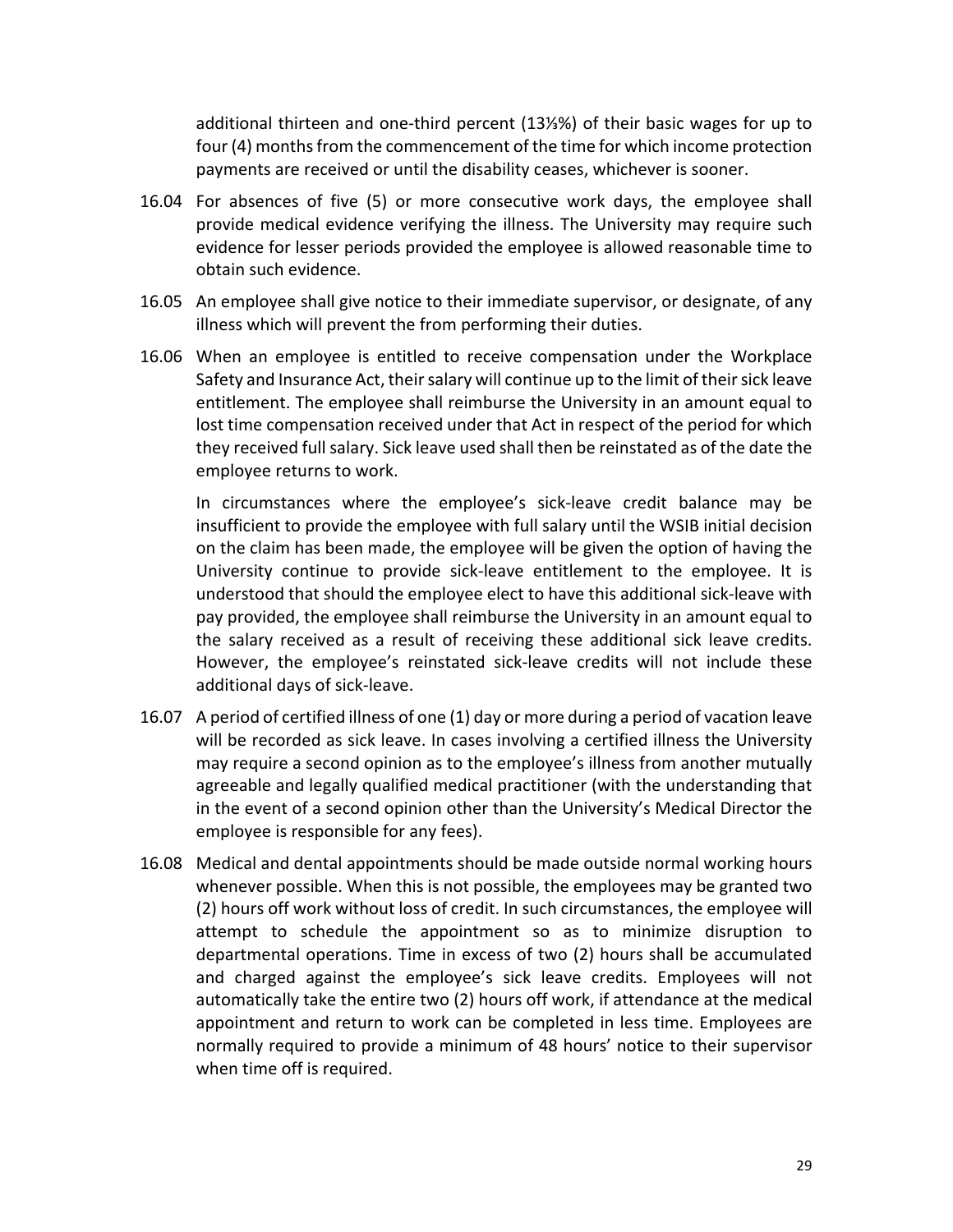additional thirteen and one-third percent (13⅓%) of their basic wages for up to four (4) months from the commencement of the time for which income protection payments are received or until the disability ceases, whichever is sooner.

16.04 For absences of five (5) or more consecutive work days, the employee shall provide medical evidence verifying the illness. The University may require such evidence for lesser periods provided the employee is allowed reasonable time to obtain such evidence.

16.05 An employee shall give notice to their immediate supervisor, or designate, of any illness which will prevent the from performing their duties.

16.06 When an employee is entitled to receive compensation under the Workplace Safety and Insurance Act, their salary will continue up to the limit of their sick leave entitlement. The employee shall reimburse the University in an amount equal to lost time compensation received under that Act in respect of the period for which they received full salary. Sick leave used shall then be reinstated as of the date the employee returns to work.

In circumstances where the employee's sick-leave credit balance may be insufficient to provide the employee with full salary until the WSIB initial decision on the claim has been made, the employee will be given the option of having the University continue to provide sick-leave entitlement to the employee. It is understood that should the employee elect to have this additional sick-leave with pay provided, the employee shall reimburse the University in an amount equal to the salary received as a result of receiving these additional sick leave credits. However, the employee's reinstated sick-leave credits will not include these additional days of sick-leave.

16.07 A period of certified illness of one (1) day or more during a period of vacation leave will be recorded as sick leave. In cases involving a certified illness the University may require a second opinion as to the employee's illness from another mutually agreeable and legally qualified medical practitioner (with the understanding that in the event of a second opinion other than the University's Medical Director the employee is responsible for any fees).

16.08 Medical and dental appointments should be made outside normal working hours whenever possible. When this is not possible, the employees may be granted two (2) hours off work without loss of credit. In such circumstances, the employee will attempt to schedule the appointment so as to minimize disruption to departmental operations. Time in excess of two (2) hours shall be accumulated and charged against the employee's sick leave credits. Employees will not automatically take the entire two (2) hours off work, if attendance at the medical appointment and return to work can be completed in less time. Employees are normally required to provide a minimum of 48 hours' notice to their supervisor when time off is required.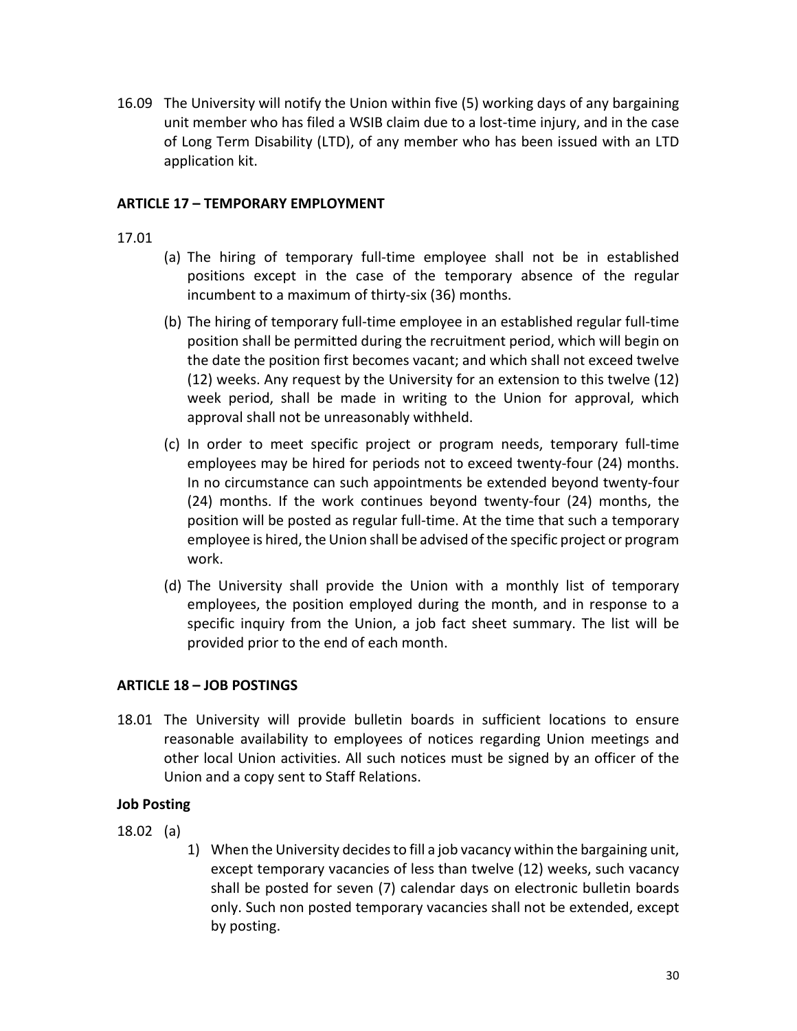16.09 The University will notify the Union within five (5) working days of any bargaining unit member who has filed a WSIB claim due to a lost-time injury, and in the case of Long Term Disability (LTD), of any member who has been issued with an LTD application kit.

**ARTICLE 17 – TEMPORARY EMPLOYMENT**

17.01

(a) The hiring of temporary full-time employee shall not be in established positions except in the case of the temporary absence of the regular incumbent to a maximum of thirty-six (36) months.

(b) The hiring of temporary full-time employee in an established regular full-time position shall be permitted during the recruitment period, which will begin on the date the position first becomes vacant; and which shall not exceed twelve (12) weeks. Any request by the University for an extension to this twelve (12) week period, shall be made in writing to the Union for approval, which approval shall not be unreasonably withheld.

(c) In order to meet specific project or program needs, temporary full-time employees may be hired for periods not to exceed twenty-four (24) months. In no circumstance can such appointments be extended beyond twenty-four (24) months. If the work continues beyond twenty-four (24) months, the position will be posted as regular full-time. At the time that such a temporary employee is hired, the Union shall be advised of the specific project or program work.

(d) The University shall provide the Union with a monthly list of temporary employees, the position employed during the month, and in response to a specific inquiry from the Union, a job fact sheet summary. The list will be provided prior to the end of each month.

**ARTICLE 18 – JOB POSTINGS**

18.01 The University will provide bulletin boards in sufficient locations to ensure reasonable availability to employees of notices regarding Union meetings and other local Union activities. All such notices must be signed by an officer of the Union and a copy sent to Staff Relations.

**Job Posting**

18.02 (a)

1) When the University decides to fill a job vacancy within the bargaining unit, except temporary vacancies of less than twelve (12) weeks, such vacancy shall be posted for seven (7) calendar days on electronic bulletin boards only. Such non posted temporary vacancies shall not be extended, except by posting.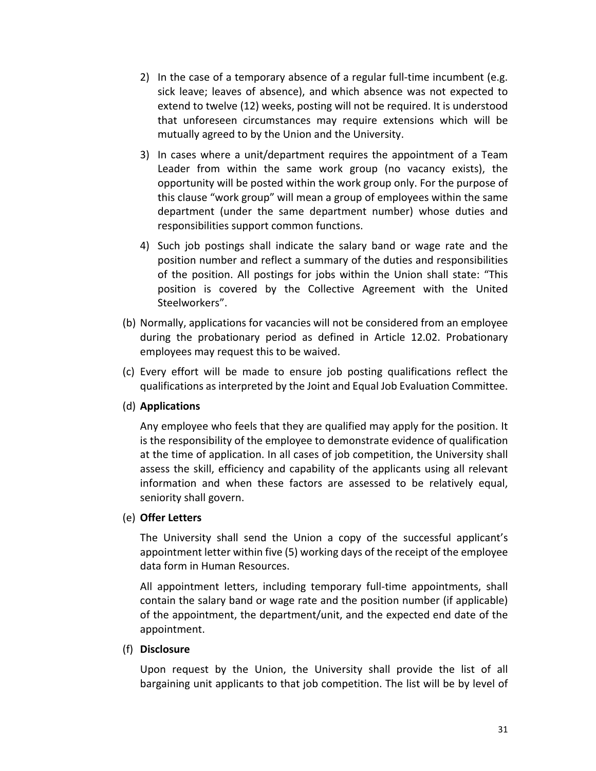2) In the case of a temporary absence of a regular full-time incumbent (e.g. sick leave; leaves of absence), and which absence was not expected to extend to twelve (12) weeks, posting will not be required. It is understood that unforeseen circumstances may require extensions which will be mutually agreed to by the Union and the University.

3) In cases where a unit/department requires the appointment of a Team Leader from within the same work group (no vacancy exists), the opportunity will be posted within the work group only. For the purpose of this clause "work group" will mean a group of employees within the same department (under the same department number) whose duties and responsibilities support common functions.

4) Such job postings shall indicate the salary band or wage rate and the position number and reflect a summary of the duties and responsibilities of the position. All postings for jobs within the Union shall state: "This position is covered by the Collective Agreement with the United Steelworkers".

(b) Normally, applications for vacancies will not be considered from an employee during the probationary period as defined in Article 12.02. Probationary employees may request this to be waived.

(c) Every effort will be made to ensure job posting qualifications reflect the qualifications as interpreted by the Joint and Equal Job Evaluation Committee.

(d) **Applications**

Any employee who feels that they are qualified may apply for the position. It is the responsibility of the employee to demonstrate evidence of qualification at the time of application. In all cases of job competition, the University shall assess the skill, efficiency and capability of the applicants using all relevant information and when these factors are assessed to be relatively equal, seniority shall govern.

(e) **Offer Letters**

The University shall send the Union a copy of the successful applicant's appointment letter within five (5) working days of the receipt of the employee data form in Human Resources.

All appointment letters, including temporary full-time appointments, shall contain the salary band or wage rate and the position number (if applicable) of the appointment, the department/unit, and the expected end date of the appointment.

(f) **Disclosure**

Upon request by the Union, the University shall provide the list of all bargaining unit applicants to that job competition. The list will be by level of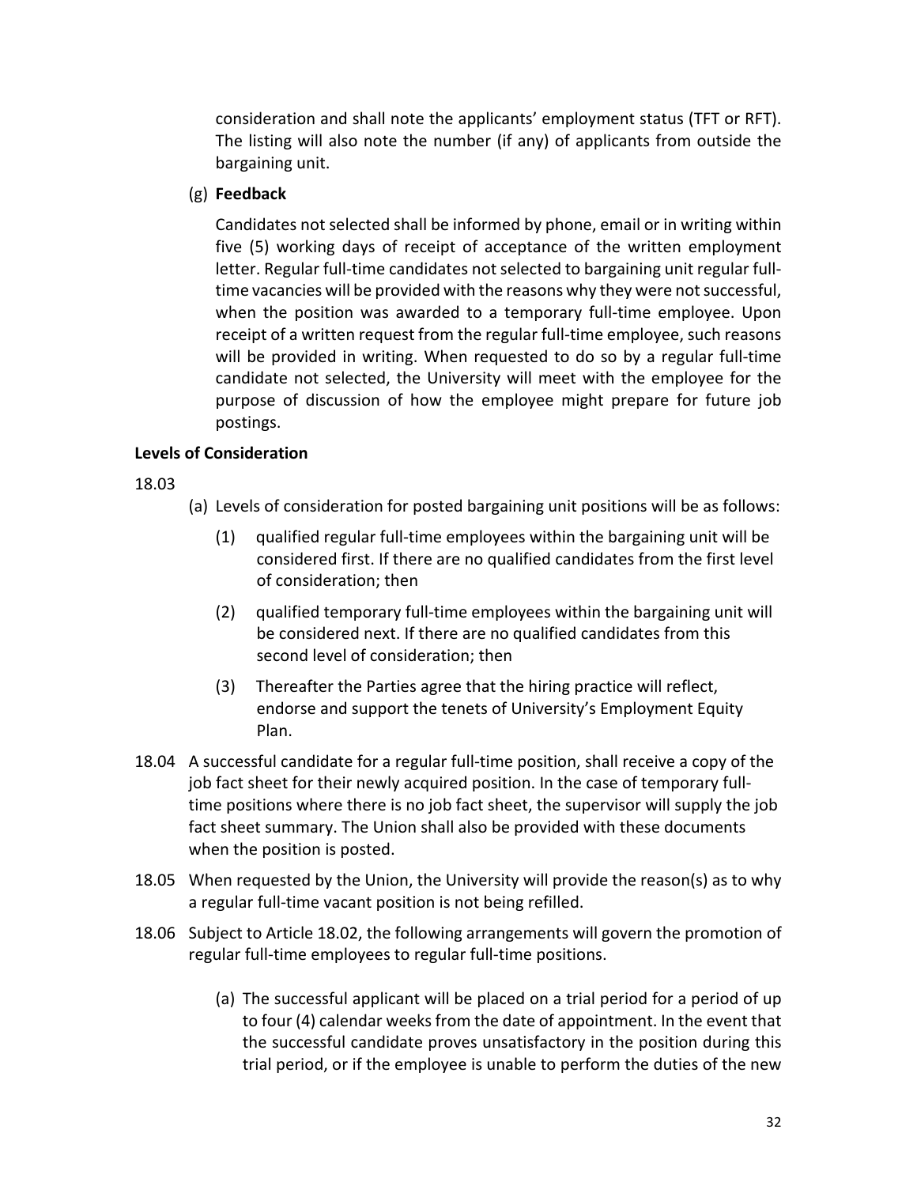consideration and shall note the applicants' employment status (TFT or RFT). The listing will also note the number (if any) of applicants from outside the bargaining unit.

(g) **Feedback**

Candidates not selected shall be informed by phone, email or in writing within five (5) working days of receipt of acceptance of the written employment letter. Regular full-time candidates not selected to bargaining unit regular full-time vacancies will be provided with the reasons why they were not successful, when the position was awarded to a temporary full-time employee. Upon receipt of a written request from the regular full-time employee, such reasons will be provided in writing. When requested to do so by a regular full-time candidate not selected, the University will meet with the employee for the purpose of discussion of how the employee might prepare for future job postings.

**Levels of Consideration**

18.03

(a) Levels of consideration for posted bargaining unit positions will be as follows:

(1) qualified regular full-time employees within the bargaining unit will be considered first. If there are no qualified candidates from the first level of consideration; then

(2) qualified temporary full-time employees within the bargaining unit will be considered next. If there are no qualified candidates from this second level of consideration; then

(3) Thereafter the Parties agree that the hiring practice will reflect, endorse and support the tenets of University's Employment Equity Plan.

18.04 A successful candidate for a regular full-time position, shall receive a copy of the job fact sheet for their newly acquired position. In the case of temporary full-time positions where there is no job fact sheet, the supervisor will supply the job fact sheet summary. The Union shall also be provided with these documents when the position is posted.

18.05 When requested by the Union, the University will provide the reason(s) as to why a regular full-time vacant position is not being refilled.

18.06 Subject to Article 18.02, the following arrangements will govern the promotion of regular full-time employees to regular full-time positions.

(a) The successful applicant will be placed on a trial period for a period of up to four (4) calendar weeks from the date of appointment. In the event that the successful candidate proves unsatisfactory in the position during this trial period, or if the employee is unable to perform the duties of the new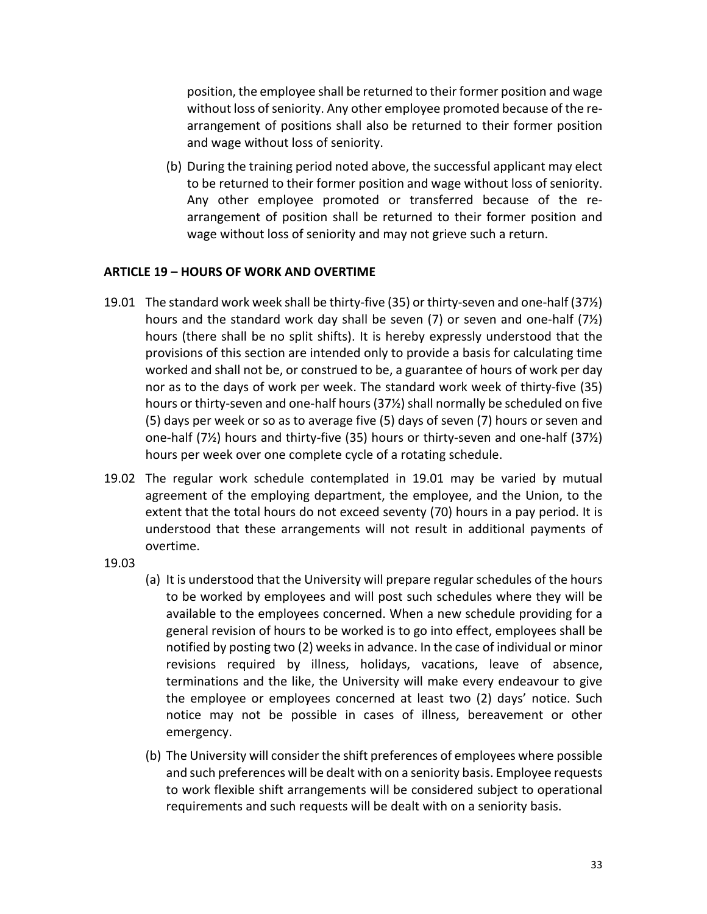position, the employee shall be returned to their former position and wage without loss of seniority. Any other employee promoted because of the re-arrangement of positions shall also be returned to their former position and wage without loss of seniority.

(b) During the training period noted above, the successful applicant may elect to be returned to their former position and wage without loss of seniority. Any other employee promoted or transferred because of the re-arrangement of position shall be returned to their former position and wage without loss of seniority and may not grieve such a return.

## ARTICLE 19 – HOURS OF WORK AND OVERTIME

19.01 The standard work week shall be thirty-five (35) or thirty-seven and one-half (37½) hours and the standard work day shall be seven (7) or seven and one-half (7½) hours (there shall be no split shifts). It is hereby expressly understood that the provisions of this section are intended only to provide a basis for calculating time worked and shall not be, or construed to be, a guarantee of hours of work per day nor as to the days of work per week. The standard work week of thirty-five (35) hours or thirty-seven and one-half hours (37½) shall normally be scheduled on five (5) days per week or so as to average five (5) days of seven (7) hours or seven and one-half (7½) hours and thirty-five (35) hours or thirty-seven and one-half (37½) hours per week over one complete cycle of a rotating schedule.

19.02 The regular work schedule contemplated in 19.01 may be varied by mutual agreement of the employing department, the employee, and the Union, to the extent that the total hours do not exceed seventy (70) hours in a pay period. It is understood that these arrangements will not result in additional payments of overtime.

19.03

(a) It is understood that the University will prepare regular schedules of the hours to be worked by employees and will post such schedules where they will be available to the employees concerned. When a new schedule providing for a general revision of hours to be worked is to go into effect, employees shall be notified by posting two (2) weeks in advance. In the case of individual or minor revisions required by illness, holidays, vacations, leave of absence, terminations and the like, the University will make every endeavour to give the employee or employees concerned at least two (2) days' notice. Such notice may not be possible in cases of illness, bereavement or other emergency.

(b) The University will consider the shift preferences of employees where possible and such preferences will be dealt with on a seniority basis. Employee requests to work flexible shift arrangements will be considered subject to operational requirements and such requests will be dealt with on a seniority basis.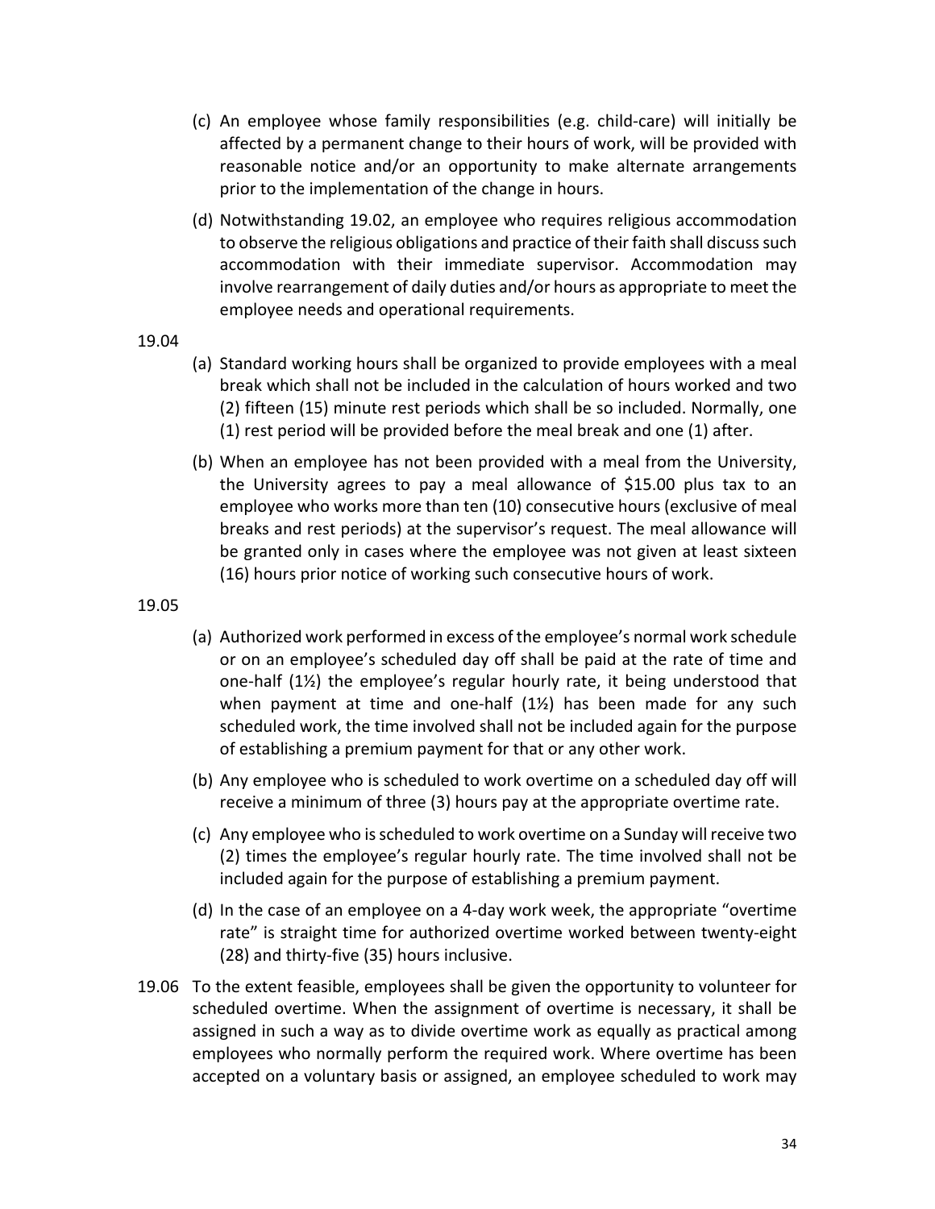(c) An employee whose family responsibilities (e.g. child-care) will initially be affected by a permanent change to their hours of work, will be provided with reasonable notice and/or an opportunity to make alternate arrangements prior to the implementation of the change in hours.

(d) Notwithstanding 19.02, an employee who requires religious accommodation to observe the religious obligations and practice of their faith shall discuss such accommodation with their immediate supervisor. Accommodation may involve rearrangement of daily duties and/or hours as appropriate to meet the employee needs and operational requirements.

19.04

(a) Standard working hours shall be organized to provide employees with a meal break which shall not be included in the calculation of hours worked and two (2) fifteen (15) minute rest periods which shall be so included. Normally, one (1) rest period will be provided before the meal break and one (1) after.

(b) When an employee has not been provided with a meal from the University, the University agrees to pay a meal allowance of $15.00 plus tax to an employee who works more than ten (10) consecutive hours (exclusive of meal breaks and rest periods) at the supervisor's request. The meal allowance will be granted only in cases where the employee was not given at least sixteen (16) hours prior notice of working such consecutive hours of work.

19.05

(a) Authorized work performed in excess of the employee's normal work schedule or on an employee's scheduled day off shall be paid at the rate of time and one-half (1½) the employee's regular hourly rate, it being understood that when payment at time and one-half (1½) has been made for any such scheduled work, the time involved shall not be included again for the purpose of establishing a premium payment for that or any other work.

(b) Any employee who is scheduled to work overtime on a scheduled day off will receive a minimum of three (3) hours pay at the appropriate overtime rate.

(c) Any employee who is scheduled to work overtime on a Sunday will receive two (2) times the employee's regular hourly rate. The time involved shall not be included again for the purpose of establishing a premium payment.

(d) In the case of an employee on a 4-day work week, the appropriate "overtime rate" is straight time for authorized overtime worked between twenty-eight (28) and thirty-five (35) hours inclusive.

19.06 To the extent feasible, employees shall be given the opportunity to volunteer for scheduled overtime. When the assignment of overtime is necessary, it shall be assigned in such a way as to divide overtime work as equally as practical among employees who normally perform the required work. Where overtime has been accepted on a voluntary basis or assigned, an employee scheduled to work may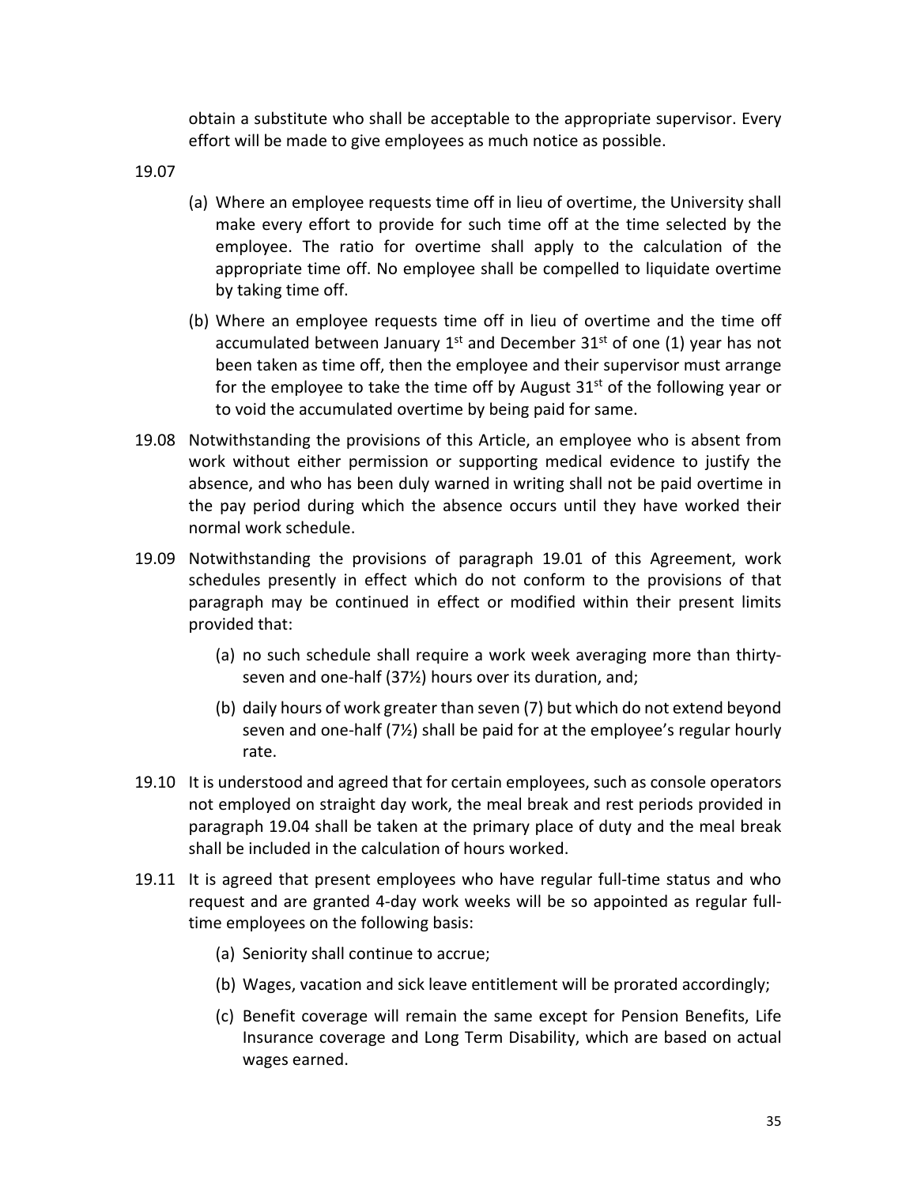obtain a substitute who shall be acceptable to the appropriate supervisor. Every effort will be made to give employees as much notice as possible.

19.07

(a) Where an employee requests time off in lieu of overtime, the University shall make every effort to provide for such time off at the time selected by the employee. The ratio for overtime shall apply to the calculation of the appropriate time off. No employee shall be compelled to liquidate overtime by taking time off.

(b) Where an employee requests time off in lieu of overtime and the time off accumulated between January 1st and December 31st of one (1) year has not been taken as time off, then the employee and their supervisor must arrange for the employee to take the time off by August 31st of the following year or to void the accumulated overtime by being paid for same.

19.08 Notwithstanding the provisions of this Article, an employee who is absent from work without either permission or supporting medical evidence to justify the absence, and who has been duly warned in writing shall not be paid overtime in the pay period during which the absence occurs until they have worked their normal work schedule.

19.09 Notwithstanding the provisions of paragraph 19.01 of this Agreement, work schedules presently in effect which do not conform to the provisions of that paragraph may be continued in effect or modified within their present limits provided that:

(a) no such schedule shall require a work week averaging more than thirty-seven and one-half (37½) hours over its duration, and;

(b) daily hours of work greater than seven (7) but which do not extend beyond seven and one-half (7½) shall be paid for at the employee's regular hourly rate.

19.10 It is understood and agreed that for certain employees, such as console operators not employed on straight day work, the meal break and rest periods provided in paragraph 19.04 shall be taken at the primary place of duty and the meal break shall be included in the calculation of hours worked.

19.11 It is agreed that present employees who have regular full-time status and who request and are granted 4-day work weeks will be so appointed as regular full-time employees on the following basis:

(a) Seniority shall continue to accrue;

(b) Wages, vacation and sick leave entitlement will be prorated accordingly;

(c) Benefit coverage will remain the same except for Pension Benefits, Life Insurance coverage and Long Term Disability, which are based on actual wages earned.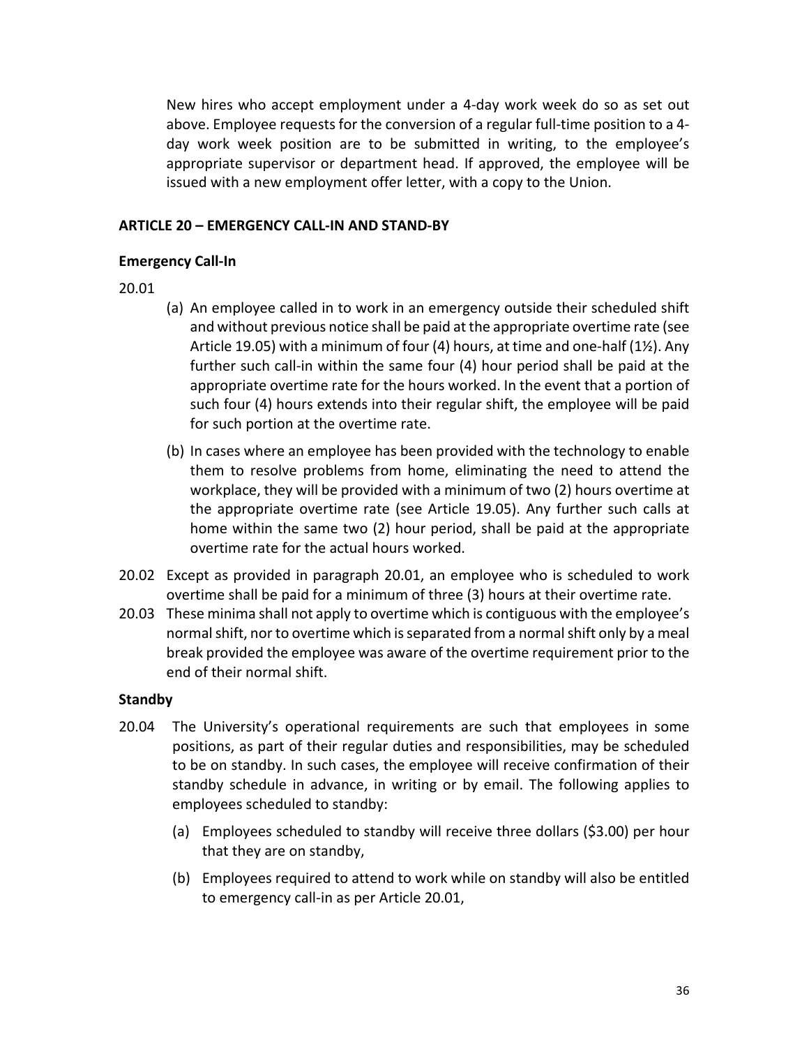New hires who accept employment under a 4-day work week do so as set out above. Employee requests for the conversion of a regular full-time position to a 4-day work week position are to be submitted in writing, to the employee's appropriate supervisor or department head. If approved, the employee will be issued with a new employment offer letter, with a copy to the Union.

## ARTICLE 20 – EMERGENCY CALL-IN AND STAND-BY

### Emergency Call-In

20.01

(a) An employee called in to work in an emergency outside their scheduled shift and without previous notice shall be paid at the appropriate overtime rate (see Article 19.05) with a minimum of four (4) hours, at time and one-half (1½). Any further such call-in within the same four (4) hour period shall be paid at the appropriate overtime rate for the hours worked. In the event that a portion of such four (4) hours extends into their regular shift, the employee will be paid for such portion at the overtime rate.

(b) In cases where an employee has been provided with the technology to enable them to resolve problems from home, eliminating the need to attend the workplace, they will be provided with a minimum of two (2) hours overtime at the appropriate overtime rate (see Article 19.05). Any further such calls at home within the same two (2) hour period, shall be paid at the appropriate overtime rate for the actual hours worked.

20.02 Except as provided in paragraph 20.01, an employee who is scheduled to work overtime shall be paid for a minimum of three (3) hours at their overtime rate.

20.03 These minima shall not apply to overtime which is contiguous with the employee's normal shift, nor to overtime which is separated from a normal shift only by a meal break provided the employee was aware of the overtime requirement prior to the end of their normal shift.

### Standby

20.04 The University's operational requirements are such that employees in some positions, as part of their regular duties and responsibilities, may be scheduled to be on standby. In such cases, the employee will receive confirmation of their standby schedule in advance, in writing or by email. The following applies to employees scheduled to standby:

(a) Employees scheduled to standby will receive three dollars ($3.00) per hour that they are on standby,

(b) Employees required to attend to work while on standby will also be entitled to emergency call-in as per Article 20.01,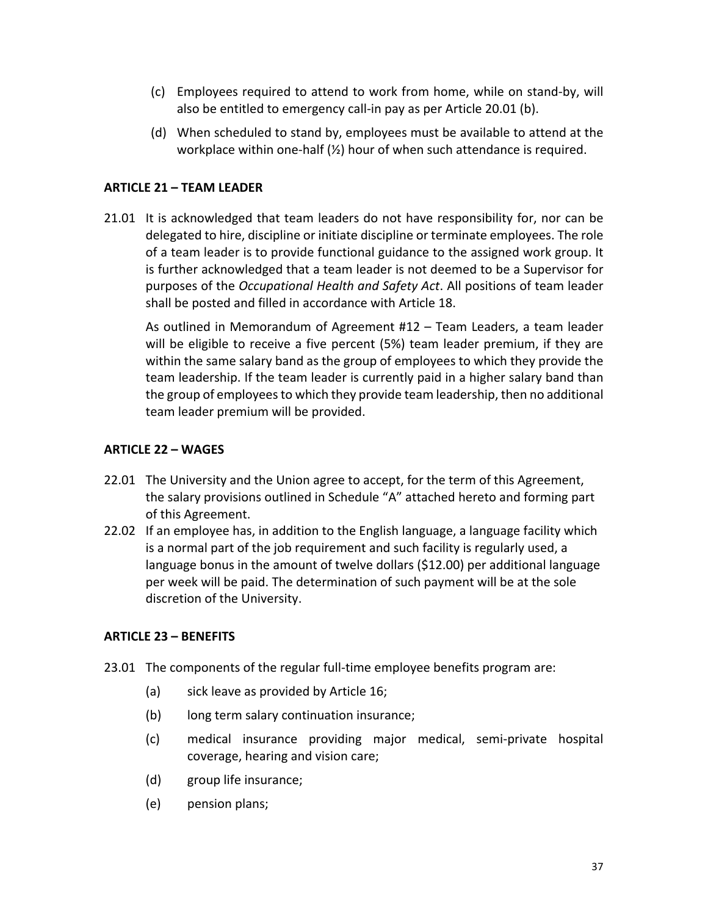(c) Employees required to attend to work from home, while on stand-by, will also be entitled to emergency call-in pay as per Article 20.01 (b).

(d) When scheduled to stand by, employees must be available to attend at the workplace within one-half (½) hour of when such attendance is required.

**ARTICLE 21 – TEAM LEADER**

21.01 It is acknowledged that team leaders do not have responsibility for, nor can be delegated to hire, discipline or initiate discipline or terminate employees. The role of a team leader is to provide functional guidance to the assigned work group. It is further acknowledged that a team leader is not deemed to be a Supervisor for purposes of the *Occupational Health and Safety Act*. All positions of team leader shall be posted and filled in accordance with Article 18.

As outlined in Memorandum of Agreement #12 – Team Leaders, a team leader will be eligible to receive a five percent (5%) team leader premium, if they are within the same salary band as the group of employees to which they provide the team leadership. If the team leader is currently paid in a higher salary band than the group of employees to which they provide team leadership, then no additional team leader premium will be provided.

**ARTICLE 22 – WAGES**

22.01 The University and the Union agree to accept, for the term of this Agreement, the salary provisions outlined in Schedule "A" attached hereto and forming part of this Agreement.

22.02 If an employee has, in addition to the English language, a language facility which is a normal part of the job requirement and such facility is regularly used, a language bonus in the amount of twelve dollars ($12.00) per additional language per week will be paid. The determination of such payment will be at the sole discretion of the University.

**ARTICLE 23 – BENEFITS**

23.01 The components of the regular full-time employee benefits program are:

(a) sick leave as provided by Article 16;

(b) long term salary continuation insurance;

(c) medical insurance providing major medical, semi-private hospital coverage, hearing and vision care;

(d) group life insurance;

(e) pension plans;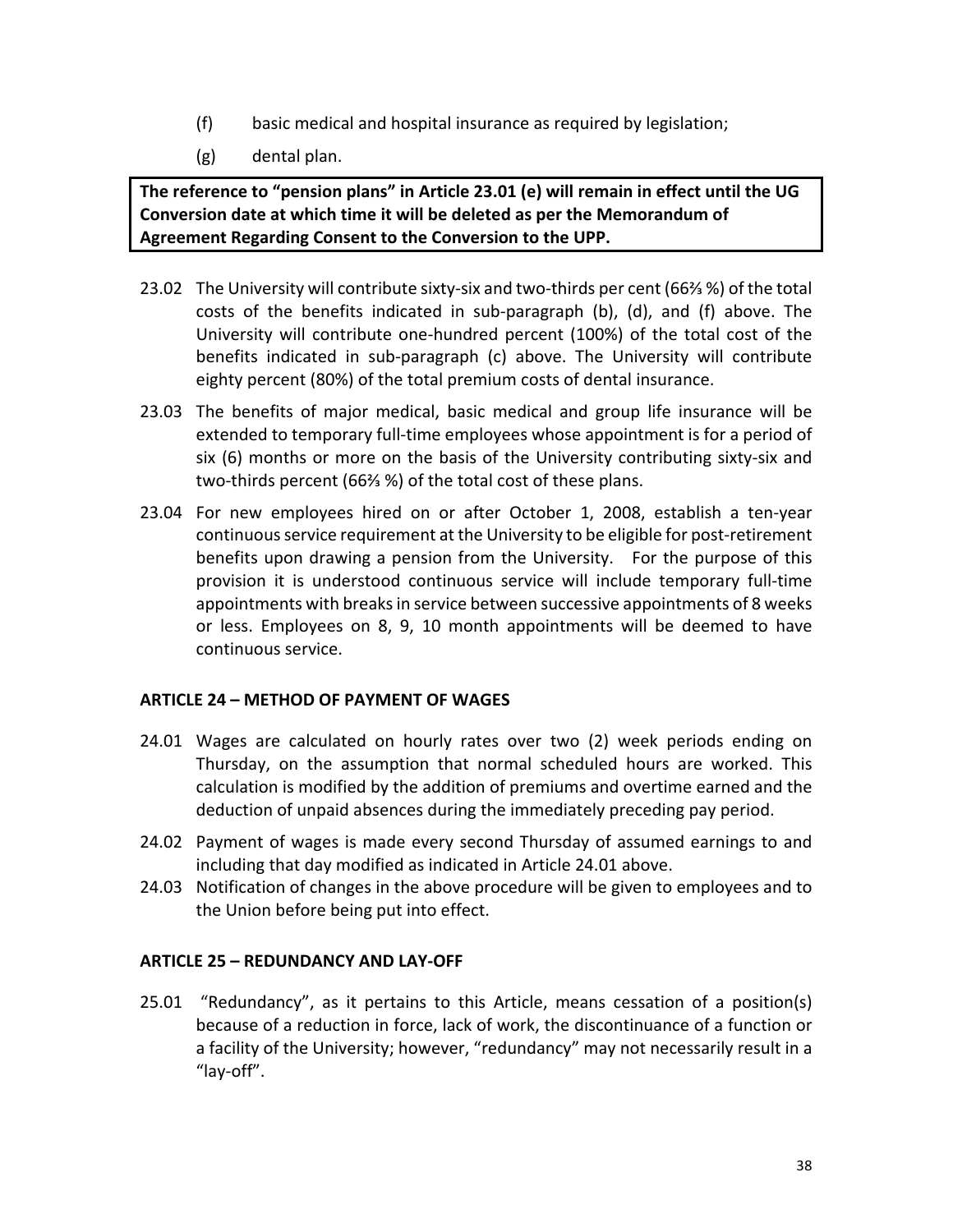(f) basic medical and hospital insurance as required by legislation;

(g) dental plan.

**The reference to "pension plans" in Article 23.01 (e) will remain in effect until the UG Conversion date at which time it will be deleted as per the Memorandum of Agreement Regarding Consent to the Conversion to the UPP.**

23.02 The University will contribute sixty-six and two-thirds per cent (66⅔ %) of the total costs of the benefits indicated in sub-paragraph (b), (d), and (f) above. The University will contribute one-hundred percent (100%) of the total cost of the benefits indicated in sub-paragraph (c) above. The University will contribute eighty percent (80%) of the total premium costs of dental insurance.

23.03 The benefits of major medical, basic medical and group life insurance will be extended to temporary full-time employees whose appointment is for a period of six (6) months or more on the basis of the University contributing sixty-six and two-thirds percent (66⅔ %) of the total cost of these plans.

23.04 For new employees hired on or after October 1, 2008, establish a ten-year continuous service requirement at the University to be eligible for post-retirement benefits upon drawing a pension from the University. For the purpose of this provision it is understood continuous service will include temporary full-time appointments with breaks in service between successive appointments of 8 weeks or less. Employees on 8, 9, 10 month appointments will be deemed to have continuous service.

## ARTICLE 24 – METHOD OF PAYMENT OF WAGES

24.01 Wages are calculated on hourly rates over two (2) week periods ending on Thursday, on the assumption that normal scheduled hours are worked. This calculation is modified by the addition of premiums and overtime earned and the deduction of unpaid absences during the immediately preceding pay period.

24.02 Payment of wages is made every second Thursday of assumed earnings to and including that day modified as indicated in Article 24.01 above.

24.03 Notification of changes in the above procedure will be given to employees and to the Union before being put into effect.

## ARTICLE 25 – REDUNDANCY AND LAY-OFF

25.01 "Redundancy", as it pertains to this Article, means cessation of a position(s) because of a reduction in force, lack of work, the discontinuance of a function or a facility of the University; however, "redundancy" may not necessarily result in a "lay-off".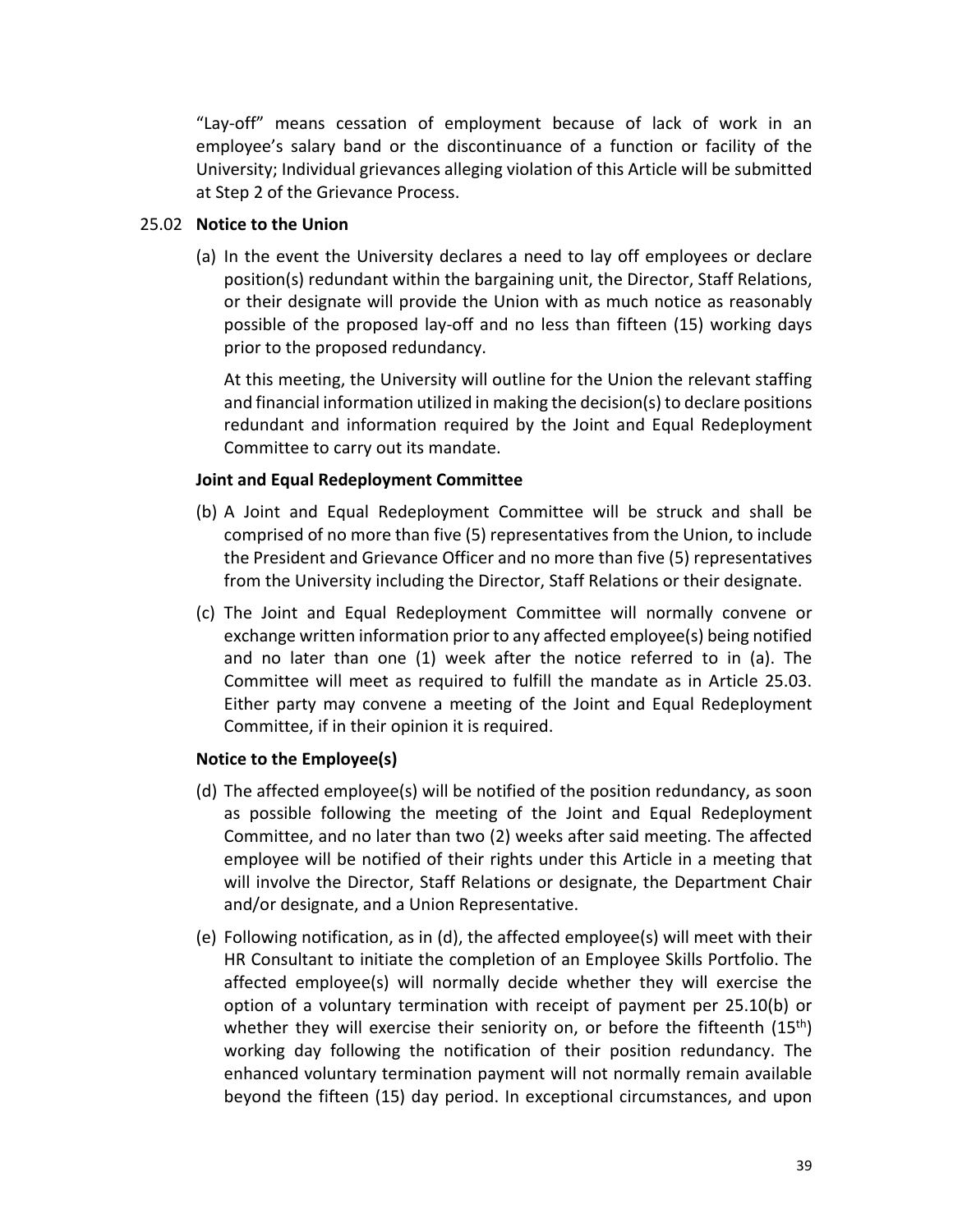"Lay-off" means cessation of employment because of lack of work in an employee's salary band or the discontinuance of a function or facility of the University; Individual grievances alleging violation of this Article will be submitted at Step 2 of the Grievance Process.

25.02 **Notice to the Union**

(a) In the event the University declares a need to lay off employees or declare position(s) redundant within the bargaining unit, the Director, Staff Relations, or their designate will provide the Union with as much notice as reasonably possible of the proposed lay-off and no less than fifteen (15) working days prior to the proposed redundancy.

At this meeting, the University will outline for the Union the relevant staffing and financial information utilized in making the decision(s) to declare positions redundant and information required by the Joint and Equal Redeployment Committee to carry out its mandate.

**Joint and Equal Redeployment Committee**

(b) A Joint and Equal Redeployment Committee will be struck and shall be comprised of no more than five (5) representatives from the Union, to include the President and Grievance Officer and no more than five (5) representatives from the University including the Director, Staff Relations or their designate.

(c) The Joint and Equal Redeployment Committee will normally convene or exchange written information prior to any affected employee(s) being notified and no later than one (1) week after the notice referred to in (a). The Committee will meet as required to fulfill the mandate as in Article 25.03. Either party may convene a meeting of the Joint and Equal Redeployment Committee, if in their opinion it is required.

**Notice to the Employee(s)**

(d) The affected employee(s) will be notified of the position redundancy, as soon as possible following the meeting of the Joint and Equal Redeployment Committee, and no later than two (2) weeks after said meeting. The affected employee will be notified of their rights under this Article in a meeting that will involve the Director, Staff Relations or designate, the Department Chair and/or designate, and a Union Representative.

(e) Following notification, as in (d), the affected employee(s) will meet with their HR Consultant to initiate the completion of an Employee Skills Portfolio. The affected employee(s) will normally decide whether they will exercise the option of a voluntary termination with receipt of payment per 25.10(b) or whether they will exercise their seniority on, or before the fifteenth (15th) working day following the notification of their position redundancy. The enhanced voluntary termination payment will not normally remain available beyond the fifteen (15) day period. In exceptional circumstances, and upon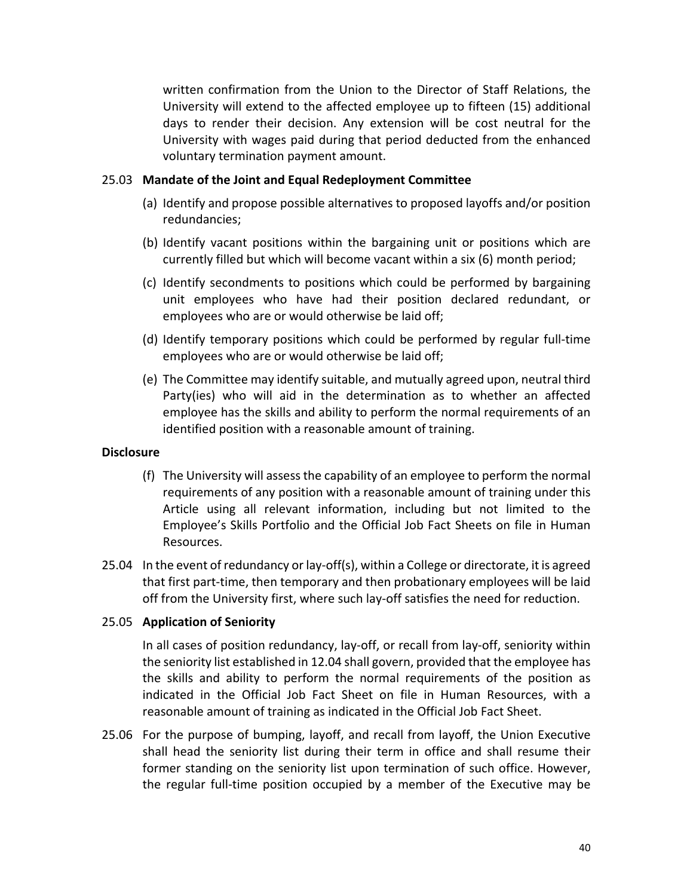written confirmation from the Union to the Director of Staff Relations, the University will extend to the affected employee up to fifteen (15) additional days to render their decision. Any extension will be cost neutral for the University with wages paid during that period deducted from the enhanced voluntary termination payment amount.

25.03 **Mandate of the Joint and Equal Redeployment Committee**

(a) Identify and propose possible alternatives to proposed layoffs and/or position redundancies;

(b) Identify vacant positions within the bargaining unit or positions which are currently filled but which will become vacant within a six (6) month period;

(c) Identify secondments to positions which could be performed by bargaining unit employees who have had their position declared redundant, or employees who are or would otherwise be laid off;

(d) Identify temporary positions which could be performed by regular full-time employees who are or would otherwise be laid off;

(e) The Committee may identify suitable, and mutually agreed upon, neutral third Party(ies) who will aid in the determination as to whether an affected employee has the skills and ability to perform the normal requirements of an identified position with a reasonable amount of training.

**Disclosure**

(f) The University will assess the capability of an employee to perform the normal requirements of any position with a reasonable amount of training under this Article using all relevant information, including but not limited to the Employee's Skills Portfolio and the Official Job Fact Sheets on file in Human Resources.

25.04 In the event of redundancy or lay-off(s), within a College or directorate, it is agreed that first part-time, then temporary and then probationary employees will be laid off from the University first, where such lay-off satisfies the need for reduction.

25.05 **Application of Seniority**

In all cases of position redundancy, lay-off, or recall from lay-off, seniority within the seniority list established in 12.04 shall govern, provided that the employee has the skills and ability to perform the normal requirements of the position as indicated in the Official Job Fact Sheet on file in Human Resources, with a reasonable amount of training as indicated in the Official Job Fact Sheet.

25.06 For the purpose of bumping, layoff, and recall from layoff, the Union Executive shall head the seniority list during their term in office and shall resume their former standing on the seniority list upon termination of such office. However, the regular full-time position occupied by a member of the Executive may be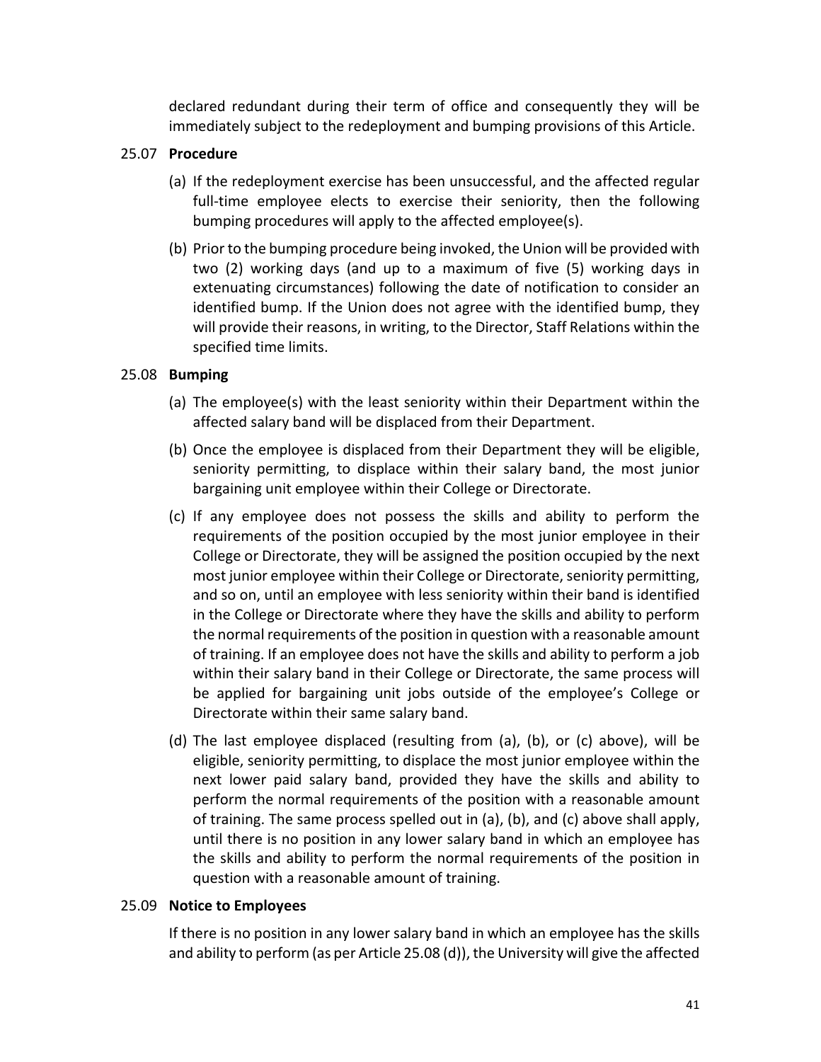declared redundant during their term of office and consequently they will be immediately subject to the redeployment and bumping provisions of this Article.

### 25.07 **Procedure**

(a) If the redeployment exercise has been unsuccessful, and the affected regular full-time employee elects to exercise their seniority, then the following bumping procedures will apply to the affected employee(s).

(b) Prior to the bumping procedure being invoked, the Union will be provided with two (2) working days (and up to a maximum of five (5) working days in extenuating circumstances) following the date of notification to consider an identified bump. If the Union does not agree with the identified bump, they will provide their reasons, in writing, to the Director, Staff Relations within the specified time limits.

### 25.08 **Bumping**

(a) The employee(s) with the least seniority within their Department within the affected salary band will be displaced from their Department.

(b) Once the employee is displaced from their Department they will be eligible, seniority permitting, to displace within their salary band, the most junior bargaining unit employee within their College or Directorate.

(c) If any employee does not possess the skills and ability to perform the requirements of the position occupied by the most junior employee in their College or Directorate, they will be assigned the position occupied by the next most junior employee within their College or Directorate, seniority permitting, and so on, until an employee with less seniority within their band is identified in the College or Directorate where they have the skills and ability to perform the normal requirements of the position in question with a reasonable amount of training. If an employee does not have the skills and ability to perform a job within their salary band in their College or Directorate, the same process will be applied for bargaining unit jobs outside of the employee's College or Directorate within their same salary band.

(d) The last employee displaced (resulting from (a), (b), or (c) above), will be eligible, seniority permitting, to displace the most junior employee within the next lower paid salary band, provided they have the skills and ability to perform the normal requirements of the position with a reasonable amount of training. The same process spelled out in (a), (b), and (c) above shall apply, until there is no position in any lower salary band in which an employee has the skills and ability to perform the normal requirements of the position in question with a reasonable amount of training.

### 25.09 **Notice to Employees**

If there is no position in any lower salary band in which an employee has the skills and ability to perform (as per Article 25.08 (d)), the University will give the affected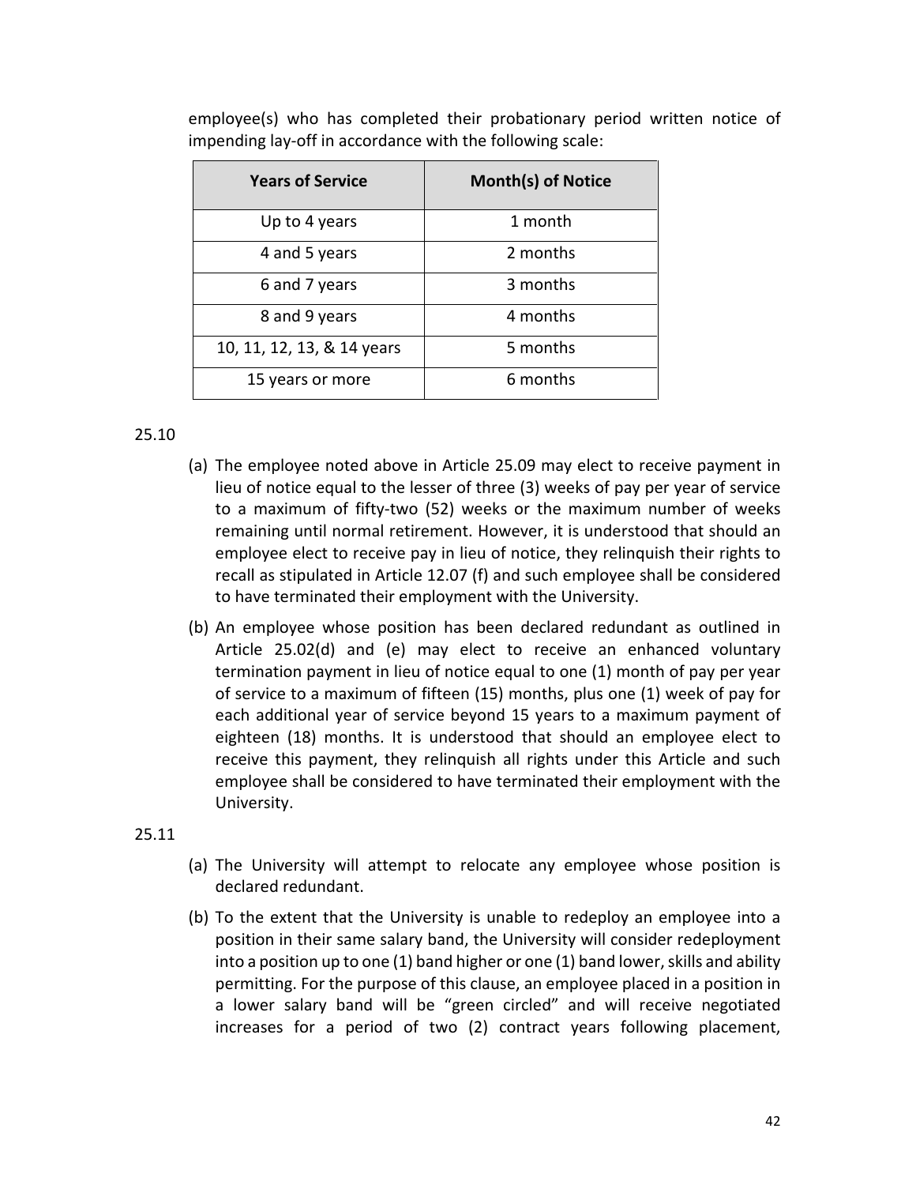employee(s) who has completed their probationary period written notice of impending lay-off in accordance with the following scale:

| Years of Service | Month(s) of Notice |
|---|---|
| Up to 4 years | 1 month |
| 4 and 5 years | 2 months |
| 6 and 7 years | 3 months |
| 8 and 9 years | 4 months |
| 10, 11, 12, 13, & 14 years | 5 months |
| 15 years or more | 6 months |

25.10

(a) The employee noted above in Article 25.09 may elect to receive payment in lieu of notice equal to the lesser of three (3) weeks of pay per year of service to a maximum of fifty-two (52) weeks or the maximum number of weeks remaining until normal retirement. However, it is understood that should an employee elect to receive pay in lieu of notice, they relinquish their rights to recall as stipulated in Article 12.07 (f) and such employee shall be considered to have terminated their employment with the University.

(b) An employee whose position has been declared redundant as outlined in Article 25.02(d) and (e) may elect to receive an enhanced voluntary termination payment in lieu of notice equal to one (1) month of pay per year of service to a maximum of fifteen (15) months, plus one (1) week of pay for each additional year of service beyond 15 years to a maximum payment of eighteen (18) months. It is understood that should an employee elect to receive this payment, they relinquish all rights under this Article and such employee shall be considered to have terminated their employment with the University.

25.11

(a) The University will attempt to relocate any employee whose position is declared redundant.

(b) To the extent that the University is unable to redeploy an employee into a position in their same salary band, the University will consider redeployment into a position up to one (1) band higher or one (1) band lower, skills and ability permitting. For the purpose of this clause, an employee placed in a position in a lower salary band will be "green circled" and will receive negotiated increases for a period of two (2) contract years following placement,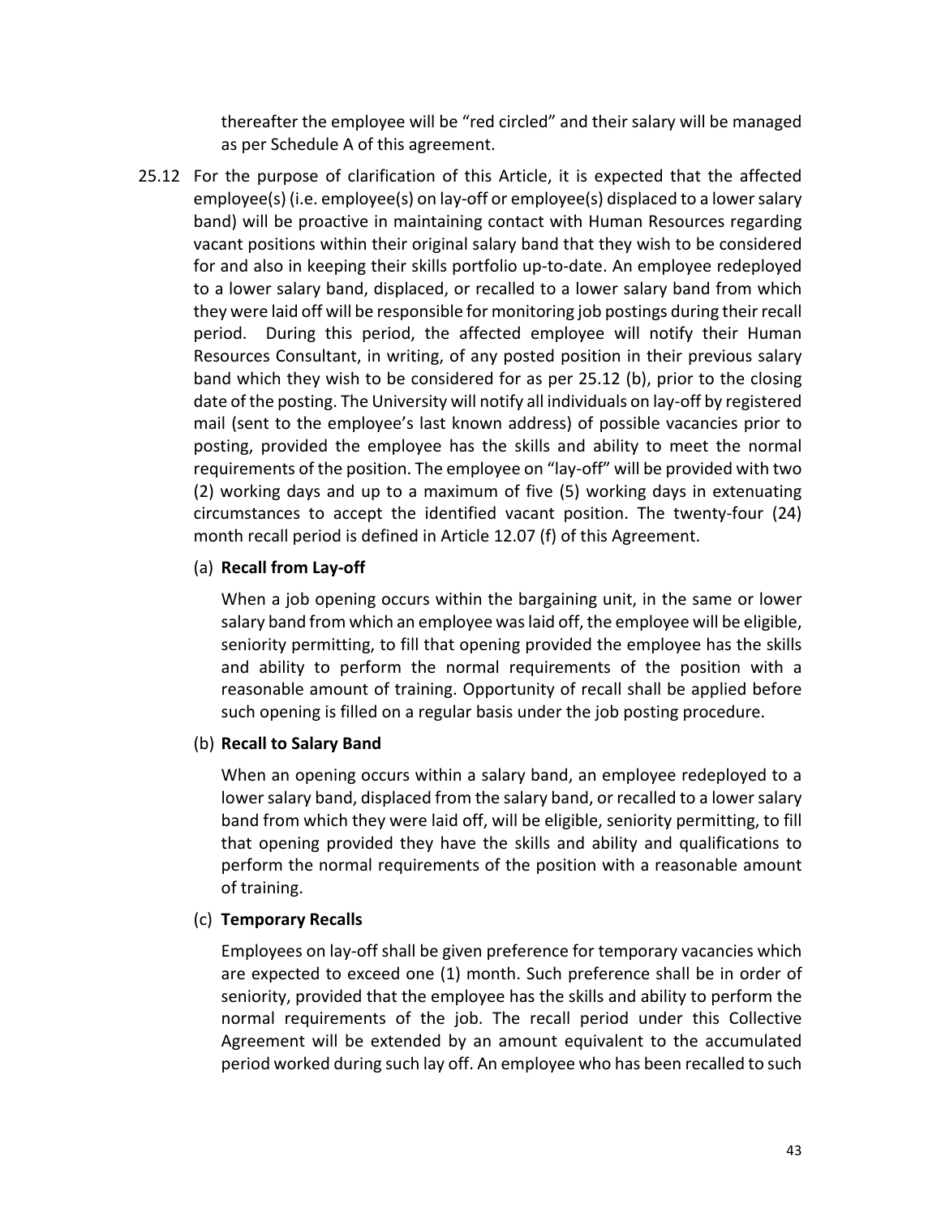thereafter the employee will be "red circled" and their salary will be managed as per Schedule A of this agreement.

25.12 For the purpose of clarification of this Article, it is expected that the affected employee(s) (i.e. employee(s) on lay-off or employee(s) displaced to a lower salary band) will be proactive in maintaining contact with Human Resources regarding vacant positions within their original salary band that they wish to be considered for and also in keeping their skills portfolio up-to-date. An employee redeployed to a lower salary band, displaced, or recalled to a lower salary band from which they were laid off will be responsible for monitoring job postings during their recall period. During this period, the affected employee will notify their Human Resources Consultant, in writing, of any posted position in their previous salary band which they wish to be considered for as per 25.12 (b), prior to the closing date of the posting. The University will notify all individuals on lay-off by registered mail (sent to the employee's last known address) of possible vacancies prior to posting, provided the employee has the skills and ability to meet the normal requirements of the position. The employee on "lay-off" will be provided with two (2) working days and up to a maximum of five (5) working days in extenuating circumstances to accept the identified vacant position. The twenty-four (24) month recall period is defined in Article 12.07 (f) of this Agreement.

(a) **Recall from Lay-off**

When a job opening occurs within the bargaining unit, in the same or lower salary band from which an employee was laid off, the employee will be eligible, seniority permitting, to fill that opening provided the employee has the skills and ability to perform the normal requirements of the position with a reasonable amount of training. Opportunity of recall shall be applied before such opening is filled on a regular basis under the job posting procedure.

(b) **Recall to Salary Band**

When an opening occurs within a salary band, an employee redeployed to a lower salary band, displaced from the salary band, or recalled to a lower salary band from which they were laid off, will be eligible, seniority permitting, to fill that opening provided they have the skills and ability and qualifications to perform the normal requirements of the position with a reasonable amount of training.

(c) **Temporary Recalls**

Employees on lay-off shall be given preference for temporary vacancies which are expected to exceed one (1) month. Such preference shall be in order of seniority, provided that the employee has the skills and ability to perform the normal requirements of the job. The recall period under this Collective Agreement will be extended by an amount equivalent to the accumulated period worked during such lay off. An employee who has been recalled to such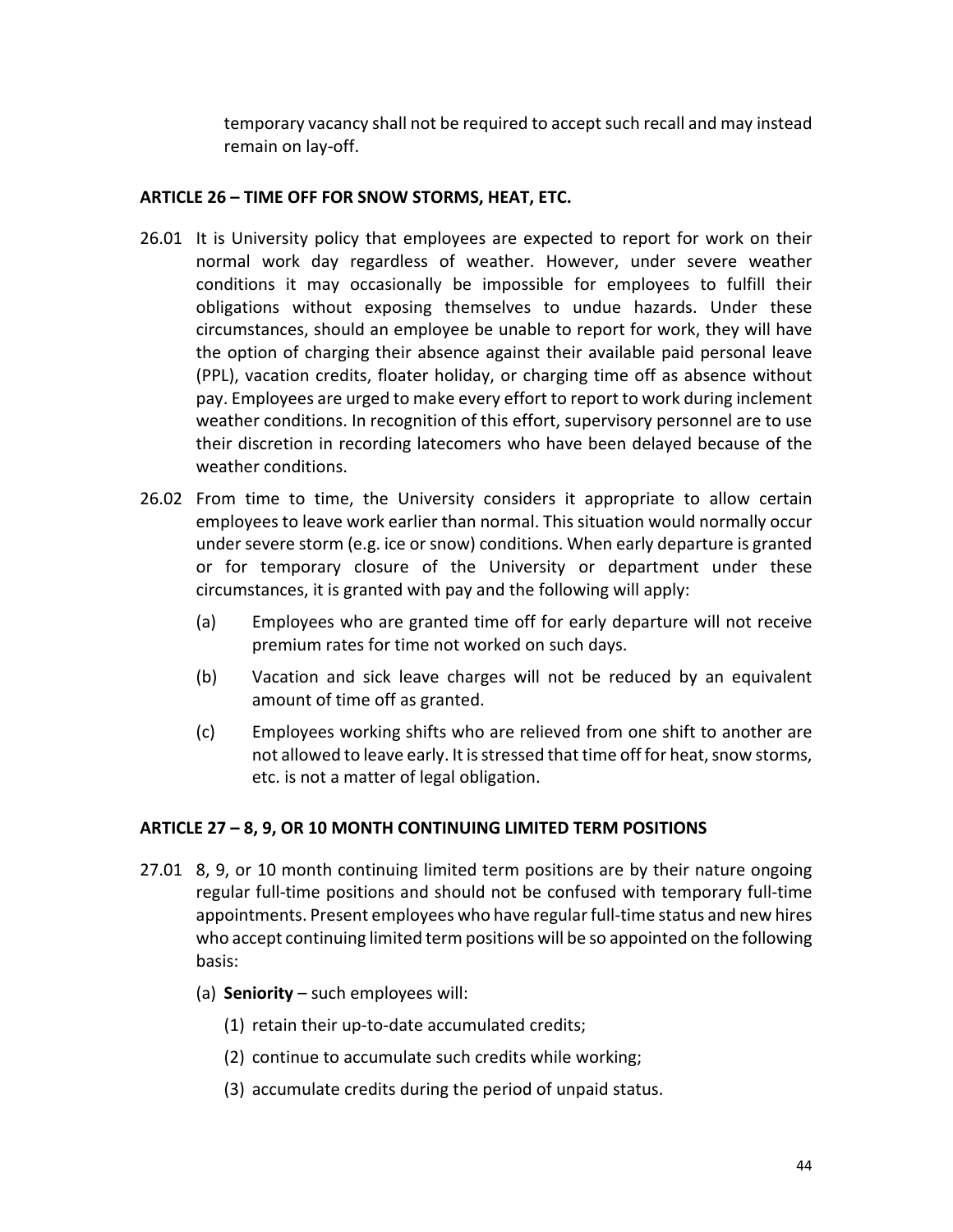temporary vacancy shall not be required to accept such recall and may instead remain on lay-off.

## ARTICLE 26 – TIME OFF FOR SNOW STORMS, HEAT, ETC.

26.01 It is University policy that employees are expected to report for work on their normal work day regardless of weather. However, under severe weather conditions it may occasionally be impossible for employees to fulfill their obligations without exposing themselves to undue hazards. Under these circumstances, should an employee be unable to report for work, they will have the option of charging their absence against their available paid personal leave (PPL), vacation credits, floater holiday, or charging time off as absence without pay. Employees are urged to make every effort to report to work during inclement weather conditions. In recognition of this effort, supervisory personnel are to use their discretion in recording latecomers who have been delayed because of the weather conditions.

26.02 From time to time, the University considers it appropriate to allow certain employees to leave work earlier than normal. This situation would normally occur under severe storm (e.g. ice or snow) conditions. When early departure is granted or for temporary closure of the University or department under these circumstances, it is granted with pay and the following will apply:

(a) Employees who are granted time off for early departure will not receive premium rates for time not worked on such days.

(b) Vacation and sick leave charges will not be reduced by an equivalent amount of time off as granted.

(c) Employees working shifts who are relieved from one shift to another are not allowed to leave early. It is stressed that time off for heat, snow storms, etc. is not a matter of legal obligation.

## ARTICLE 27 – 8, 9, OR 10 MONTH CONTINUING LIMITED TERM POSITIONS

27.01 8, 9, or 10 month continuing limited term positions are by their nature ongoing regular full-time positions and should not be confused with temporary full-time appointments. Present employees who have regular full-time status and new hires who accept continuing limited term positions will be so appointed on the following basis:

(a) **Seniority** – such employees will:

(1) retain their up-to-date accumulated credits;

(2) continue to accumulate such credits while working;

(3) accumulate credits during the period of unpaid status.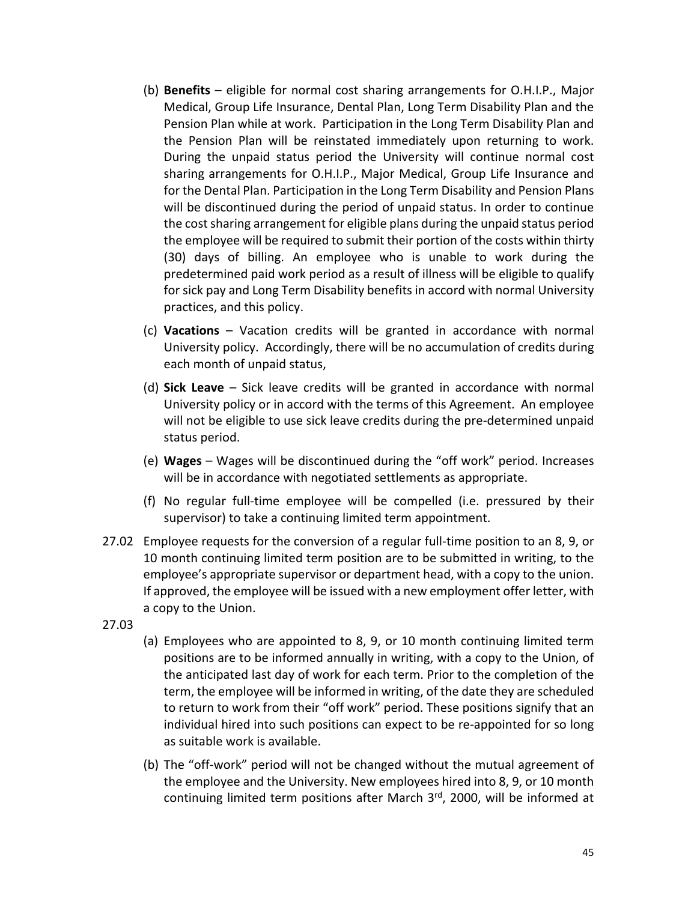(b) **Benefits** – eligible for normal cost sharing arrangements for O.H.I.P., Major Medical, Group Life Insurance, Dental Plan, Long Term Disability Plan and the Pension Plan while at work. Participation in the Long Term Disability Plan and the Pension Plan will be reinstated immediately upon returning to work. During the unpaid status period the University will continue normal cost sharing arrangements for O.H.I.P., Major Medical, Group Life Insurance and for the Dental Plan. Participation in the Long Term Disability and Pension Plans will be discontinued during the period of unpaid status. In order to continue the cost sharing arrangement for eligible plans during the unpaid status period the employee will be required to submit their portion of the costs within thirty (30) days of billing. An employee who is unable to work during the predetermined paid work period as a result of illness will be eligible to qualify for sick pay and Long Term Disability benefits in accord with normal University practices, and this policy.

(c) **Vacations** – Vacation credits will be granted in accordance with normal University policy. Accordingly, there will be no accumulation of credits during each month of unpaid status,

(d) **Sick Leave** – Sick leave credits will be granted in accordance with normal University policy or in accord with the terms of this Agreement. An employee will not be eligible to use sick leave credits during the pre-determined unpaid status period.

(e) **Wages** – Wages will be discontinued during the "off work" period. Increases will be in accordance with negotiated settlements as appropriate.

(f) No regular full-time employee will be compelled (i.e. pressured by their supervisor) to take a continuing limited term appointment.

27.02 Employee requests for the conversion of a regular full-time position to an 8, 9, or 10 month continuing limited term position are to be submitted in writing, to the employee's appropriate supervisor or department head, with a copy to the union. If approved, the employee will be issued with a new employment offer letter, with a copy to the Union.

27.03

(a) Employees who are appointed to 8, 9, or 10 month continuing limited term positions are to be informed annually in writing, with a copy to the Union, of the anticipated last day of work for each term. Prior to the completion of the term, the employee will be informed in writing, of the date they are scheduled to return to work from their "off work" period. These positions signify that an individual hired into such positions can expect to be re-appointed for so long as suitable work is available.

(b) The "off-work" period will not be changed without the mutual agreement of the employee and the University. New employees hired into 8, 9, or 10 month continuing limited term positions after March 3rd, 2000, will be informed at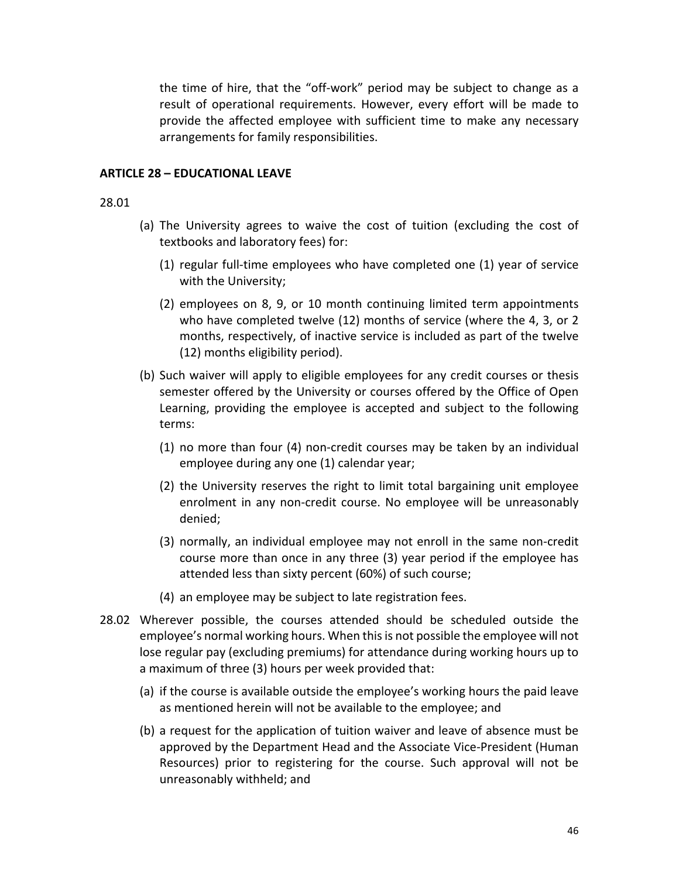the time of hire, that the "off-work" period may be subject to change as a result of operational requirements. However, every effort will be made to provide the affected employee with sufficient time to make any necessary arrangements for family responsibilities.

**ARTICLE 28 – EDUCATIONAL LEAVE**

28.01

(a) The University agrees to waive the cost of tuition (excluding the cost of textbooks and laboratory fees) for:

   (1) regular full-time employees who have completed one (1) year of service with the University;

   (2) employees on 8, 9, or 10 month continuing limited term appointments who have completed twelve (12) months of service (where the 4, 3, or 2 months, respectively, of inactive service is included as part of the twelve (12) months eligibility period).

(b) Such waiver will apply to eligible employees for any credit courses or thesis semester offered by the University or courses offered by the Office of Open Learning, providing the employee is accepted and subject to the following terms:

   (1) no more than four (4) non-credit courses may be taken by an individual employee during any one (1) calendar year;

   (2) the University reserves the right to limit total bargaining unit employee enrolment in any non-credit course. No employee will be unreasonably denied;

   (3) normally, an individual employee may not enroll in the same non-credit course more than once in any three (3) year period if the employee has attended less than sixty percent (60%) of such course;

   (4) an employee may be subject to late registration fees.

28.02 Wherever possible, the courses attended should be scheduled outside the employee's normal working hours. When this is not possible the employee will not lose regular pay (excluding premiums) for attendance during working hours up to a maximum of three (3) hours per week provided that:

(a) if the course is available outside the employee's working hours the paid leave as mentioned herein will not be available to the employee; and

(b) a request for the application of tuition waiver and leave of absence must be approved by the Department Head and the Associate Vice-President (Human Resources) prior to registering for the course. Such approval will not be unreasonably withheld; and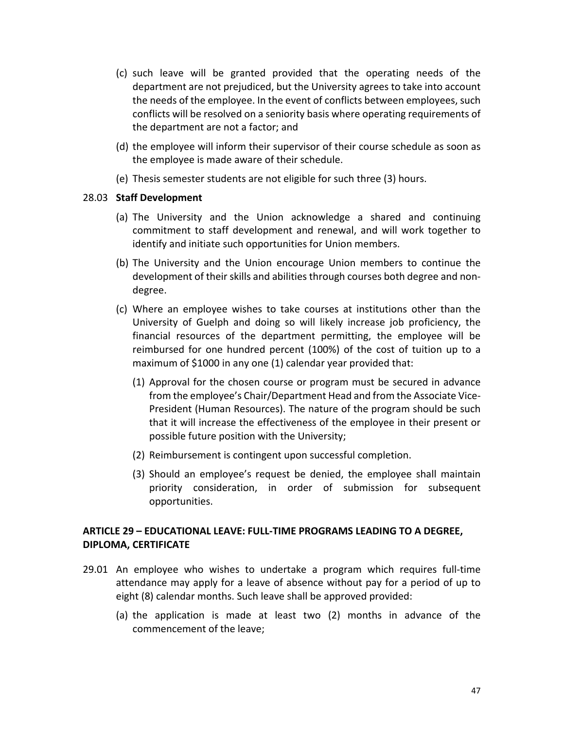(c) such leave will be granted provided that the operating needs of the department are not prejudiced, but the University agrees to take into account the needs of the employee. In the event of conflicts between employees, such conflicts will be resolved on a seniority basis where operating requirements of the department are not a factor; and

(d) the employee will inform their supervisor of their course schedule as soon as the employee is made aware of their schedule.

(e) Thesis semester students are not eligible for such three (3) hours.

28.03 **Staff Development**

(a) The University and the Union acknowledge a shared and continuing commitment to staff development and renewal, and will work together to identify and initiate such opportunities for Union members.

(b) The University and the Union encourage Union members to continue the development of their skills and abilities through courses both degree and non-degree.

(c) Where an employee wishes to take courses at institutions other than the University of Guelph and doing so will likely increase job proficiency, the financial resources of the department permitting, the employee will be reimbursed for one hundred percent (100%) of the cost of tuition up to a maximum of $1000 in any one (1) calendar year provided that:

(1) Approval for the chosen course or program must be secured in advance from the employee's Chair/Department Head and from the Associate Vice-President (Human Resources). The nature of the program should be such that it will increase the effectiveness of the employee in their present or possible future position with the University;

(2) Reimbursement is contingent upon successful completion.

(3) Should an employee's request be denied, the employee shall maintain priority consideration, in order of submission for subsequent opportunities.

## ARTICLE 29 – EDUCATIONAL LEAVE: FULL-TIME PROGRAMS LEADING TO A DEGREE, DIPLOMA, CERTIFICATE

29.01 An employee who wishes to undertake a program which requires full-time attendance may apply for a leave of absence without pay for a period of up to eight (8) calendar months. Such leave shall be approved provided:

(a) the application is made at least two (2) months in advance of the commencement of the leave;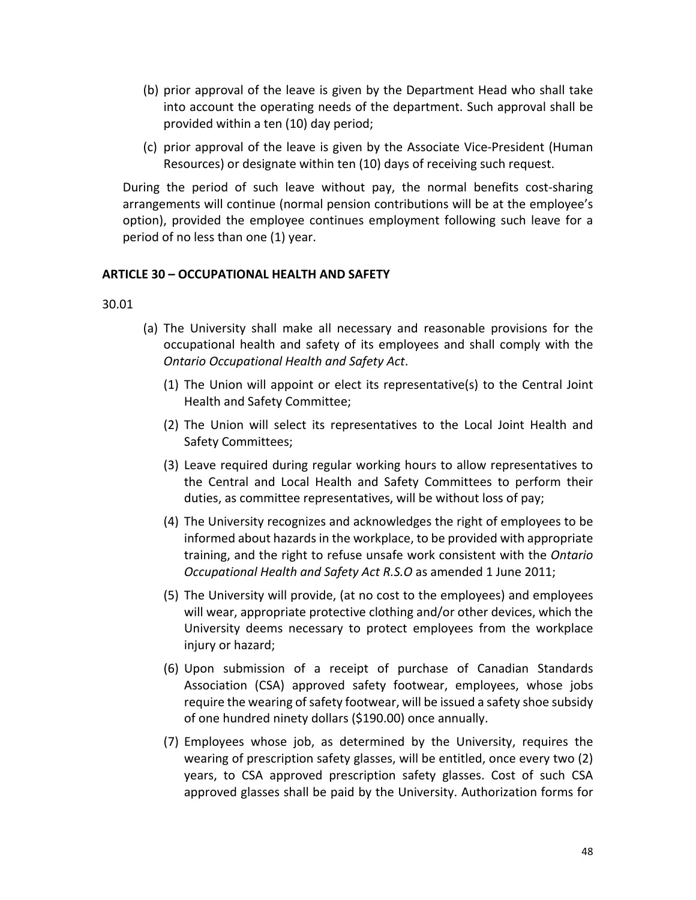(b) prior approval of the leave is given by the Department Head who shall take into account the operating needs of the department. Such approval shall be provided within a ten (10) day period;

(c) prior approval of the leave is given by the Associate Vice-President (Human Resources) or designate within ten (10) days of receiving such request.

During the period of such leave without pay, the normal benefits cost-sharing arrangements will continue (normal pension contributions will be at the employee's option), provided the employee continues employment following such leave for a period of no less than one (1) year.

## ARTICLE 30 – OCCUPATIONAL HEALTH AND SAFETY

30.01

(a) The University shall make all necessary and reasonable provisions for the occupational health and safety of its employees and shall comply with the *Ontario Occupational Health and Safety Act*.

   (1) The Union will appoint or elect its representative(s) to the Central Joint Health and Safety Committee;

   (2) The Union will select its representatives to the Local Joint Health and Safety Committees;

   (3) Leave required during regular working hours to allow representatives to the Central and Local Health and Safety Committees to perform their duties, as committee representatives, will be without loss of pay;

   (4) The University recognizes and acknowledges the right of employees to be informed about hazards in the workplace, to be provided with appropriate training, and the right to refuse unsafe work consistent with the *Ontario Occupational Health and Safety Act R.S.O* as amended 1 June 2011;

   (5) The University will provide, (at no cost to the employees) and employees will wear, appropriate protective clothing and/or other devices, which the University deems necessary to protect employees from the workplace injury or hazard;

   (6) Upon submission of a receipt of purchase of Canadian Standards Association (CSA) approved safety footwear, employees, whose jobs require the wearing of safety footwear, will be issued a safety shoe subsidy of one hundred ninety dollars ($190.00) once annually.

   (7) Employees whose job, as determined by the University, requires the wearing of prescription safety glasses, will be entitled, once every two (2) years, to CSA approved prescription safety glasses. Cost of such CSA approved glasses shall be paid by the University. Authorization forms for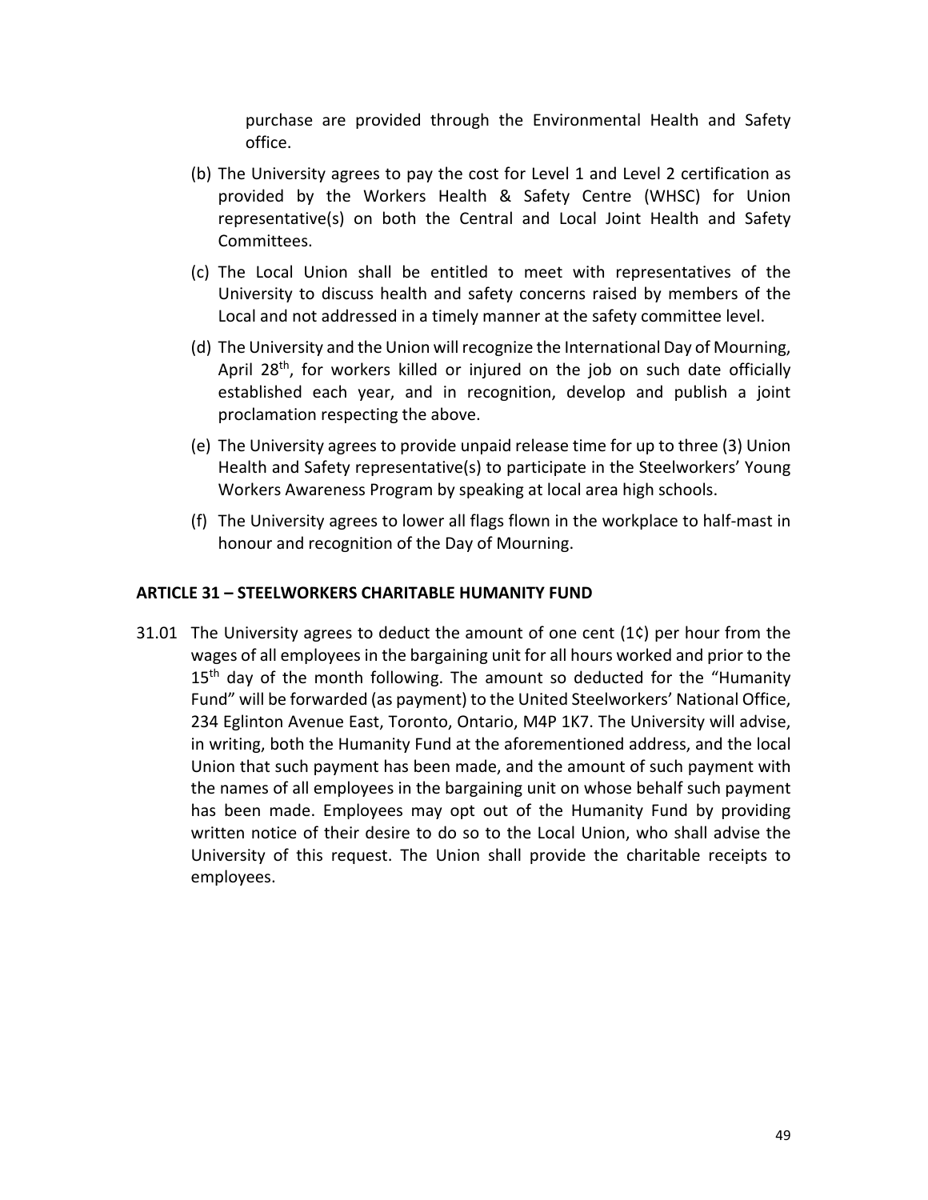purchase are provided through the Environmental Health and Safety office.

(b) The University agrees to pay the cost for Level 1 and Level 2 certification as provided by the Workers Health & Safety Centre (WHSC) for Union representative(s) on both the Central and Local Joint Health and Safety Committees.

(c) The Local Union shall be entitled to meet with representatives of the University to discuss health and safety concerns raised by members of the Local and not addressed in a timely manner at the safety committee level.

(d) The University and the Union will recognize the International Day of Mourning, April 28th, for workers killed or injured on the job on such date officially established each year, and in recognition, develop and publish a joint proclamation respecting the above.

(e) The University agrees to provide unpaid release time for up to three (3) Union Health and Safety representative(s) to participate in the Steelworkers' Young Workers Awareness Program by speaking at local area high schools.

(f) The University agrees to lower all flags flown in the workplace to half-mast in honour and recognition of the Day of Mourning.

**ARTICLE 31 – STEELWORKERS CHARITABLE HUMANITY FUND**

31.01 The University agrees to deduct the amount of one cent (1¢) per hour from the wages of all employees in the bargaining unit for all hours worked and prior to the 15th day of the month following. The amount so deducted for the "Humanity Fund" will be forwarded (as payment) to the United Steelworkers' National Office, 234 Eglinton Avenue East, Toronto, Ontario, M4P 1K7. The University will advise, in writing, both the Humanity Fund at the aforementioned address, and the local Union that such payment has been made, and the amount of such payment with the names of all employees in the bargaining unit on whose behalf such payment has been made. Employees may opt out of the Humanity Fund by providing written notice of their desire to do so to the Local Union, who shall advise the University of this request. The Union shall provide the charitable receipts to employees.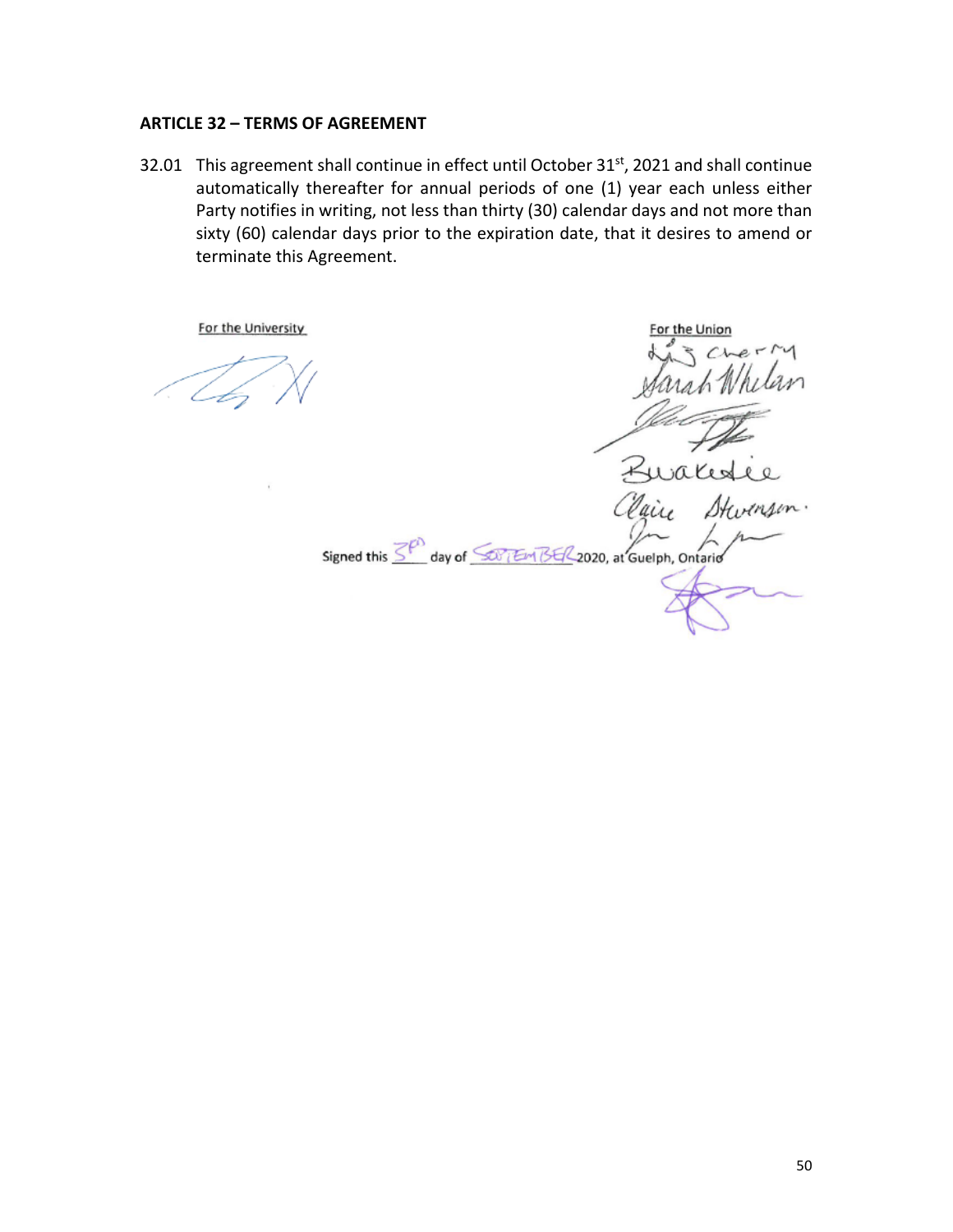**ARTICLE 32 – TERMS OF AGREEMENT**

32.01 This agreement shall continue in effect until October 31st, 2021 and shall continue automatically thereafter for annual periods of one (1) year each unless either Party notifies in writing, not less than thirty (30) calendar days and not more than sixty (60) calendar days prior to the expiration date, that it desires to amend or terminate this Agreement.

For the University

For the Union

Liz Cherry

Sarah Whelan

Bwakedie

Claire Stevenson

Signed this 3rd day of SEPTEMBER 2020, at Guelph, Ontario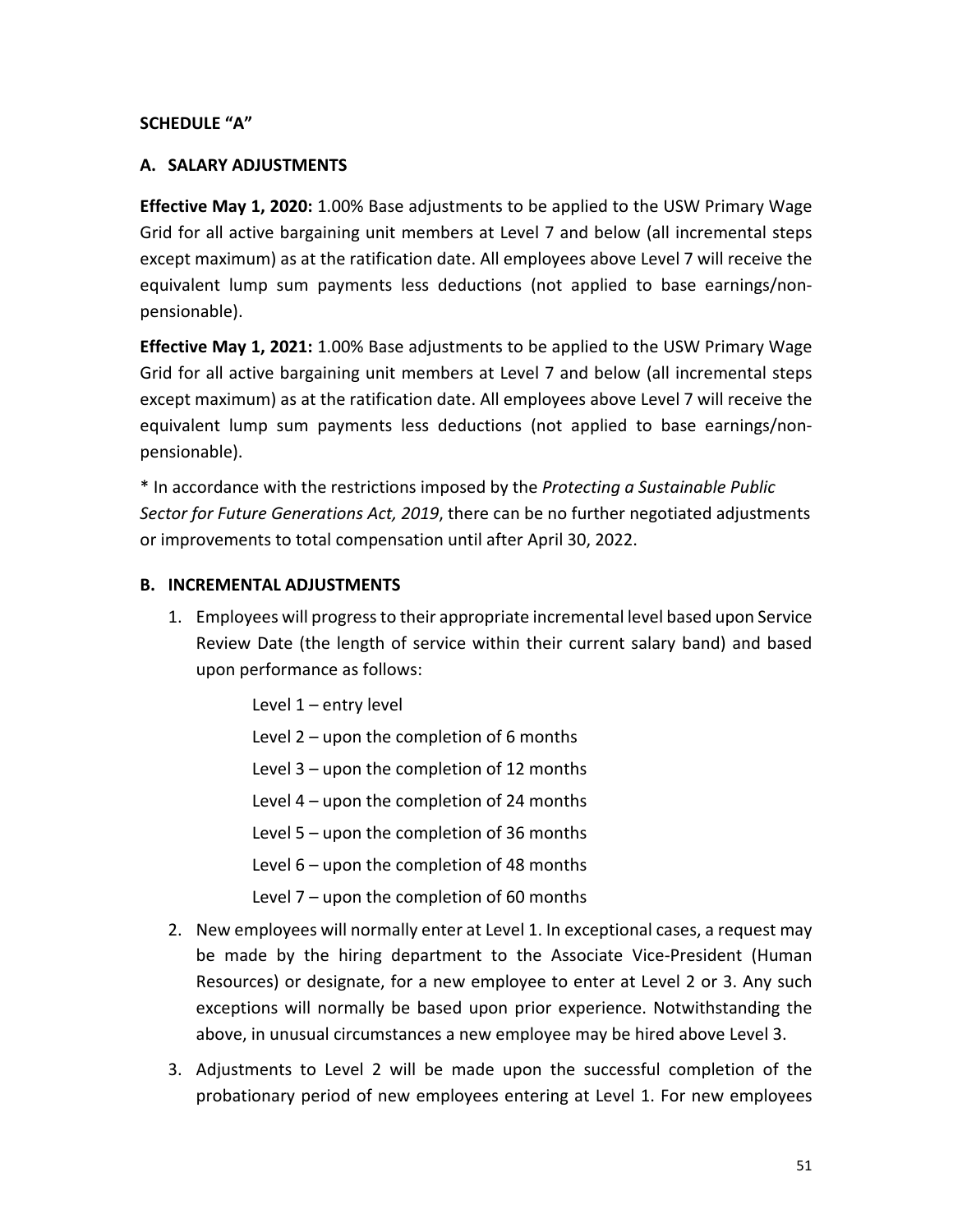## SCHEDULE "A"

### A. SALARY ADJUSTMENTS

**Effective May 1, 2020:** 1.00% Base adjustments to be applied to the USW Primary Wage Grid for all active bargaining unit members at Level 7 and below (all incremental steps except maximum) as at the ratification date. All employees above Level 7 will receive the equivalent lump sum payments less deductions (not applied to base earnings/non-pensionable).

**Effective May 1, 2021:** 1.00% Base adjustments to be applied to the USW Primary Wage Grid for all active bargaining unit members at Level 7 and below (all incremental steps except maximum) as at the ratification date. All employees above Level 7 will receive the equivalent lump sum payments less deductions (not applied to base earnings/non-pensionable).

* In accordance with the restrictions imposed by the *Protecting a Sustainable Public Sector for Future Generations Act, 2019*, there can be no further negotiated adjustments or improvements to total compensation until after April 30, 2022.

### B. INCREMENTAL ADJUSTMENTS

1. Employees will progress to their appropriate incremental level based upon Service Review Date (the length of service within their current salary band) and based upon performance as follows:

   Level 1 – entry level

   Level 2 – upon the completion of 6 months

   Level 3 – upon the completion of 12 months

   Level 4 – upon the completion of 24 months

   Level 5 – upon the completion of 36 months

   Level 6 – upon the completion of 48 months

   Level 7 – upon the completion of 60 months

2. New employees will normally enter at Level 1. In exceptional cases, a request may be made by the hiring department to the Associate Vice-President (Human Resources) or designate, for a new employee to enter at Level 2 or 3. Any such exceptions will normally be based upon prior experience. Notwithstanding the above, in unusual circumstances a new employee may be hired above Level 3.

3. Adjustments to Level 2 will be made upon the successful completion of the probationary period of new employees entering at Level 1. For new employees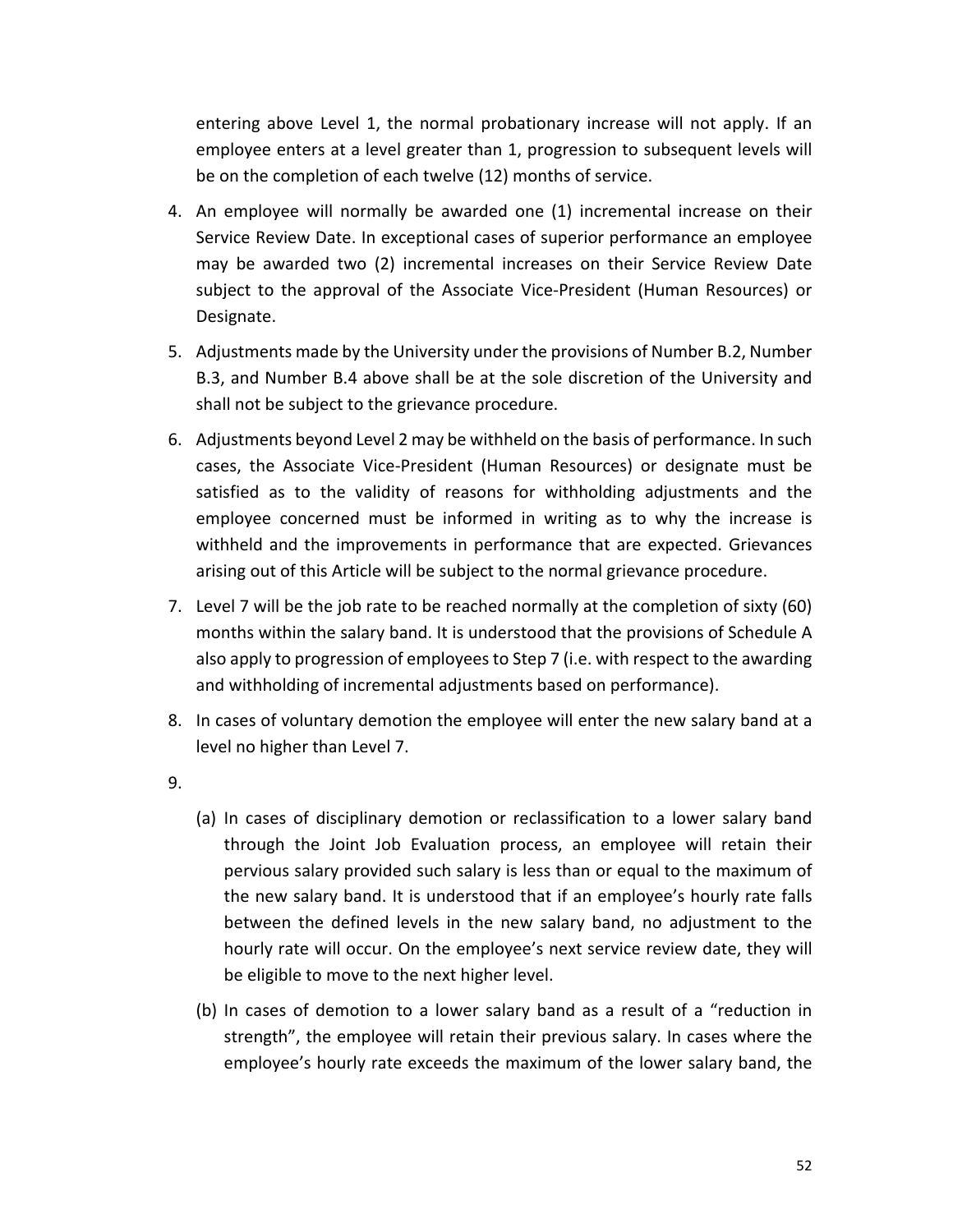entering above Level 1, the normal probationary increase will not apply. If an employee enters at a level greater than 1, progression to subsequent levels will be on the completion of each twelve (12) months of service.

4. An employee will normally be awarded one (1) incremental increase on their Service Review Date. In exceptional cases of superior performance an employee may be awarded two (2) incremental increases on their Service Review Date subject to the approval of the Associate Vice-President (Human Resources) or Designate.

5. Adjustments made by the University under the provisions of Number B.2, Number B.3, and Number B.4 above shall be at the sole discretion of the University and shall not be subject to the grievance procedure.

6. Adjustments beyond Level 2 may be withheld on the basis of performance. In such cases, the Associate Vice-President (Human Resources) or designate must be satisfied as to the validity of reasons for withholding adjustments and the employee concerned must be informed in writing as to why the increase is withheld and the improvements in performance that are expected. Grievances arising out of this Article will be subject to the normal grievance procedure.

7. Level 7 will be the job rate to be reached normally at the completion of sixty (60) months within the salary band. It is understood that the provisions of Schedule A also apply to progression of employees to Step 7 (i.e. with respect to the awarding and withholding of incremental adjustments based on performance).

8. In cases of voluntary demotion the employee will enter the new salary band at a level no higher than Level 7.

9.

   (a) In cases of disciplinary demotion or reclassification to a lower salary band through the Joint Job Evaluation process, an employee will retain their pervious salary provided such salary is less than or equal to the maximum of the new salary band. It is understood that if an employee's hourly rate falls between the defined levels in the new salary band, no adjustment to the hourly rate will occur. On the employee's next service review date, they will be eligible to move to the next higher level.

   (b) In cases of demotion to a lower salary band as a result of a "reduction in strength", the employee will retain their previous salary. In cases where the employee's hourly rate exceeds the maximum of the lower salary band, the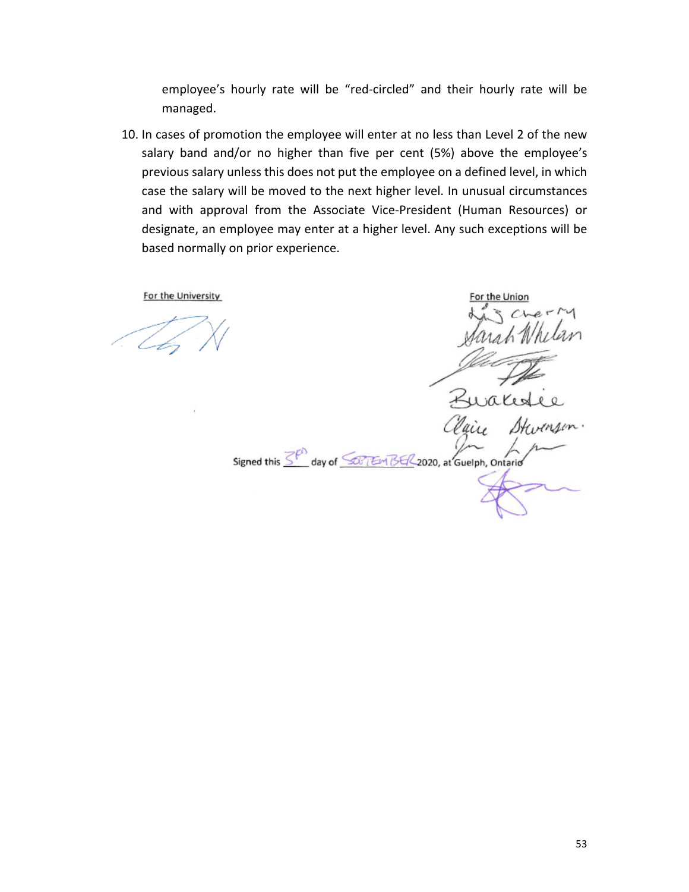employee's hourly rate will be "red-circled" and their hourly rate will be managed.

10. In cases of promotion the employee will enter at no less than Level 2 of the new salary band and/or no higher than five per cent (5%) above the employee's previous salary unless this does not put the employee on a defined level, in which case the salary will be moved to the next higher level. In unusual circumstances and with approval from the Associate Vice-President (Human Resources) or designate, an employee may enter at a higher level. Any such exceptions will be based normally on prior experience.

For the University

For the Union

Liz Cherry

Sarah Whelan

Bwakedie

Claire Stevenson.

Signed this 3rd day of SEPTEMBER 2020, at Guelph, Ontario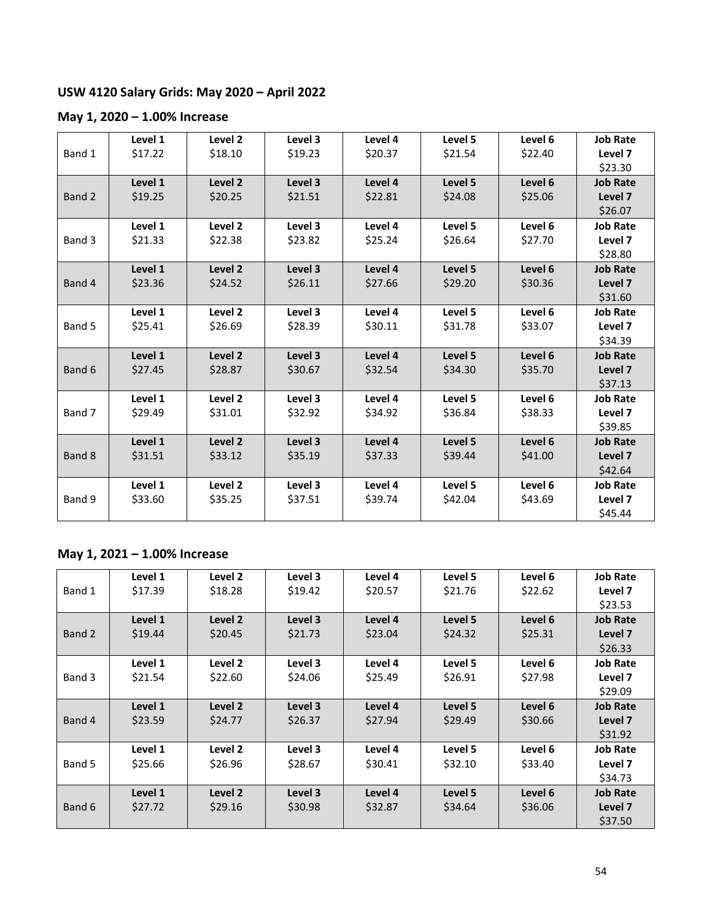## USW 4120 Salary Grids: May 2020 – April 2022

### May 1, 2020 – 1.00% Increase

| | Level 1 | Level 2 | Level 3 | Level 4 | Level 5 | Level 6 | Job Rate Level 7 |
|---|---|---|---|---|---|---|---|
| Band 1 | $17.22 | $18.10 | $19.23 | $20.37 | $21.54 | $22.40 | $23.30 |
| Band 2 | $19.25 | $20.25 | $21.51 | $22.81 | $24.08 | $25.06 | $26.07 |
| Band 3 | $21.33 | $22.38 | $23.82 | $25.24 | $26.64 | $27.70 | $28.80 |
| Band 4 | $23.36 | $24.52 | $26.11 | $27.66 | $29.20 | $30.36 | $31.60 |
| Band 5 | $25.41 | $26.69 | $28.39 | $30.11 | $31.78 | $33.07 | $34.39 |
| Band 6 | $27.45 | $28.87 | $30.67 | $32.54 | $34.30 | $35.70 | $37.13 |
| Band 7 | $29.49 | $31.01 | $32.92 | $34.92 | $36.84 | $38.33 | $39.85 |
| Band 8 | $31.51 | $33.12 | $35.19 | $37.33 | $39.44 | $41.00 | $42.64 |
| Band 9 | $33.60 | $35.25 | $37.51 | $39.74 | $42.04 | $43.69 | $45.44 |

### May 1, 2021 – 1.00% Increase

| | Level 1 | Level 2 | Level 3 | Level 4 | Level 5 | Level 6 | Job Rate Level 7 |
|---|---|---|---|---|---|---|---|
| Band 1 | $17.39 | $18.28 | $19.42 | $20.57 | $21.76 | $22.62 | $23.53 |
| Band 2 | $19.44 | $20.45 | $21.73 | $23.04 | $24.32 | $25.31 | $26.33 |
| Band 3 | $21.54 | $22.60 | $24.06 | $25.49 | $26.91 | $27.98 | $29.09 |
| Band 4 | $23.59 | $24.77 | $26.37 | $27.94 | $29.49 | $30.66 | $31.92 |
| Band 5 | $25.66 | $26.96 | $28.67 | $30.41 | $32.10 | $33.40 | $34.73 |
| Band 6 | $27.72 | $29.16 | $30.98 | $32.87 | $34.64 | $36.06 | $37.50 |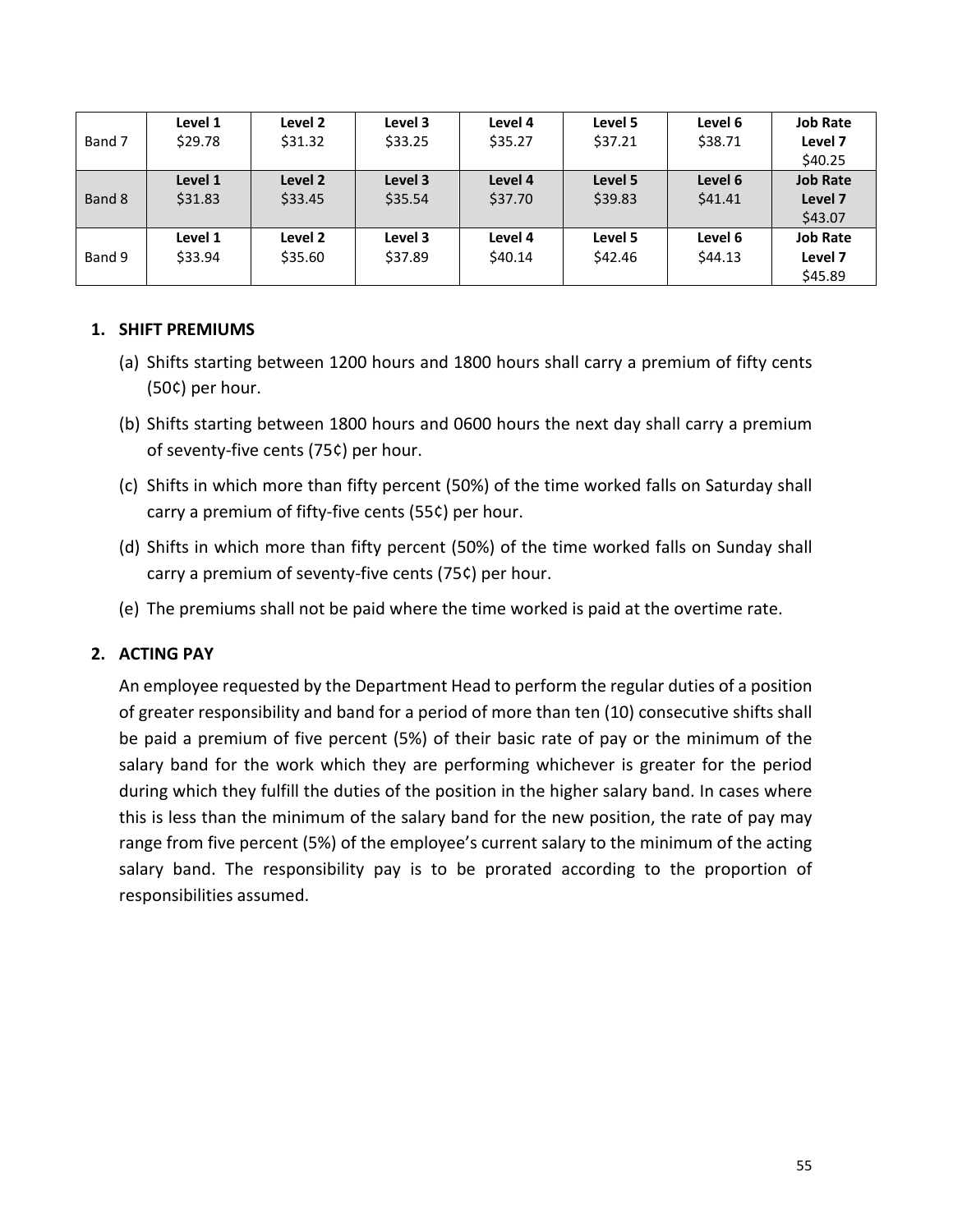| Band 7 | Level 1<br>$29.78 | Level 2<br>$31.32 | Level 3<br>$33.25 | Level 4<br>$35.27 | Level 5<br>$37.21 | Level 6<br>$38.71 | Job Rate<br>Level 7<br>$40.25 |
|---|---|---|---|---|---|---|---|
| Band 8 | Level 1<br>$31.83 | Level 2<br>$33.45 | Level 3<br>$35.54 | Level 4<br>$37.70 | Level 5<br>$39.83 | Level 6<br>$41.41 | Job Rate<br>Level 7<br>$43.07 |
| Band 9 | Level 1<br>$33.94 | Level 2<br>$35.60 | Level 3<br>$37.89 | Level 4<br>$40.14 | Level 5<br>$42.46 | Level 6<br>$44.13 | Job Rate<br>Level 7<br>$45.89 |

## 1. SHIFT PREMIUMS

(a) Shifts starting between 1200 hours and 1800 hours shall carry a premium of fifty cents (50¢) per hour.

(b) Shifts starting between 1800 hours and 0600 hours the next day shall carry a premium of seventy-five cents (75¢) per hour.

(c) Shifts in which more than fifty percent (50%) of the time worked falls on Saturday shall carry a premium of fifty-five cents (55¢) per hour.

(d) Shifts in which more than fifty percent (50%) of the time worked falls on Sunday shall carry a premium of seventy-five cents (75¢) per hour.

(e) The premiums shall not be paid where the time worked is paid at the overtime rate.

## 2. ACTING PAY

An employee requested by the Department Head to perform the regular duties of a position of greater responsibility and band for a period of more than ten (10) consecutive shifts shall be paid a premium of five percent (5%) of their basic rate of pay or the minimum of the salary band for the work which they are performing whichever is greater for the period during which they fulfill the duties of the position in the higher salary band. In cases where this is less than the minimum of the salary band for the new position, the rate of pay may range from five percent (5%) of the employee's current salary to the minimum of the acting salary band. The responsibility pay is to be prorated according to the proportion of responsibilities assumed.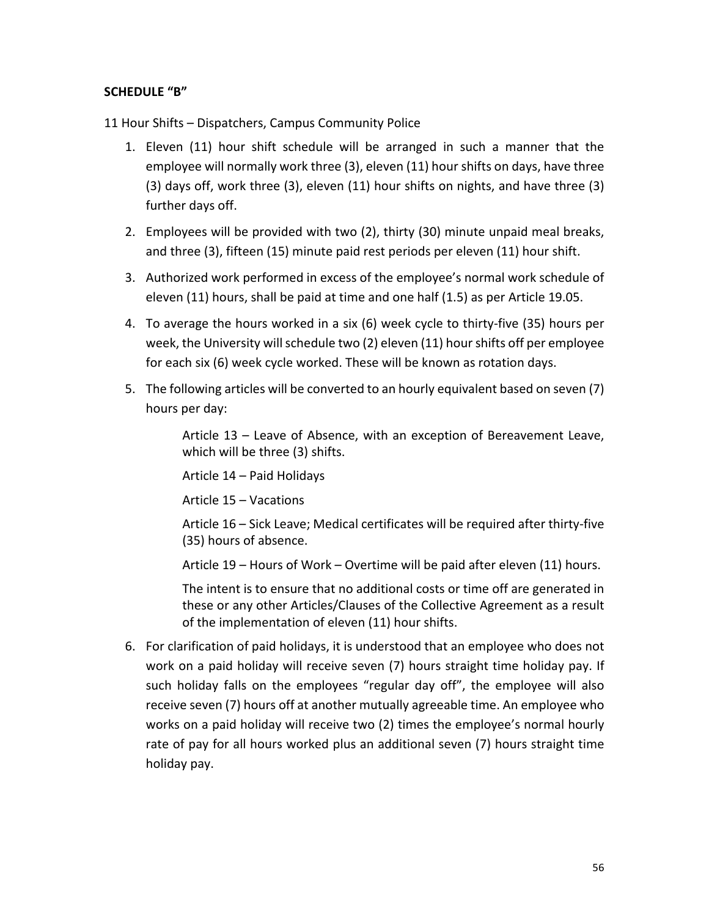**SCHEDULE "B"**

11 Hour Shifts – Dispatchers, Campus Community Police

1. Eleven (11) hour shift schedule will be arranged in such a manner that the employee will normally work three (3), eleven (11) hour shifts on days, have three (3) days off, work three (3), eleven (11) hour shifts on nights, and have three (3) further days off.

2. Employees will be provided with two (2), thirty (30) minute unpaid meal breaks, and three (3), fifteen (15) minute paid rest periods per eleven (11) hour shift.

3. Authorized work performed in excess of the employee's normal work schedule of eleven (11) hours, shall be paid at time and one half (1.5) as per Article 19.05.

4. To average the hours worked in a six (6) week cycle to thirty-five (35) hours per week, the University will schedule two (2) eleven (11) hour shifts off per employee for each six (6) week cycle worked. These will be known as rotation days.

5. The following articles will be converted to an hourly equivalent based on seven (7) hours per day:

   Article 13 – Leave of Absence, with an exception of Bereavement Leave, which will be three (3) shifts.

   Article 14 – Paid Holidays

   Article 15 – Vacations

   Article 16 – Sick Leave; Medical certificates will be required after thirty-five (35) hours of absence.

   Article 19 – Hours of Work – Overtime will be paid after eleven (11) hours.

   The intent is to ensure that no additional costs or time off are generated in these or any other Articles/Clauses of the Collective Agreement as a result of the implementation of eleven (11) hour shifts.

6. For clarification of paid holidays, it is understood that an employee who does not work on a paid holiday will receive seven (7) hours straight time holiday pay. If such holiday falls on the employees "regular day off", the employee will also receive seven (7) hours off at another mutually agreeable time. An employee who works on a paid holiday will receive two (2) times the employee's normal hourly rate of pay for all hours worked plus an additional seven (7) hours straight time holiday pay.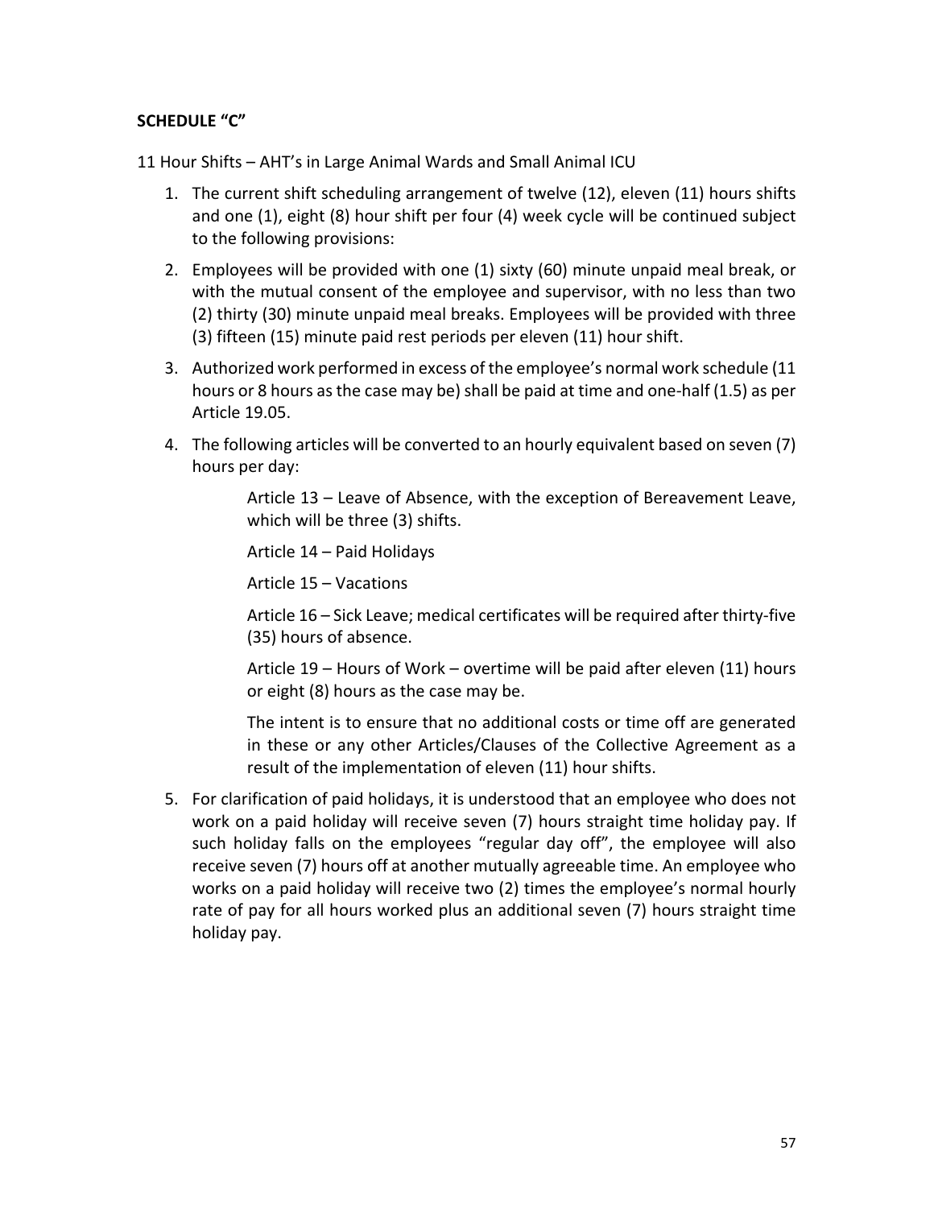**SCHEDULE "C"**

11 Hour Shifts – AHT's in Large Animal Wards and Small Animal ICU

1. The current shift scheduling arrangement of twelve (12), eleven (11) hours shifts and one (1), eight (8) hour shift per four (4) week cycle will be continued subject to the following provisions:
2. Employees will be provided with one (1) sixty (60) minute unpaid meal break, or with the mutual consent of the employee and supervisor, with no less than two (2) thirty (30) minute unpaid meal breaks. Employees will be provided with three (3) fifteen (15) minute paid rest periods per eleven (11) hour shift.
3. Authorized work performed in excess of the employee's normal work schedule (11 hours or 8 hours as the case may be) shall be paid at time and one-half (1.5) as per Article 19.05.
4. The following articles will be converted to an hourly equivalent based on seven (7) hours per day:

   Article 13 – Leave of Absence, with the exception of Bereavement Leave, which will be three (3) shifts.

   Article 14 – Paid Holidays

   Article 15 – Vacations

   Article 16 – Sick Leave; medical certificates will be required after thirty-five (35) hours of absence.

   Article 19 – Hours of Work – overtime will be paid after eleven (11) hours or eight (8) hours as the case may be.

   The intent is to ensure that no additional costs or time off are generated in these or any other Articles/Clauses of the Collective Agreement as a result of the implementation of eleven (11) hour shifts.

5. For clarification of paid holidays, it is understood that an employee who does not work on a paid holiday will receive seven (7) hours straight time holiday pay. If such holiday falls on the employees "regular day off", the employee will also receive seven (7) hours off at another mutually agreeable time. An employee who works on a paid holiday will receive two (2) times the employee's normal hourly rate of pay for all hours worked plus an additional seven (7) hours straight time holiday pay.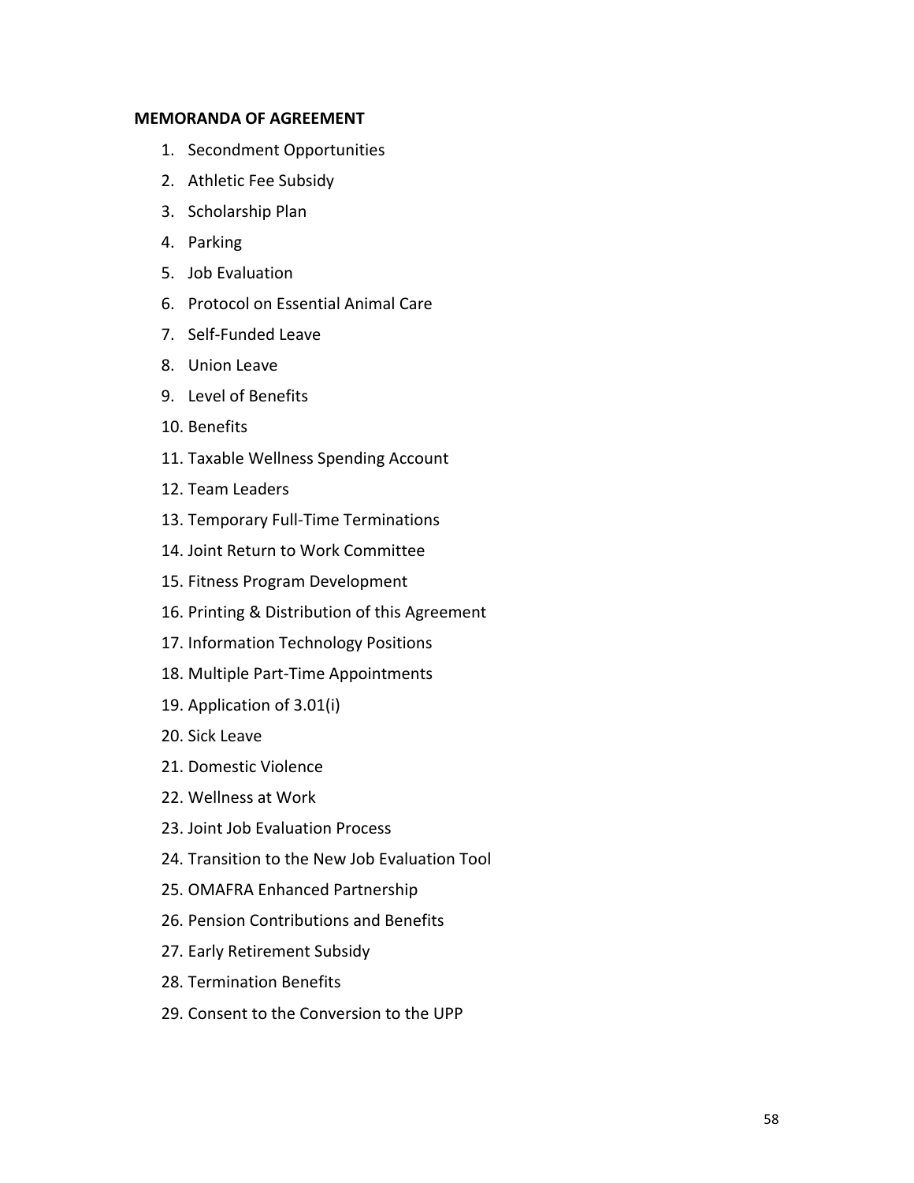**MEMORANDA OF AGREEMENT**

1. Secondment Opportunities
2. Athletic Fee Subsidy
3. Scholarship Plan
4. Parking
5. Job Evaluation
6. Protocol on Essential Animal Care
7. Self-Funded Leave
8. Union Leave
9. Level of Benefits
10. Benefits
11. Taxable Wellness Spending Account
12. Team Leaders
13. Temporary Full-Time Terminations
14. Joint Return to Work Committee
15. Fitness Program Development
16. Printing & Distribution of this Agreement
17. Information Technology Positions
18. Multiple Part-Time Appointments
19. Application of 3.01(i)
20. Sick Leave
21. Domestic Violence
22. Wellness at Work
23. Joint Job Evaluation Process
24. Transition to the New Job Evaluation Tool
25. OMAFRA Enhanced Partnership
26. Pension Contributions and Benefits
27. Early Retirement Subsidy
28. Termination Benefits
29. Consent to the Conversion to the UPP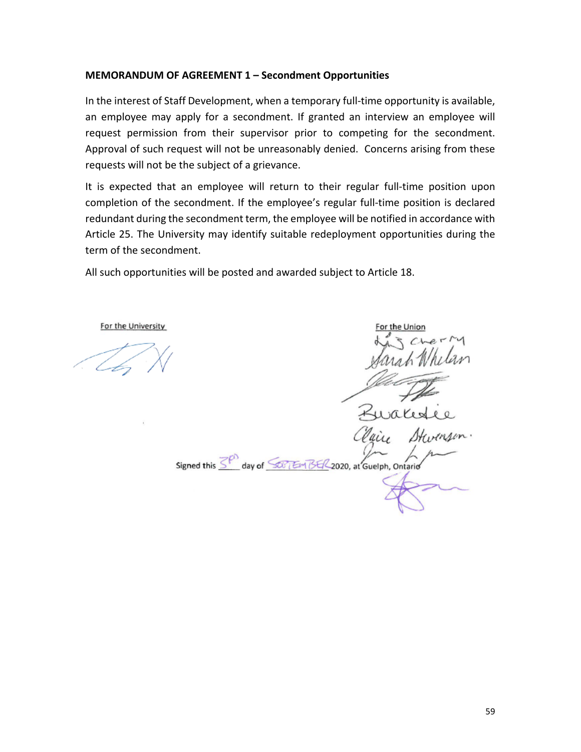**MEMORANDUM OF AGREEMENT 1 – Secondment Opportunities**

In the interest of Staff Development, when a temporary full-time opportunity is available, an employee may apply for a secondment. If granted an interview an employee will request permission from their supervisor prior to competing for the secondment. Approval of such request will not be unreasonably denied. Concerns arising from these requests will not be the subject of a grievance.

It is expected that an employee will return to their regular full-time position upon completion of the secondment. If the employee's regular full-time position is declared redundant during the secondment term, the employee will be notified in accordance with Article 25. The University may identify suitable redeployment opportunities during the term of the secondment.

All such opportunities will be posted and awarded subject to Article 18.

For the University

For the Union

Signed this 3rd day of SEPTEMBER 2020, at Guelph, Ontario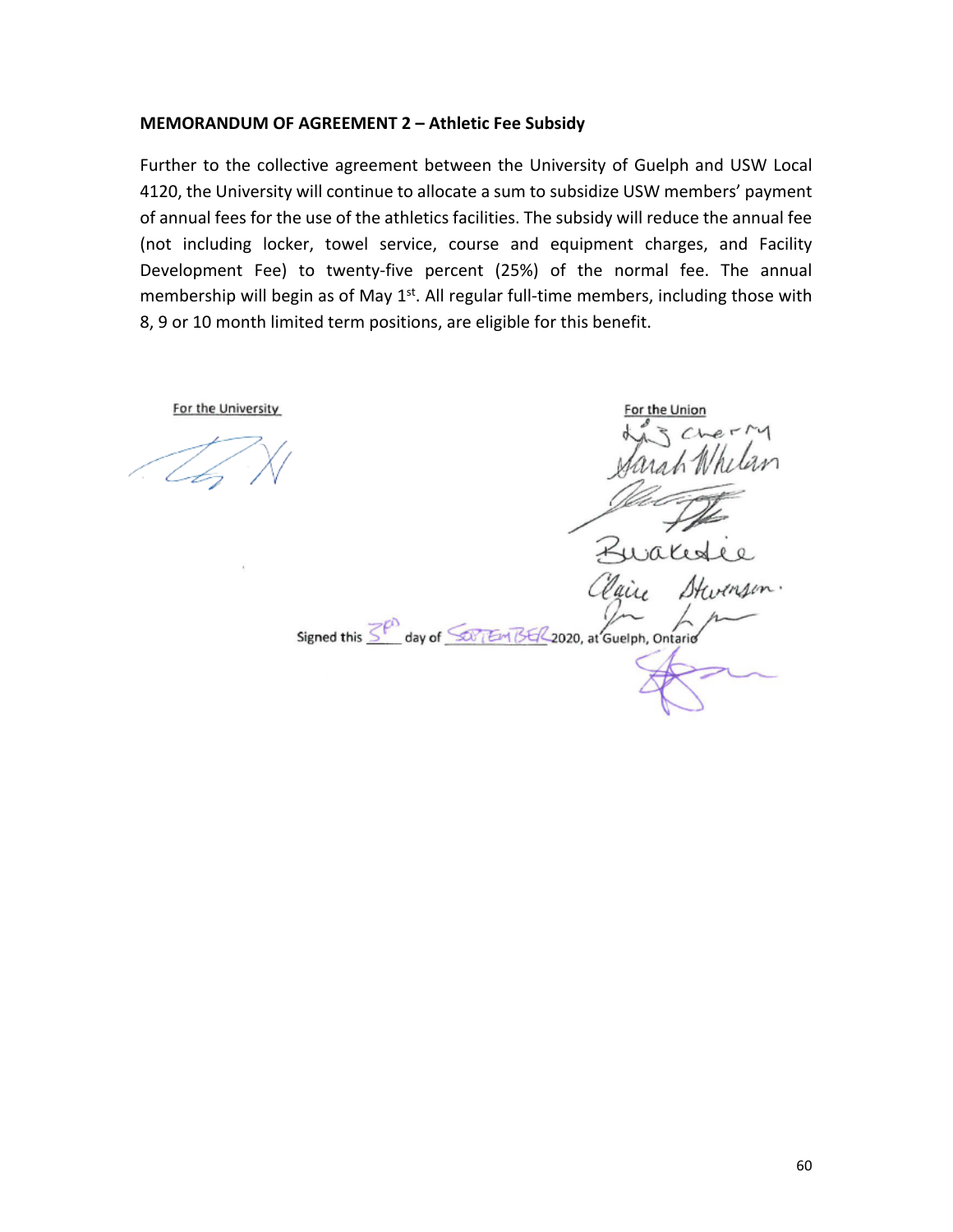**MEMORANDUM OF AGREEMENT 2 – Athletic Fee Subsidy**

Further to the collective agreement between the University of Guelph and USW Local 4120, the University will continue to allocate a sum to subsidize USW members' payment of annual fees for the use of the athletics facilities. The subsidy will reduce the annual fee (not including locker, towel service, course and equipment charges, and Facility Development Fee) to twenty-five percent (25%) of the normal fee. The annual membership will begin as of May 1st. All regular full-time members, including those with 8, 9 or 10 month limited term positions, are eligible for this benefit.

For the University

For the Union

Liz Cherry
Sarah Whelan
Bwakedie
Claire Stevenson

Signed this 3rd day of SEPTEMBER 2020, at Guelph, Ontario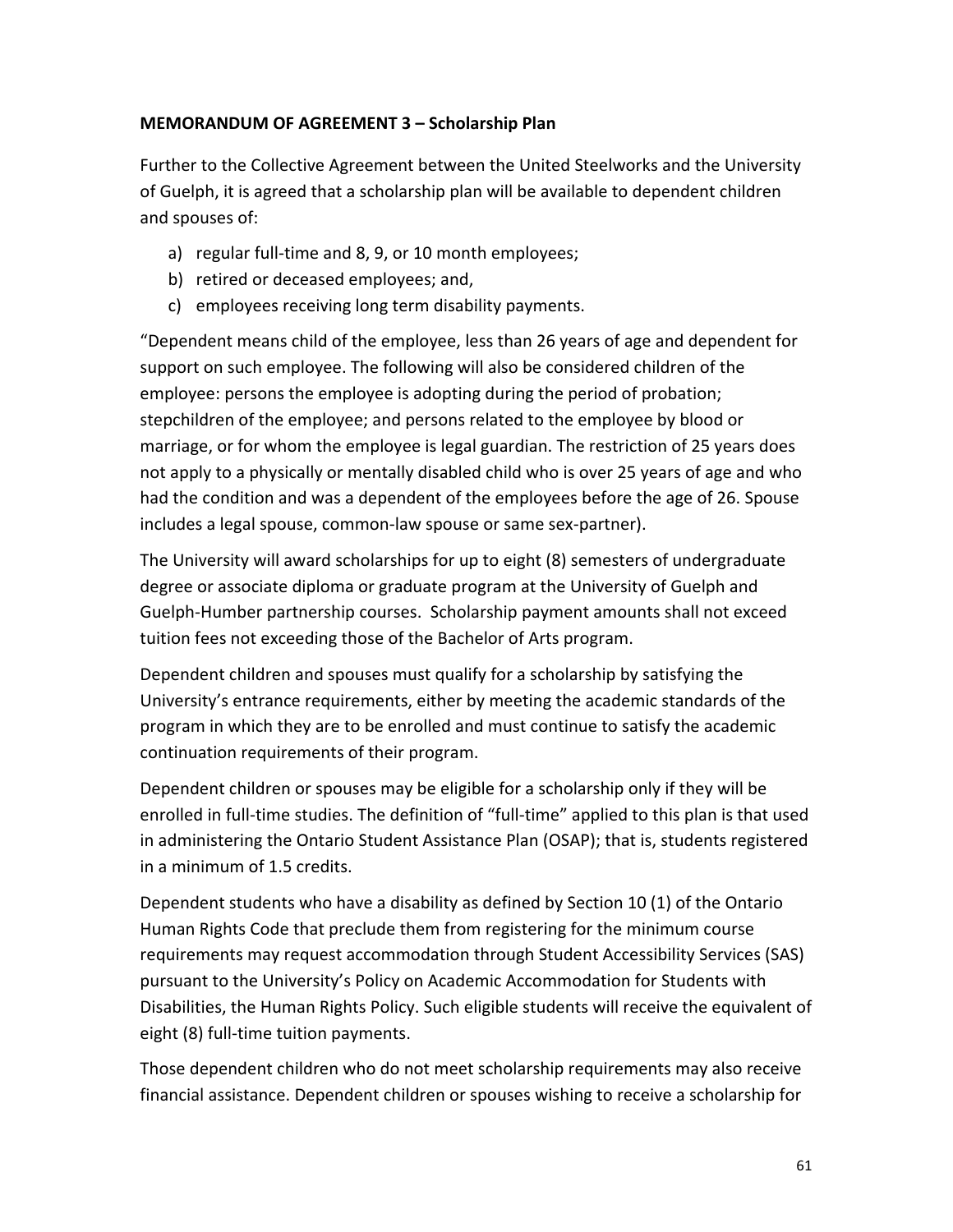**MEMORANDUM OF AGREEMENT 3 – Scholarship Plan**

Further to the Collective Agreement between the United Steelworks and the University of Guelph, it is agreed that a scholarship plan will be available to dependent children and spouses of:

a) regular full-time and 8, 9, or 10 month employees;
b) retired or deceased employees; and,
c) employees receiving long term disability payments.

"Dependent means child of the employee, less than 26 years of age and dependent for support on such employee. The following will also be considered children of the employee: persons the employee is adopting during the period of probation; stepchildren of the employee; and persons related to the employee by blood or marriage, or for whom the employee is legal guardian. The restriction of 25 years does not apply to a physically or mentally disabled child who is over 25 years of age and who had the condition and was a dependent of the employees before the age of 26. Spouse includes a legal spouse, common-law spouse or same sex-partner).

The University will award scholarships for up to eight (8) semesters of undergraduate degree or associate diploma or graduate program at the University of Guelph and Guelph-Humber partnership courses. Scholarship payment amounts shall not exceed tuition fees not exceeding those of the Bachelor of Arts program.

Dependent children and spouses must qualify for a scholarship by satisfying the University's entrance requirements, either by meeting the academic standards of the program in which they are to be enrolled and must continue to satisfy the academic continuation requirements of their program.

Dependent children or spouses may be eligible for a scholarship only if they will be enrolled in full-time studies. The definition of "full-time" applied to this plan is that used in administering the Ontario Student Assistance Plan (OSAP); that is, students registered in a minimum of 1.5 credits.

Dependent students who have a disability as defined by Section 10 (1) of the Ontario Human Rights Code that preclude them from registering for the minimum course requirements may request accommodation through Student Accessibility Services (SAS) pursuant to the University's Policy on Academic Accommodation for Students with Disabilities, the Human Rights Policy. Such eligible students will receive the equivalent of eight (8) full-time tuition payments.

Those dependent children who do not meet scholarship requirements may also receive financial assistance. Dependent children or spouses wishing to receive a scholarship for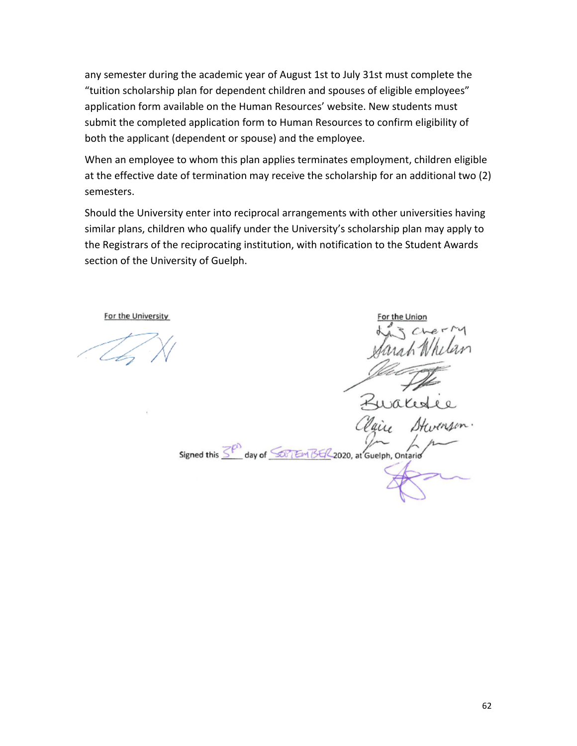any semester during the academic year of August 1st to July 31st must complete the “tuition scholarship plan for dependent children and spouses of eligible employees” application form available on the Human Resources’ website. New students must submit the completed application form to Human Resources to confirm eligibility of both the applicant (dependent or spouse) and the employee.

When an employee to whom this plan applies terminates employment, children eligible at the effective date of termination may receive the scholarship for an additional two (2) semesters.

Should the University enter into reciprocal arrangements with other universities having similar plans, children who qualify under the University’s scholarship plan may apply to the Registrars of the reciprocating institution, with notification to the Student Awards section of the University of Guelph.

For the University

For the Union

Signed this 3rd day of September 2020, at Guelph, Ontario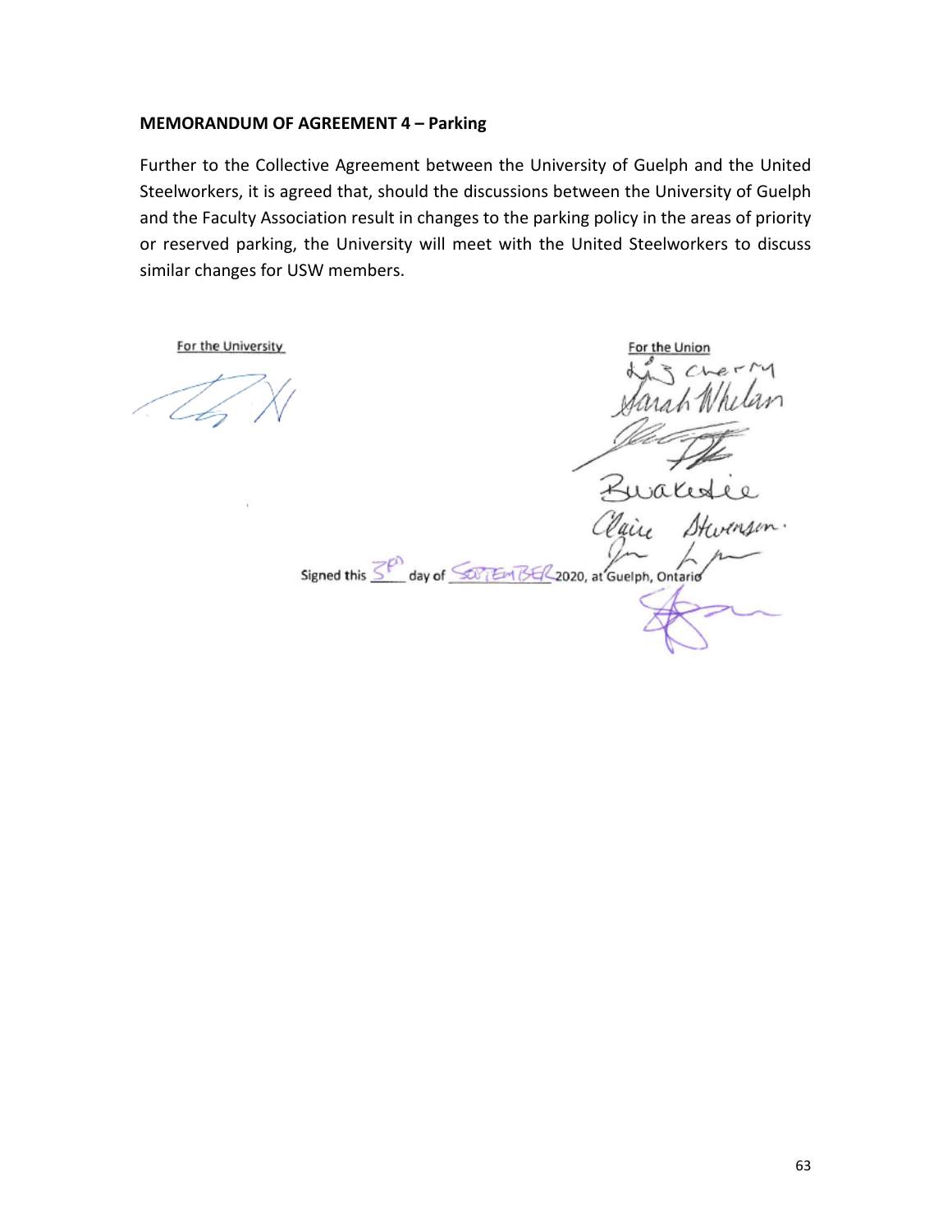**MEMORANDUM OF AGREEMENT 4 – Parking**

Further to the Collective Agreement between the University of Guelph and the United Steelworkers, it is agreed that, should the discussions between the University of Guelph and the Faculty Association result in changes to the parking policy in the areas of priority or reserved parking, the University will meet with the United Steelworkers to discuss similar changes for USW members.

For the University

For the Union

Signed this 3rd day of SEPTEMBER 2020, at Guelph, Ontario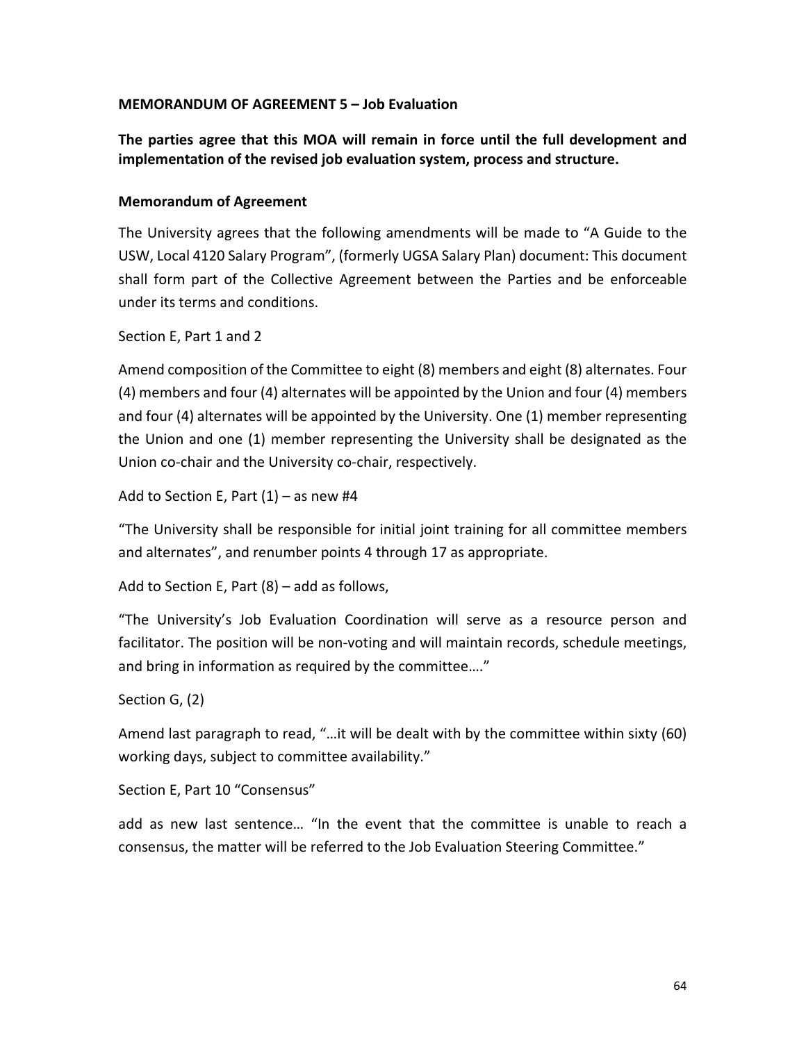**MEMORANDUM OF AGREEMENT 5 – Job Evaluation**

**The parties agree that this MOA will remain in force until the full development and implementation of the revised job evaluation system, process and structure.**

**Memorandum of Agreement**

The University agrees that the following amendments will be made to "A Guide to the USW, Local 4120 Salary Program", (formerly UGSA Salary Plan) document: This document shall form part of the Collective Agreement between the Parties and be enforceable under its terms and conditions.

Section E, Part 1 and 2

Amend composition of the Committee to eight (8) members and eight (8) alternates. Four (4) members and four (4) alternates will be appointed by the Union and four (4) members and four (4) alternates will be appointed by the University. One (1) member representing the Union and one (1) member representing the University shall be designated as the Union co-chair and the University co-chair, respectively.

Add to Section E, Part (1) – as new #4

"The University shall be responsible for initial joint training for all committee members and alternates", and renumber points 4 through 17 as appropriate.

Add to Section E, Part (8) – add as follows,

"The University's Job Evaluation Coordination will serve as a resource person and facilitator. The position will be non-voting and will maintain records, schedule meetings, and bring in information as required by the committee…."

Section G, (2)

Amend last paragraph to read, "…it will be dealt with by the committee within sixty (60) working days, subject to committee availability."

Section E, Part 10 "Consensus"

add as new last sentence… "In the event that the committee is unable to reach a consensus, the matter will be referred to the Job Evaluation Steering Committee."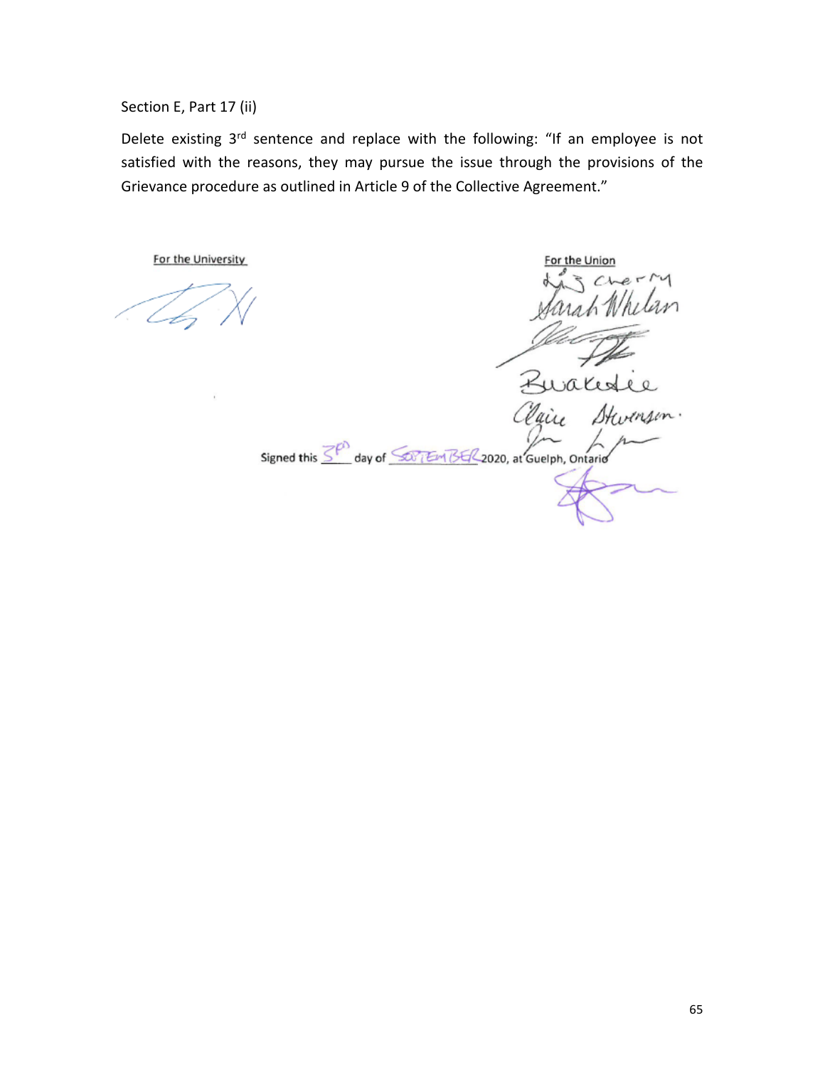Section E, Part 17 (ii)

Delete existing 3rd sentence and replace with the following: "If an employee is not satisfied with the reasons, they may pursue the issue through the provisions of the Grievance procedure as outlined in Article 9 of the Collective Agreement."

For the University

For the Union

Signed this 3rd day of SEPTEMBER 2020, at Guelph, Ontario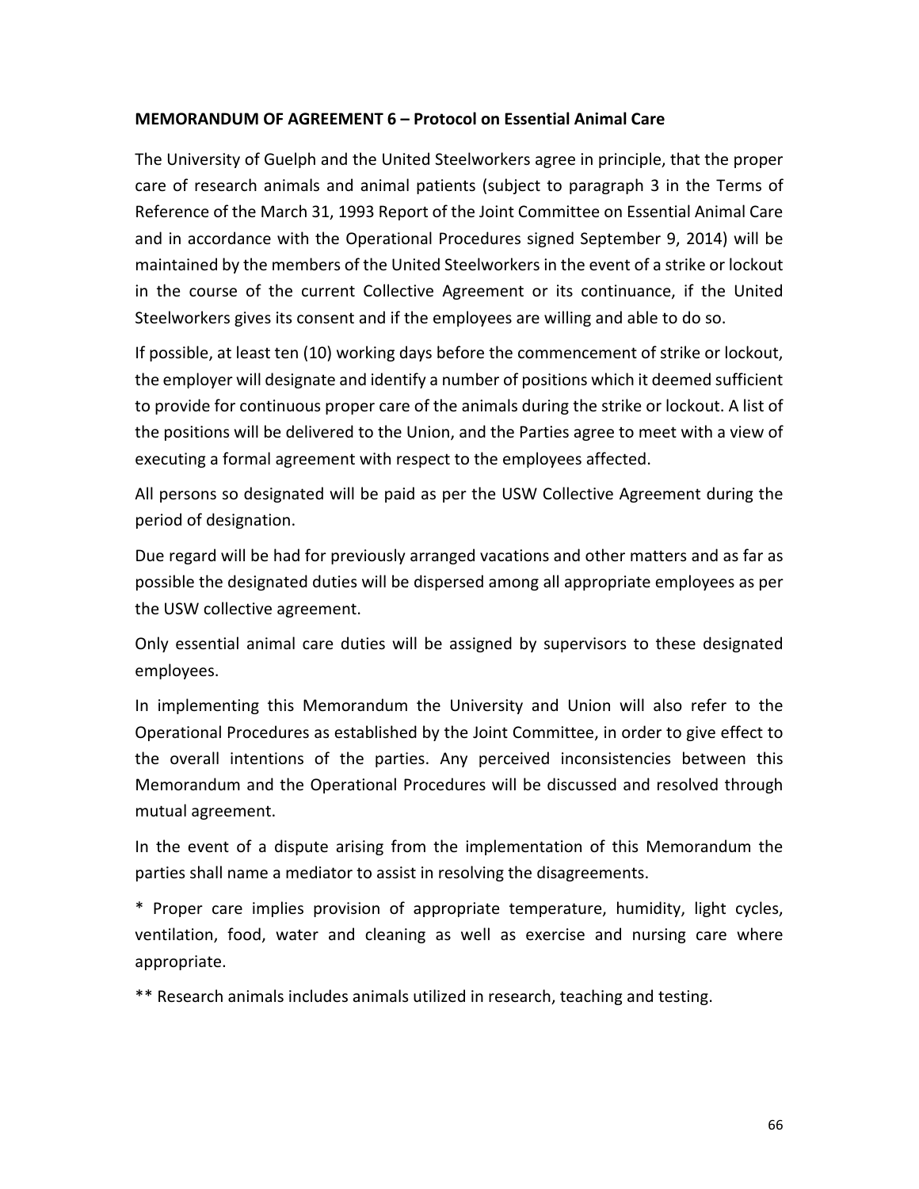**MEMORANDUM OF AGREEMENT 6 – Protocol on Essential Animal Care**

The University of Guelph and the United Steelworkers agree in principle, that the proper care of research animals and animal patients (subject to paragraph 3 in the Terms of Reference of the March 31, 1993 Report of the Joint Committee on Essential Animal Care and in accordance with the Operational Procedures signed September 9, 2014) will be maintained by the members of the United Steelworkers in the event of a strike or lockout in the course of the current Collective Agreement or its continuance, if the United Steelworkers gives its consent and if the employees are willing and able to do so.

If possible, at least ten (10) working days before the commencement of strike or lockout, the employer will designate and identify a number of positions which it deemed sufficient to provide for continuous proper care of the animals during the strike or lockout. A list of the positions will be delivered to the Union, and the Parties agree to meet with a view of executing a formal agreement with respect to the employees affected.

All persons so designated will be paid as per the USW Collective Agreement during the period of designation.

Due regard will be had for previously arranged vacations and other matters and as far as possible the designated duties will be dispersed among all appropriate employees as per the USW collective agreement.

Only essential animal care duties will be assigned by supervisors to these designated employees.

In implementing this Memorandum the University and Union will also refer to the Operational Procedures as established by the Joint Committee, in order to give effect to the overall intentions of the parties. Any perceived inconsistencies between this Memorandum and the Operational Procedures will be discussed and resolved through mutual agreement.

In the event of a dispute arising from the implementation of this Memorandum the parties shall name a mediator to assist in resolving the disagreements.

\* Proper care implies provision of appropriate temperature, humidity, light cycles, ventilation, food, water and cleaning as well as exercise and nursing care where appropriate.

\*\* Research animals includes animals utilized in research, teaching and testing.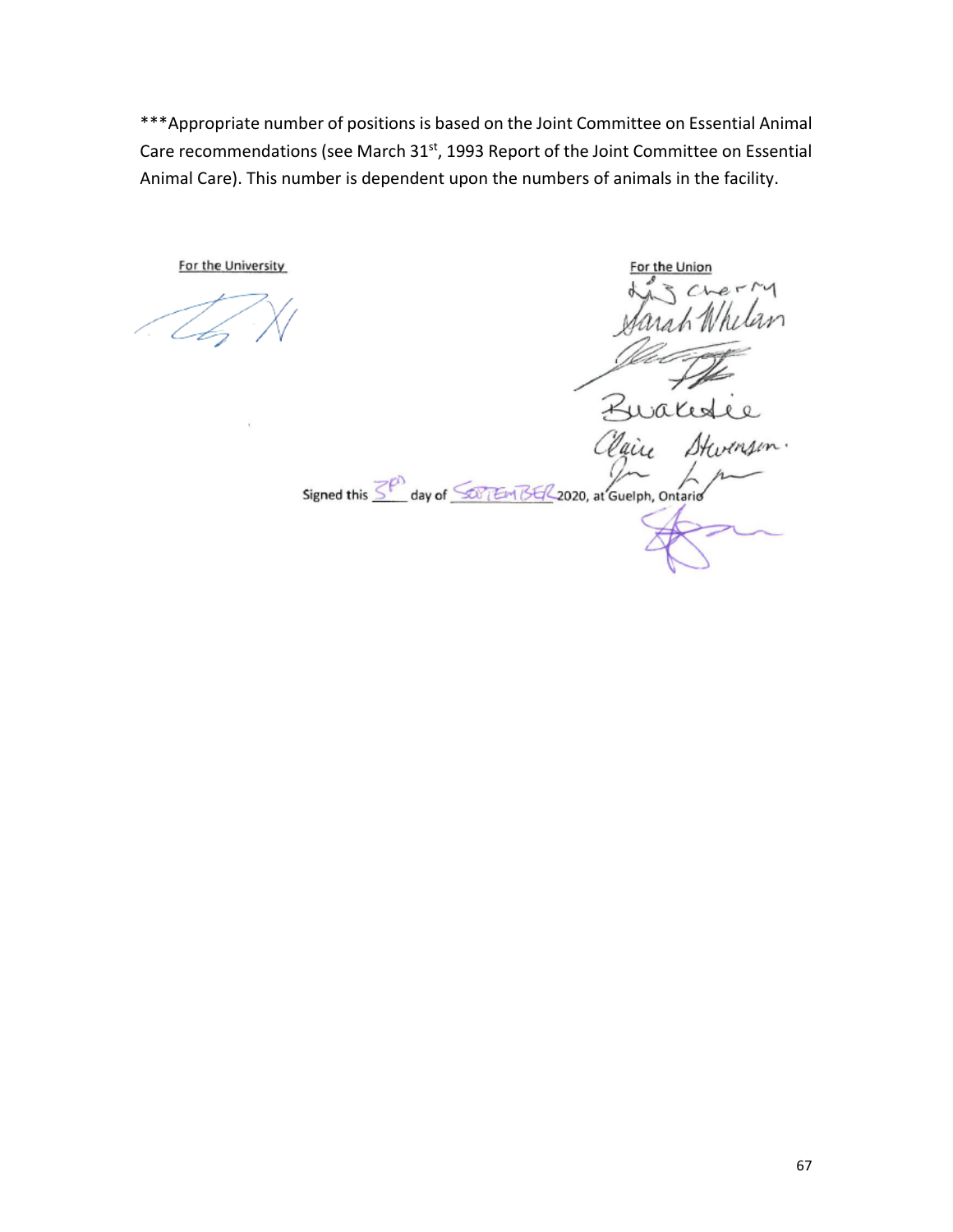***Appropriate number of positions is based on the Joint Committee on Essential Animal Care recommendations (see March 31st, 1993 Report of the Joint Committee on Essential Animal Care). This number is dependent upon the numbers of animals in the facility.

For the University

For the Union

Liz Cherry
Sarah Whelan
Bwakedie
Claire Stevenson

Signed this 3rd day of SEPTEMBER 2020, at Guelph, Ontario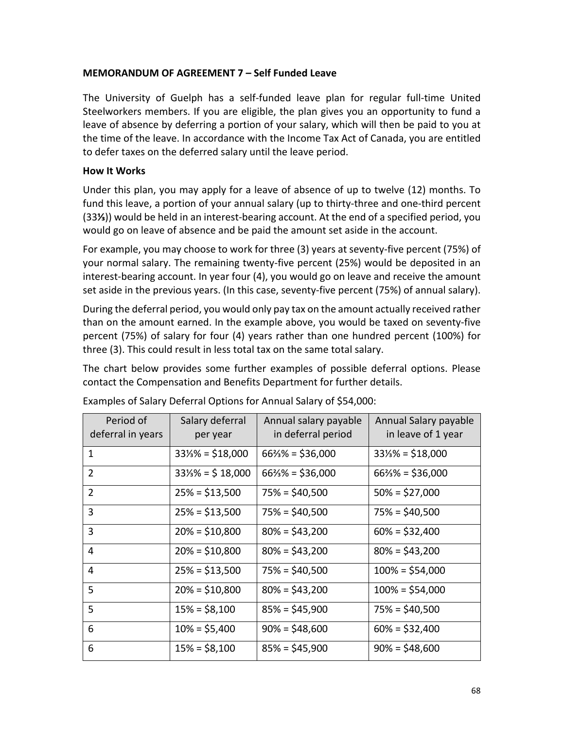**MEMORANDUM OF AGREEMENT 7 – Self Funded Leave**

The University of Guelph has a self-funded leave plan for regular full-time United Steelworkers members. If you are eligible, the plan gives you an opportunity to fund a leave of absence by deferring a portion of your salary, which will then be paid to you at the time of the leave. In accordance with the Income Tax Act of Canada, you are entitled to defer taxes on the deferred salary until the leave period.

**How It Works**

Under this plan, you may apply for a leave of absence of up to twelve (12) months. To fund this leave, a portion of your annual salary (up to thirty-three and one-third percent (33⅓)) would be held in an interest-bearing account. At the end of a specified period, you would go on leave of absence and be paid the amount set aside in the account.

For example, you may choose to work for three (3) years at seventy-five percent (75%) of your normal salary. The remaining twenty-five percent (25%) would be deposited in an interest-bearing account. In year four (4), you would go on leave and receive the amount set aside in the previous years. (In this case, seventy-five percent (75%) of annual salary).

During the deferral period, you would only pay tax on the amount actually received rather than on the amount earned. In the example above, you would be taxed on seventy-five percent (75%) of salary for four (4) years rather than one hundred percent (100%) for three (3). This could result in less total tax on the same total salary.

The chart below provides some further examples of possible deferral options. Please contact the Compensation and Benefits Department for further details.

Examples of Salary Deferral Options for Annual Salary of $54,000:

| Period of deferral in years | Salary deferral per year | Annual salary payable in deferral period | Annual Salary payable in leave of 1 year |
|---|---|---|---|
| 1 | 33⅓% = $18,000 | 66⅔% = $36,000 | 33⅓% = $18,000 |
| 2 | 33⅓% = $ 18,000 | 66⅔% = $36,000 | 66⅔% = $36,000 |
| 2 | 25% = $13,500 | 75% = $40,500 | 50% = $27,000 |
| 3 | 25% = $13,500 | 75% = $40,500 | 75% = $40,500 |
| 3 | 20% = $10,800 | 80% = $43,200 | 60% = $32,400 |
| 4 | 20% = $10,800 | 80% = $43,200 | 80% = $43,200 |
| 4 | 25% = $13,500 | 75% = $40,500 | 100% = $54,000 |
| 5 | 20% = $10,800 | 80% = $43,200 | 100% = $54,000 |
| 5 | 15% = $8,100 | 85% = $45,900 | 75% = $40,500 |
| 6 | 10% = $5,400 | 90% = $48,600 | 60% = $32,400 |
| 6 | 15% = $8,100 | 85% = $45,900 | 90% = $48,600 |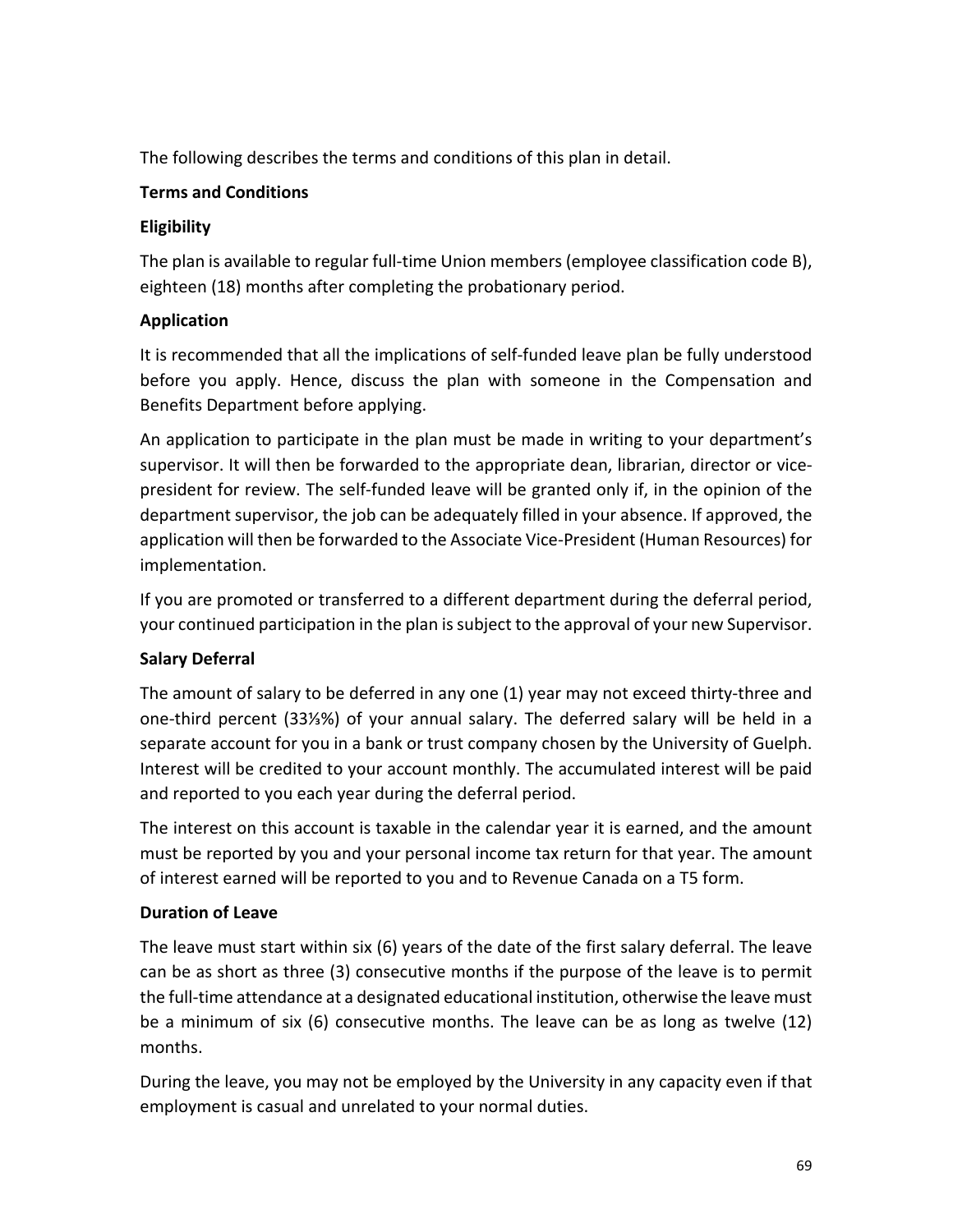The following describes the terms and conditions of this plan in detail.

**Terms and Conditions**

**Eligibility**

The plan is available to regular full-time Union members (employee classification code B), eighteen (18) months after completing the probationary period.

**Application**

It is recommended that all the implications of self-funded leave plan be fully understood before you apply. Hence, discuss the plan with someone in the Compensation and Benefits Department before applying.

An application to participate in the plan must be made in writing to your department's supervisor. It will then be forwarded to the appropriate dean, librarian, director or vice-president for review. The self-funded leave will be granted only if, in the opinion of the department supervisor, the job can be adequately filled in your absence. If approved, the application will then be forwarded to the Associate Vice-President (Human Resources) for implementation.

If you are promoted or transferred to a different department during the deferral period, your continued participation in the plan is subject to the approval of your new Supervisor.

**Salary Deferral**

The amount of salary to be deferred in any one (1) year may not exceed thirty-three and one-third percent (33⅓%) of your annual salary. The deferred salary will be held in a separate account for you in a bank or trust company chosen by the University of Guelph. Interest will be credited to your account monthly. The accumulated interest will be paid and reported to you each year during the deferral period.

The interest on this account is taxable in the calendar year it is earned, and the amount must be reported by you and your personal income tax return for that year. The amount of interest earned will be reported to you and to Revenue Canada on a T5 form.

**Duration of Leave**

The leave must start within six (6) years of the date of the first salary deferral. The leave can be as short as three (3) consecutive months if the purpose of the leave is to permit the full-time attendance at a designated educational institution, otherwise the leave must be a minimum of six (6) consecutive months. The leave can be as long as twelve (12) months.

During the leave, you may not be employed by the University in any capacity even if that employment is casual and unrelated to your normal duties.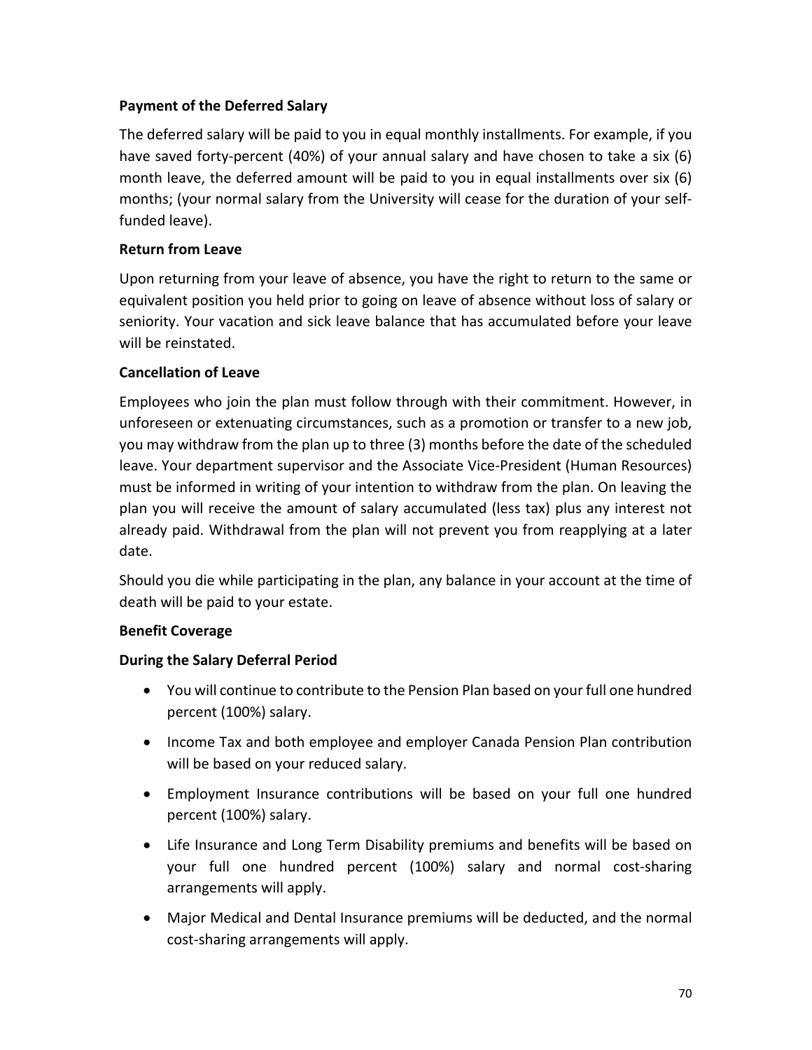**Payment of the Deferred Salary**

The deferred salary will be paid to you in equal monthly installments. For example, if you have saved forty-percent (40%) of your annual salary and have chosen to take a six (6) month leave, the deferred amount will be paid to you in equal installments over six (6) months; (your normal salary from the University will cease for the duration of your self-funded leave).

**Return from Leave**

Upon returning from your leave of absence, you have the right to return to the same or equivalent position you held prior to going on leave of absence without loss of salary or seniority. Your vacation and sick leave balance that has accumulated before your leave will be reinstated.

**Cancellation of Leave**

Employees who join the plan must follow through with their commitment. However, in unforeseen or extenuating circumstances, such as a promotion or transfer to a new job, you may withdraw from the plan up to three (3) months before the date of the scheduled leave. Your department supervisor and the Associate Vice-President (Human Resources) must be informed in writing of your intention to withdraw from the plan. On leaving the plan you will receive the amount of salary accumulated (less tax) plus any interest not already paid. Withdrawal from the plan will not prevent you from reapplying at a later date.

Should you die while participating in the plan, any balance in your account at the time of death will be paid to your estate.

**Benefit Coverage**

**During the Salary Deferral Period**

- You will continue to contribute to the Pension Plan based on your full one hundred percent (100%) salary.
- Income Tax and both employee and employer Canada Pension Plan contribution will be based on your reduced salary.
- Employment Insurance contributions will be based on your full one hundred percent (100%) salary.
- Life Insurance and Long Term Disability premiums and benefits will be based on your full one hundred percent (100%) salary and normal cost-sharing arrangements will apply.
- Major Medical and Dental Insurance premiums will be deducted, and the normal cost-sharing arrangements will apply.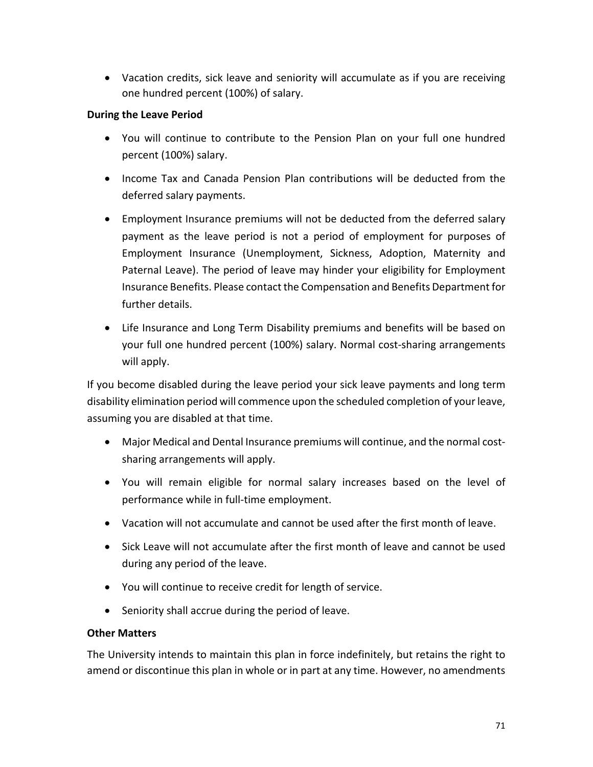- Vacation credits, sick leave and seniority will accumulate as if you are receiving one hundred percent (100%) of salary.

**During the Leave Period**

- You will continue to contribute to the Pension Plan on your full one hundred percent (100%) salary.
- Income Tax and Canada Pension Plan contributions will be deducted from the deferred salary payments.
- Employment Insurance premiums will not be deducted from the deferred salary payment as the leave period is not a period of employment for purposes of Employment Insurance (Unemployment, Sickness, Adoption, Maternity and Paternal Leave). The period of leave may hinder your eligibility for Employment Insurance Benefits. Please contact the Compensation and Benefits Department for further details.
- Life Insurance and Long Term Disability premiums and benefits will be based on your full one hundred percent (100%) salary. Normal cost-sharing arrangements will apply.

If you become disabled during the leave period your sick leave payments and long term disability elimination period will commence upon the scheduled completion of your leave, assuming you are disabled at that time.

- Major Medical and Dental Insurance premiums will continue, and the normal cost-sharing arrangements will apply.
- You will remain eligible for normal salary increases based on the level of performance while in full-time employment.
- Vacation will not accumulate and cannot be used after the first month of leave.
- Sick Leave will not accumulate after the first month of leave and cannot be used during any period of the leave.
- You will continue to receive credit for length of service.
- Seniority shall accrue during the period of leave.

**Other Matters**

The University intends to maintain this plan in force indefinitely, but retains the right to amend or discontinue this plan in whole or in part at any time. However, no amendments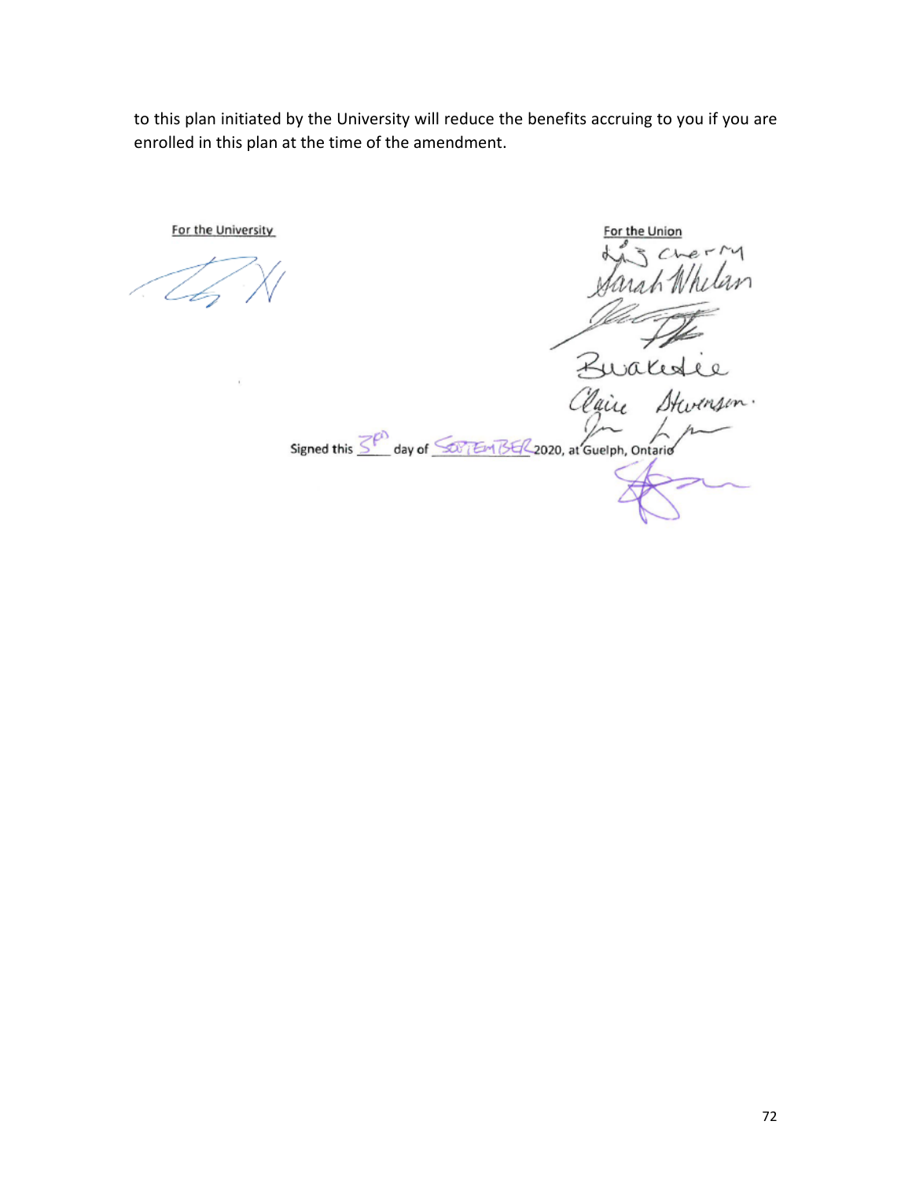to this plan initiated by the University will reduce the benefits accruing to you if you are enrolled in this plan at the time of the amendment.

For the University

For the Union

Signed this 3rd day of SEPTEMBER 2020, at Guelph, Ontario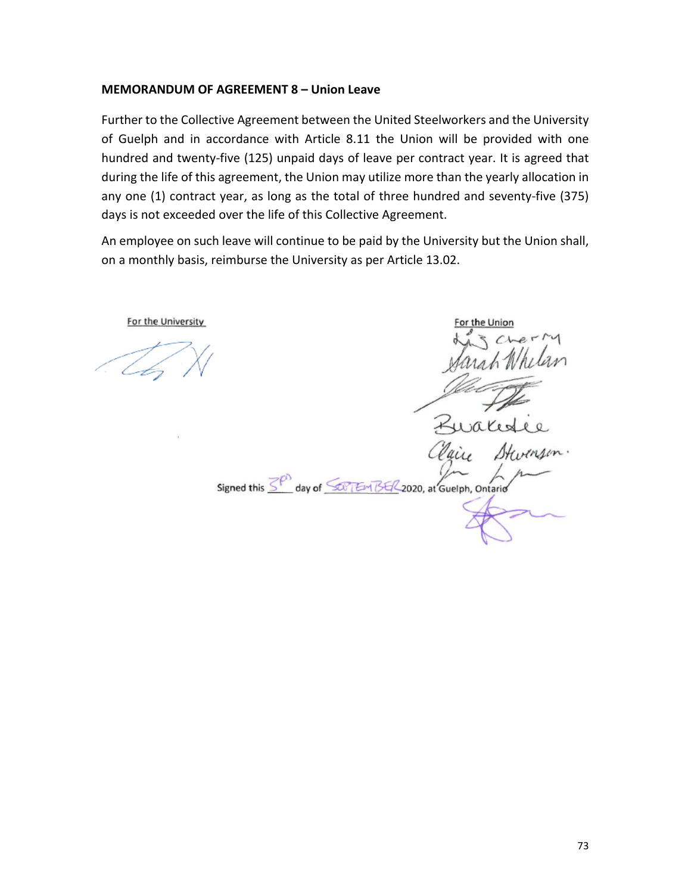### MEMORANDUM OF AGREEMENT 8 – Union Leave

Further to the Collective Agreement between the United Steelworkers and the University of Guelph and in accordance with Article 8.11 the Union will be provided with one hundred and twenty-five (125) unpaid days of leave per contract year. It is agreed that during the life of this agreement, the Union may utilize more than the yearly allocation in any one (1) contract year, as long as the total of three hundred and seventy-five (375) days is not exceeded over the life of this Collective Agreement.

An employee on such leave will continue to be paid by the University but the Union shall, on a monthly basis, reimburse the University as per Article 13.02.

For the University

For the Union

Signed this 3rd day of SEPTEMBER 2020, at Guelph, Ontario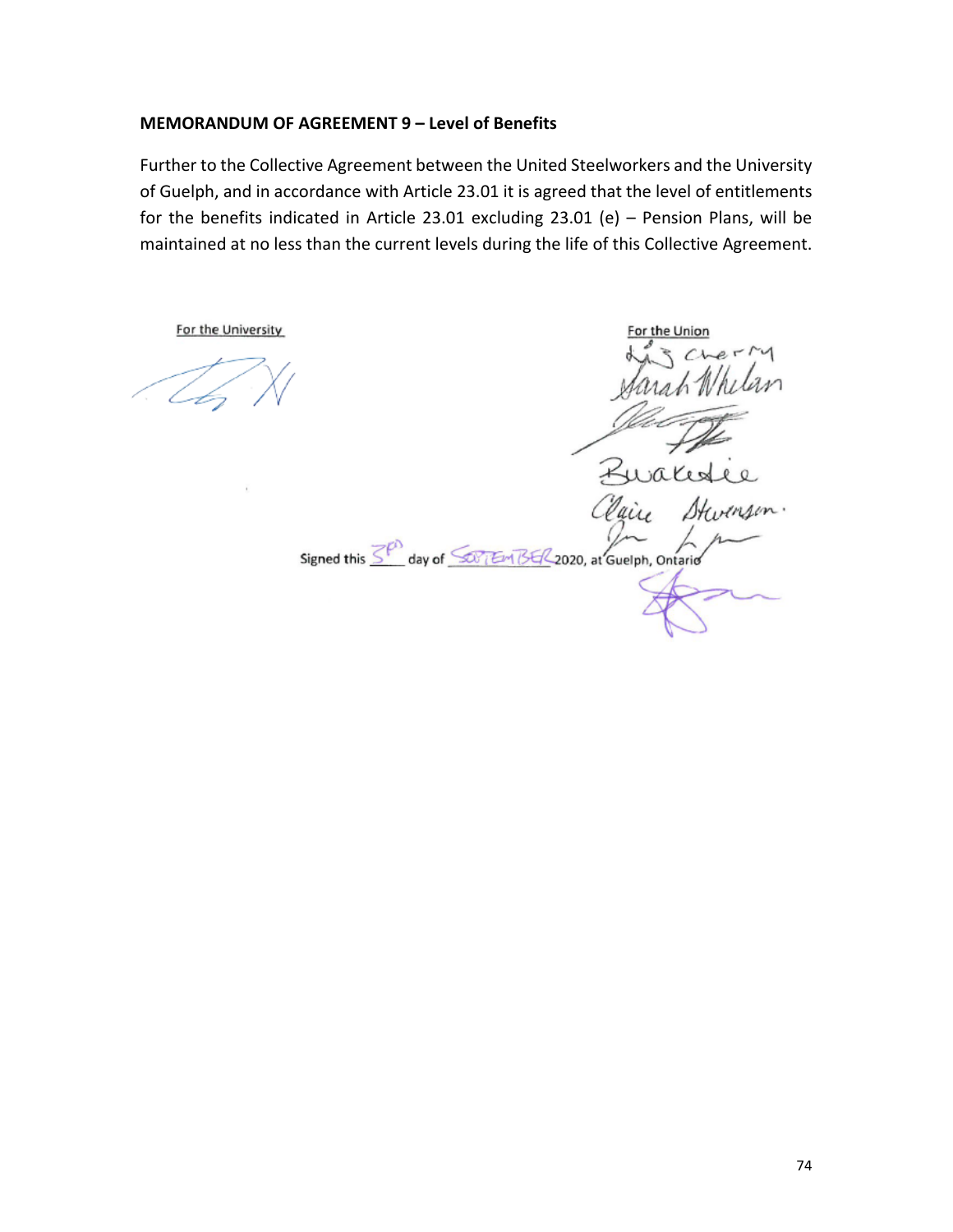**MEMORANDUM OF AGREEMENT 9 – Level of Benefits**

Further to the Collective Agreement between the United Steelworkers and the University of Guelph, and in accordance with Article 23.01 it is agreed that the level of entitlements for the benefits indicated in Article 23.01 excluding 23.01 (e) – Pension Plans, will be maintained at no less than the current levels during the life of this Collective Agreement.

For the University

For the Union

Signed this 3rd day of SEPTEMBER 2020, at Guelph, Ontario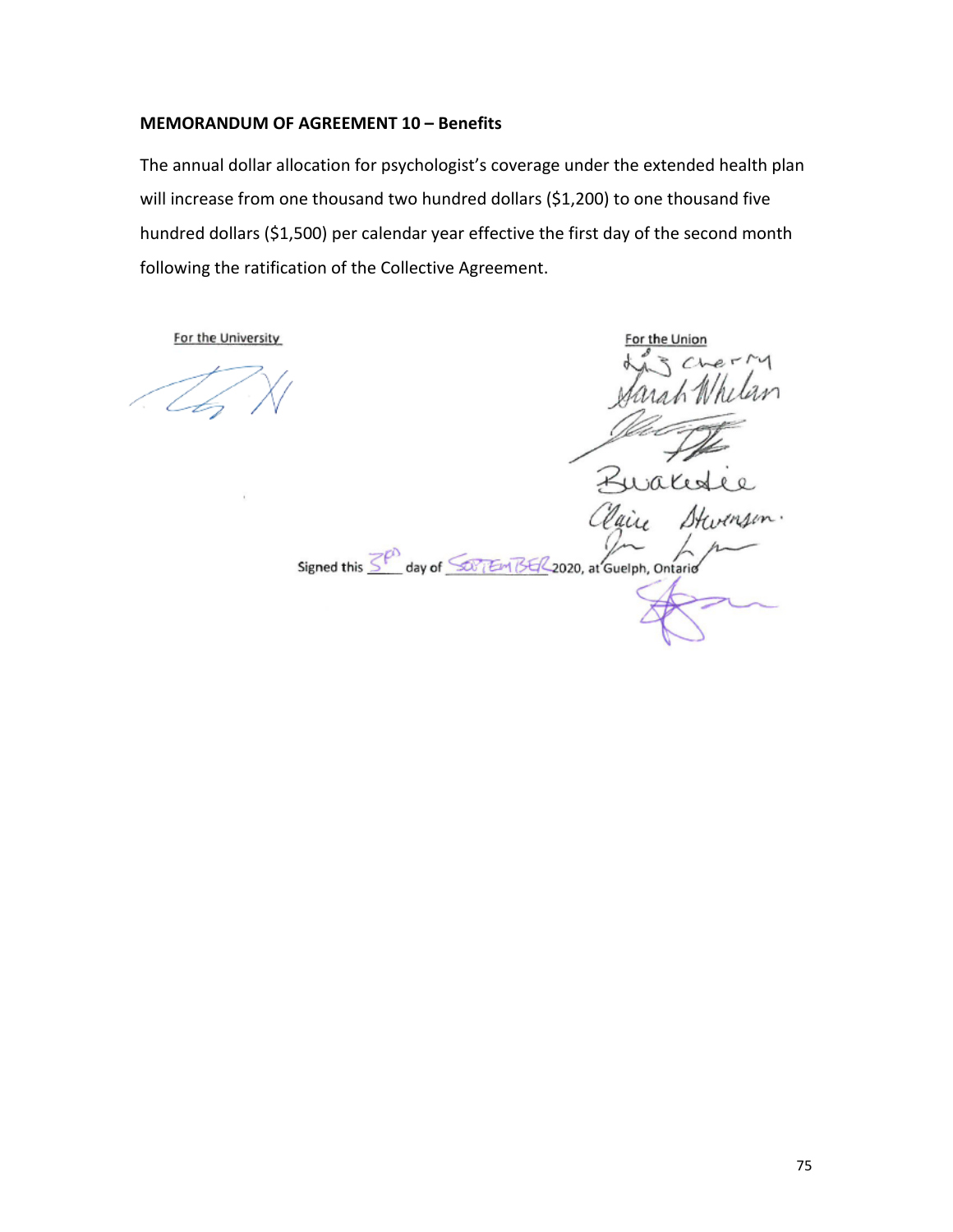**MEMORANDUM OF AGREEMENT 10 – Benefits**

The annual dollar allocation for psychologist's coverage under the extended health plan will increase from one thousand two hundred dollars ($1,200) to one thousand five hundred dollars ($1,500) per calendar year effective the first day of the second month following the ratification of the Collective Agreement.

For the University

For the Union

Signed this 3rd day of SEPTEMBER 2020, at Guelph, Ontario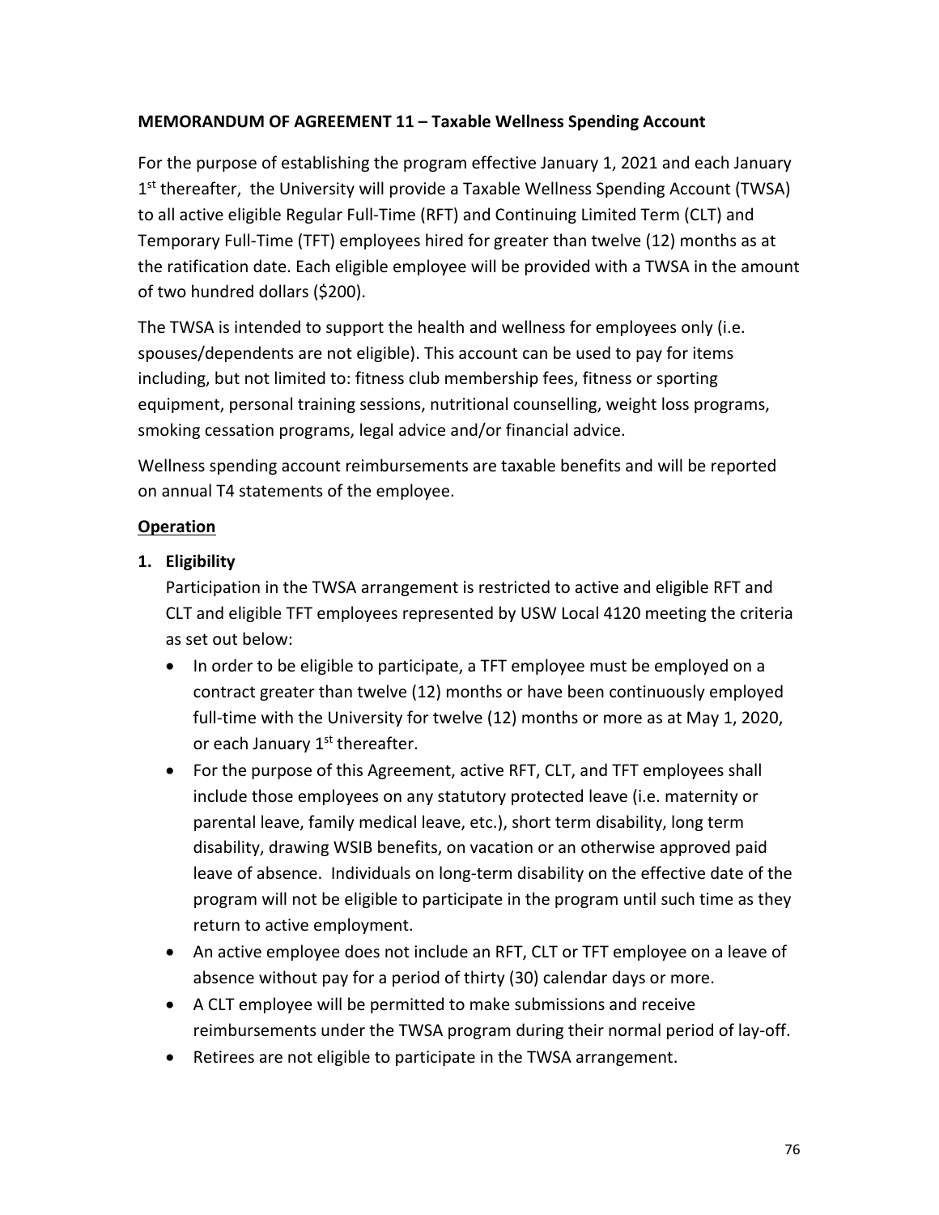**MEMORANDUM OF AGREEMENT 11 – Taxable Wellness Spending Account**

For the purpose of establishing the program effective January 1, 2021 and each January 1st thereafter, the University will provide a Taxable Wellness Spending Account (TWSA) to all active eligible Regular Full-Time (RFT) and Continuing Limited Term (CLT) and Temporary Full-Time (TFT) employees hired for greater than twelve (12) months as at the ratification date. Each eligible employee will be provided with a TWSA in the amount of two hundred dollars ($200).

The TWSA is intended to support the health and wellness for employees only (i.e. spouses/dependents are not eligible). This account can be used to pay for items including, but not limited to: fitness club membership fees, fitness or sporting equipment, personal training sessions, nutritional counselling, weight loss programs, smoking cessation programs, legal advice and/or financial advice.

Wellness spending account reimbursements are taxable benefits and will be reported on annual T4 statements of the employee.

**Operation**

1. **Eligibility**
   Participation in the TWSA arrangement is restricted to active and eligible RFT and CLT and eligible TFT employees represented by USW Local 4120 meeting the criteria as set out below:
   - In order to be eligible to participate, a TFT employee must be employed on a contract greater than twelve (12) months or have been continuously employed full-time with the University for twelve (12) months or more as at May 1, 2020, or each January 1st thereafter.
   - For the purpose of this Agreement, active RFT, CLT, and TFT employees shall include those employees on any statutory protected leave (i.e. maternity or parental leave, family medical leave, etc.), short term disability, long term disability, drawing WSIB benefits, on vacation or an otherwise approved paid leave of absence. Individuals on long-term disability on the effective date of the program will not be eligible to participate in the program until such time as they return to active employment.
   - An active employee does not include an RFT, CLT or TFT employee on a leave of absence without pay for a period of thirty (30) calendar days or more.
   - A CLT employee will be permitted to make submissions and receive reimbursements under the TWSA program during their normal period of lay-off.
   - Retirees are not eligible to participate in the TWSA arrangement.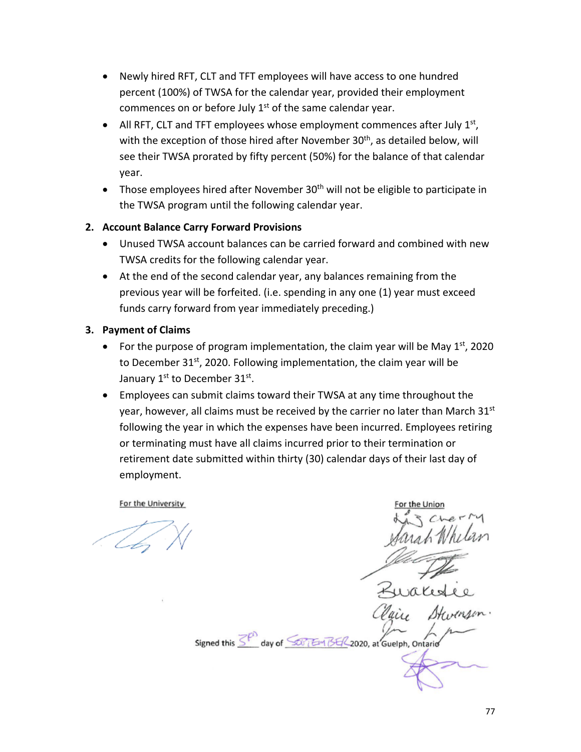- Newly hired RFT, CLT and TFT employees will have access to one hundred percent (100%) of TWSA for the calendar year, provided their employment commences on or before July 1st of the same calendar year.
- All RFT, CLT and TFT employees whose employment commences after July 1st, with the exception of those hired after November 30th, as detailed below, will see their TWSA prorated by fifty percent (50%) for the balance of that calendar year.
- Those employees hired after November 30th will not be eligible to participate in the TWSA program until the following calendar year.

**2. Account Balance Carry Forward Provisions**

- Unused TWSA account balances can be carried forward and combined with new TWSA credits for the following calendar year.
- At the end of the second calendar year, any balances remaining from the previous year will be forfeited. (i.e. spending in any one (1) year must exceed funds carry forward from year immediately preceding.)

**3. Payment of Claims**

- For the purpose of program implementation, the claim year will be May 1st, 2020 to December 31st, 2020. Following implementation, the claim year will be January 1st to December 31st.
- Employees can submit claims toward their TWSA at any time throughout the year, however, all claims must be received by the carrier no later than March 31st following the year in which the expenses have been incurred. Employees retiring or terminating must have all claims incurred prior to their termination or retirement date submitted within thirty (30) calendar days of their last day of employment.

For the University

For the Union

Signed this 3rd day of SEPTEMBER 2020, at Guelph, Ontario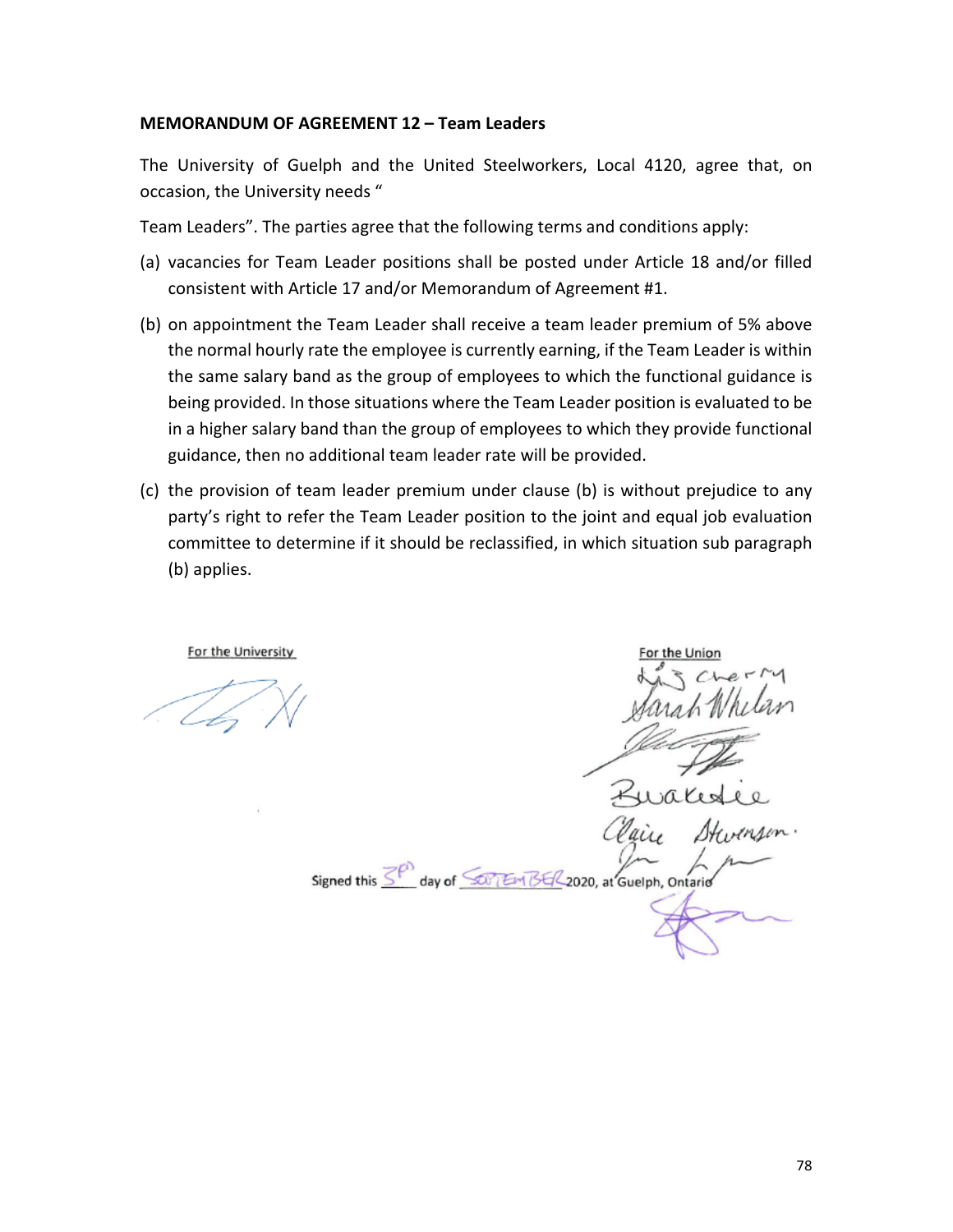**MEMORANDUM OF AGREEMENT 12 – Team Leaders**

The University of Guelph and the United Steelworkers, Local 4120, agree that, on occasion, the University needs "

Team Leaders". The parties agree that the following terms and conditions apply:

(a) vacancies for Team Leader positions shall be posted under Article 18 and/or filled consistent with Article 17 and/or Memorandum of Agreement #1.

(b) on appointment the Team Leader shall receive a team leader premium of 5% above the normal hourly rate the employee is currently earning, if the Team Leader is within the same salary band as the group of employees to which the functional guidance is being provided. In those situations where the Team Leader position is evaluated to be in a higher salary band than the group of employees to which they provide functional guidance, then no additional team leader rate will be provided.

(c) the provision of team leader premium under clause (b) is without prejudice to any party's right to refer the Team Leader position to the joint and equal job evaluation committee to determine if it should be reclassified, in which situation sub paragraph (b) applies.

For the University

For the Union

Signed this 3rd day of SEPTEMBER 2020, at Guelph, Ontario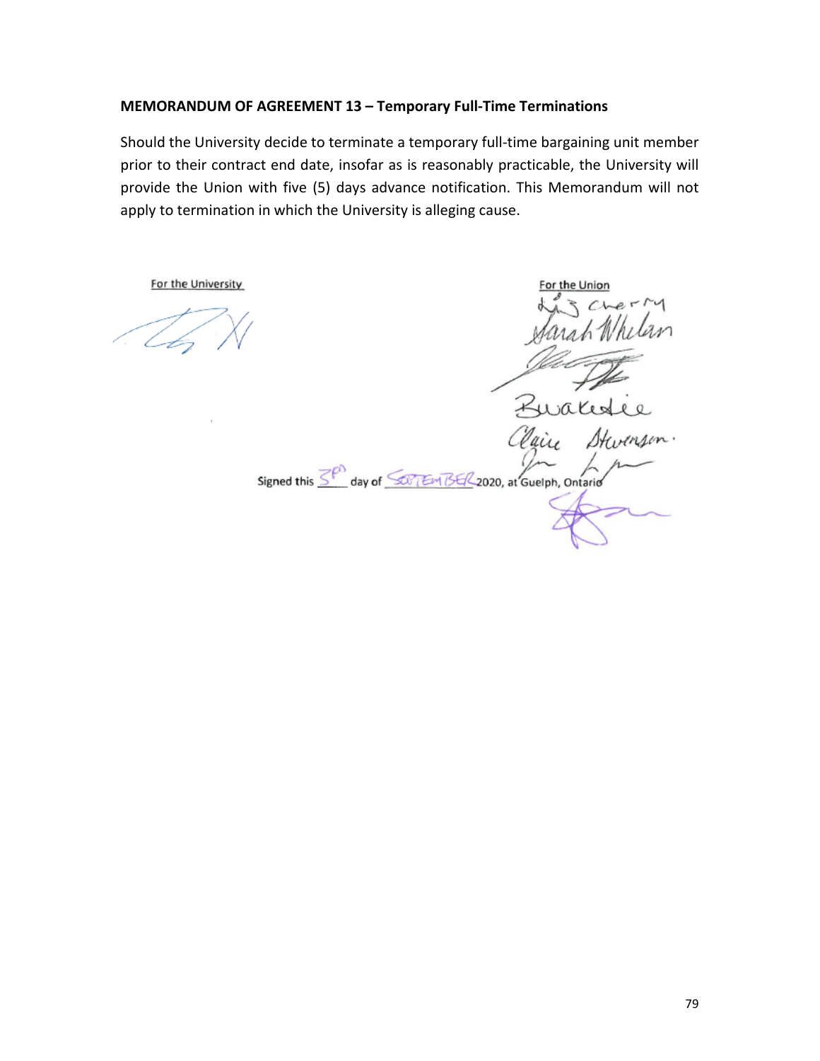### MEMORANDUM OF AGREEMENT 13 – Temporary Full-Time Terminations

Should the University decide to terminate a temporary full-time bargaining unit member prior to their contract end date, insofar as is reasonably practicable, the University will provide the Union with five (5) days advance notification. This Memorandum will not apply to termination in which the University is alleging cause.

For the University

For the Union

Liz Cherry
Sarah Whelan
Buakedie
Claire Stevenson

Signed this 3rd day of SEPTEMBER 2020, at Guelph, Ontario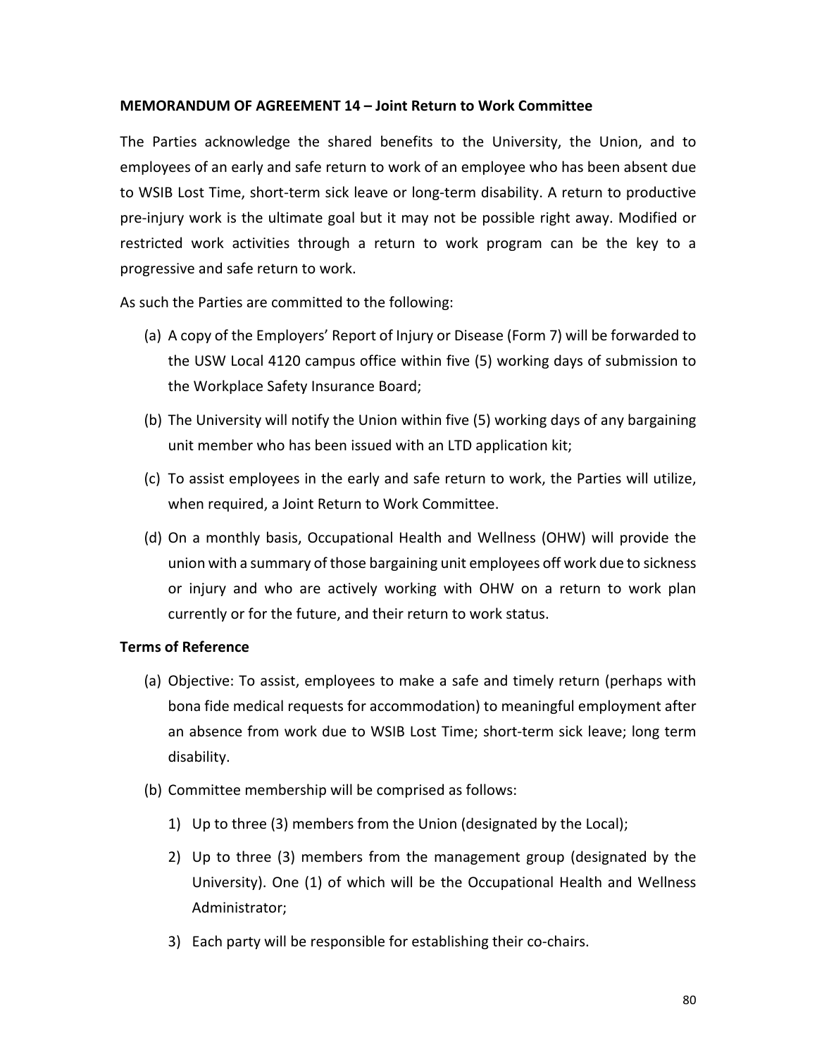**MEMORANDUM OF AGREEMENT 14 – Joint Return to Work Committee**

The Parties acknowledge the shared benefits to the University, the Union, and to employees of an early and safe return to work of an employee who has been absent due to WSIB Lost Time, short-term sick leave or long-term disability. A return to productive pre-injury work is the ultimate goal but it may not be possible right away. Modified or restricted work activities through a return to work program can be the key to a progressive and safe return to work.

As such the Parties are committed to the following:

(a) A copy of the Employers' Report of Injury or Disease (Form 7) will be forwarded to the USW Local 4120 campus office within five (5) working days of submission to the Workplace Safety Insurance Board;

(b) The University will notify the Union within five (5) working days of any bargaining unit member who has been issued with an LTD application kit;

(c) To assist employees in the early and safe return to work, the Parties will utilize, when required, a Joint Return to Work Committee.

(d) On a monthly basis, Occupational Health and Wellness (OHW) will provide the union with a summary of those bargaining unit employees off work due to sickness or injury and who are actively working with OHW on a return to work plan currently or for the future, and their return to work status.

**Terms of Reference**

(a) Objective: To assist, employees to make a safe and timely return (perhaps with bona fide medical requests for accommodation) to meaningful employment after an absence from work due to WSIB Lost Time; short-term sick leave; long term disability.

(b) Committee membership will be comprised as follows:

  1) Up to three (3) members from the Union (designated by the Local);

  2) Up to three (3) members from the management group (designated by the University). One (1) of which will be the Occupational Health and Wellness Administrator;

  3) Each party will be responsible for establishing their co-chairs.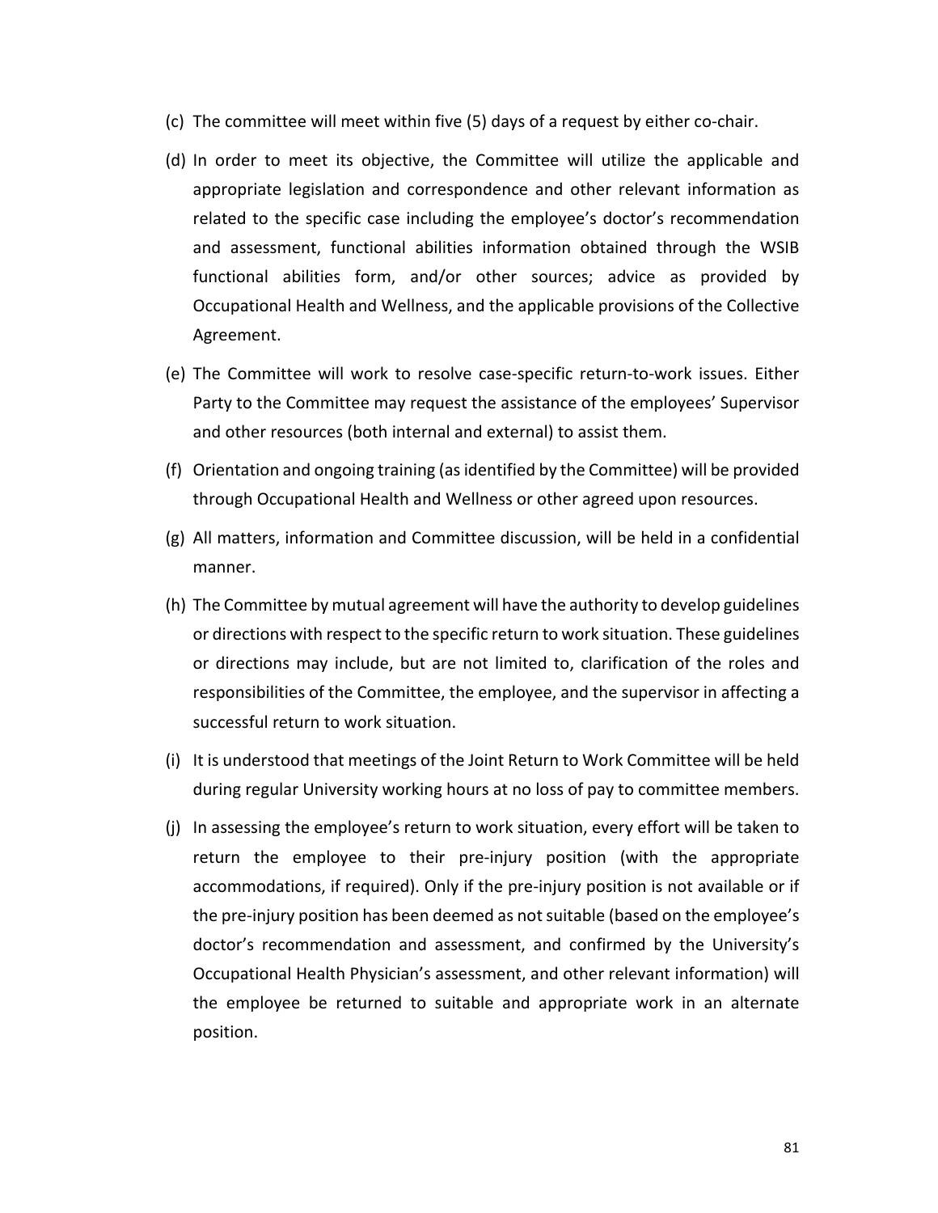(c) The committee will meet within five (5) days of a request by either co-chair.

(d) In order to meet its objective, the Committee will utilize the applicable and appropriate legislation and correspondence and other relevant information as related to the specific case including the employee's doctor's recommendation and assessment, functional abilities information obtained through the WSIB functional abilities form, and/or other sources; advice as provided by Occupational Health and Wellness, and the applicable provisions of the Collective Agreement.

(e) The Committee will work to resolve case-specific return-to-work issues. Either Party to the Committee may request the assistance of the employees' Supervisor and other resources (both internal and external) to assist them.

(f) Orientation and ongoing training (as identified by the Committee) will be provided through Occupational Health and Wellness or other agreed upon resources.

(g) All matters, information and Committee discussion, will be held in a confidential manner.

(h) The Committee by mutual agreement will have the authority to develop guidelines or directions with respect to the specific return to work situation. These guidelines or directions may include, but are not limited to, clarification of the roles and responsibilities of the Committee, the employee, and the supervisor in affecting a successful return to work situation.

(i) It is understood that meetings of the Joint Return to Work Committee will be held during regular University working hours at no loss of pay to committee members.

(j) In assessing the employee's return to work situation, every effort will be taken to return the employee to their pre-injury position (with the appropriate accommodations, if required). Only if the pre-injury position is not available or if the pre-injury position has been deemed as not suitable (based on the employee's doctor's recommendation and assessment, and confirmed by the University's Occupational Health Physician's assessment, and other relevant information) will the employee be returned to suitable and appropriate work in an alternate position.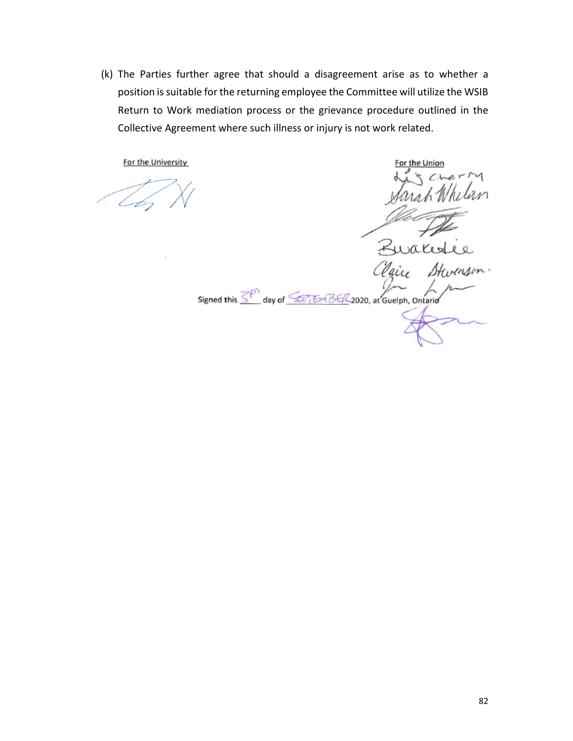(k) The Parties further agree that should a disagreement arise as to whether a position is suitable for the returning employee the Committee will utilize the WSIB Return to Work mediation process or the grievance procedure outlined in the Collective Agreement where such illness or injury is not work related.

For the University

For the Union

Signed this 3rd day of SEPTEMBER 2020, at Guelph, Ontario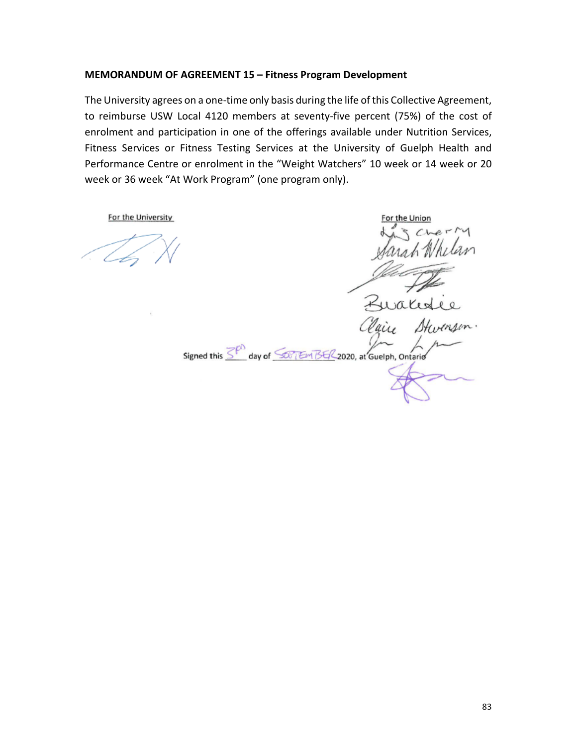**MEMORANDUM OF AGREEMENT 15 – Fitness Program Development**

The University agrees on a one-time only basis during the life of this Collective Agreement, to reimburse USW Local 4120 members at seventy-five percent (75%) of the cost of enrolment and participation in one of the offerings available under Nutrition Services, Fitness Services or Fitness Testing Services at the University of Guelph Health and Performance Centre or enrolment in the "Weight Watchers" 10 week or 14 week or 20 week or 36 week "At Work Program" (one program only).

For the University

For the Union

Signed this 3rd day of SEPTEMBER 2020, at Guelph, Ontario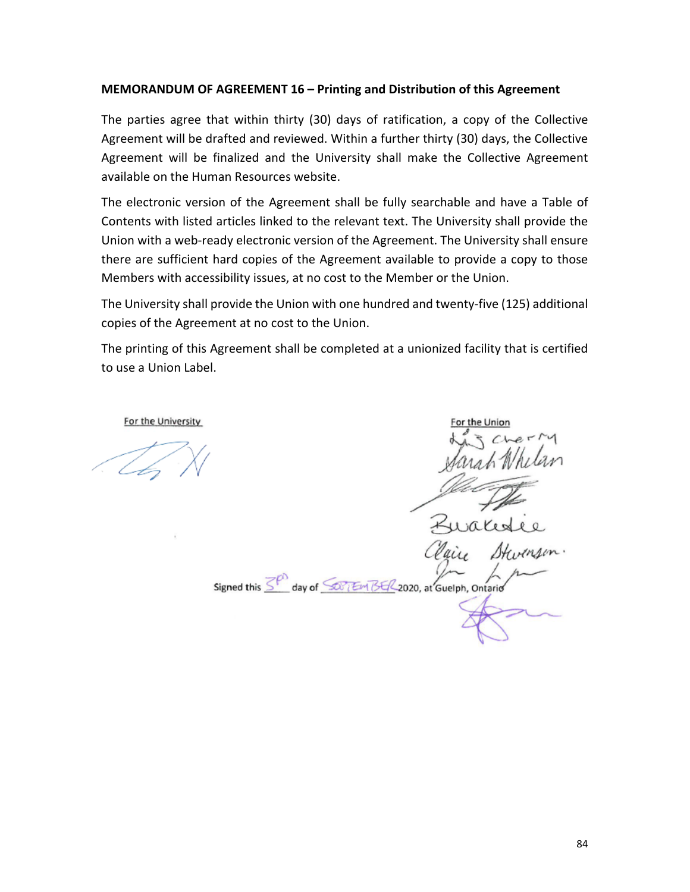**MEMORANDUM OF AGREEMENT 16 – Printing and Distribution of this Agreement**

The parties agree that within thirty (30) days of ratification, a copy of the Collective Agreement will be drafted and reviewed. Within a further thirty (30) days, the Collective Agreement will be finalized and the University shall make the Collective Agreement available on the Human Resources website.

The electronic version of the Agreement shall be fully searchable and have a Table of Contents with listed articles linked to the relevant text. The University shall provide the Union with a web-ready electronic version of the Agreement. The University shall ensure there are sufficient hard copies of the Agreement available to provide a copy to those Members with accessibility issues, at no cost to the Member or the Union.

The University shall provide the Union with one hundred and twenty-five (125) additional copies of the Agreement at no cost to the Union.

The printing of this Agreement shall be completed at a unionized facility that is certified to use a Union Label.

For the University

For the Union

Signed this 3rd day of SEPTEMBER 2020, at Guelph, Ontario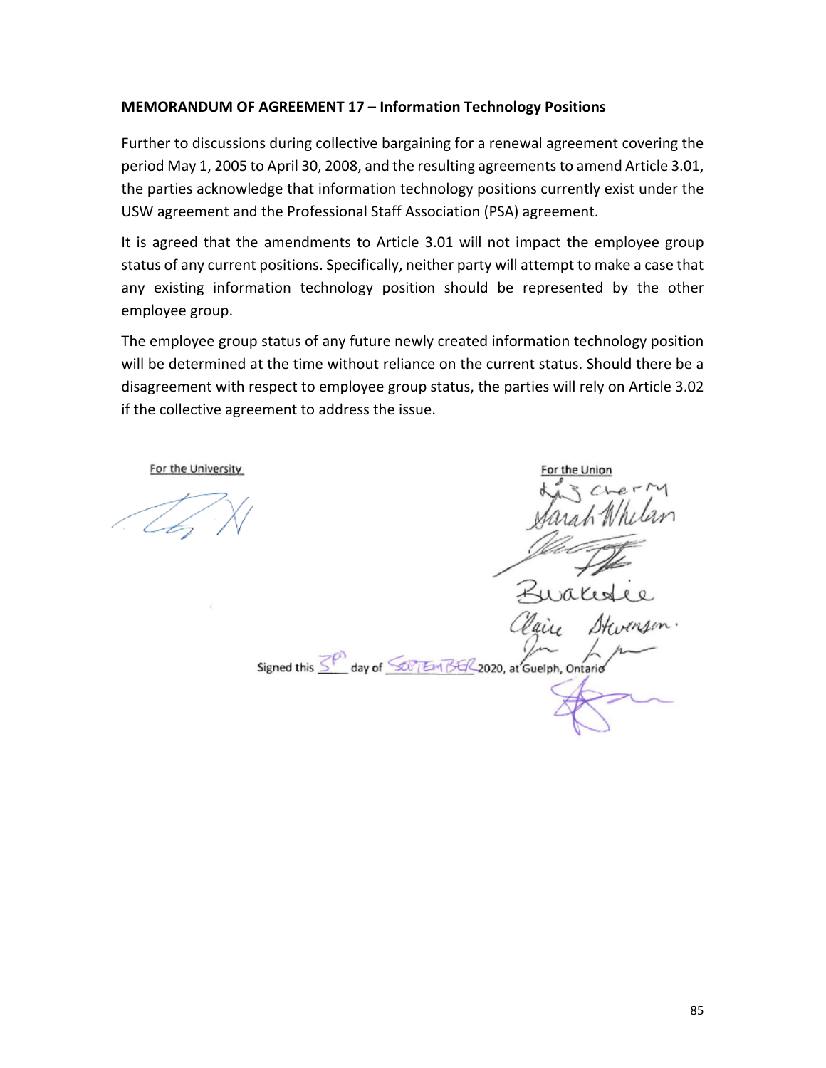**MEMORANDUM OF AGREEMENT 17 – Information Technology Positions**

Further to discussions during collective bargaining for a renewal agreement covering the period May 1, 2005 to April 30, 2008, and the resulting agreements to amend Article 3.01, the parties acknowledge that information technology positions currently exist under the USW agreement and the Professional Staff Association (PSA) agreement.

It is agreed that the amendments to Article 3.01 will not impact the employee group status of any current positions. Specifically, neither party will attempt to make a case that any existing information technology position should be represented by the other employee group.

The employee group status of any future newly created information technology position will be determined at the time without reliance on the current status. Should there be a disagreement with respect to employee group status, the parties will rely on Article 3.02 if the collective agreement to address the issue.

For the University

For the Union

Signed this 3rd day of SEPTEMBER 2020, at Guelph, Ontario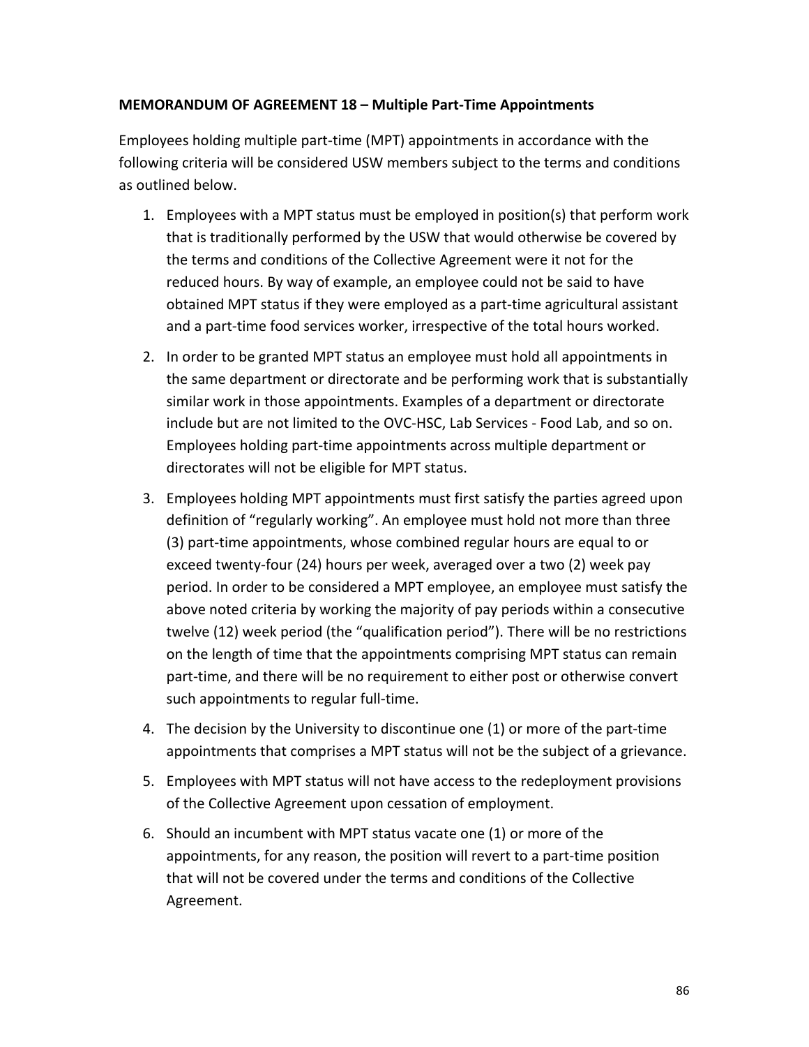**MEMORANDUM OF AGREEMENT 18 – Multiple Part-Time Appointments**

Employees holding multiple part-time (MPT) appointments in accordance with the following criteria will be considered USW members subject to the terms and conditions as outlined below.

1. Employees with a MPT status must be employed in position(s) that perform work that is traditionally performed by the USW that would otherwise be covered by the terms and conditions of the Collective Agreement were it not for the reduced hours. By way of example, an employee could not be said to have obtained MPT status if they were employed as a part-time agricultural assistant and a part-time food services worker, irrespective of the total hours worked.
2. In order to be granted MPT status an employee must hold all appointments in the same department or directorate and be performing work that is substantially similar work in those appointments. Examples of a department or directorate include but are not limited to the OVC-HSC, Lab Services - Food Lab, and so on. Employees holding part-time appointments across multiple department or directorates will not be eligible for MPT status.
3. Employees holding MPT appointments must first satisfy the parties agreed upon definition of "regularly working". An employee must hold not more than three (3) part-time appointments, whose combined regular hours are equal to or exceed twenty-four (24) hours per week, averaged over a two (2) week pay period. In order to be considered a MPT employee, an employee must satisfy the above noted criteria by working the majority of pay periods within a consecutive twelve (12) week period (the "qualification period"). There will be no restrictions on the length of time that the appointments comprising MPT status can remain part-time, and there will be no requirement to either post or otherwise convert such appointments to regular full-time.
4. The decision by the University to discontinue one (1) or more of the part-time appointments that comprises a MPT status will not be the subject of a grievance.
5. Employees with MPT status will not have access to the redeployment provisions of the Collective Agreement upon cessation of employment.
6. Should an incumbent with MPT status vacate one (1) or more of the appointments, for any reason, the position will revert to a part-time position that will not be covered under the terms and conditions of the Collective Agreement.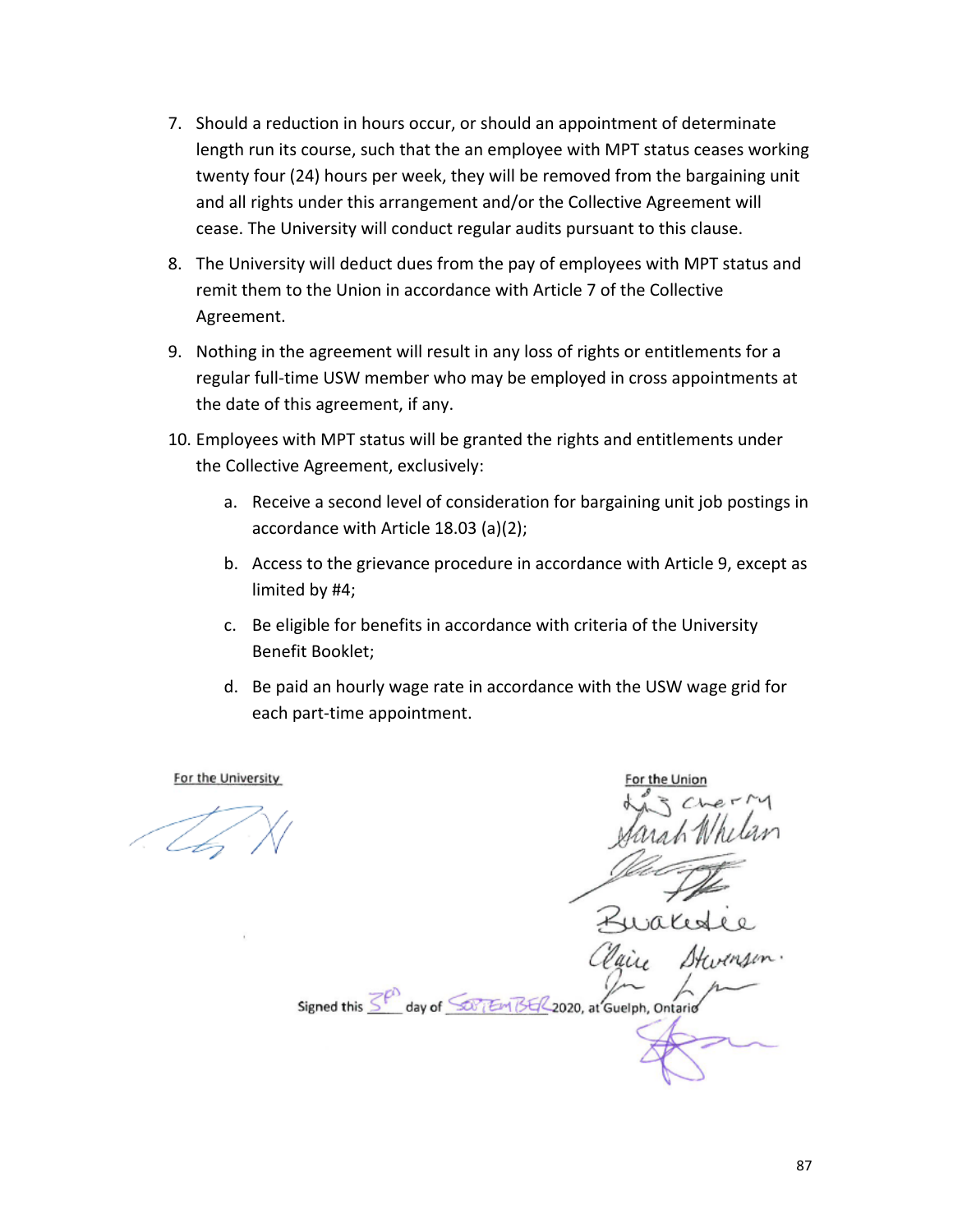7. Should a reduction in hours occur, or should an appointment of determinate length run its course, such that the an employee with MPT status ceases working twenty four (24) hours per week, they will be removed from the bargaining unit and all rights under this arrangement and/or the Collective Agreement will cease. The University will conduct regular audits pursuant to this clause.

8. The University will deduct dues from the pay of employees with MPT status and remit them to the Union in accordance with Article 7 of the Collective Agreement.

9. Nothing in the agreement will result in any loss of rights or entitlements for a regular full-time USW member who may be employed in cross appointments at the date of this agreement, if any.

10. Employees with MPT status will be granted the rights and entitlements under the Collective Agreement, exclusively:

    a. Receive a second level of consideration for bargaining unit job postings in accordance with Article 18.03 (a)(2);

    b. Access to the grievance procedure in accordance with Article 9, except as limited by #4;

    c. Be eligible for benefits in accordance with criteria of the University Benefit Booklet;

    d. Be paid an hourly wage rate in accordance with the USW wage grid for each part-time appointment.

For the University

For the Union

Signed this 3rd day of SEPTEMBER 2020, at Guelph, Ontario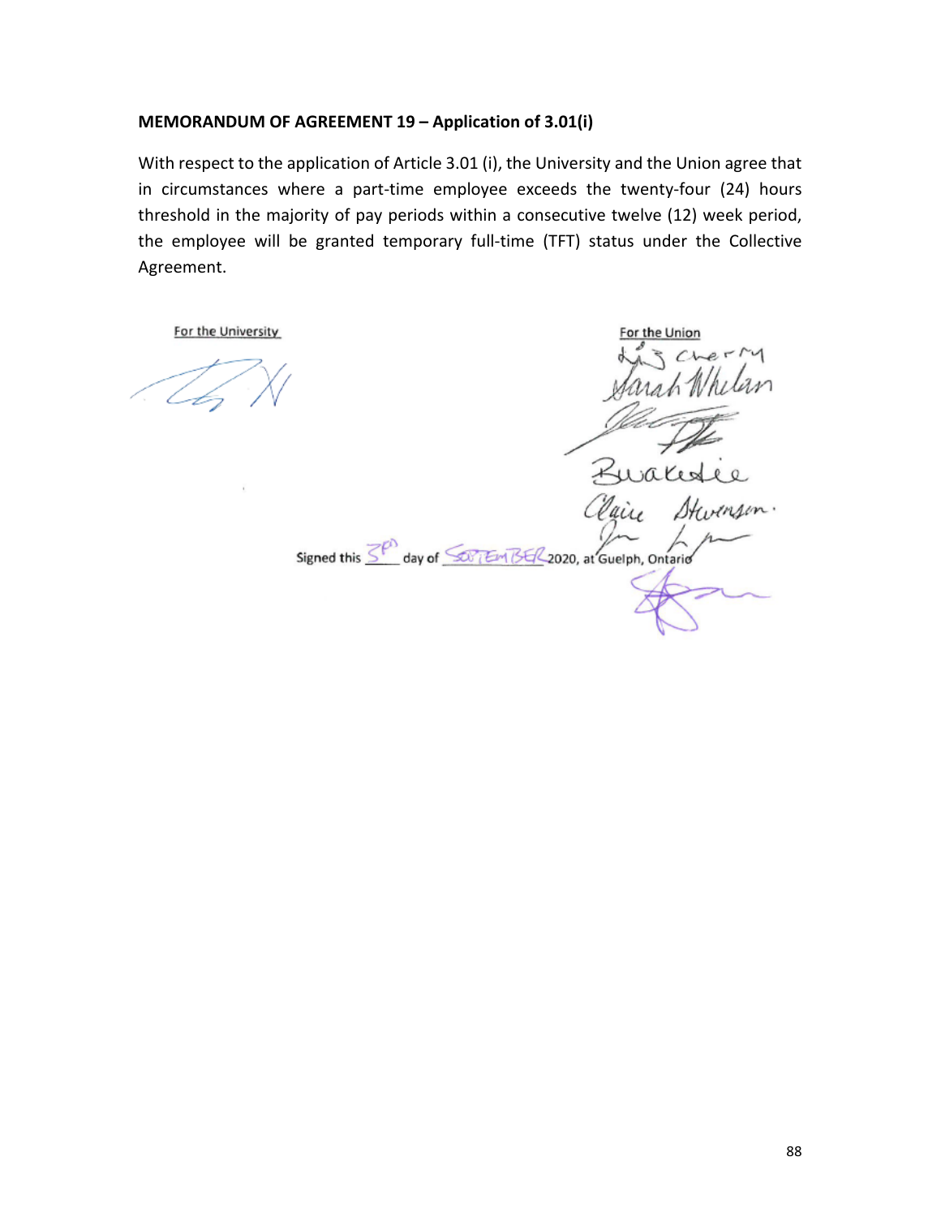**MEMORANDUM OF AGREEMENT 19 – Application of 3.01(i)**

With respect to the application of Article 3.01 (i), the University and the Union agree that in circumstances where a part-time employee exceeds the twenty-four (24) hours threshold in the majority of pay periods within a consecutive twelve (12) week period, the employee will be granted temporary full-time (TFT) status under the Collective Agreement.

For the University

For the Union

Signed this 3rd day of SEPTEMBER 2020, at Guelph, Ontario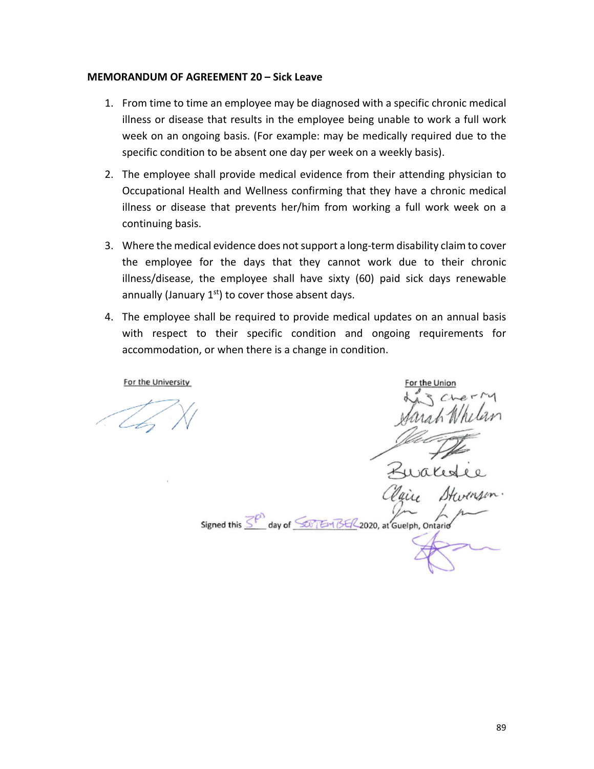**MEMORANDUM OF AGREEMENT 20 – Sick Leave**

1. From time to time an employee may be diagnosed with a specific chronic medical illness or disease that results in the employee being unable to work a full work week on an ongoing basis. (For example: may be medically required due to the specific condition to be absent one day per week on a weekly basis).
2. The employee shall provide medical evidence from their attending physician to Occupational Health and Wellness confirming that they have a chronic medical illness or disease that prevents her/him from working a full work week on a continuing basis.
3. Where the medical evidence does not support a long-term disability claim to cover the employee for the days that they cannot work due to their chronic illness/disease, the employee shall have sixty (60) paid sick days renewable annually (January 1st) to cover those absent days.
4. The employee shall be required to provide medical updates on an annual basis with respect to their specific condition and ongoing requirements for accommodation, or when there is a change in condition.

For the University

For the Union

Signed this 3rd day of SEPTEMBER 2020, at Guelph, Ontario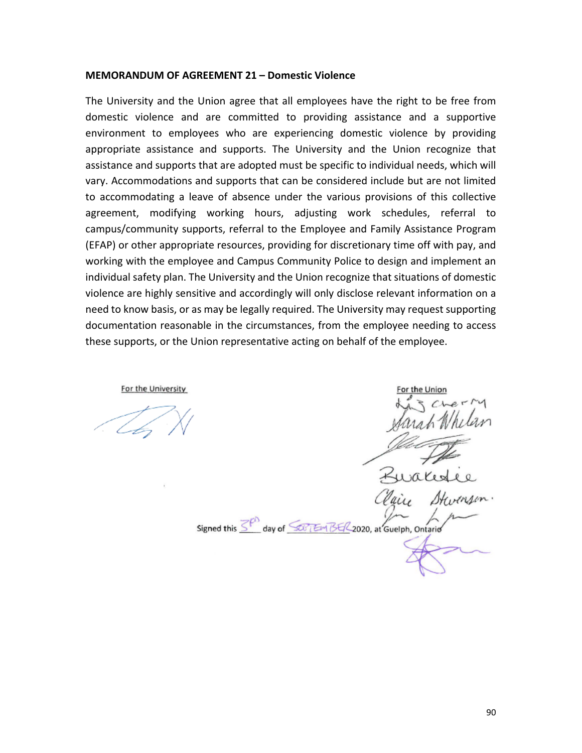**MEMORANDUM OF AGREEMENT 21 – Domestic Violence**

The University and the Union agree that all employees have the right to be free from domestic violence and are committed to providing assistance and a supportive environment to employees who are experiencing domestic violence by providing appropriate assistance and supports. The University and the Union recognize that assistance and supports that are adopted must be specific to individual needs, which will vary. Accommodations and supports that can be considered include but are not limited to accommodating a leave of absence under the various provisions of this collective agreement, modifying working hours, adjusting work schedules, referral to campus/community supports, referral to the Employee and Family Assistance Program (EFAP) or other appropriate resources, providing for discretionary time off with pay, and working with the employee and Campus Community Police to design and implement an individual safety plan. The University and the Union recognize that situations of domestic violence are highly sensitive and accordingly will only disclose relevant information on a need to know basis, or as may be legally required. The University may request supporting documentation reasonable in the circumstances, from the employee needing to access these supports, or the Union representative acting on behalf of the employee.

For the University

For the Union

Sarah Whelan

Claire Stevenson

Signed this 3rd day of SEPTEMBER 2020, at Guelph, Ontario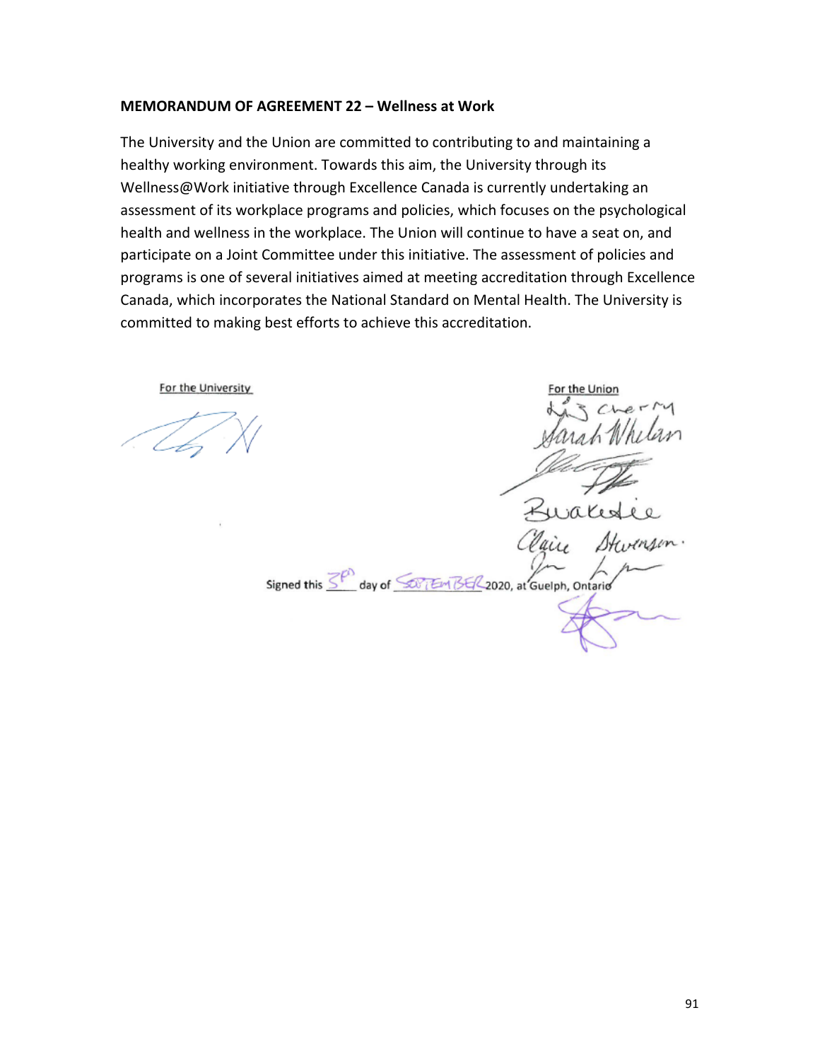**MEMORANDUM OF AGREEMENT 22 – Wellness at Work**

The University and the Union are committed to contributing to and maintaining a healthy working environment. Towards this aim, the University through its Wellness@Work initiative through Excellence Canada is currently undertaking an assessment of its workplace programs and policies, which focuses on the psychological health and wellness in the workplace. The Union will continue to have a seat on, and participate on a Joint Committee under this initiative. The assessment of policies and programs is one of several initiatives aimed at meeting accreditation through Excellence Canada, which incorporates the National Standard on Mental Health. The University is committed to making best efforts to achieve this accreditation.

For the University

For the Union

Liz Cherry
Sarah Whelan
Buakedie
Claire Stevenson

Signed this 3rd day of SEPTEMBER 2020, at Guelph, Ontario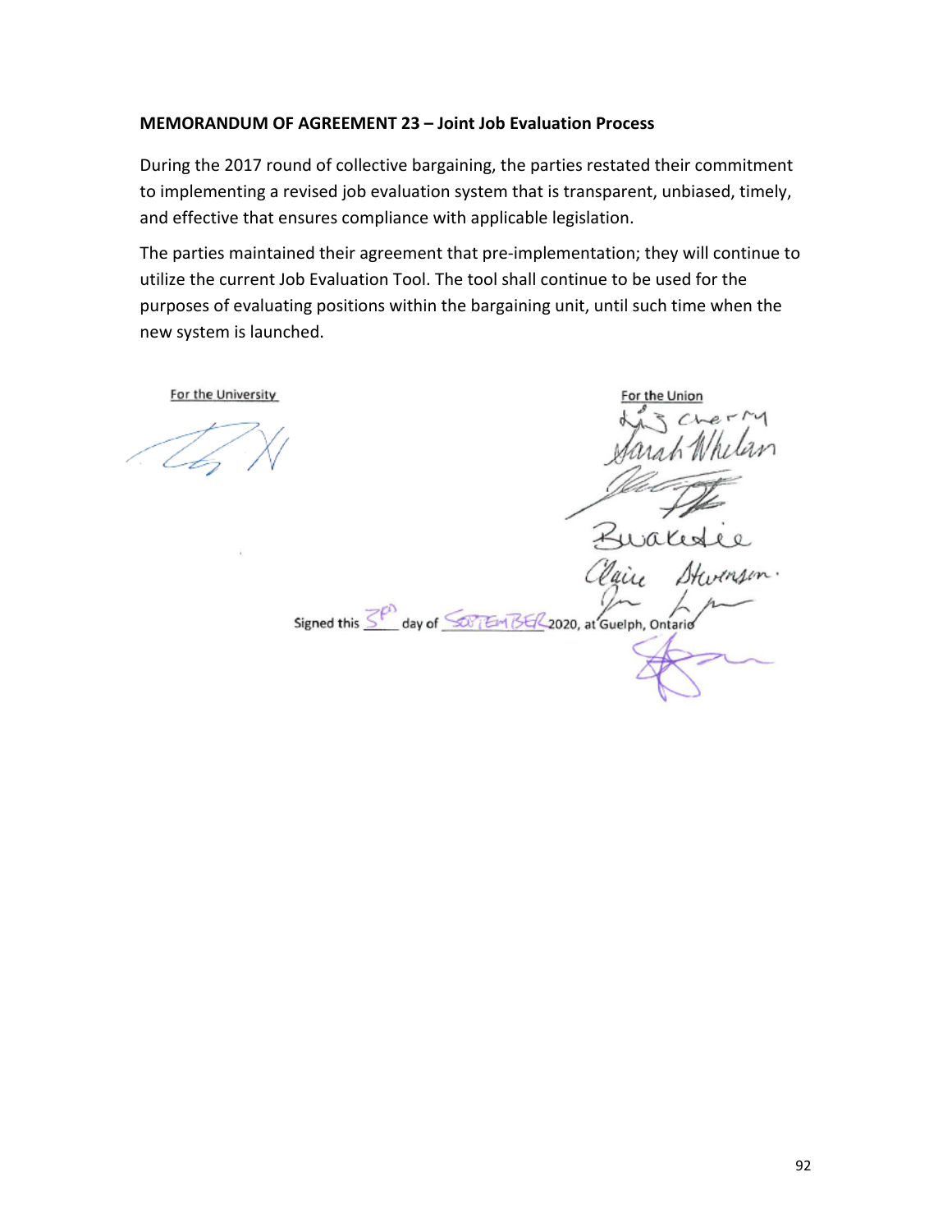**MEMORANDUM OF AGREEMENT 23 – Joint Job Evaluation Process**

During the 2017 round of collective bargaining, the parties restated their commitment to implementing a revised job evaluation system that is transparent, unbiased, timely, and effective that ensures compliance with applicable legislation.

The parties maintained their agreement that pre-implementation; they will continue to utilize the current Job Evaluation Tool. The tool shall continue to be used for the purposes of evaluating positions within the bargaining unit, until such time when the new system is launched.

For the University

For the Union

Signed this 3rd day of SEPTEMBER 2020, at Guelph, Ontario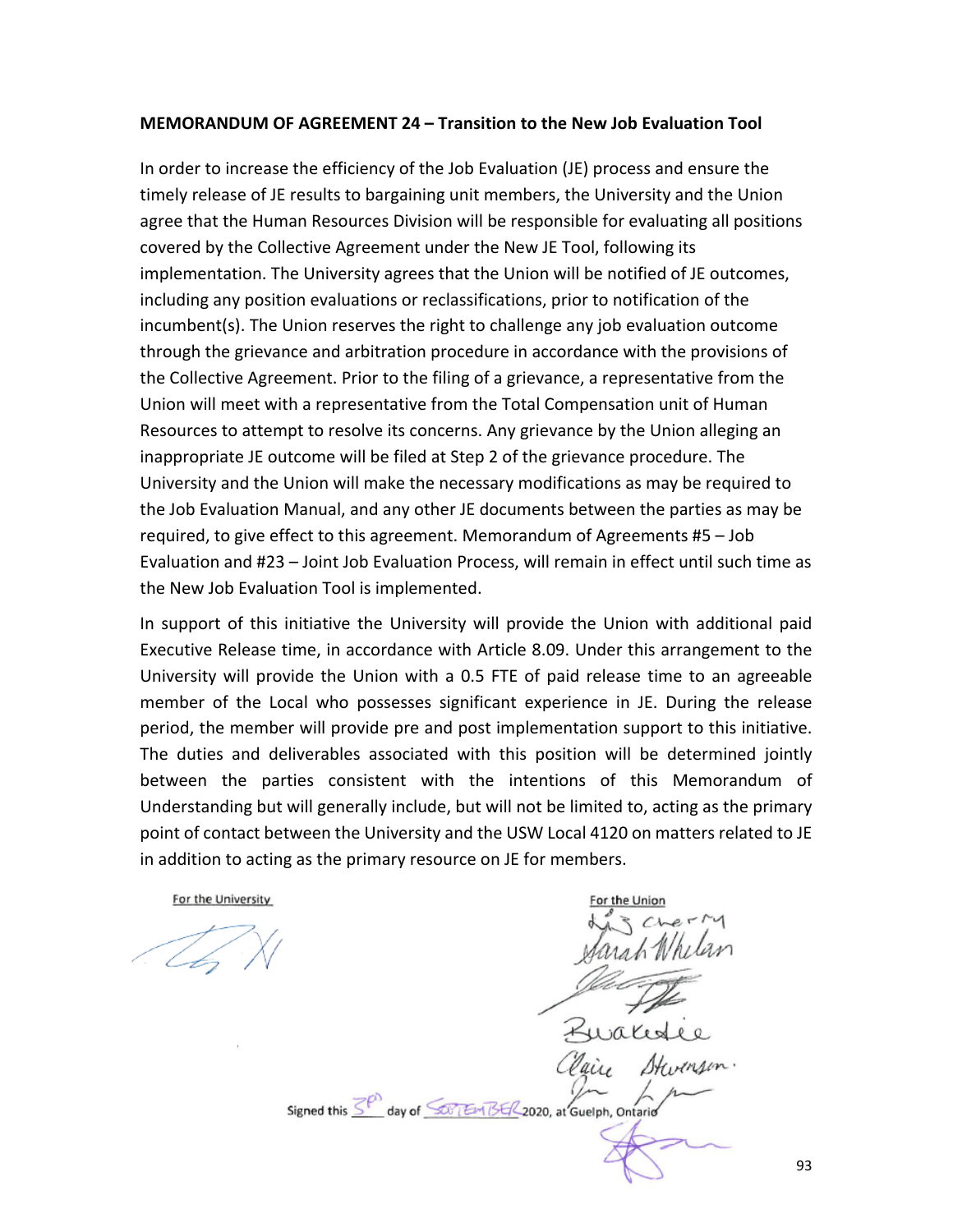**MEMORANDUM OF AGREEMENT 24 – Transition to the New Job Evaluation Tool**

In order to increase the efficiency of the Job Evaluation (JE) process and ensure the timely release of JE results to bargaining unit members, the University and the Union agree that the Human Resources Division will be responsible for evaluating all positions covered by the Collective Agreement under the New JE Tool, following its implementation. The University agrees that the Union will be notified of JE outcomes, including any position evaluations or reclassifications, prior to notification of the incumbent(s). The Union reserves the right to challenge any job evaluation outcome through the grievance and arbitration procedure in accordance with the provisions of the Collective Agreement. Prior to the filing of a grievance, a representative from the Union will meet with a representative from the Total Compensation unit of Human Resources to attempt to resolve its concerns. Any grievance by the Union alleging an inappropriate JE outcome will be filed at Step 2 of the grievance procedure. The University and the Union will make the necessary modifications as may be required to the Job Evaluation Manual, and any other JE documents between the parties as may be required, to give effect to this agreement. Memorandum of Agreements #5 – Job Evaluation and #23 – Joint Job Evaluation Process, will remain in effect until such time as the New Job Evaluation Tool is implemented.

In support of this initiative the University will provide the Union with additional paid Executive Release time, in accordance with Article 8.09. Under this arrangement to the University will provide the Union with a 0.5 FTE of paid release time to an agreeable member of the Local who possesses significant experience in JE. During the release period, the member will provide pre and post implementation support to this initiative. The duties and deliverables associated with this position will be determined jointly between the parties consistent with the intentions of this Memorandum of Understanding but will generally include, but will not be limited to, acting as the primary point of contact between the University and the USW Local 4120 on matters related to JE in addition to acting as the primary resource on JE for members.

For the University

For the Union

Signed this 3rd day of SEPTEMBER 2020, at Guelph, Ontario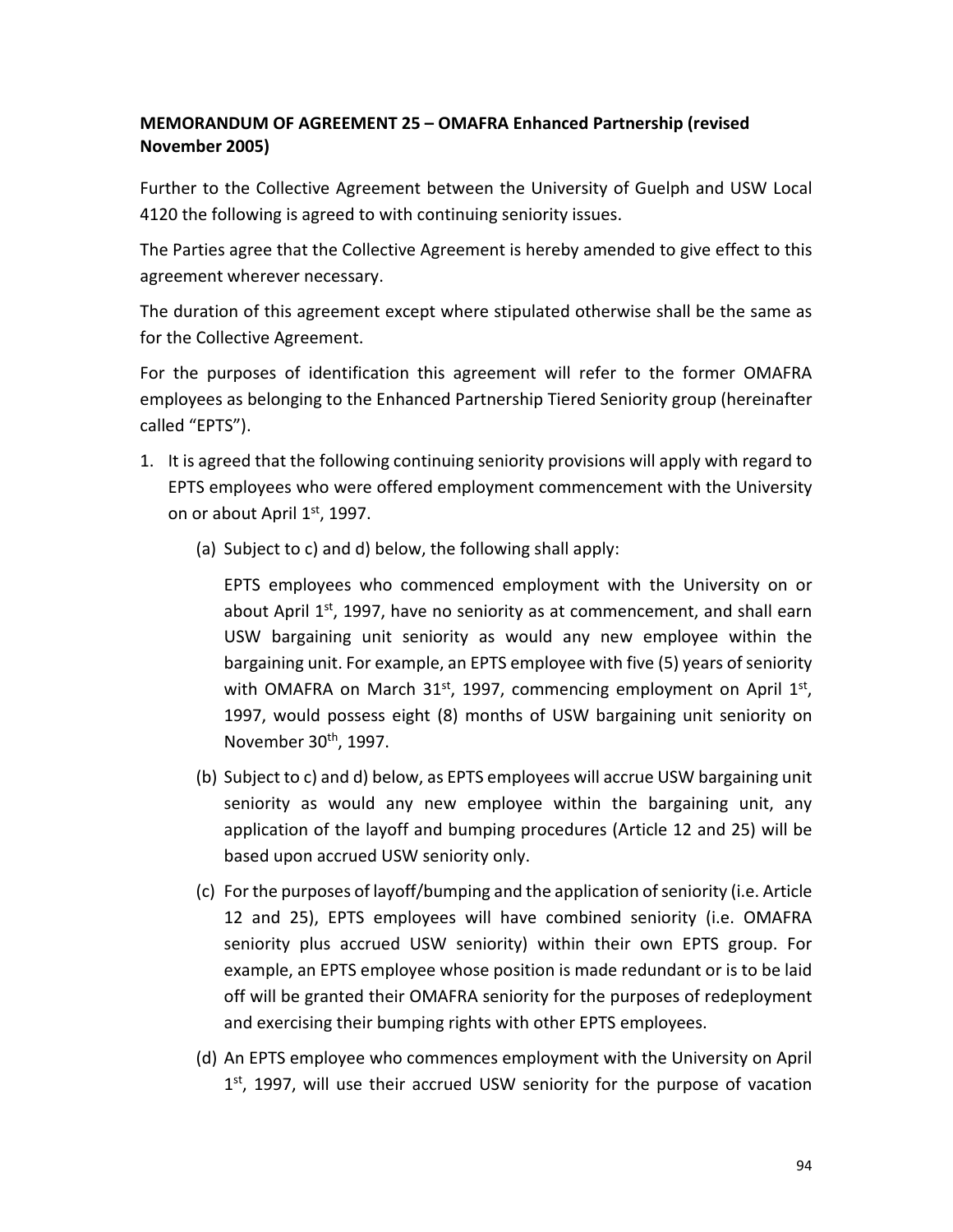**MEMORANDUM OF AGREEMENT 25 – OMAFRA Enhanced Partnership (revised November 2005)**

Further to the Collective Agreement between the University of Guelph and USW Local 4120 the following is agreed to with continuing seniority issues.

The Parties agree that the Collective Agreement is hereby amended to give effect to this agreement wherever necessary.

The duration of this agreement except where stipulated otherwise shall be the same as for the Collective Agreement.

For the purposes of identification this agreement will refer to the former OMAFRA employees as belonging to the Enhanced Partnership Tiered Seniority group (hereinafter called "EPTS").

1. It is agreed that the following continuing seniority provisions will apply with regard to EPTS employees who were offered employment commencement with the University on or about April 1st, 1997.

   (a) Subject to c) and d) below, the following shall apply:

   EPTS employees who commenced employment with the University on or about April 1st, 1997, have no seniority as at commencement, and shall earn USW bargaining unit seniority as would any new employee within the bargaining unit. For example, an EPTS employee with five (5) years of seniority with OMAFRA on March 31st, 1997, commencing employment on April 1st, 1997, would possess eight (8) months of USW bargaining unit seniority on November 30th, 1997.

   (b) Subject to c) and d) below, as EPTS employees will accrue USW bargaining unit seniority as would any new employee within the bargaining unit, any application of the layoff and bumping procedures (Article 12 and 25) will be based upon accrued USW seniority only.

   (c) For the purposes of layoff/bumping and the application of seniority (i.e. Article 12 and 25), EPTS employees will have combined seniority (i.e. OMAFRA seniority plus accrued USW seniority) within their own EPTS group. For example, an EPTS employee whose position is made redundant or is to be laid off will be granted their OMAFRA seniority for the purposes of redeployment and exercising their bumping rights with other EPTS employees.

   (d) An EPTS employee who commences employment with the University on April 1st, 1997, will use their accrued USW seniority for the purpose of vacation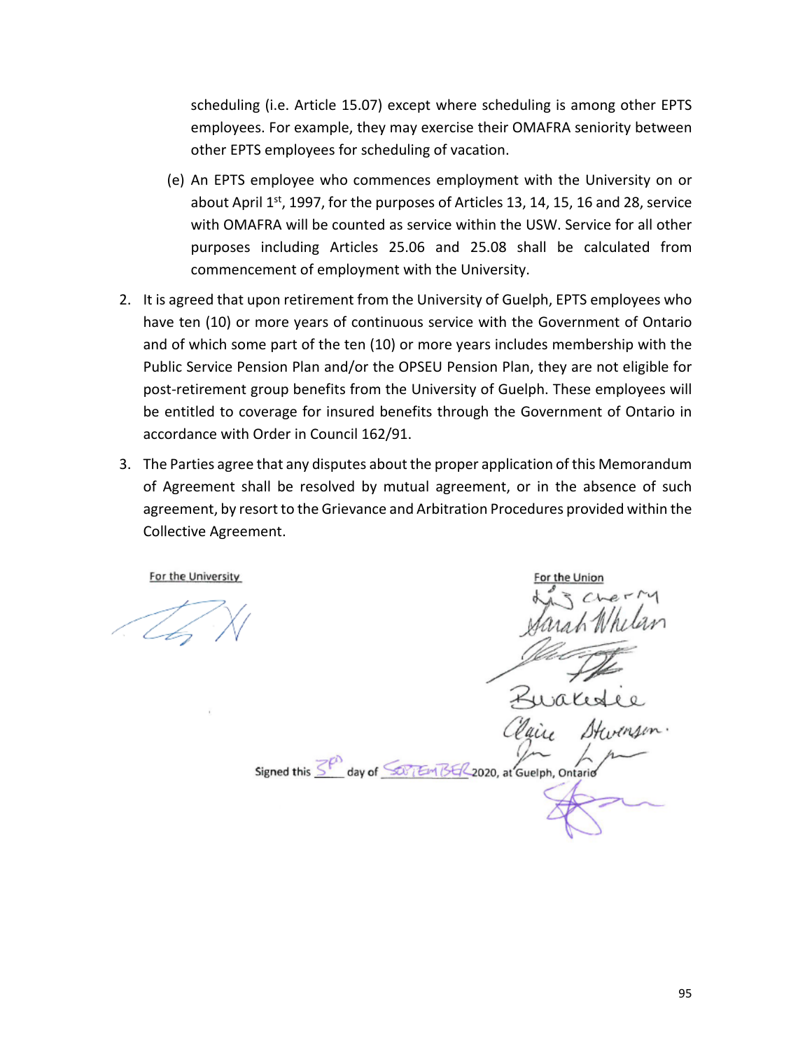scheduling (i.e. Article 15.07) except where scheduling is among other EPTS employees. For example, they may exercise their OMAFRA seniority between other EPTS employees for scheduling of vacation.

(e) An EPTS employee who commences employment with the University on or about April 1st, 1997, for the purposes of Articles 13, 14, 15, 16 and 28, service with OMAFRA will be counted as service within the USW. Service for all other purposes including Articles 25.06 and 25.08 shall be calculated from commencement of employment with the University.

2. It is agreed that upon retirement from the University of Guelph, EPTS employees who have ten (10) or more years of continuous service with the Government of Ontario and of which some part of the ten (10) or more years includes membership with the Public Service Pension Plan and/or the OPSEU Pension Plan, they are not eligible for post-retirement group benefits from the University of Guelph. These employees will be entitled to coverage for insured benefits through the Government of Ontario in accordance with Order in Council 162/91.

3. The Parties agree that any disputes about the proper application of this Memorandum of Agreement shall be resolved by mutual agreement, or in the absence of such agreement, by resort to the Grievance and Arbitration Procedures provided within the Collective Agreement.

For the University

For the Union

Signed this 3rd day of September 2020, at Guelph, Ontario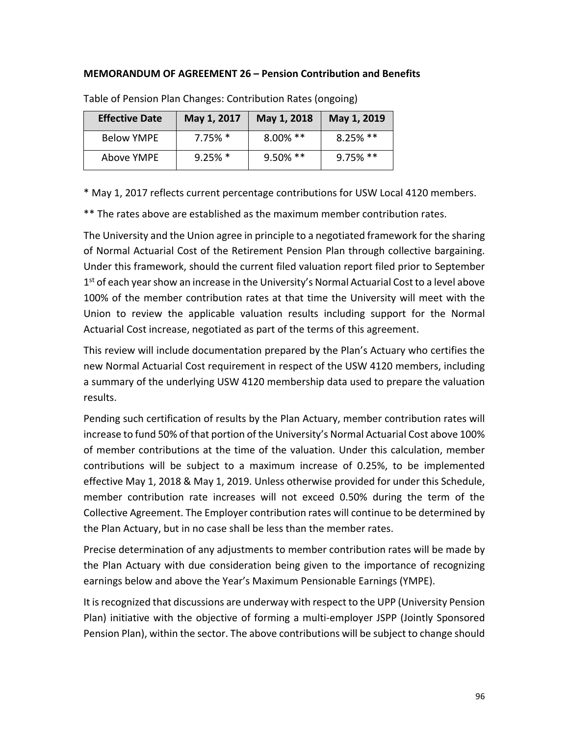**MEMORANDUM OF AGREEMENT 26 – Pension Contribution and Benefits**

Table of Pension Plan Changes: Contribution Rates (ongoing)

| Effective Date | May 1, 2017 | May 1, 2018 | May 1, 2019 |
|---|---|---|---|
| Below YMPE | 7.75% * | 8.00% ** | 8.25% ** |
| Above YMPE | 9.25% * | 9.50% ** | 9.75% ** |

* May 1, 2017 reflects current percentage contributions for USW Local 4120 members.

** The rates above are established as the maximum member contribution rates.

The University and the Union agree in principle to a negotiated framework for the sharing of Normal Actuarial Cost of the Retirement Pension Plan through collective bargaining. Under this framework, should the current filed valuation report filed prior to September 1st of each year show an increase in the University's Normal Actuarial Cost to a level above 100% of the member contribution rates at that time the University will meet with the Union to review the applicable valuation results including support for the Normal Actuarial Cost increase, negotiated as part of the terms of this agreement.

This review will include documentation prepared by the Plan's Actuary who certifies the new Normal Actuarial Cost requirement in respect of the USW 4120 members, including a summary of the underlying USW 4120 membership data used to prepare the valuation results.

Pending such certification of results by the Plan Actuary, member contribution rates will increase to fund 50% of that portion of the University's Normal Actuarial Cost above 100% of member contributions at the time of the valuation. Under this calculation, member contributions will be subject to a maximum increase of 0.25%, to be implemented effective May 1, 2018 & May 1, 2019. Unless otherwise provided for under this Schedule, member contribution rate increases will not exceed 0.50% during the term of the Collective Agreement. The Employer contribution rates will continue to be determined by the Plan Actuary, but in no case shall be less than the member rates.

Precise determination of any adjustments to member contribution rates will be made by the Plan Actuary with due consideration being given to the importance of recognizing earnings below and above the Year's Maximum Pensionable Earnings (YMPE).

It is recognized that discussions are underway with respect to the UPP (University Pension Plan) initiative with the objective of forming a multi-employer JSPP (Jointly Sponsored Pension Plan), within the sector. The above contributions will be subject to change should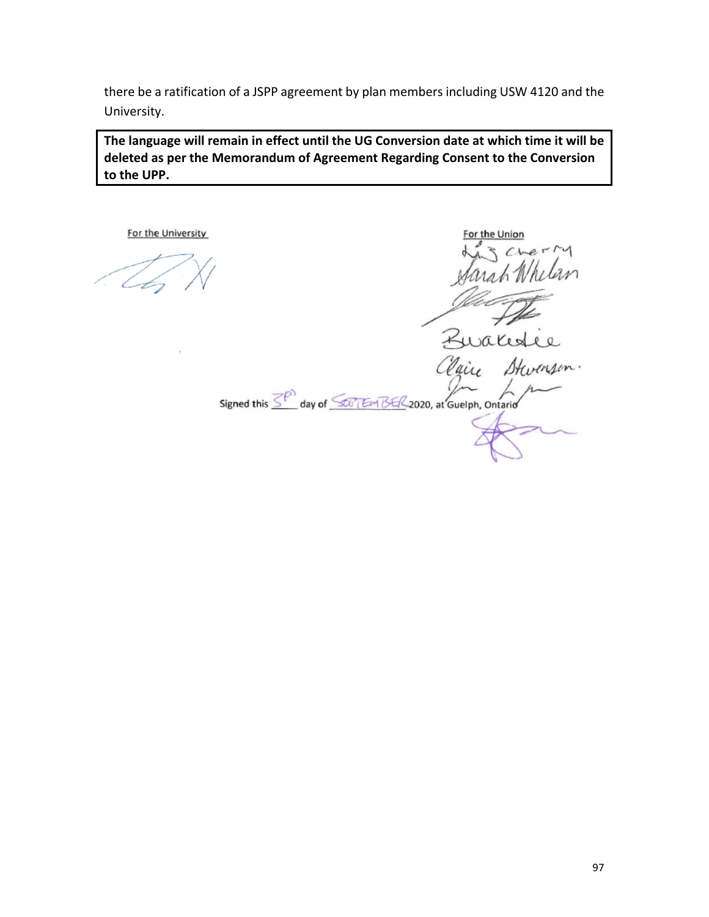there be a ratification of a JSPP agreement by plan members including USW 4120 and the University.

**The language will remain in effect until the UG Conversion date at which time it will be deleted as per the Memorandum of Agreement Regarding Consent to the Conversion to the UPP.**

For the University

For the Union

Signed this 3rd day of SEPTEMBER 2020, at Guelph, Ontario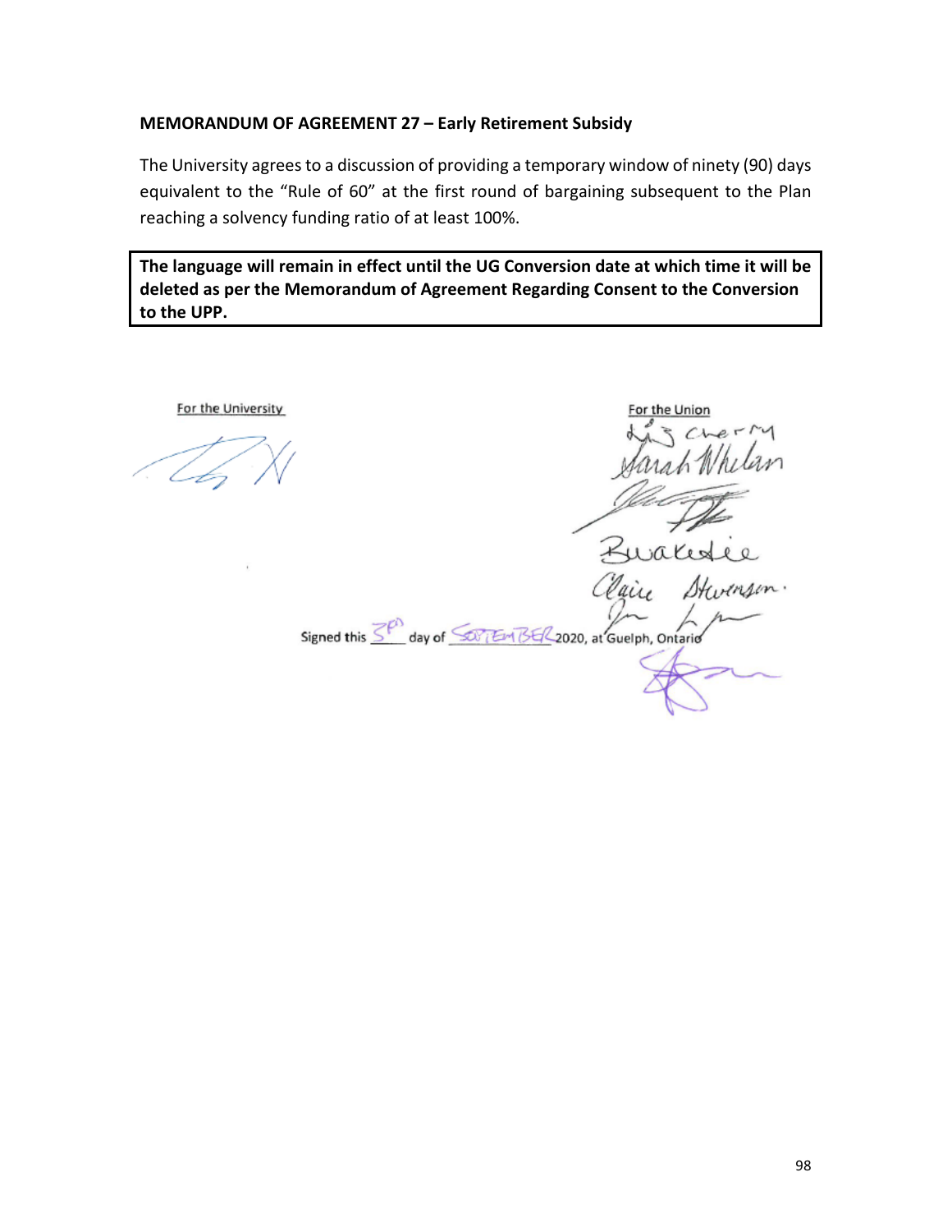**MEMORANDUM OF AGREEMENT 27 – Early Retirement Subsidy**

The University agrees to a discussion of providing a temporary window of ninety (90) days equivalent to the "Rule of 60" at the first round of bargaining subsequent to the Plan reaching a solvency funding ratio of at least 100%.

**The language will remain in effect until the UG Conversion date at which time it will be deleted as per the Memorandum of Agreement Regarding Consent to the Conversion to the UPP.**

For the University

For the Union

Signed this 3rd day of SEPTEMBER 2020, at Guelph, Ontario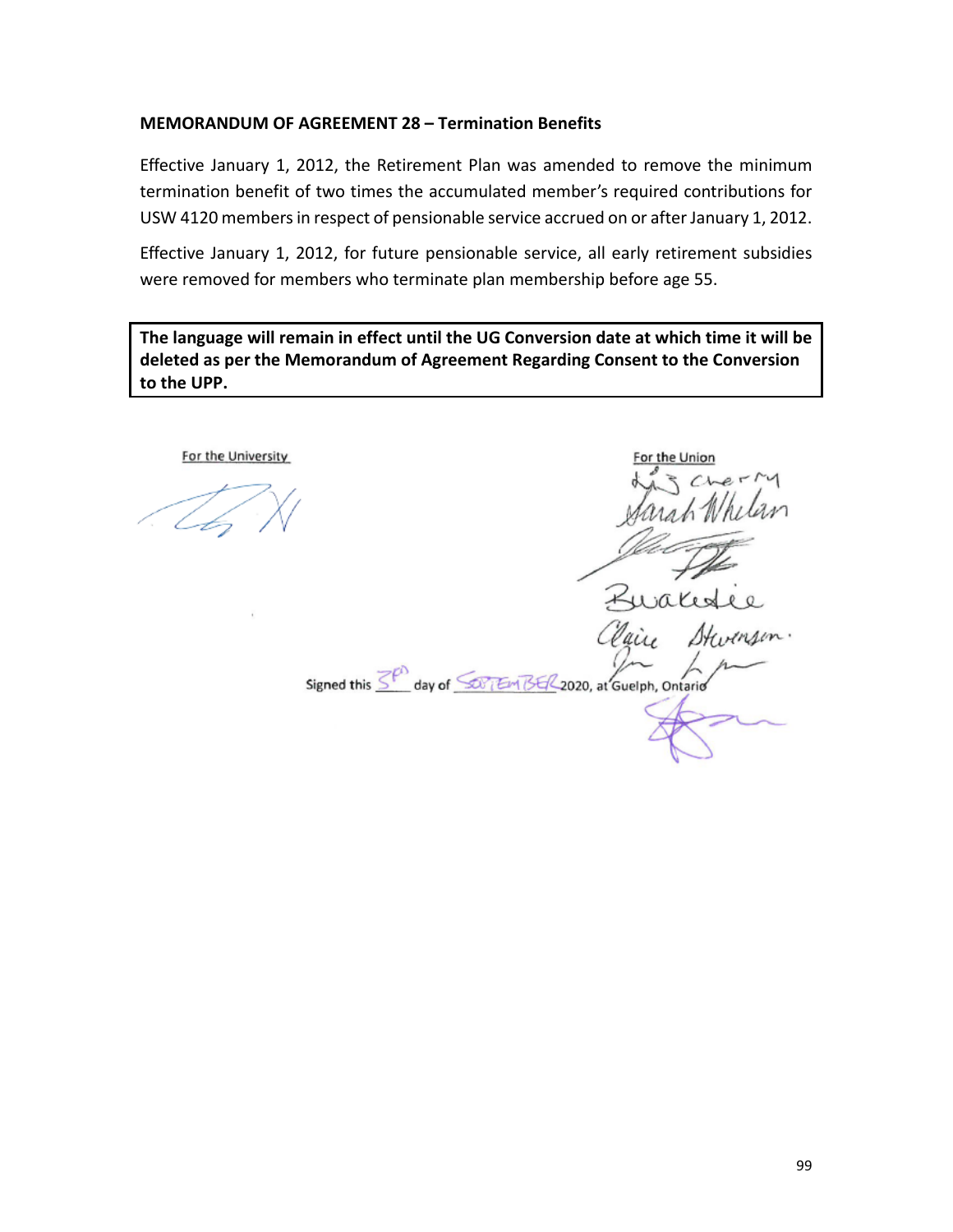**MEMORANDUM OF AGREEMENT 28 – Termination Benefits**

Effective January 1, 2012, the Retirement Plan was amended to remove the minimum termination benefit of two times the accumulated member's required contributions for USW 4120 members in respect of pensionable service accrued on or after January 1, 2012.

Effective January 1, 2012, for future pensionable service, all early retirement subsidies were removed for members who terminate plan membership before age 55.

**The language will remain in effect until the UG Conversion date at which time it will be deleted as per the Memorandum of Agreement Regarding Consent to the Conversion to the UPP.**

For the University

For the Union

Signed this 3rd day of September 2020, at Guelph, Ontario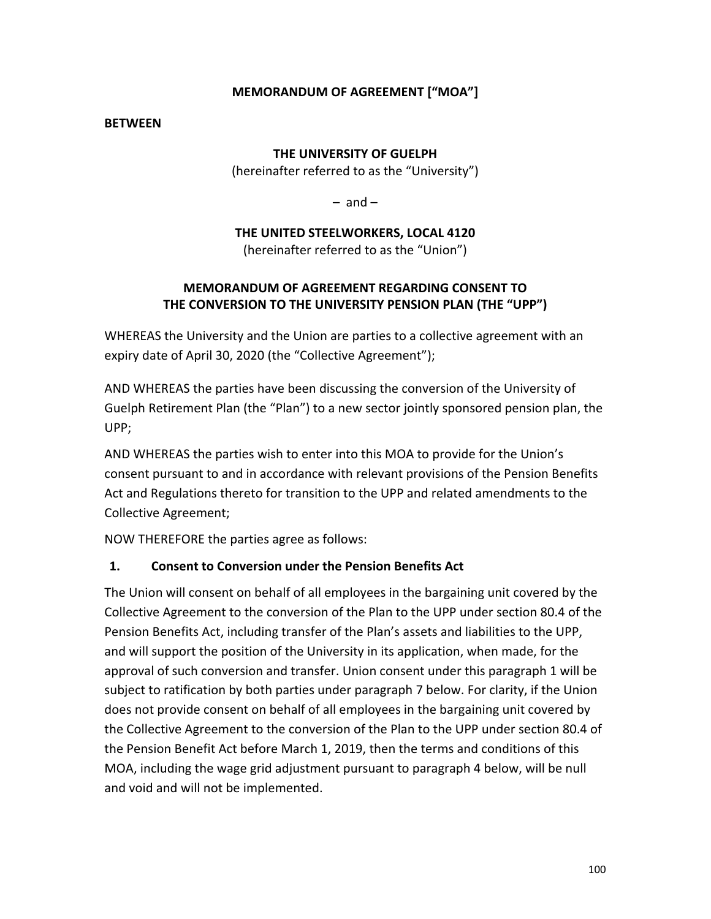**MEMORANDUM OF AGREEMENT ["MOA"]**

**BETWEEN**

**THE UNIVERSITY OF GUELPH**
(hereinafter referred to as the "University")

– and –

**THE UNITED STEELWORKERS, LOCAL 4120**
(hereinafter referred to as the "Union")

**MEMORANDUM OF AGREEMENT REGARDING CONSENT TO THE CONVERSION TO THE UNIVERSITY PENSION PLAN (THE "UPP")**

WHEREAS the University and the Union are parties to a collective agreement with an expiry date of April 30, 2020 (the "Collective Agreement");

AND WHEREAS the parties have been discussing the conversion of the University of Guelph Retirement Plan (the "Plan") to a new sector jointly sponsored pension plan, the UPP;

AND WHEREAS the parties wish to enter into this MOA to provide for the Union's consent pursuant to and in accordance with relevant provisions of the Pension Benefits Act and Regulations thereto for transition to the UPP and related amendments to the Collective Agreement;

NOW THEREFORE the parties agree as follows:

## 1. Consent to Conversion under the Pension Benefits Act

The Union will consent on behalf of all employees in the bargaining unit covered by the Collective Agreement to the conversion of the Plan to the UPP under section 80.4 of the Pension Benefits Act, including transfer of the Plan's assets and liabilities to the UPP, and will support the position of the University in its application, when made, for the approval of such conversion and transfer. Union consent under this paragraph 1 will be subject to ratification by both parties under paragraph 7 below. For clarity, if the Union does not provide consent on behalf of all employees in the bargaining unit covered by the Collective Agreement to the conversion of the Plan to the UPP under section 80.4 of the Pension Benefit Act before March 1, 2019, then the terms and conditions of this MOA, including the wage grid adjustment pursuant to paragraph 4 below, will be null and void and will not be implemented.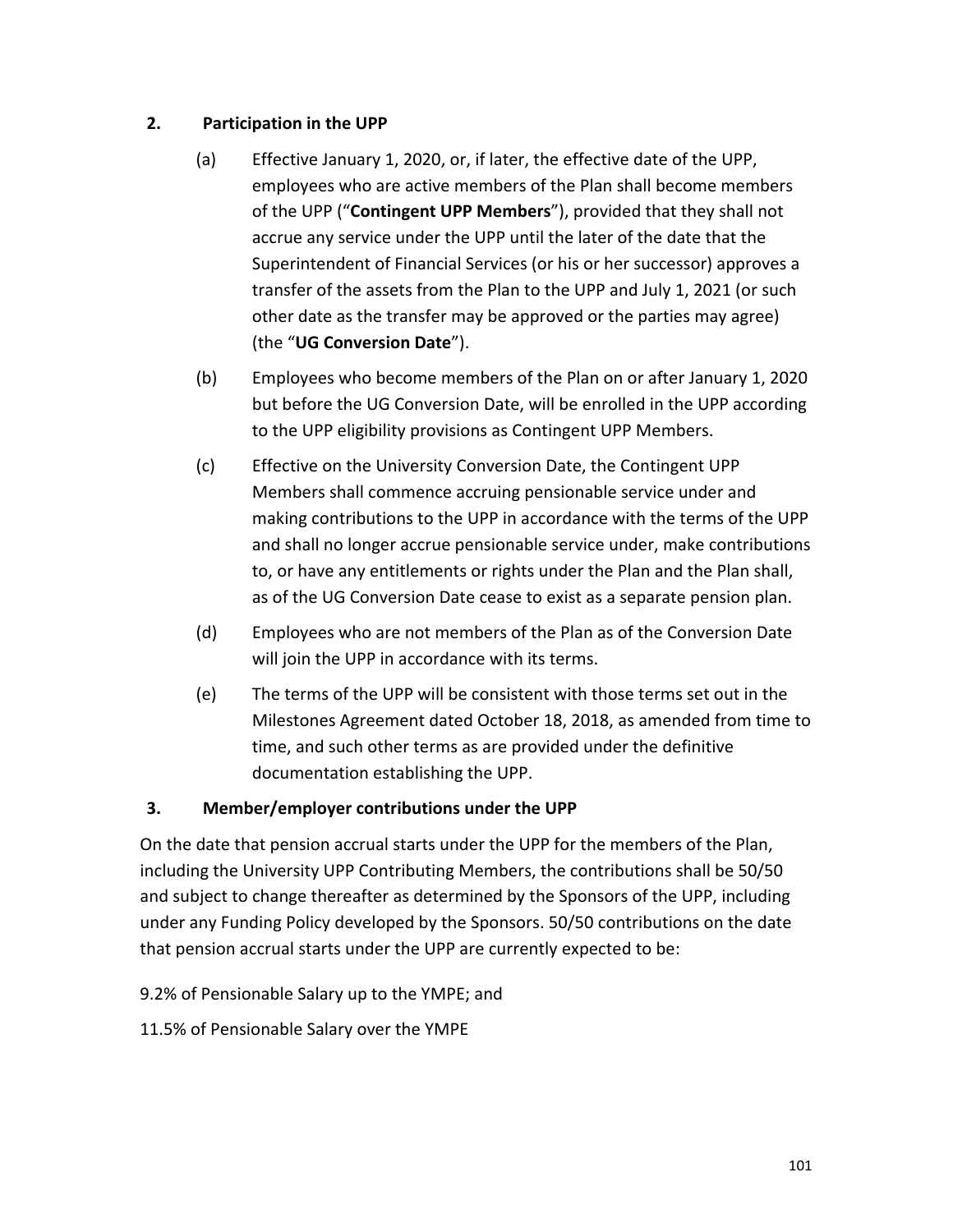## 2. Participation in the UPP

(a) Effective January 1, 2020, or, if later, the effective date of the UPP, employees who are active members of the Plan shall become members of the UPP ("**Contingent UPP Members**"), provided that they shall not accrue any service under the UPP until the later of the date that the Superintendent of Financial Services (or his or her successor) approves a transfer of the assets from the Plan to the UPP and July 1, 2021 (or such other date as the transfer may be approved or the parties may agree) (the "**UG Conversion Date**").

(b) Employees who become members of the Plan on or after January 1, 2020 but before the UG Conversion Date, will be enrolled in the UPP according to the UPP eligibility provisions as Contingent UPP Members.

(c) Effective on the University Conversion Date, the Contingent UPP Members shall commence accruing pensionable service under and making contributions to the UPP in accordance with the terms of the UPP and shall no longer accrue pensionable service under, make contributions to, or have any entitlements or rights under the Plan and the Plan shall, as of the UG Conversion Date cease to exist as a separate pension plan.

(d) Employees who are not members of the Plan as of the Conversion Date will join the UPP in accordance with its terms.

(e) The terms of the UPP will be consistent with those terms set out in the Milestones Agreement dated October 18, 2018, as amended from time to time, and such other terms as are provided under the definitive documentation establishing the UPP.

## 3. Member/employer contributions under the UPP

On the date that pension accrual starts under the UPP for the members of the Plan, including the University UPP Contributing Members, the contributions shall be 50/50 and subject to change thereafter as determined by the Sponsors of the UPP, including under any Funding Policy developed by the Sponsors. 50/50 contributions on the date that pension accrual starts under the UPP are currently expected to be:

9.2% of Pensionable Salary up to the YMPE; and

11.5% of Pensionable Salary over the YMPE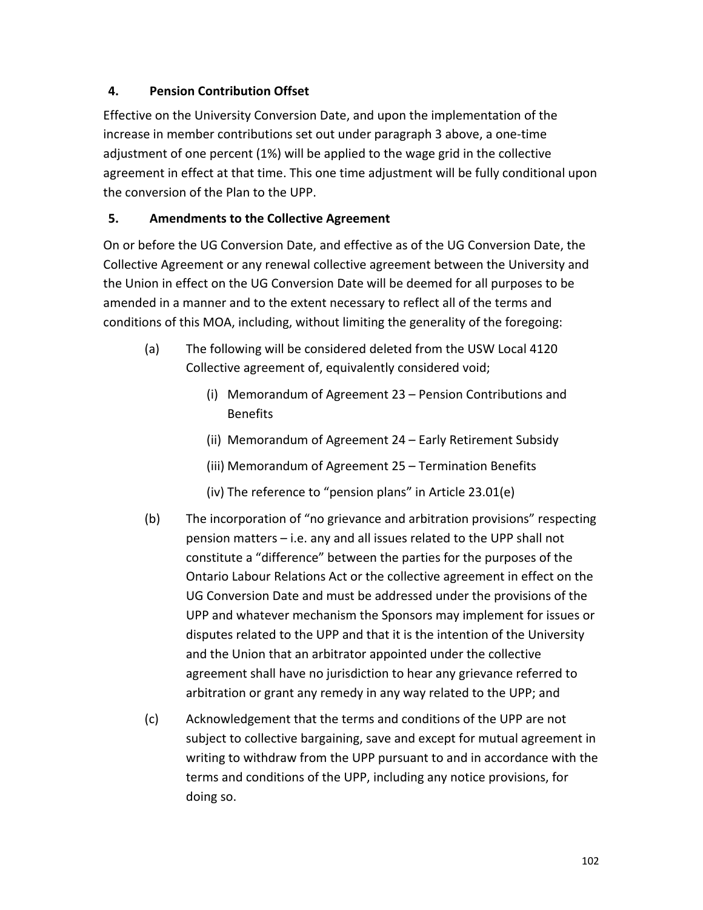### 4. Pension Contribution Offset

Effective on the University Conversion Date, and upon the implementation of the increase in member contributions set out under paragraph 3 above, a one-time adjustment of one percent (1%) will be applied to the wage grid in the collective agreement in effect at that time. This one time adjustment will be fully conditional upon the conversion of the Plan to the UPP.

### 5. Amendments to the Collective Agreement

On or before the UG Conversion Date, and effective as of the UG Conversion Date, the Collective Agreement or any renewal collective agreement between the University and the Union in effect on the UG Conversion Date will be deemed for all purposes to be amended in a manner and to the extent necessary to reflect all of the terms and conditions of this MOA, including, without limiting the generality of the foregoing:

(a) The following will be considered deleted from the USW Local 4120 Collective agreement of, equivalently considered void;

  (i) Memorandum of Agreement 23 – Pension Contributions and Benefits

  (ii) Memorandum of Agreement 24 – Early Retirement Subsidy

  (iii) Memorandum of Agreement 25 – Termination Benefits

  (iv) The reference to "pension plans" in Article 23.01(e)

(b) The incorporation of "no grievance and arbitration provisions" respecting pension matters – i.e. any and all issues related to the UPP shall not constitute a "difference" between the parties for the purposes of the Ontario Labour Relations Act or the collective agreement in effect on the UG Conversion Date and must be addressed under the provisions of the UPP and whatever mechanism the Sponsors may implement for issues or disputes related to the UPP and that it is the intention of the University and the Union that an arbitrator appointed under the collective agreement shall have no jurisdiction to hear any grievance referred to arbitration or grant any remedy in any way related to the UPP; and

(c) Acknowledgement that the terms and conditions of the UPP are not subject to collective bargaining, save and except for mutual agreement in writing to withdraw from the UPP pursuant to and in accordance with the terms and conditions of the UPP, including any notice provisions, for doing so.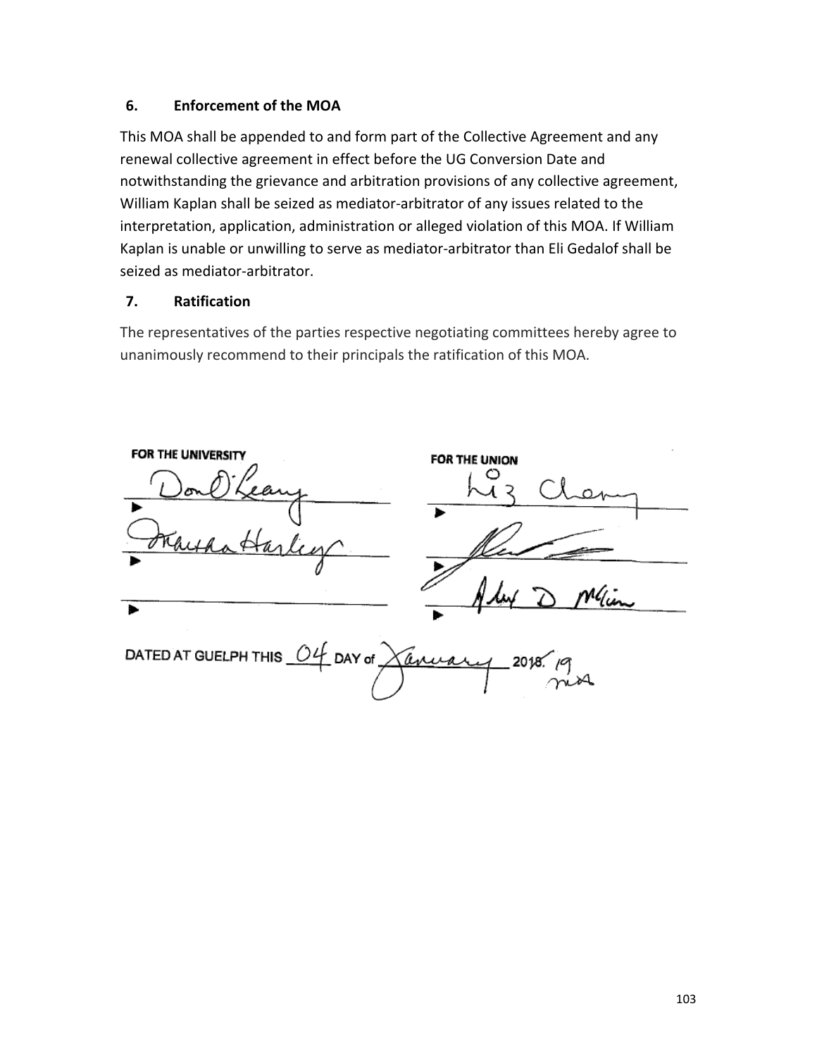## 6. Enforcement of the MOA

This MOA shall be appended to and form part of the Collective Agreement and any renewal collective agreement in effect before the UG Conversion Date and notwithstanding the grievance and arbitration provisions of any collective agreement, William Kaplan shall be seized as mediator-arbitrator of any issues related to the interpretation, application, administration or alleged violation of this MOA. If William Kaplan is unable or unwilling to serve as mediator-arbitrator than Eli Gedalof shall be seized as mediator-arbitrator.

## 7. Ratification

The representatives of the parties respective negotiating committees hereby agree to unanimously recommend to their principals the ratification of this MOA.

| FOR THE UNIVERSITY | FOR THE UNION |
|---|---|
| Don O'Leary | Liz Cheny |
| Martha Harley | [signature] |
| | Adey D McGinn |

DATED AT GUELPH THIS 04 DAY of January 2018. 19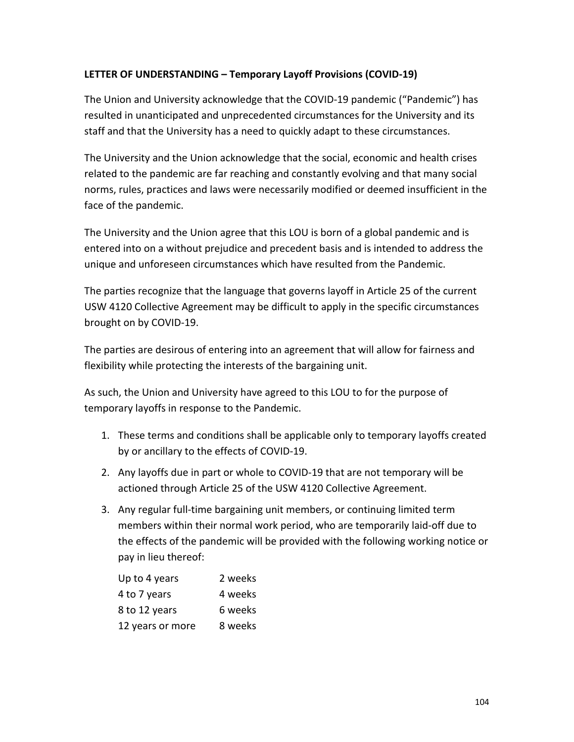**LETTER OF UNDERSTANDING – Temporary Layoff Provisions (COVID-19)**

The Union and University acknowledge that the COVID-19 pandemic ("Pandemic") has resulted in unanticipated and unprecedented circumstances for the University and its staff and that the University has a need to quickly adapt to these circumstances.

The University and the Union acknowledge that the social, economic and health crises related to the pandemic are far reaching and constantly evolving and that many social norms, rules, practices and laws were necessarily modified or deemed insufficient in the face of the pandemic.

The University and the Union agree that this LOU is born of a global pandemic and is entered into on a without prejudice and precedent basis and is intended to address the unique and unforeseen circumstances which have resulted from the Pandemic.

The parties recognize that the language that governs layoff in Article 25 of the current USW 4120 Collective Agreement may be difficult to apply in the specific circumstances brought on by COVID-19.

The parties are desirous of entering into an agreement that will allow for fairness and flexibility while protecting the interests of the bargaining unit.

As such, the Union and University have agreed to this LOU to for the purpose of temporary layoffs in response to the Pandemic.

1. These terms and conditions shall be applicable only to temporary layoffs created by or ancillary to the effects of COVID-19.
2. Any layoffs due in part or whole to COVID-19 that are not temporary will be actioned through Article 25 of the USW 4120 Collective Agreement.
3. Any regular full-time bargaining unit members, or continuing limited term members within their normal work period, who are temporarily laid-off due to the effects of the pandemic will be provided with the following working notice or pay in lieu thereof:

| | |
|---|---|
| Up to 4 years | 2 weeks |
| 4 to 7 years | 4 weeks |
| 8 to 12 years | 6 weeks |
| 12 years or more | 8 weeks |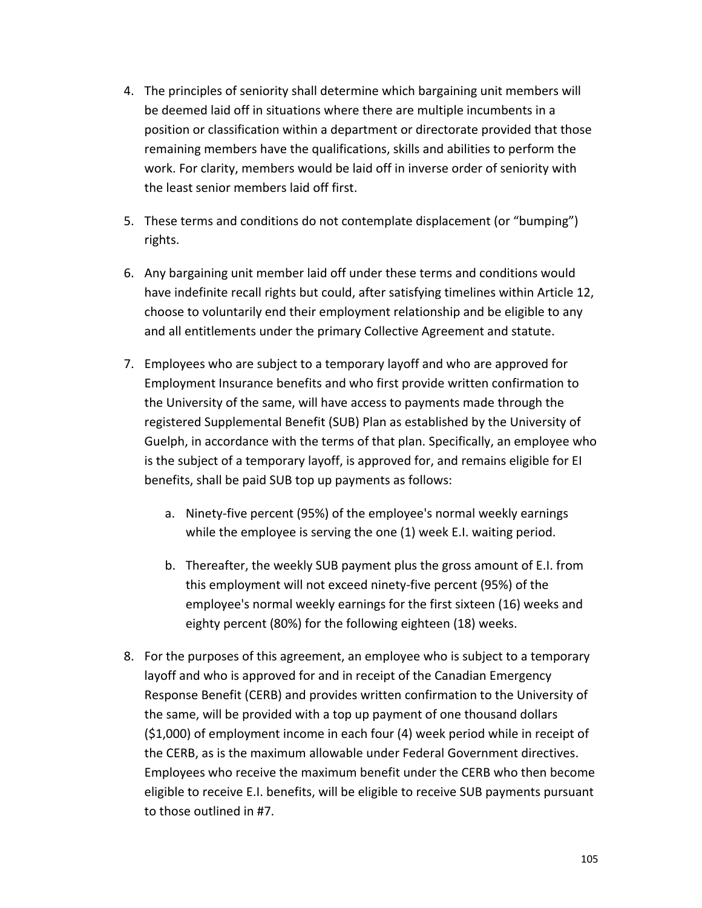4. The principles of seniority shall determine which bargaining unit members will be deemed laid off in situations where there are multiple incumbents in a position or classification within a department or directorate provided that those remaining members have the qualifications, skills and abilities to perform the work. For clarity, members would be laid off in inverse order of seniority with the least senior members laid off first.

5. These terms and conditions do not contemplate displacement (or "bumping") rights.

6. Any bargaining unit member laid off under these terms and conditions would have indefinite recall rights but could, after satisfying timelines within Article 12, choose to voluntarily end their employment relationship and be eligible to any and all entitlements under the primary Collective Agreement and statute.

7. Employees who are subject to a temporary layoff and who are approved for Employment Insurance benefits and who first provide written confirmation to the University of the same, will have access to payments made through the registered Supplemental Benefit (SUB) Plan as established by the University of Guelph, in accordance with the terms of that plan. Specifically, an employee who is the subject of a temporary layoff, is approved for, and remains eligible for EI benefits, shall be paid SUB top up payments as follows:

   a. Ninety-five percent (95%) of the employee's normal weekly earnings while the employee is serving the one (1) week E.I. waiting period.

   b. Thereafter, the weekly SUB payment plus the gross amount of E.I. from this employment will not exceed ninety-five percent (95%) of the employee's normal weekly earnings for the first sixteen (16) weeks and eighty percent (80%) for the following eighteen (18) weeks.

8. For the purposes of this agreement, an employee who is subject to a temporary layoff and who is approved for and in receipt of the Canadian Emergency Response Benefit (CERB) and provides written confirmation to the University of the same, will be provided with a top up payment of one thousand dollars ($1,000) of employment income in each four (4) week period while in receipt of the CERB, as is the maximum allowable under Federal Government directives. Employees who receive the maximum benefit under the CERB who then become eligible to receive E.I. benefits, will be eligible to receive SUB payments pursuant to those outlined in #7.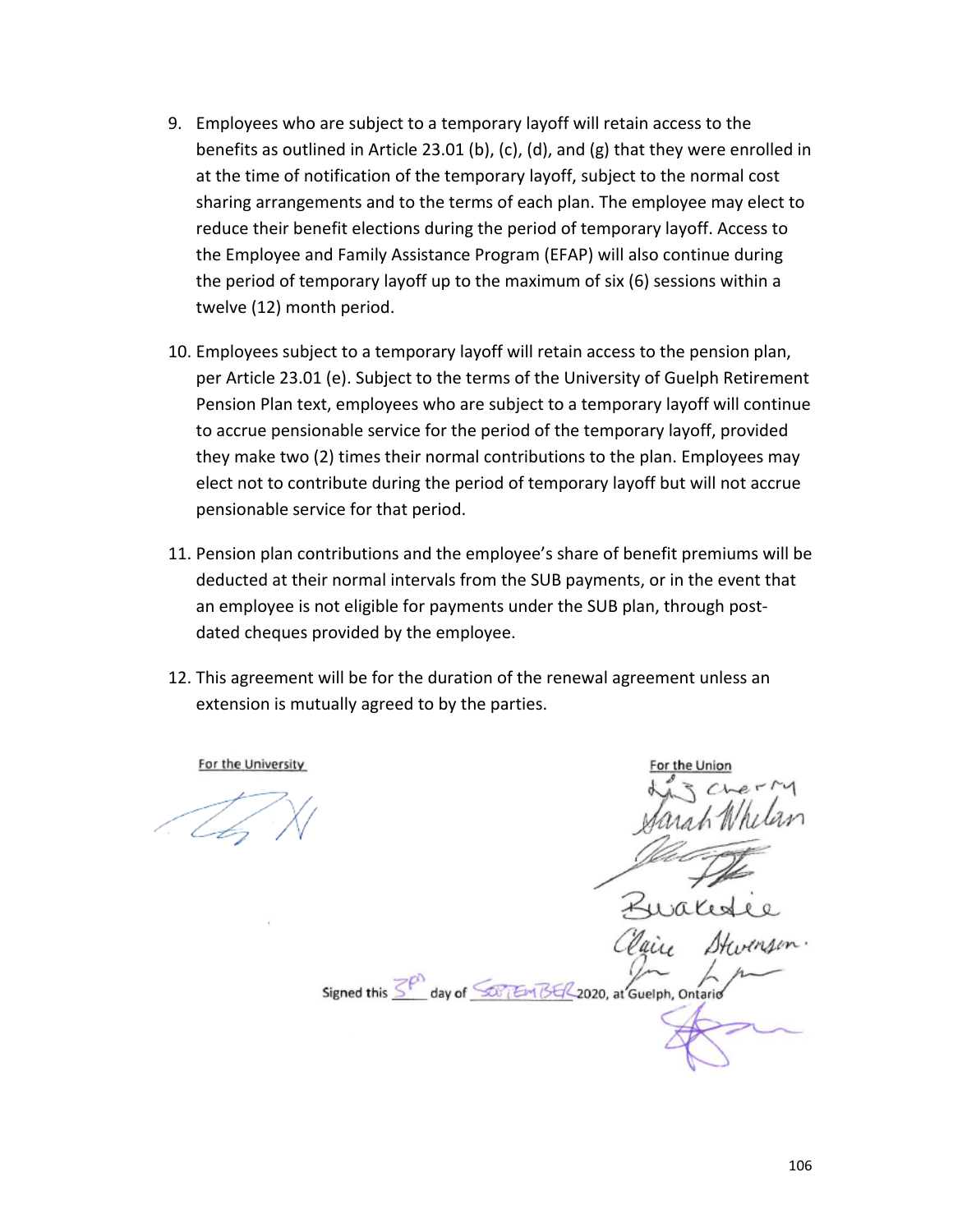9. Employees who are subject to a temporary layoff will retain access to the benefits as outlined in Article 23.01 (b), (c), (d), and (g) that they were enrolled in at the time of notification of the temporary layoff, subject to the normal cost sharing arrangements and to the terms of each plan. The employee may elect to reduce their benefit elections during the period of temporary layoff. Access to the Employee and Family Assistance Program (EFAP) will also continue during the period of temporary layoff up to the maximum of six (6) sessions within a twelve (12) month period.

10. Employees subject to a temporary layoff will retain access to the pension plan, per Article 23.01 (e). Subject to the terms of the University of Guelph Retirement Pension Plan text, employees who are subject to a temporary layoff will continue to accrue pensionable service for the period of the temporary layoff, provided they make two (2) times their normal contributions to the plan. Employees may elect not to contribute during the period of temporary layoff but will not accrue pensionable service for that period.

11. Pension plan contributions and the employee's share of benefit premiums will be deducted at their normal intervals from the SUB payments, or in the event that an employee is not eligible for payments under the SUB plan, through post-dated cheques provided by the employee.

12. This agreement will be for the duration of the renewal agreement unless an extension is mutually agreed to by the parties.

For the University

For the Union

Signed this 3rd day of September 2020, at Guelph, Ontario